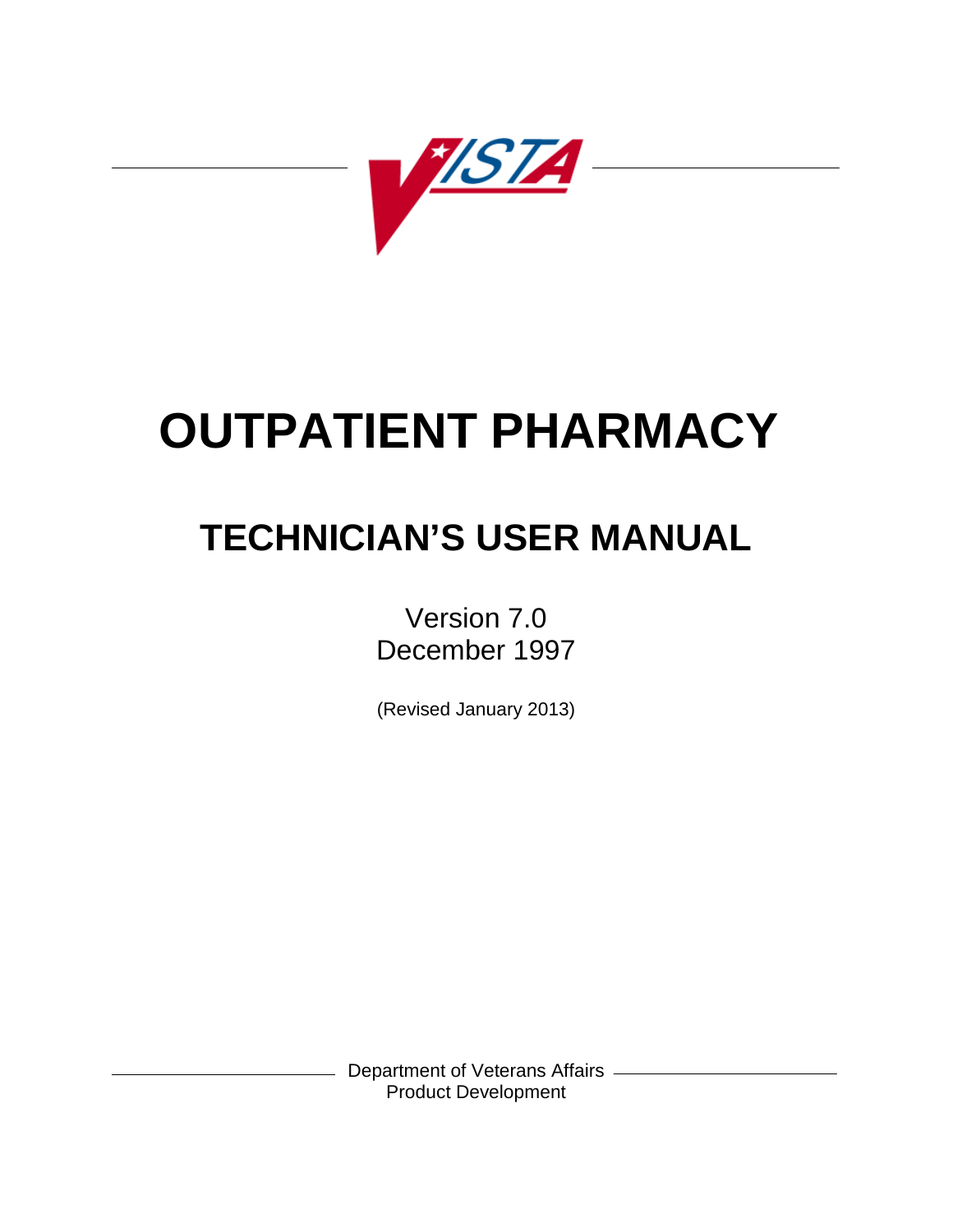VISTA

# OUTPATIENT PHARMACY

## TECHNICIAN'S USER MANUAL

Version 7.0
December 1997

(Revised January 2013)

Department of Veterans Affairs
Product Development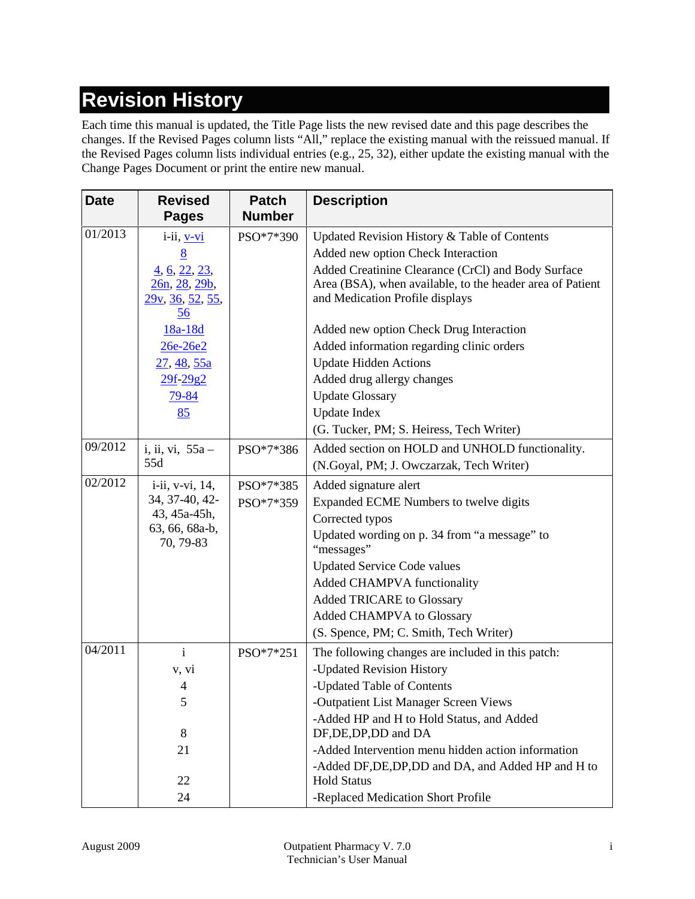# Revision History

Each time this manual is updated, the Title Page lists the new revised date and this page describes the changes. If the Revised Pages column lists "All," replace the existing manual with the reissued manual. If the Revised Pages column lists individual entries (e.g., 25, 32), either update the existing manual with the Change Pages Document or print the entire new manual.

| Date | Revised Pages | Patch Number | Description |
|---|---|---|---|
| 01/2013 | i-ii, v-vi<br>8<br>4, 6, 22, 23, 26n, 28, 29b, 29v, 36, 52, 55, 56<br>18a-18d<br>26e-26e2<br>27, 48, 55a<br>29f-29g2<br>79-84<br>85 | PSO*7*390 | Updated Revision History & Table of Contents<br>Added new option Check Interaction<br>Added Creatinine Clearance (CrCl) and Body Surface Area (BSA), when available, to the header area of Patient and Medication Profile displays<br>Added new option Check Drug Interaction<br>Added information regarding clinic orders<br>Update Hidden Actions<br>Added drug allergy changes<br>Update Glossary<br>Update Index<br>(G. Tucker, PM; S. Heiress, Tech Writer) |
| 09/2012 | i, ii, vi, 55a – 55d | PSO*7*386 | Added section on HOLD and UNHOLD functionality.<br>(N.Goyal, PM; J. Owczarzak, Tech Writer) |
| 02/2012 | i-ii, v-vi, 14, 34, 37-40, 42-43, 45a-45h, 63, 66, 68a-b, 70, 79-83 | PSO*7*385<br>PSO*7*359 | Added signature alert<br>Expanded ECME Numbers to twelve digits<br>Corrected typos<br>Updated wording on p. 34 from "a message" to "messages"<br>Updated Service Code values<br>Added CHAMPVA functionality<br>Added TRICARE to Glossary<br>Added CHAMPVA to Glossary<br>(S. Spence, PM; C. Smith, Tech Writer) |
| 04/2011 | i<br>v, vi<br>4<br>5<br>8<br>21<br>22<br>24 | PSO*7*251 | The following changes are included in this patch:<br>-Updated Revision History<br>-Updated Table of Contents<br>-Outpatient List Manager Screen Views<br>-Added HP and H to Hold Status, and Added DF,DE,DP,DD and DA<br>-Added Intervention menu hidden action information<br>-Added DF,DE,DP,DD and DA, and Added HP and H to Hold Status<br>-Replaced Medication Short Profile |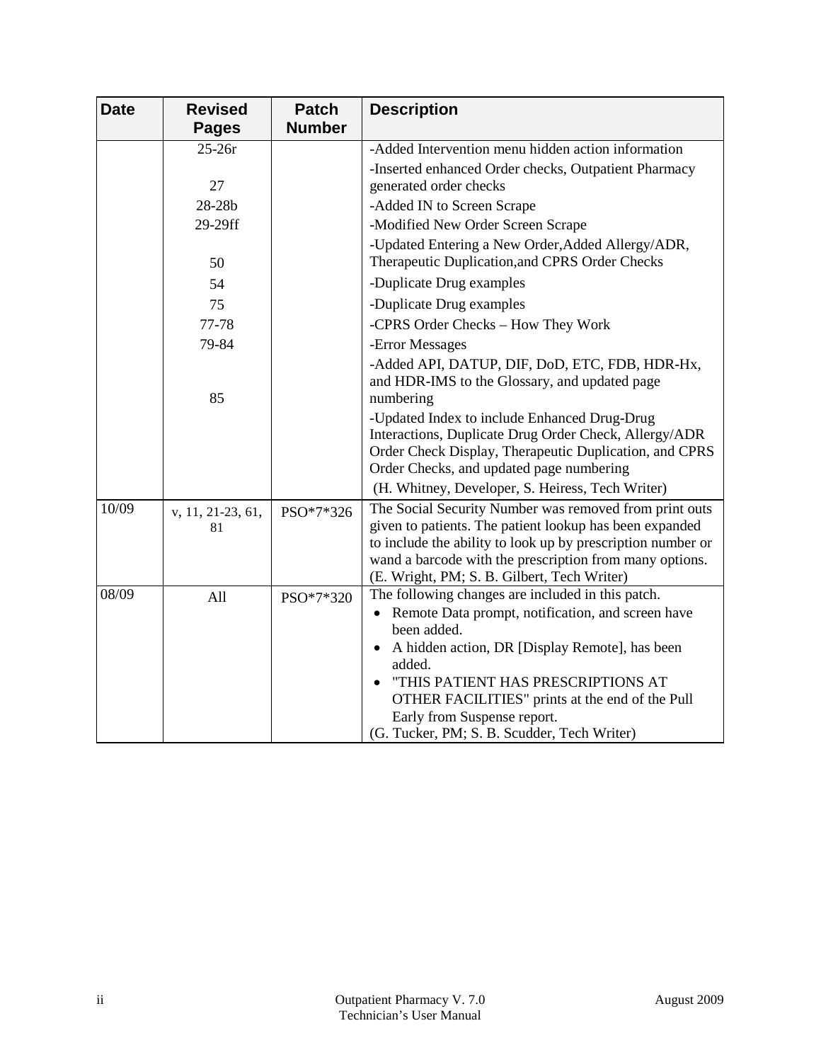| Date | Revised Pages | Patch Number | Description |
|---|---|---|---|
| | 25-26r | | -Added Intervention menu hidden action information |
| | 27 | | -Inserted enhanced Order checks, Outpatient Pharmacy generated order checks |
| | 28-28b | | -Added IN to Screen Scrape |
| | 29-29ff | | -Modified New Order Screen Scrape |
| | 50 | | -Updated Entering a New Order,Added Allergy/ADR, Therapeutic Duplication,and CPRS Order Checks |
| | 54 | | -Duplicate Drug examples |
| | 75 | | -Duplicate Drug examples |
| | 77-78 | | -CPRS Order Checks – How They Work |
| | 79-84 | | -Error Messages |
| | 85 | | -Added API, DATUP, DIF, DoD, ETC, FDB, HDR-Hx, and HDR-IMS to the Glossary, and updated page numbering |
| | | | -Updated Index to include Enhanced Drug-Drug Interactions, Duplicate Drug Order Check, Allergy/ADR Order Check Display, Therapeutic Duplication, and CPRS Order Checks, and updated page numbering |
| | | | (H. Whitney, Developer, S. Heiress, Tech Writer) |
| 10/09 | v, 11, 21-23, 61, 81 | PSO*7*326 | The Social Security Number was removed from print outs given to patients. The patient lookup has been expanded to include the ability to look up by prescription number or wand a barcode with the prescription from many options. (E. Wright, PM; S. B. Gilbert, Tech Writer) |
| 08/09 | All | PSO*7*320 | The following changes are included in this patch.<br>• Remote Data prompt, notification, and screen have been added.<br>• A hidden action, DR [Display Remote], has been added.<br>• "THIS PATIENT HAS PRESCRIPTIONS AT OTHER FACILITIES" prints at the end of the Pull Early from Suspense report.<br>(G. Tucker, PM; S. B. Scudder, Tech Writer) |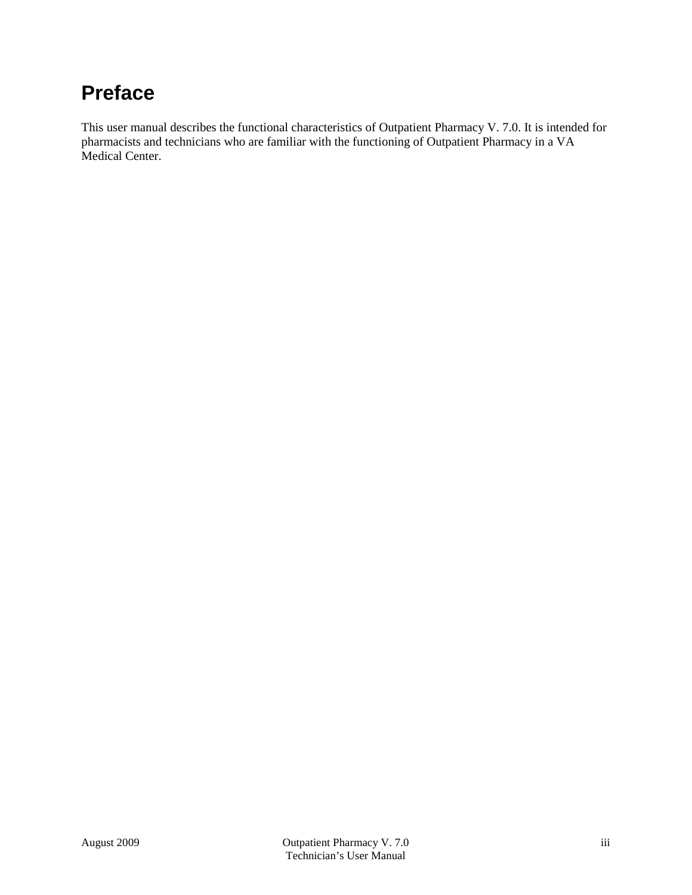# Preface

This user manual describes the functional characteristics of Outpatient Pharmacy V. 7.0. It is intended for pharmacists and technicians who are familiar with the functioning of Outpatient Pharmacy in a VA Medical Center.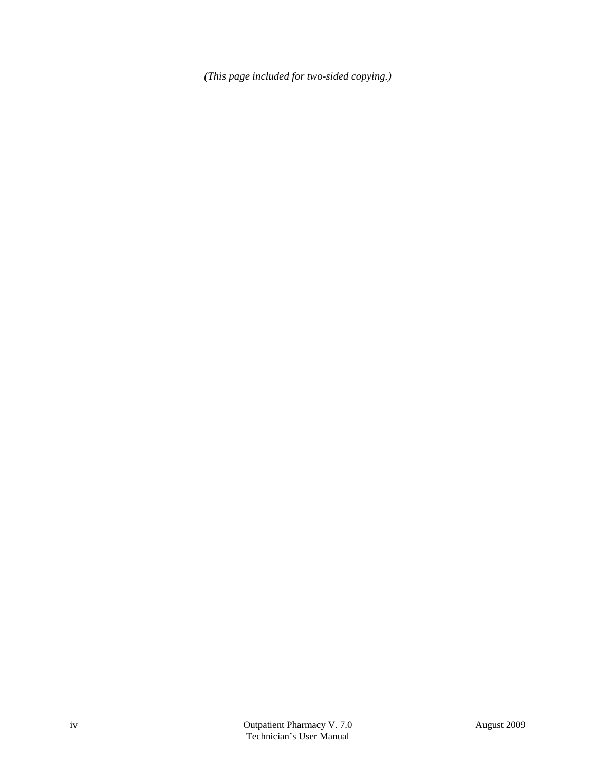*(This page included for two-sided copying.)*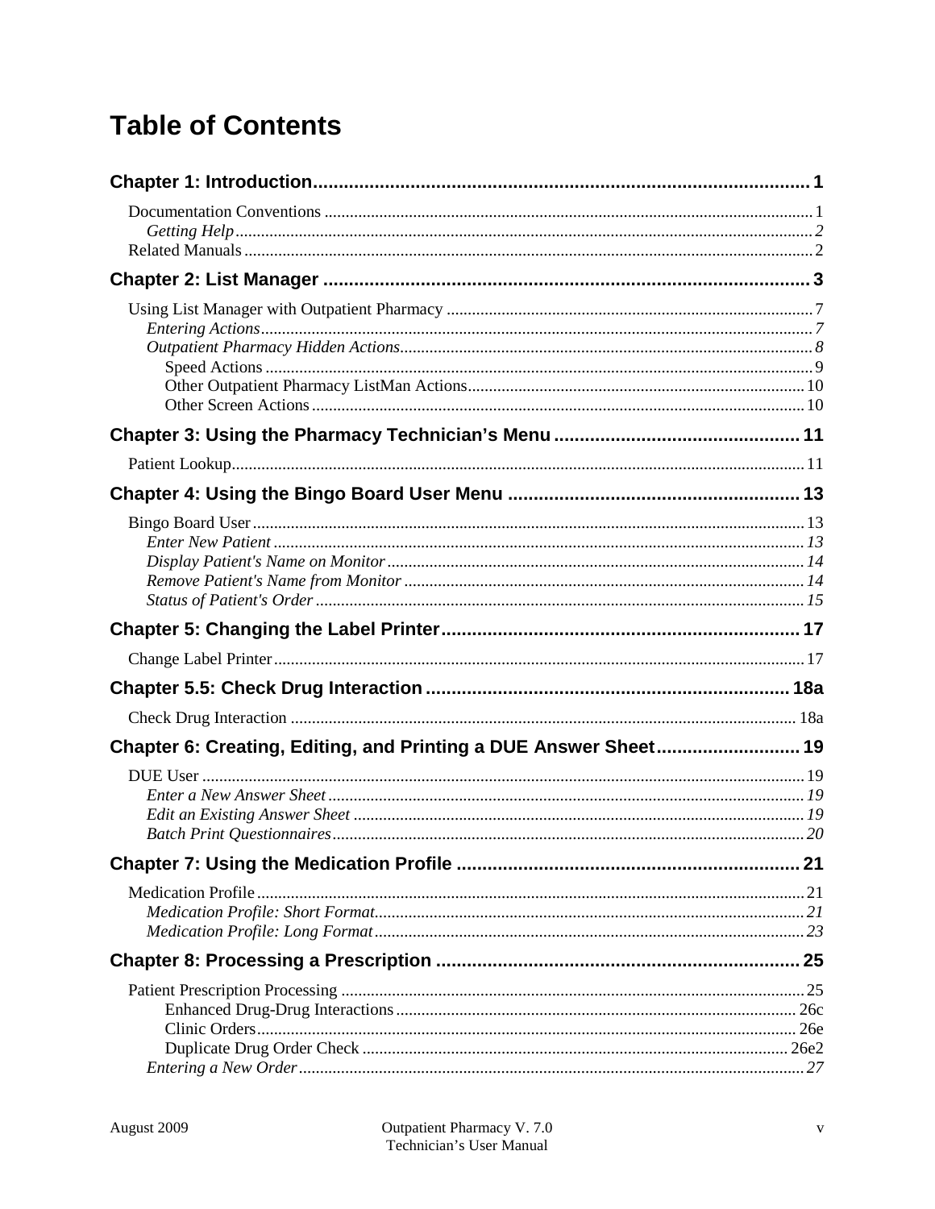# Table of Contents

**Chapter 1: Introduction** ..... 1

- Documentation Conventions ..... 1
  - *Getting Help* ..... 2
- Related Manuals ..... 2

**Chapter 2: List Manager** ..... 3

- Using List Manager with Outpatient Pharmacy ..... 7
  - *Entering Actions* ..... 7
  - *Outpatient Pharmacy Hidden Actions* ..... 8
    - Speed Actions ..... 9
    - Other Outpatient Pharmacy ListMan Actions ..... 10
    - Other Screen Actions ..... 10

**Chapter 3: Using the Pharmacy Technician's Menu** ..... 11

- Patient Lookup ..... 11

**Chapter 4: Using the Bingo Board User Menu** ..... 13

- Bingo Board User ..... 13
  - *Enter New Patient* ..... 13
  - *Display Patient's Name on Monitor* ..... 14
  - *Remove Patient's Name from Monitor* ..... 14
  - *Status of Patient's Order* ..... 15

**Chapter 5: Changing the Label Printer** ..... 17

- Change Label Printer ..... 17

**Chapter 5.5: Check Drug Interaction** ..... 18a

- Check Drug Interaction ..... 18a

**Chapter 6: Creating, Editing, and Printing a DUE Answer Sheet** ..... 19

- DUE User ..... 19
  - *Enter a New Answer Sheet* ..... 19
  - *Edit an Existing Answer Sheet* ..... 19
  - *Batch Print Questionnaires* ..... 20

**Chapter 7: Using the Medication Profile** ..... 21

- Medication Profile ..... 21
  - *Medication Profile: Short Format* ..... 21
  - *Medication Profile: Long Format* ..... 23

**Chapter 8: Processing a Prescription** ..... 25

- Patient Prescription Processing ..... 25
    - Enhanced Drug-Drug Interactions ..... 26c
    - Clinic Orders ..... 26e
    - Duplicate Drug Order Check ..... 26e2
  - *Entering a New Order* ..... 27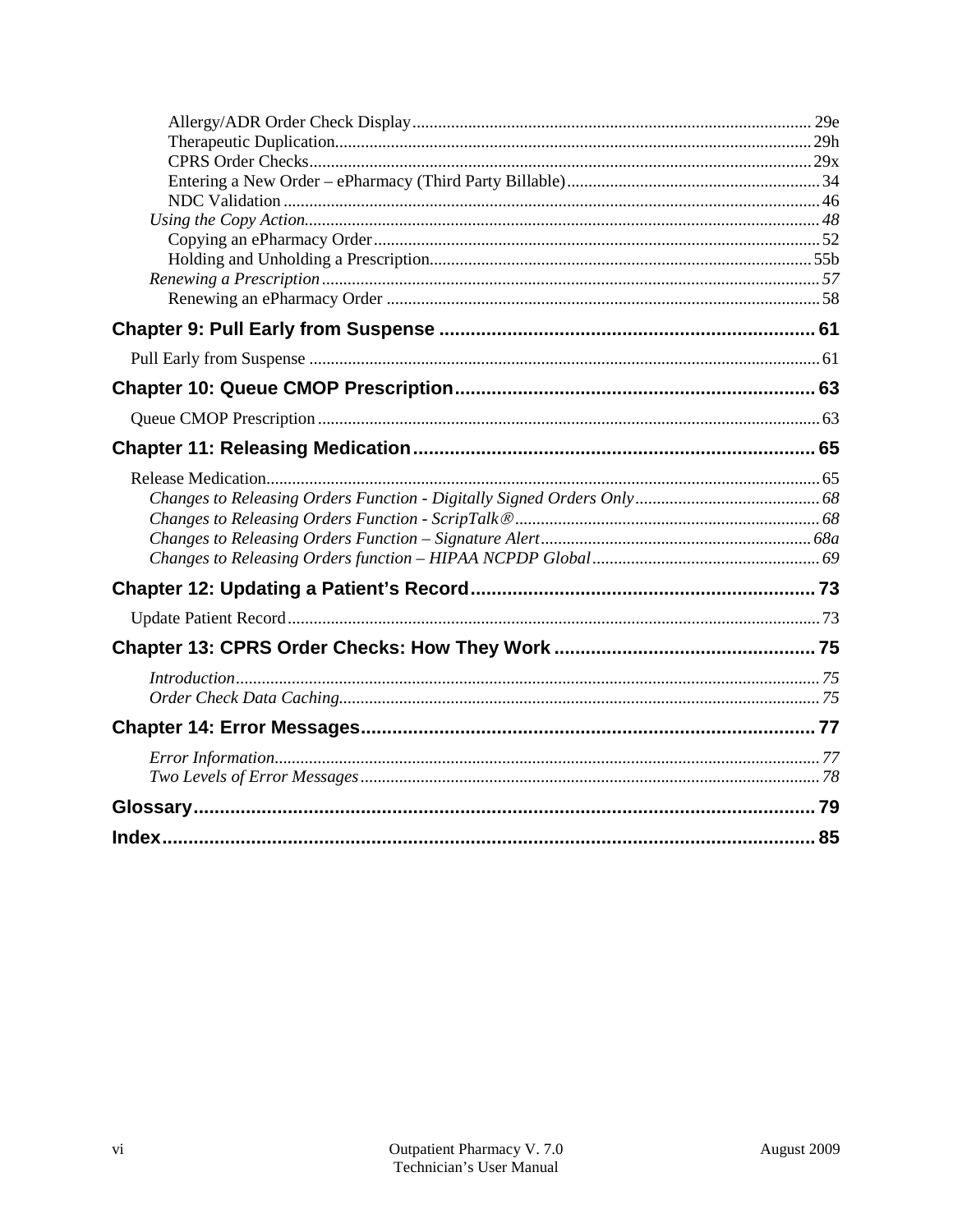Allergy/ADR Order Check Display ... 29e
Therapeutic Duplication ... 29h
CPRS Order Checks ... 29x
Entering a New Order – ePharmacy (Third Party Billable) ... 34
NDC Validation ... 46
*Using the Copy Action* ... *48*
Copying an ePharmacy Order ... 52
Holding and Unholding a Prescription ... 55b
*Renewing a Prescription* ... *57*
Renewing an ePharmacy Order ... 58

**Chapter 9: Pull Early from Suspense ... 61**

Pull Early from Suspense ... 61

**Chapter 10: Queue CMOP Prescription ... 63**

Queue CMOP Prescription ... 63

**Chapter 11: Releasing Medication ... 65**

Release Medication ... 65
*Changes to Releasing Orders Function - Digitally Signed Orders Only* ... *68*
*Changes to Releasing Orders Function - ScripTalk®* ... *68*
*Changes to Releasing Orders Function – Signature Alert* ... *68a*
*Changes to Releasing Orders function – HIPAA NCPDP Global* ... *69*

**Chapter 12: Updating a Patient's Record ... 73**

Update Patient Record ... 73

**Chapter 13: CPRS Order Checks: How They Work ... 75**

*Introduction* ... *75*
*Order Check Data Caching* ... *75*

**Chapter 14: Error Messages ... 77**

*Error Information* ... *77*
*Two Levels of Error Messages* ... *78*

**Glossary ... 79**

**Index ... 85**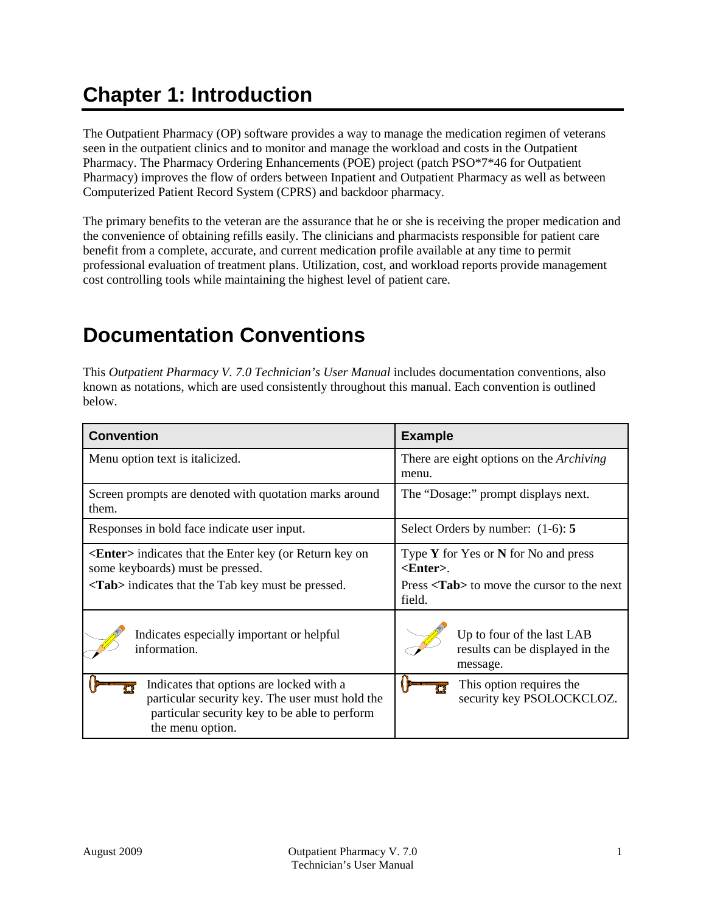# Chapter 1: Introduction

The Outpatient Pharmacy (OP) software provides a way to manage the medication regimen of veterans seen in the outpatient clinics and to monitor and manage the workload and costs in the Outpatient Pharmacy. The Pharmacy Ordering Enhancements (POE) project (patch PSO*7*46 for Outpatient Pharmacy) improves the flow of orders between Inpatient and Outpatient Pharmacy as well as between Computerized Patient Record System (CPRS) and backdoor pharmacy.

The primary benefits to the veteran are the assurance that he or she is receiving the proper medication and the convenience of obtaining refills easily. The clinicians and pharmacists responsible for patient care benefit from a complete, accurate, and current medication profile available at any time to permit professional evaluation of treatment plans. Utilization, cost, and workload reports provide management cost controlling tools while maintaining the highest level of patient care.

## Documentation Conventions

This *Outpatient Pharmacy V. 7.0 Technician's User Manual* includes documentation conventions, also known as notations, which are used consistently throughout this manual. Each convention is outlined below.

| Convention | Example |
|---|---|
| Menu option text is italicized. | There are eight options on the *Archiving* menu. |
| Screen prompts are denoted with quotation marks around them. | The "Dosage:" prompt displays next. |
| Responses in bold face indicate user input. | Select Orders by number: (1-6): **5** |
| **<Enter>** indicates that the Enter key (or Return key on some keyboards) must be pressed.<br>**<Tab>** indicates that the Tab key must be pressed. | Type **Y** for Yes or **N** for No and press **<Enter>**.<br>Press **<Tab>** to move the cursor to the next field. |
| Indicates especially important or helpful information. | Up to four of the last LAB results can be displayed in the message. |
| Indicates that options are locked with a particular security key. The user must hold the particular security key to be able to perform the menu option. | This option requires the security key PSOLOCKCLOZ. |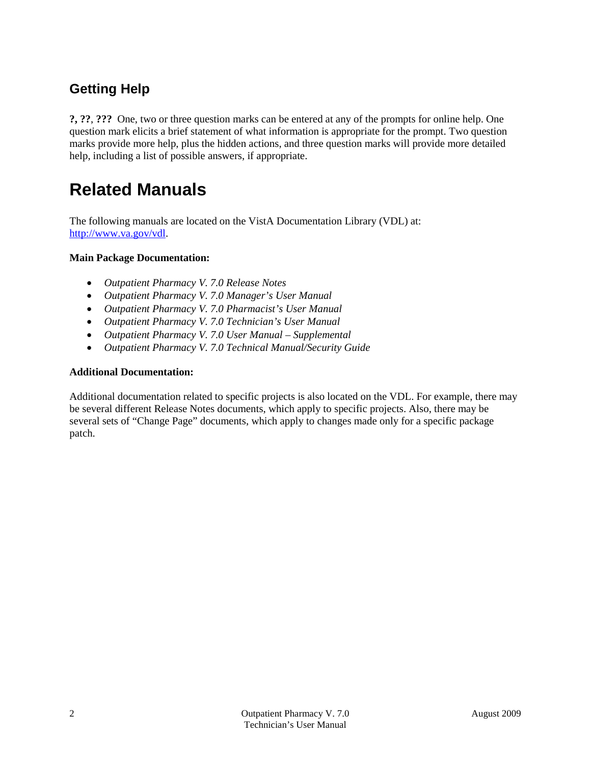### Getting Help

**?, ??**, **???** One, two or three question marks can be entered at any of the prompts for online help. One question mark elicits a brief statement of what information is appropriate for the prompt. Two question marks provide more help, plus the hidden actions, and three question marks will provide more detailed help, including a list of possible answers, if appropriate.

## Related Manuals

The following manuals are located on the VistA Documentation Library (VDL) at: [http://www.va.gov/vdl](http://www.va.gov/vdl).

**Main Package Documentation:**

- *Outpatient Pharmacy V. 7.0 Release Notes*
- *Outpatient Pharmacy V. 7.0 Manager's User Manual*
- *Outpatient Pharmacy V. 7.0 Pharmacist's User Manual*
- *Outpatient Pharmacy V. 7.0 Technician's User Manual*
- *Outpatient Pharmacy V. 7.0 User Manual – Supplemental*
- *Outpatient Pharmacy V. 7.0 Technical Manual/Security Guide*

**Additional Documentation:**

Additional documentation related to specific projects is also located on the VDL. For example, there may be several different Release Notes documents, which apply to specific projects. Also, there may be several sets of "Change Page" documents, which apply to changes made only for a specific package patch.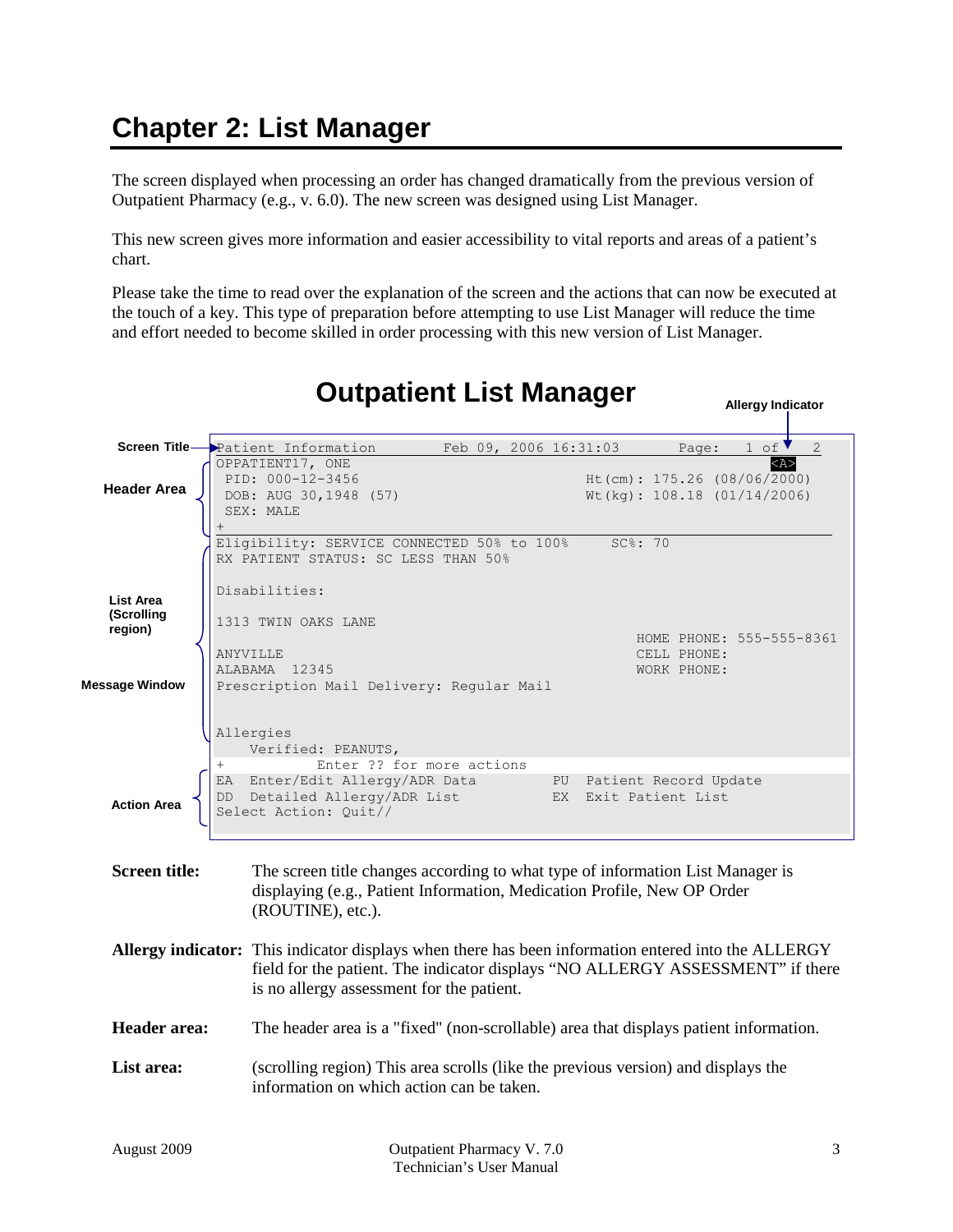# Chapter 2: List Manager

The screen displayed when processing an order has changed dramatically from the previous version of Outpatient Pharmacy (e.g., v. 6.0). The new screen was designed using List Manager.

This new screen gives more information and easier accessibility to vital reports and areas of a patient's chart.

Please take the time to read over the explanation of the screen and the actions that can now be executed at the touch of a key. This type of preparation before attempting to use List Manager will reduce the time and effort needed to become skilled in order processing with this new version of List Manager.

## Outpatient List Manager

Screen Title — Allergy Indicator — Header Area — List Area (Scrolling region) — Message Window — Action Area

```
Patient Information          Feb 09, 2006 16:31:03          Page:   1 of    2
OPPATIENT17, ONE                                                          <A>
 PID: 000-12-3456                                 Ht(cm): 175.26 (08/06/2000)
 DOB: AUG 30,1948 (57)                            Wt(kg): 108.18 (01/14/2006)
 SEX: MALE
+
Eligibility: SERVICE CONNECTED 50% to 100%      SC%: 70
RX PATIENT STATUS: SC LESS THAN 50%

Disabilities:

1313 TWIN OAKS LANE
                                                          HOME PHONE: 555-555-8361
ANYVILLE                                                  CELL PHONE:
ALABAMA  12345                                            WORK PHONE:
Prescription Mail Delivery: Regular Mail


Allergies
    Verified: PEANUTS,
+         Enter ?? for more actions
EA  Enter/Edit Allergy/ADR Data         PU  Patient Record Update
DD  Detailed Allergy/ADR List           EX  Exit Patient List
Select Action: Quit//
```

**Screen title:** The screen title changes according to what type of information List Manager is displaying (e.g., Patient Information, Medication Profile, New OP Order (ROUTINE), etc.).

**Allergy indicator:** This indicator displays when there has been information entered into the ALLERGY field for the patient. The indicator displays "NO ALLERGY ASSESSMENT" if there is no allergy assessment for the patient.

**Header area:** The header area is a "fixed" (non-scrollable) area that displays patient information.

**List area:** (scrolling region) This area scrolls (like the previous version) and displays the information on which action can be taken.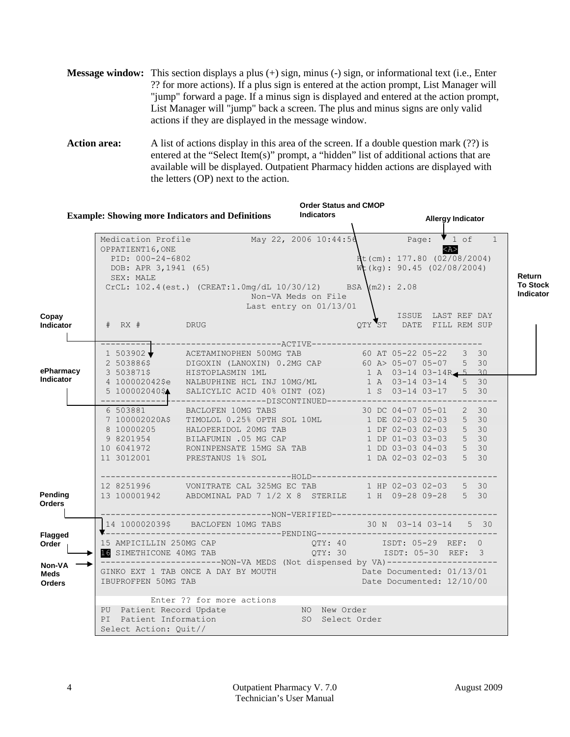**Message window:** This section displays a plus (+) sign, minus (-) sign, or informational text (i.e., Enter ?? for more actions). If a plus sign is entered at the action prompt, List Manager will "jump" forward a page. If a minus sign is displayed and entered at the action prompt, List Manager will "jump" back a screen. The plus and minus signs are only valid actions if they are displayed in the message window.

**Action area:** A list of actions display in this area of the screen. If a double question mark (??) is entered at the "Select Item(s)" prompt, a "hidden" list of additional actions that are available will be displayed. Outpatient Pharmacy hidden actions are displayed with the letters (OP) next to the action.

**Example: Showing more Indicators and Definitions**

Callout labels: Order Status and CMOP Indicators; Allergy Indicator; Return To Stock Indicator; Copay Indicator; ePharmacy Indicator; Pending Orders; Flagged Order; Non-VA Meds Orders

```
Medication Profile           May 22, 2006 10:44:56          Page:   1 of    1
OPPATIENT16,ONE                                                           <A>
  PID: 000-24-6802                                  Ht(cm): 177.80 (02/08/2004)
  DOB: APR 3,1941 (65)                              Wt(kg): 90.45 (02/08/2004)
  SEX: MALE
 CrCL: 102.4(est.) (CREAT:1.0mg/dL 10/30/12)     BSA (m2): 2.08
                              Non-VA Meds on File
                             Last entry on 01/13/01
                                                             ISSUE  LAST REF DAY
 #  RX #         DRUG                               QTY ST   DATE  FILL REM SUP

-------------------------------------ACTIVE----------------------------------
 1 503902        ACETAMINOPHEN 500MG TAB           60 AT 05-22 05-22   3  30
 2 503886$       DIGOXIN (LANOXIN) 0.2MG CAP       60 A> 05-07 05-07   5  30
 3 503871$       HISTOPLASMIN 1ML                   1 A  03-14 03-14R  5  30
 4 100002042$e   NALBUPHINE HCL INJ 10MG/ML         1 A  03-14 03-14   5  30
 5 100002040$    SALICYLIC ACID 40% OINT (OZ)       1 S  03-14 03-17   5  30
----------------------------------DISCONTINUED--------------------------------
 6 503881        BACLOFEN 10MG TABS                30 DC 04-07 05-01   2  30
 7 100002020A$   TIMOLOL 0.25% OPTH SOL 10ML        1 DE 02-03 02-03   5  30
 8 10000205      HALOPERIDOL 20MG TAB               1 DF 02-03 02-03   5  30
 9 8201954       BILAFUMIN .05 MG CAP               1 DP 01-03 03-03   5  30
10 6041972       RONINPENSATE 15MG SA TAB           1 DD 03-03 04-03   5  30
11 3012001       PRESTANUS 1% SOL                   1 DA 02-03 02-03   5  30

-------------------------------------HOLD-------------------------------------
12 8251996       VONITRATE CAL 325MG EC TAB         1 HP 02-03 02-03   5  30
13 100001942     ABDOMINAL PAD 7 1/2 X 8  STERILE   1 H  09-28 09-28   5  30

---------------------------------NON-VERIFIED---------------------------------
 14 100002039$    BACLOFEN 10MG TABS                30 N  03-14 03-14   5  30
-----------------------------------PENDING------------------------------------
15 AMPICILLIN 250MG CAP                   QTY: 40       ISDT: 05-29  REF:  0
16 SIMETHICONE 40MG TAB                   QTY: 30       ISDT: 05-30  REF:  3
------------------------NON-VA MEDS (Not dispensed by VA)---------------------
GINKO EXT 1 TAB ONCE A DAY BY MOUTH                 Date Documented: 01/13/01
IBUPROFPEN 50MG TAB                                 Date Documented: 12/10/00

          Enter ?? for more actions
PU  Patient Record Update               NO  New Order
PI  Patient Information                 SO  Select Order
Select Action: Quit//
```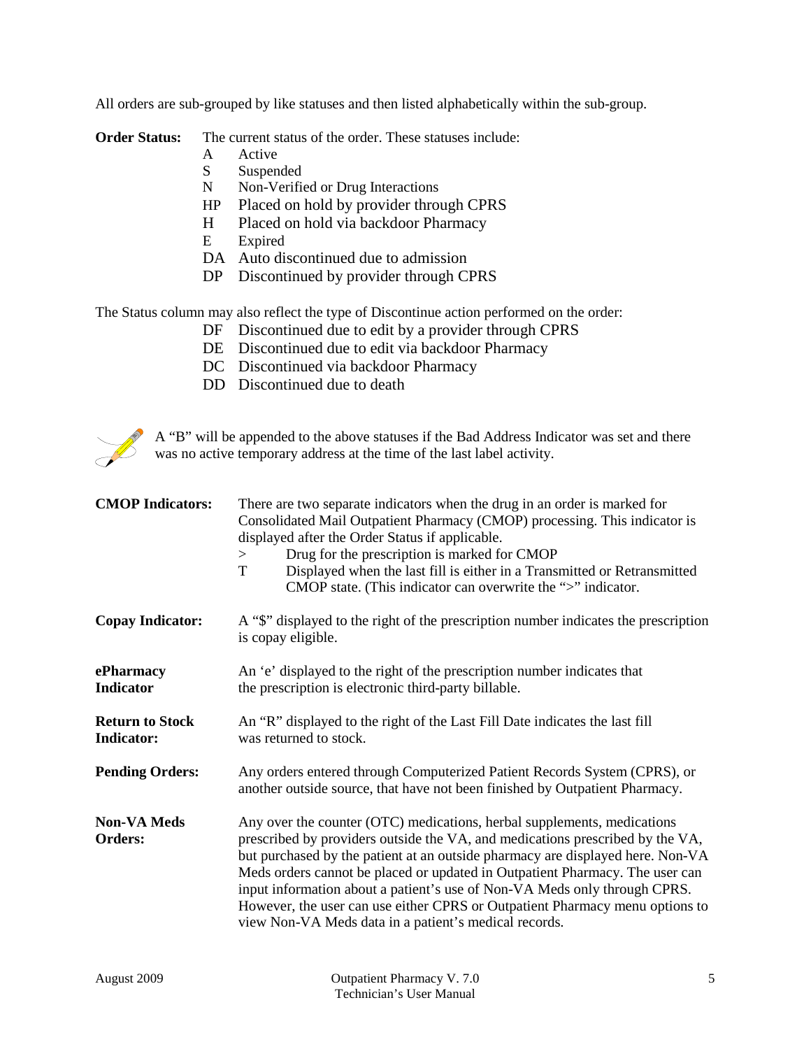All orders are sub-grouped by like statuses and then listed alphabetically within the sub-group.

**Order Status:** The current status of the order. These statuses include:

| | |
|---|---|
| A | Active |
| S | Suspended |
| N | Non-Verified or Drug Interactions |
| HP | Placed on hold by provider through CPRS |
| H | Placed on hold via backdoor Pharmacy |
| E | Expired |
| DA | Auto discontinued due to admission |
| DP | Discontinued by provider through CPRS |

The Status column may also reflect the type of Discontinue action performed on the order:

| | |
|---|---|
| DF | Discontinued due to edit by a provider through CPRS |
| DE | Discontinued due to edit via backdoor Pharmacy |
| DC | Discontinued via backdoor Pharmacy |
| DD | Discontinued due to death |

A "B" will be appended to the above statuses if the Bad Address Indicator was set and there was no active temporary address at the time of the last label activity.

**CMOP Indicators:** There are two separate indicators when the drug in an order is marked for Consolidated Mail Outpatient Pharmacy (CMOP) processing. This indicator is displayed after the Order Status if applicable.

| | |
|---|---|
| > | Drug for the prescription is marked for CMOP |
| T | Displayed when the last fill is either in a Transmitted or Retransmitted CMOP state. (This indicator can overwrite the ">" indicator. |

**Copay Indicator:** A "$" displayed to the right of the prescription number indicates the prescription is copay eligible.

**ePharmacy Indicator** An 'e' displayed to the right of the prescription number indicates that the prescription is electronic third-party billable.

**Return to Stock Indicator:** An "R" displayed to the right of the Last Fill Date indicates the last fill was returned to stock.

**Pending Orders:** Any orders entered through Computerized Patient Records System (CPRS), or another outside source, that have not been finished by Outpatient Pharmacy.

**Non-VA Meds Orders:** Any over the counter (OTC) medications, herbal supplements, medications prescribed by providers outside the VA, and medications prescribed by the VA, but purchased by the patient at an outside pharmacy are displayed here. Non-VA Meds orders cannot be placed or updated in Outpatient Pharmacy. The user can input information about a patient's use of Non-VA Meds only through CPRS. However, the user can use either CPRS or Outpatient Pharmacy menu options to view Non-VA Meds data in a patient's medical records.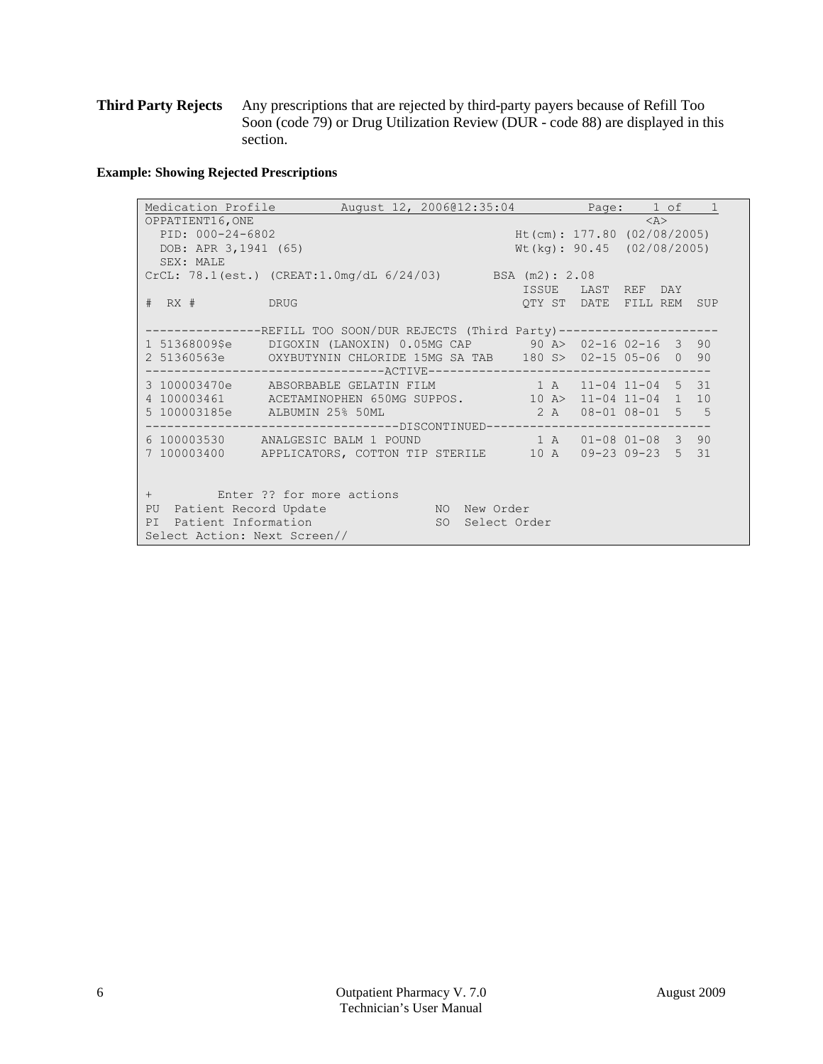**Third Party Rejects** Any prescriptions that are rejected by third-party payers because of Refill Too Soon (code 79) or Drug Utilization Review (DUR - code 88) are displayed in this section.

**Example: Showing Rejected Prescriptions**

```
Medication Profile        August 12, 2006@12:35:04         Page:    1 of    1
OPPATIENT16,ONE                                                        <A>
  PID: 000-24-6802                                 Ht(cm): 177.80 (02/08/2005)
  DOB: APR 3,1941 (65)                             Wt(kg): 90.45  (02/08/2005)
  SEX: MALE
CrCL: 78.1(est.) (CREAT:1.0mg/dL 6/24/03)       BSA (m2): 2.08
                                                    ISSUE   LAST  REF  DAY
#  RX #          DRUG                               QTY ST  DATE  FILL REM  SUP

----------------REFILL TOO SOON/DUR REJECTS (Third Party)---------------------
1 51368009$e     DIGOXIN (LANOXIN) 0.05MG CAP        90 A>  02-16 02-16  3  90
2 51360563e      OXYBUTYNIN CHLORIDE 15MG SA TAB    180 S>  02-15 05-06  0  90
---------------------------------ACTIVE--------------------------------------
3 100003470e     ABSORBABLE GELATIN FILM              1 A   11-04 11-04  5  31
4 100003461      ACETAMINOPHEN 650MG SUPPOS.         10 A>  11-04 11-04  1  10
5 100003185e     ALBUMIN 25% 50ML                     2 A   08-01 08-01  5   5
-----------------------------------DISCONTINUED------------------------------
6 100003530     ANALGESIC BALM 1 POUND                1 A   01-08 01-08  3  90
7 100003400     APPLICATORS, COTTON TIP STERILE      10 A   09-23 09-23  5  31


+         Enter ?? for more actions
PU  Patient Record Update               NO  New Order
PI  Patient Information                 SO  Select Order
Select Action: Next Screen//
```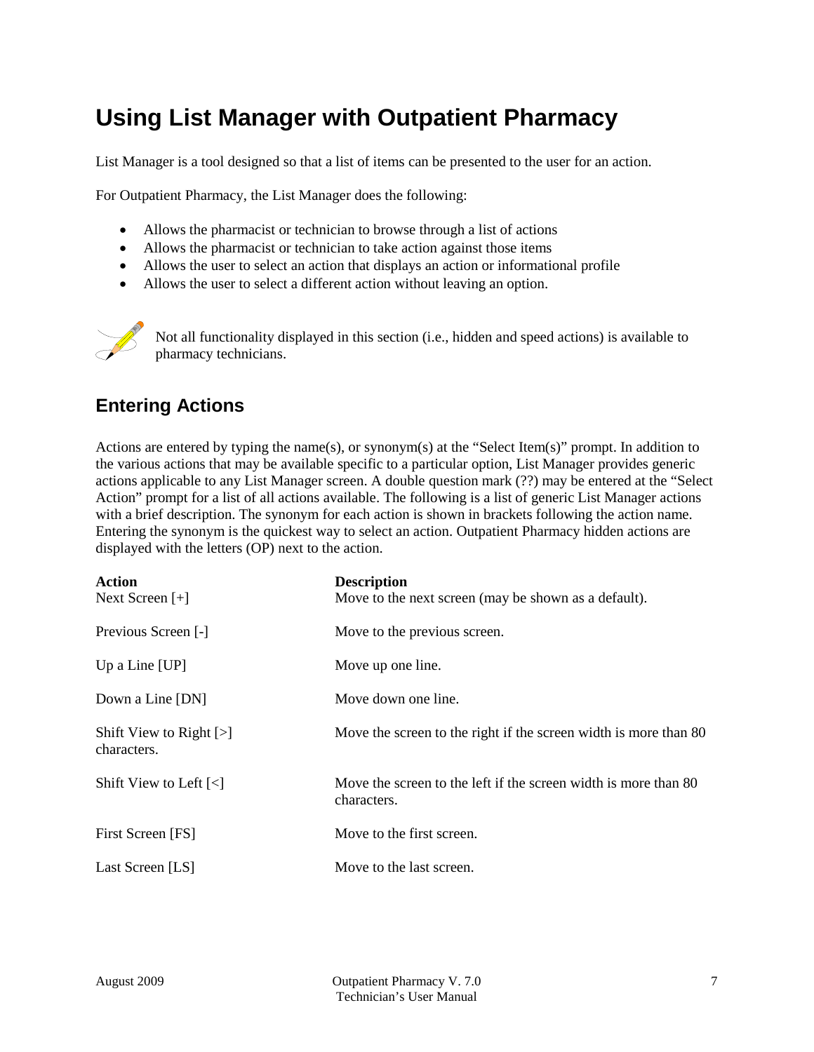# Using List Manager with Outpatient Pharmacy

List Manager is a tool designed so that a list of items can be presented to the user for an action.

For Outpatient Pharmacy, the List Manager does the following:

- Allows the pharmacist or technician to browse through a list of actions
- Allows the pharmacist or technician to take action against those items
- Allows the user to select an action that displays an action or informational profile
- Allows the user to select a different action without leaving an option.

Not all functionality displayed in this section (i.e., hidden and speed actions) is available to pharmacy technicians.

## Entering Actions

Actions are entered by typing the name(s), or synonym(s) at the "Select Item(s)" prompt. In addition to the various actions that may be available specific to a particular option, List Manager provides generic actions applicable to any List Manager screen. A double question mark (??) may be entered at the "Select Action" prompt for a list of all actions available. The following is a list of generic List Manager actions with a brief description. The synonym for each action is shown in brackets following the action name. Entering the synonym is the quickest way to select an action. Outpatient Pharmacy hidden actions are displayed with the letters (OP) next to the action.

| Action | Description |
|---|---|
| Next Screen [+] | Move to the next screen (may be shown as a default). |
| Previous Screen [-] | Move to the previous screen. |
| Up a Line [UP] | Move up one line. |
| Down a Line [DN] | Move down one line. |
| Shift View to Right [>] | Move the screen to the right if the screen width is more than 80 characters. |
| Shift View to Left [<] | Move the screen to the left if the screen width is more than 80 characters. |
| First Screen [FS] | Move to the first screen. |
| Last Screen [LS] | Move to the last screen. |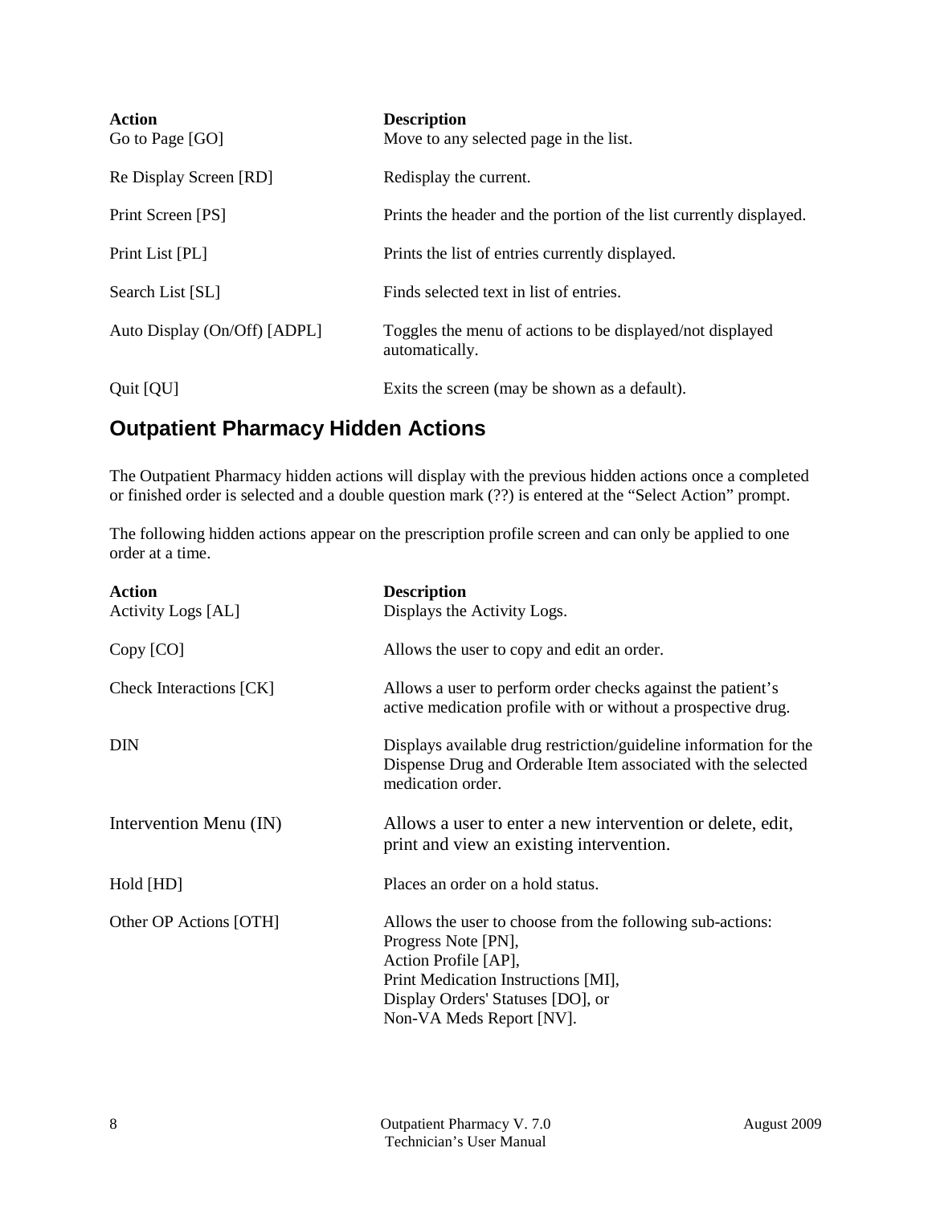| Action | Description |
|---|---|
| Go to Page [GO] | Move to any selected page in the list. |
| Re Display Screen [RD] | Redisplay the current. |
| Print Screen [PS] | Prints the header and the portion of the list currently displayed. |
| Print List [PL] | Prints the list of entries currently displayed. |
| Search List [SL] | Finds selected text in list of entries. |
| Auto Display (On/Off) [ADPL] | Toggles the menu of actions to be displayed/not displayed automatically. |
| Quit [QU] | Exits the screen (may be shown as a default). |

## Outpatient Pharmacy Hidden Actions

The Outpatient Pharmacy hidden actions will display with the previous hidden actions once a completed or finished order is selected and a double question mark (??) is entered at the "Select Action" prompt.

The following hidden actions appear on the prescription profile screen and can only be applied to one order at a time.

| Action | Description |
|---|---|
| Activity Logs [AL] | Displays the Activity Logs. |
| Copy [CO] | Allows the user to copy and edit an order. |
| Check Interactions [CK] | Allows a user to perform order checks against the patient's active medication profile with or without a prospective drug. |
| DIN | Displays available drug restriction/guideline information for the Dispense Drug and Orderable Item associated with the selected medication order. |
| Intervention Menu (IN) | Allows a user to enter a new intervention or delete, edit, print and view an existing intervention. |
| Hold [HD] | Places an order on a hold status. |
| Other OP Actions [OTH] | Allows the user to choose from the following sub-actions:<br>Progress Note [PN],<br>Action Profile [AP],<br>Print Medication Instructions [MI],<br>Display Orders' Statuses [DO], or<br>Non-VA Meds Report [NV]. |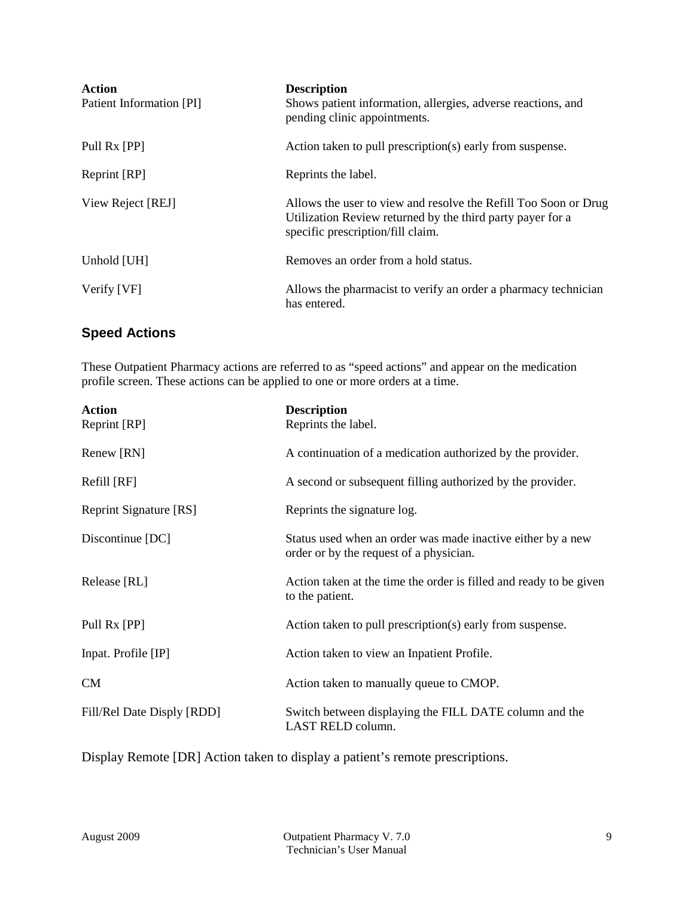| Action | Description |
| --- | --- |
| Patient Information [PI] | Shows patient information, allergies, adverse reactions, and pending clinic appointments. |
| Pull Rx [PP] | Action taken to pull prescription(s) early from suspense. |
| Reprint [RP] | Reprints the label. |
| View Reject [REJ] | Allows the user to view and resolve the Refill Too Soon or Drug Utilization Review returned by the third party payer for a specific prescription/fill claim. |
| Unhold [UH] | Removes an order from a hold status. |
| Verify [VF] | Allows the pharmacist to verify an order a pharmacy technician has entered. |

### Speed Actions

These Outpatient Pharmacy actions are referred to as “speed actions” and appear on the medication profile screen. These actions can be applied to one or more orders at a time.

| Action | Description |
| --- | --- |
| Reprint [RP] | Reprints the label. |
| Renew [RN] | A continuation of a medication authorized by the provider. |
| Refill [RF] | A second or subsequent filling authorized by the provider. |
| Reprint Signature [RS] | Reprints the signature log. |
| Discontinue [DC] | Status used when an order was made inactive either by a new order or by the request of a physician. |
| Release [RL] | Action taken at the time the order is filled and ready to be given to the patient. |
| Pull Rx [PP] | Action taken to pull prescription(s) early from suspense. |
| Inpat. Profile [IP] | Action taken to view an Inpatient Profile. |
| CM | Action taken to manually queue to CMOP. |
| Fill/Rel Date Disply [RDD] | Switch between displaying the FILL DATE column and the LAST RELD column. |

Display Remote [DR] Action taken to display a patient’s remote prescriptions.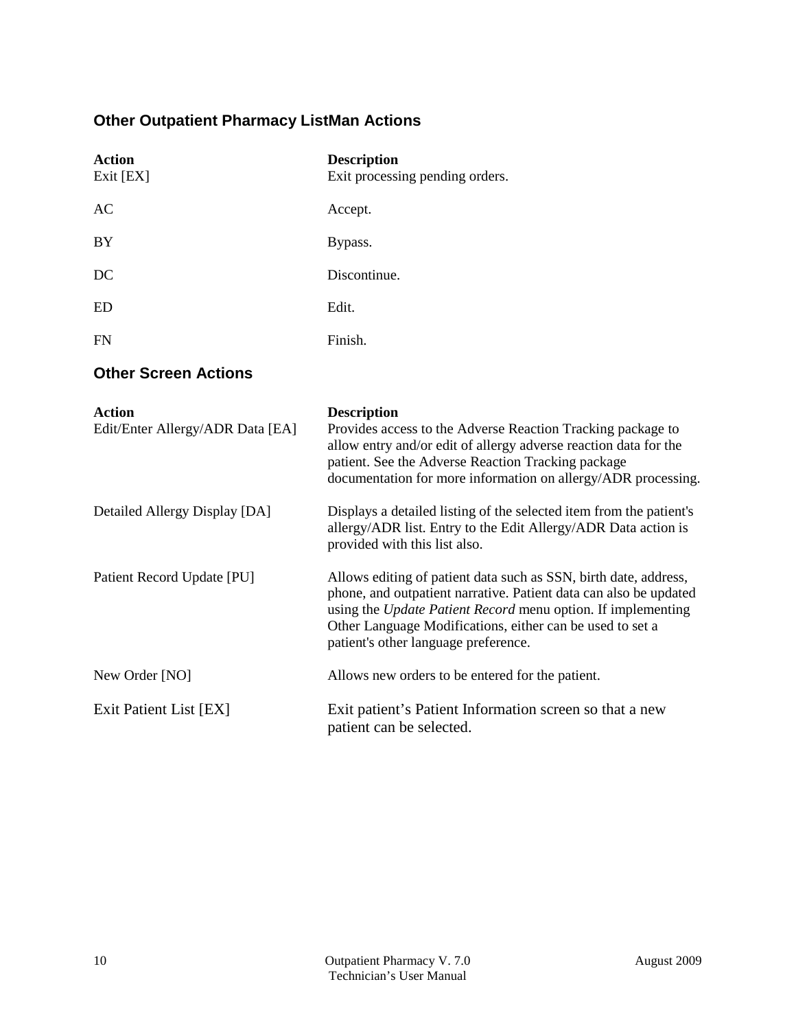### Other Outpatient Pharmacy ListMan Actions

| Action | Description |
|---|---|
| Exit [EX] | Exit processing pending orders. |
| AC | Accept. |
| BY | Bypass. |
| DC | Discontinue. |
| ED | Edit. |
| FN | Finish. |

### Other Screen Actions

| Action | Description |
|---|---|
| Edit/Enter Allergy/ADR Data [EA] | Provides access to the Adverse Reaction Tracking package to allow entry and/or edit of allergy adverse reaction data for the patient. See the Adverse Reaction Tracking package documentation for more information on allergy/ADR processing. |
| Detailed Allergy Display [DA] | Displays a detailed listing of the selected item from the patient's allergy/ADR list. Entry to the Edit Allergy/ADR Data action is provided with this list also. |
| Patient Record Update [PU] | Allows editing of patient data such as SSN, birth date, address, phone, and outpatient narrative. Patient data can also be updated using the *Update Patient Record* menu option. If implementing Other Language Modifications, either can be used to set a patient's other language preference. |
| New Order [NO] | Allows new orders to be entered for the patient. |
| Exit Patient List [EX] | Exit patient's Patient Information screen so that a new patient can be selected. |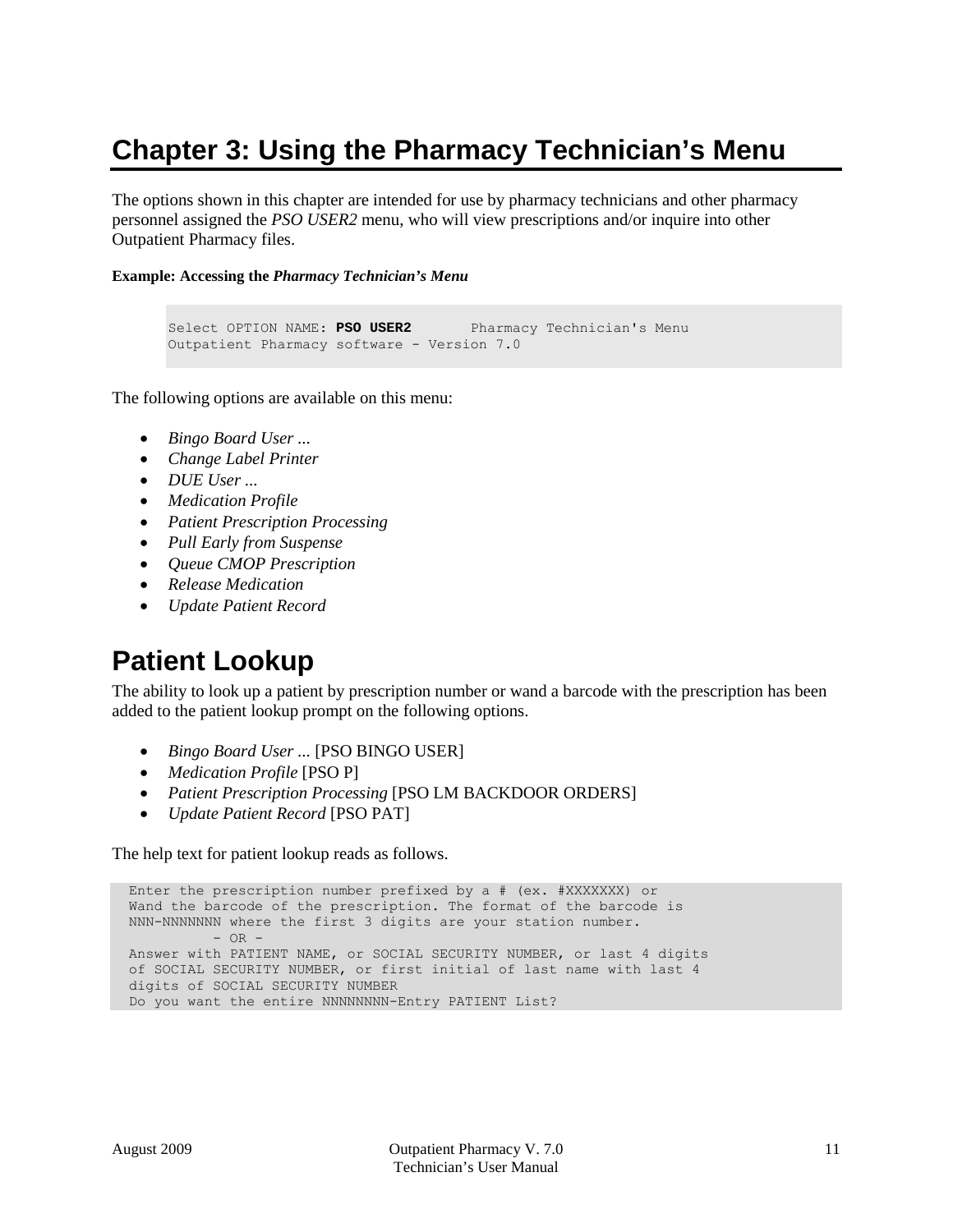# Chapter 3: Using the Pharmacy Technician's Menu

The options shown in this chapter are intended for use by pharmacy technicians and other pharmacy personnel assigned the *PSO USER2* menu, who will view prescriptions and/or inquire into other Outpatient Pharmacy files.

**Example: Accessing the *Pharmacy Technician's Menu***

```
Select OPTION NAME: PSO USER2       Pharmacy Technician's Menu
Outpatient Pharmacy software - Version 7.0
```

The following options are available on this menu:

- *Bingo Board User ...*
- *Change Label Printer*
- *DUE User ...*
- *Medication Profile*
- *Patient Prescription Processing*
- *Pull Early from Suspense*
- *Queue CMOP Prescription*
- *Release Medication*
- *Update Patient Record*

## Patient Lookup

The ability to look up a patient by prescription number or wand a barcode with the prescription has been added to the patient lookup prompt on the following options.

- *Bingo Board User ...* [PSO BINGO USER]
- *Medication Profile* [PSO P]
- *Patient Prescription Processing* [PSO LM BACKDOOR ORDERS]
- *Update Patient Record* [PSO PAT]

The help text for patient lookup reads as follows.

```
Enter the prescription number prefixed by a # (ex. #XXXXXXX) or
Wand the barcode of the prescription. The format of the barcode is
NNN-NNNNNNN where the first 3 digits are your station number.
         - OR -
Answer with PATIENT NAME, or SOCIAL SECURITY NUMBER, or last 4 digits
of SOCIAL SECURITY NUMBER, or first initial of last name with last 4
digits of SOCIAL SECURITY NUMBER
Do you want the entire NNNNNNNN-Entry PATIENT List?
```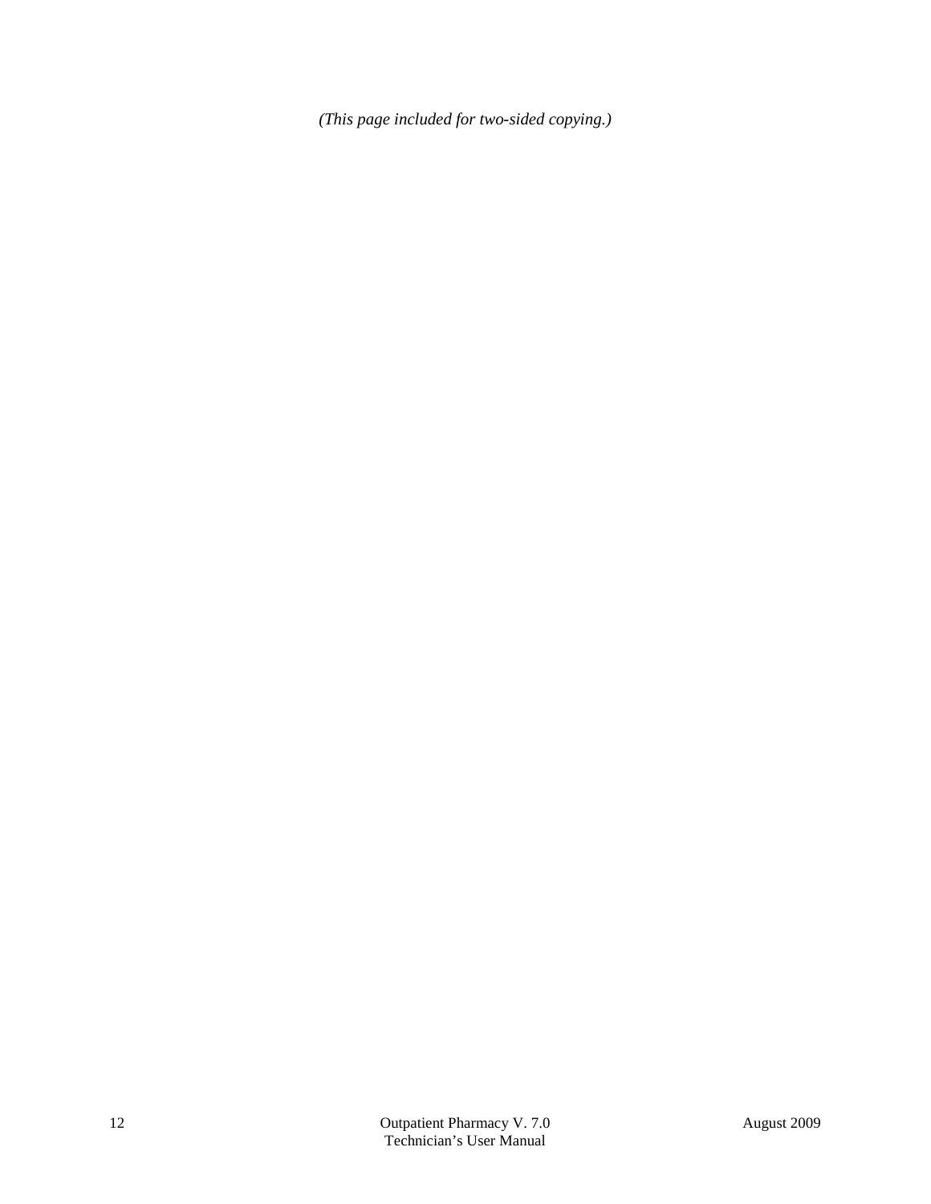*(This page included for two-sided copying.)*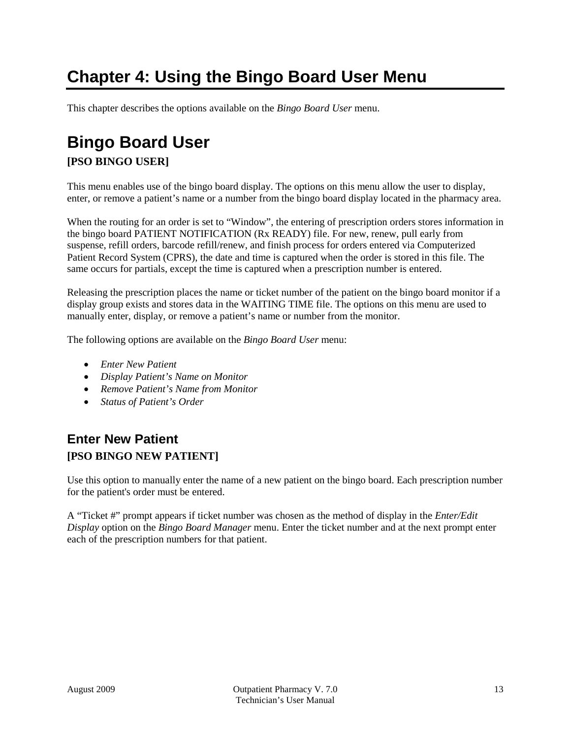# Chapter 4: Using the Bingo Board User Menu

This chapter describes the options available on the *Bingo Board User* menu.

## Bingo Board User

**[PSO BINGO USER]**

This menu enables use of the bingo board display. The options on this menu allow the user to display, enter, or remove a patient's name or a number from the bingo board display located in the pharmacy area.

When the routing for an order is set to "Window", the entering of prescription orders stores information in the bingo board PATIENT NOTIFICATION (Rx READY) file. For new, renew, pull early from suspense, refill orders, barcode refill/renew, and finish process for orders entered via Computerized Patient Record System (CPRS), the date and time is captured when the order is stored in this file. The same occurs for partials, except the time is captured when a prescription number is entered.

Releasing the prescription places the name or ticket number of the patient on the bingo board monitor if a display group exists and stores data in the WAITING TIME file. The options on this menu are used to manually enter, display, or remove a patient's name or number from the monitor.

The following options are available on the *Bingo Board User* menu:

- *Enter New Patient*
- *Display Patient's Name on Monitor*
- *Remove Patient's Name from Monitor*
- *Status of Patient's Order*

### Enter New Patient

**[PSO BINGO NEW PATIENT]**

Use this option to manually enter the name of a new patient on the bingo board. Each prescription number for the patient's order must be entered.

A "Ticket #" prompt appears if ticket number was chosen as the method of display in the *Enter/Edit Display* option on the *Bingo Board Manager* menu. Enter the ticket number and at the next prompt enter each of the prescription numbers for that patient.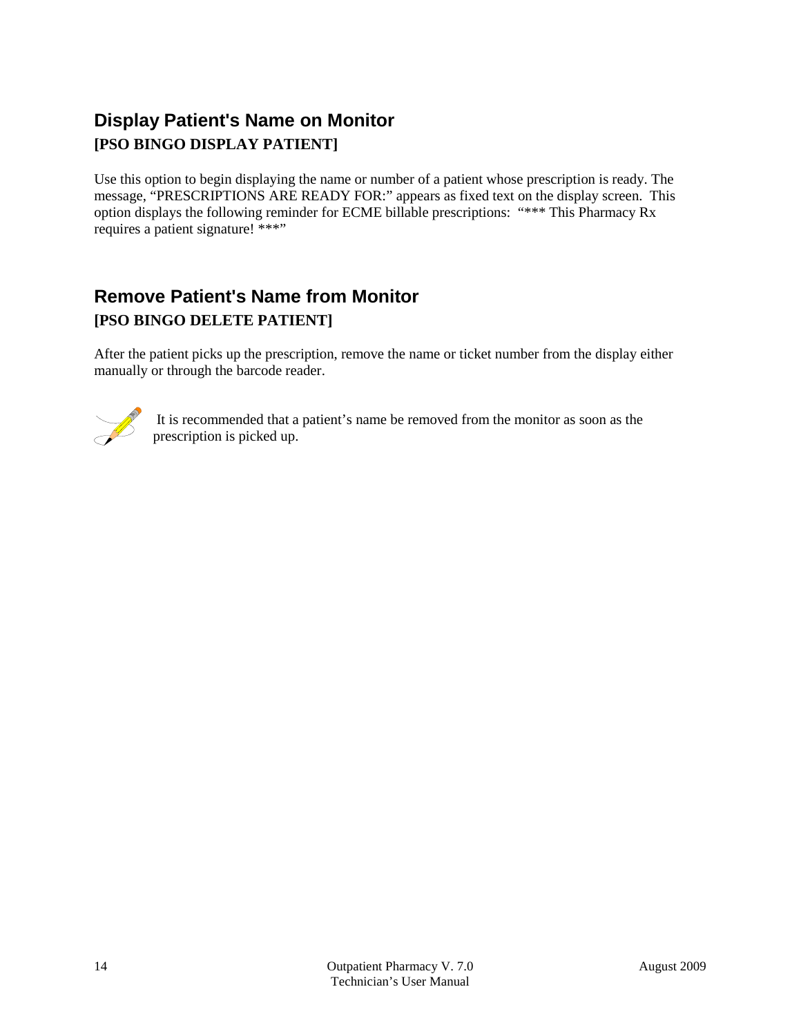## Display Patient's Name on Monitor

**[PSO BINGO DISPLAY PATIENT]**

Use this option to begin displaying the name or number of a patient whose prescription is ready. The message, "PRESCRIPTIONS ARE READY FOR:" appears as fixed text on the display screen. This option displays the following reminder for ECME billable prescriptions: "*** This Pharmacy Rx requires a patient signature! ***"

## Remove Patient's Name from Monitor

**[PSO BINGO DELETE PATIENT]**

After the patient picks up the prescription, remove the name or ticket number from the display either manually or through the barcode reader.

It is recommended that a patient's name be removed from the monitor as soon as the prescription is picked up.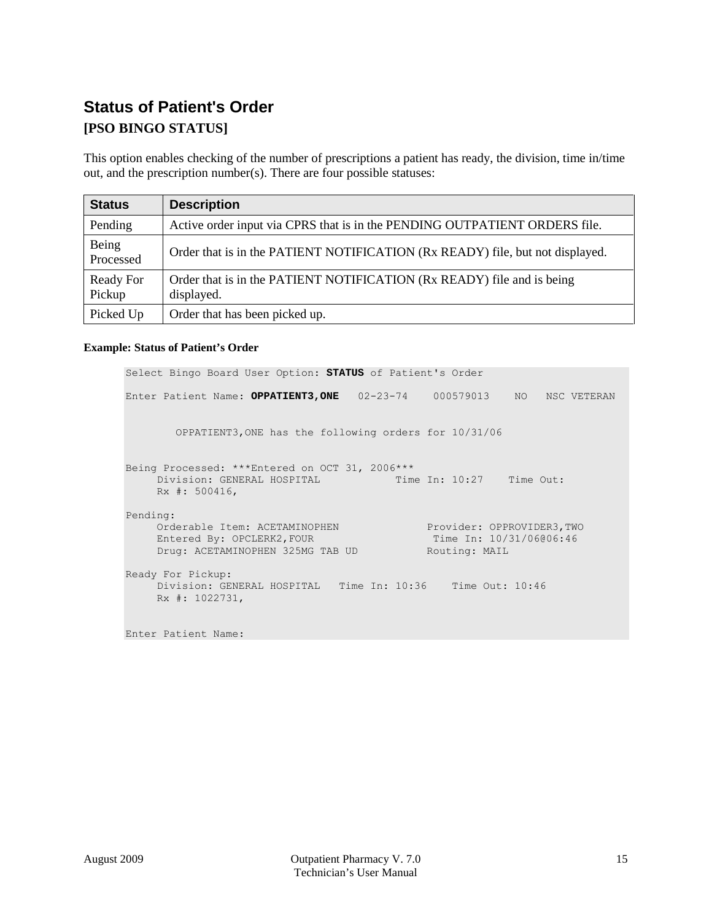## Status of Patient's Order

**[PSO BINGO STATUS]**

This option enables checking of the number of prescriptions a patient has ready, the division, time in/time out, and the prescription number(s). There are four possible statuses:

| Status | Description |
|---|---|
| Pending | Active order input via CPRS that is in the PENDING OUTPATIENT ORDERS file. |
| Being Processed | Order that is in the PATIENT NOTIFICATION (Rx READY) file, but not displayed. |
| Ready For Pickup | Order that is in the PATIENT NOTIFICATION (Rx READY) file and is being displayed. |
| Picked Up | Order that has been picked up. |

**Example: Status of Patient's Order**

```
Select Bingo Board User Option: STATUS of Patient's Order

Enter Patient Name: OPPATIENT3,ONE   02-23-74    000579013    NO   NSC VETERAN


        OPPATIENT3,ONE has the following orders for 10/31/06


Being Processed: ***Entered on OCT 31, 2006***
     Division: GENERAL HOSPITAL            Time In: 10:27    Time Out:
     Rx #: 500416,

Pending:
     Orderable Item: ACETAMINOPHEN              Provider: OPPROVIDER3,TWO
     Entered By: OPCLERK2,FOUR                   Time In: 10/31/06@06:46
     Drug: ACETAMINOPHEN 325MG TAB UD           Routing: MAIL

Ready For Pickup:
     Division: GENERAL HOSPITAL   Time In: 10:36    Time Out: 10:46
     Rx #: 1022731,


Enter Patient Name:
```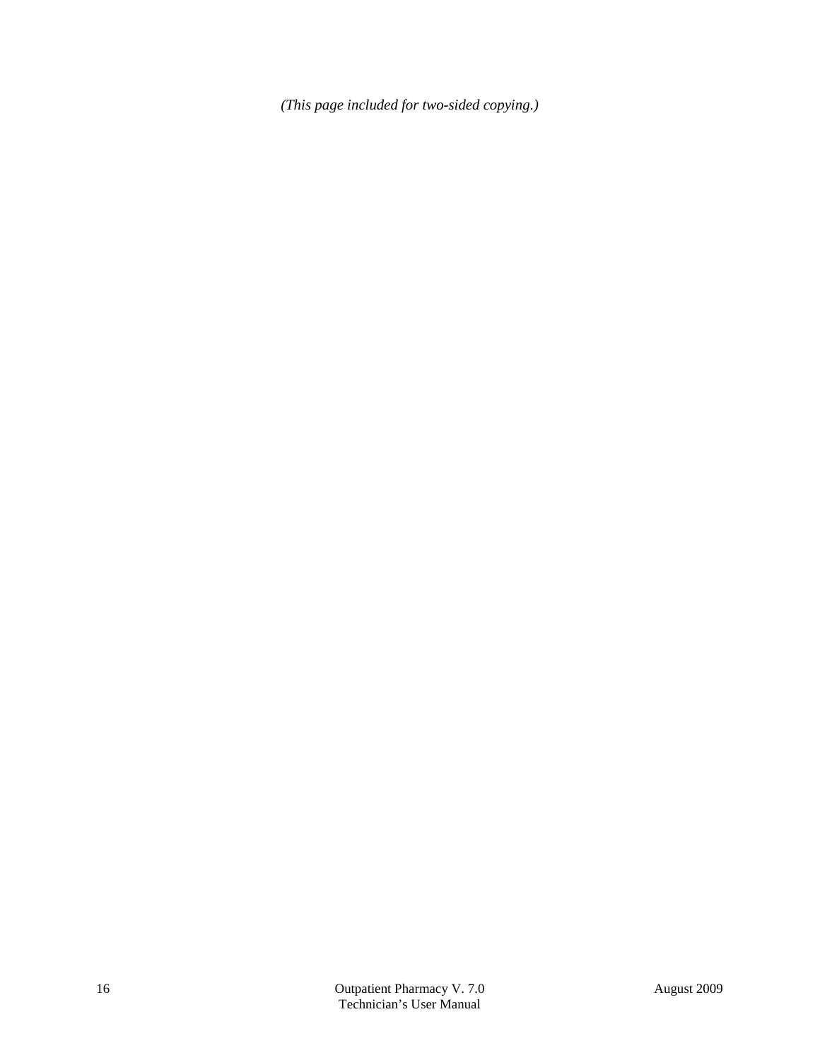*(This page included for two-sided copying.)*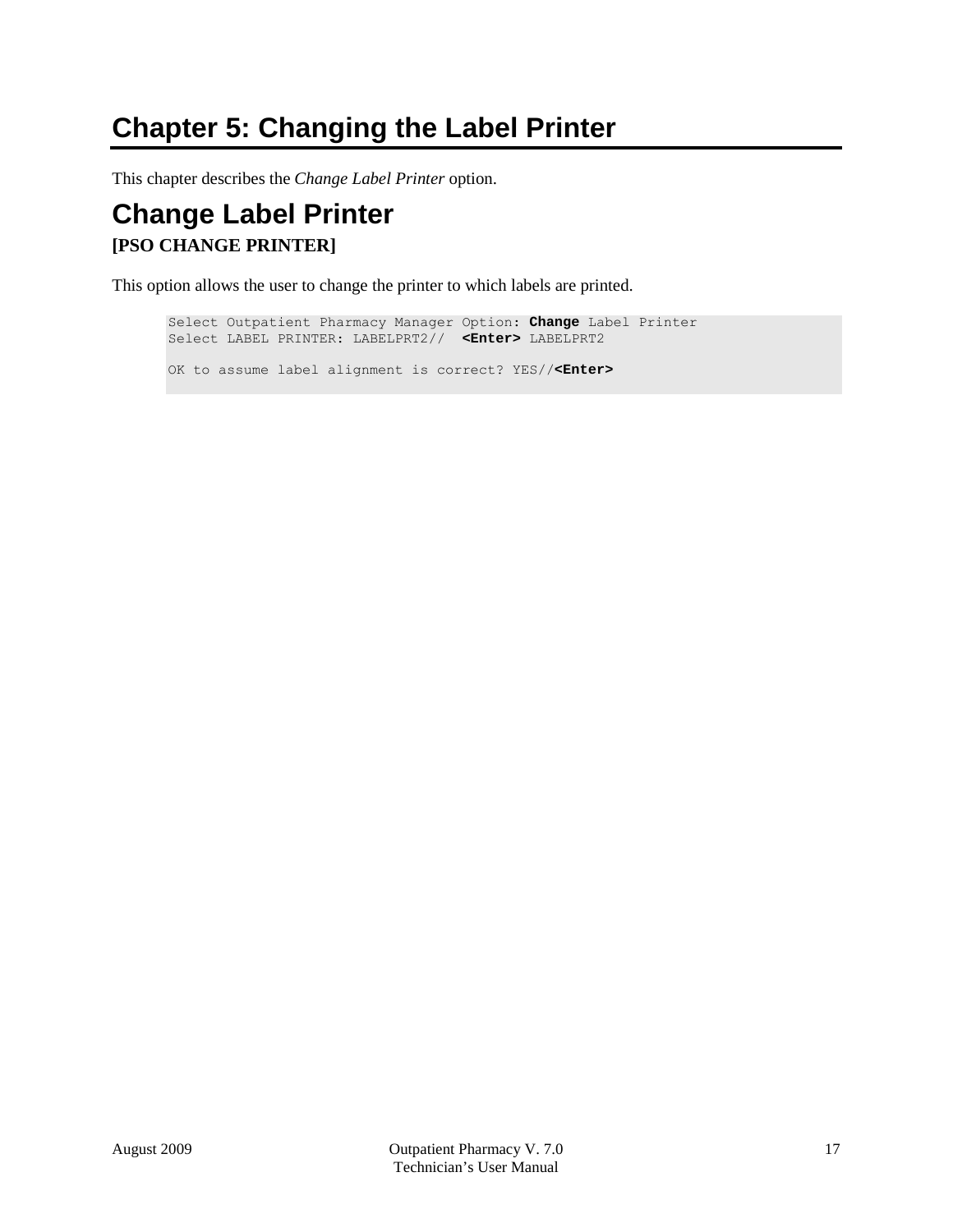# Chapter 5: Changing the Label Printer

This chapter describes the *Change Label Printer* option.

## Change Label Printer

**[PSO CHANGE PRINTER]**

This option allows the user to change the printer to which labels are printed.

```
Select Outpatient Pharmacy Manager Option: Change Label Printer
Select LABEL PRINTER: LABELPRT2//  <Enter> LABELPRT2

OK to assume label alignment is correct? YES//<Enter>
```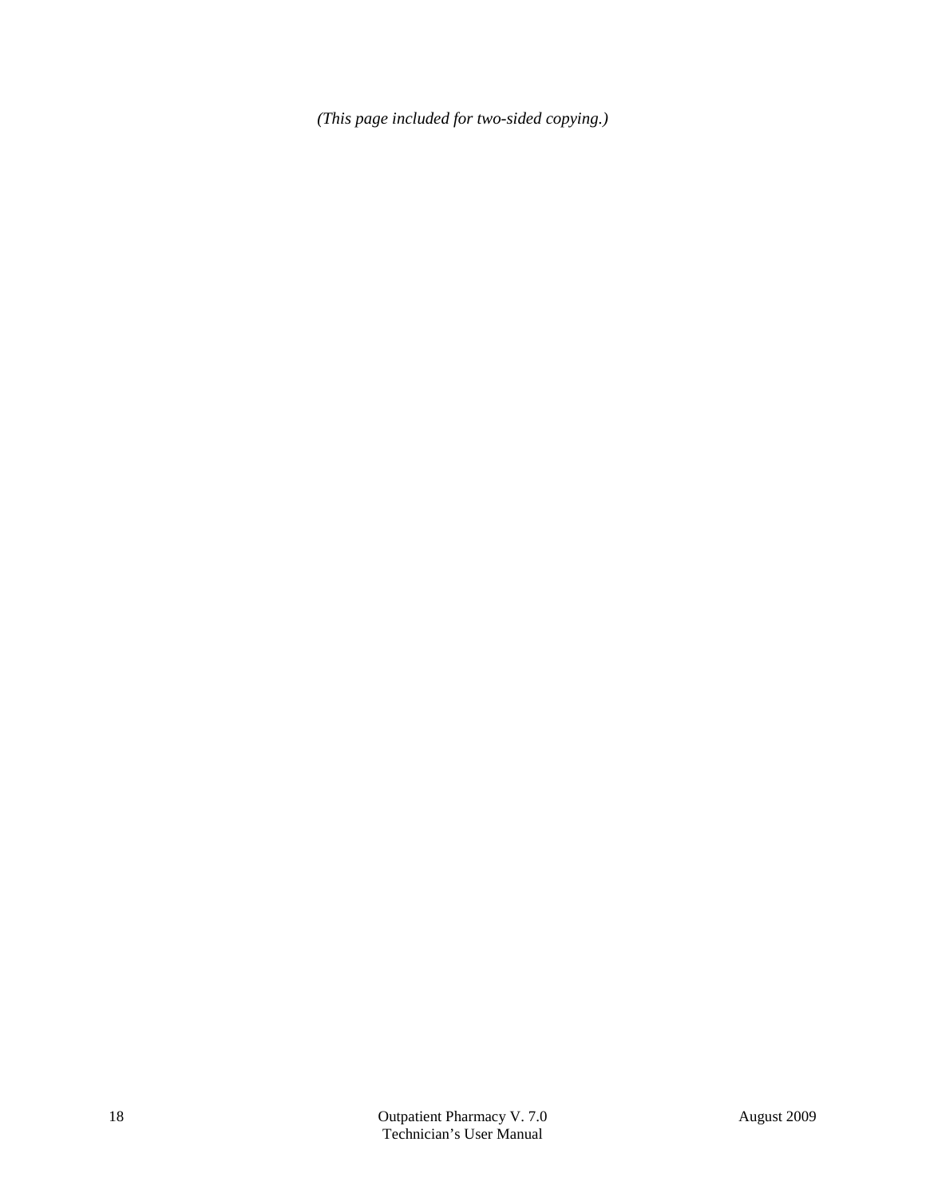*(This page included for two-sided copying.)*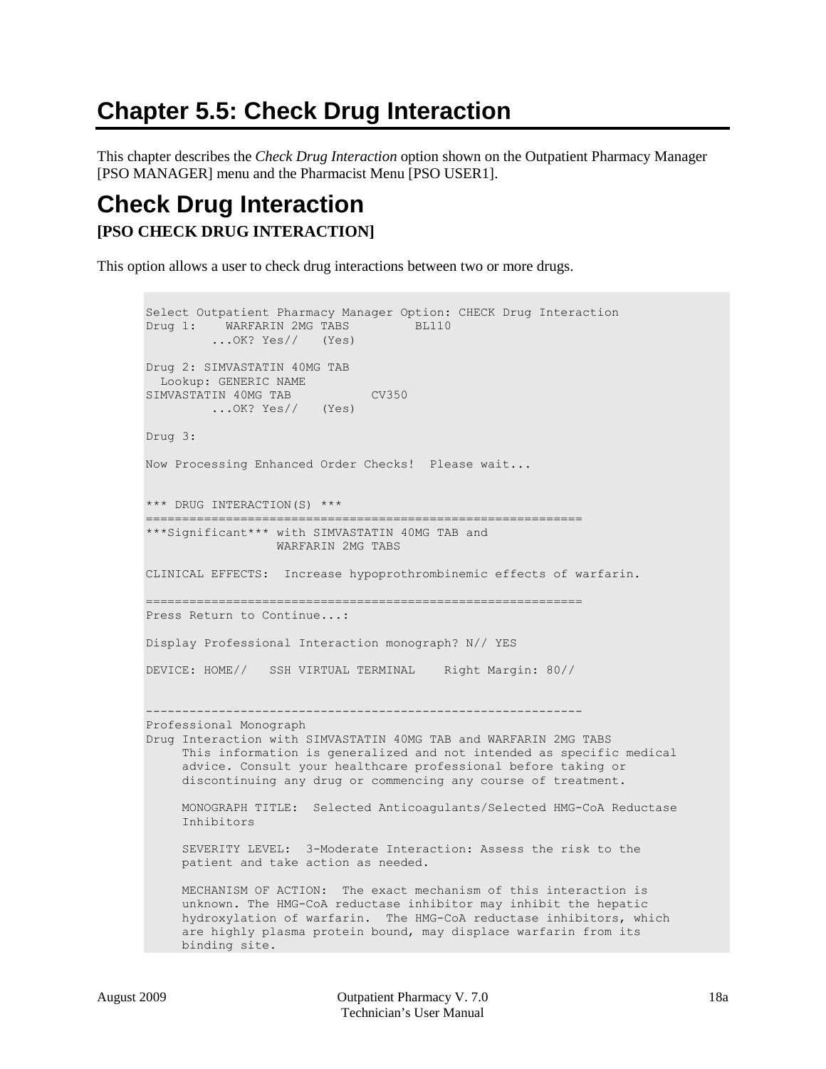# Chapter 5.5: Check Drug Interaction

This chapter describes the *Check Drug Interaction* option shown on the Outpatient Pharmacy Manager [PSO MANAGER] menu and the Pharmacist Menu [PSO USER1].

## Check Drug Interaction

**[PSO CHECK DRUG INTERACTION]**

This option allows a user to check drug interactions between two or more drugs.

```
Select Outpatient Pharmacy Manager Option: CHECK Drug Interaction
Drug 1:    WARFARIN 2MG TABS         BL110
         ...OK? Yes//   (Yes)

Drug 2: SIMVASTATIN 40MG TAB
  Lookup: GENERIC NAME
SIMVASTATIN 40MG TAB           CV350
         ...OK? Yes//   (Yes)

Drug 3:

Now Processing Enhanced Order Checks!  Please wait...


*** DRUG INTERACTION(S) ***
============================================================
***Significant*** with SIMVASTATIN 40MG TAB and
                  WARFARIN 2MG TABS

CLINICAL EFFECTS:  Increase hypoprothrombinemic effects of warfarin.

============================================================
Press Return to Continue...:

Display Professional Interaction monograph? N// YES

DEVICE: HOME//   SSH VIRTUAL TERMINAL    Right Margin: 80//


------------------------------------------------------------
Professional Monograph
Drug Interaction with SIMVASTATIN 40MG TAB and WARFARIN 2MG TABS
     This information is generalized and not intended as specific medical
     advice. Consult your healthcare professional before taking or
     discontinuing any drug or commencing any course of treatment.

     MONOGRAPH TITLE:  Selected Anticoagulants/Selected HMG-CoA Reductase
     Inhibitors

     SEVERITY LEVEL:  3-Moderate Interaction: Assess the risk to the
     patient and take action as needed.

     MECHANISM OF ACTION:  The exact mechanism of this interaction is
     unknown. The HMG-CoA reductase inhibitor may inhibit the hepatic
     hydroxylation of warfarin.  The HMG-CoA reductase inhibitors, which
     are highly plasma protein bound, may displace warfarin from its
     binding site.
```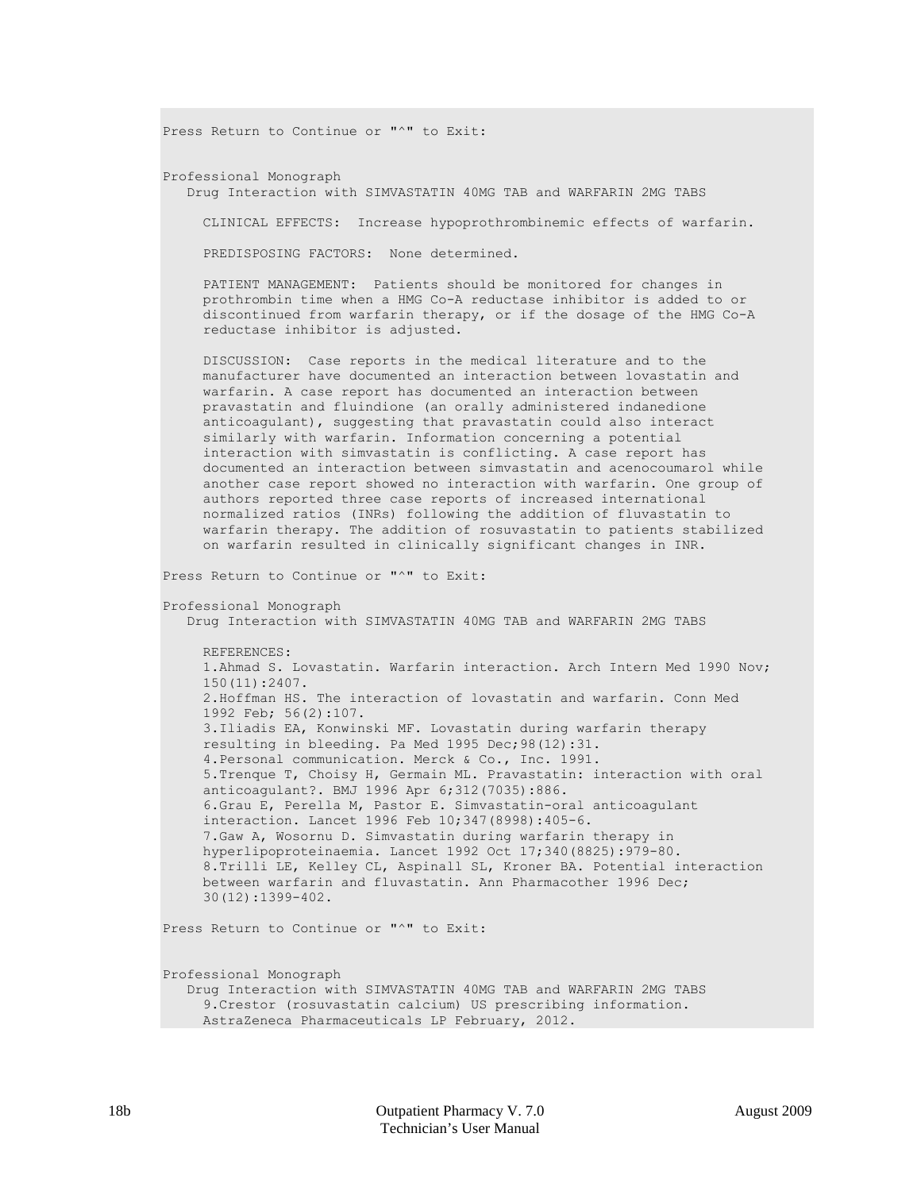```
Press Return to Continue or "^" to Exit:


Professional Monograph
   Drug Interaction with SIMVASTATIN 40MG TAB and WARFARIN 2MG TABS

     CLINICAL EFFECTS:  Increase hypoprothrombinemic effects of warfarin.

     PREDISPOSING FACTORS:  None determined.

     PATIENT MANAGEMENT:  Patients should be monitored for changes in
     prothrombin time when a HMG Co-A reductase inhibitor is added to or
     discontinued from warfarin therapy, or if the dosage of the HMG Co-A
     reductase inhibitor is adjusted.

     DISCUSSION:  Case reports in the medical literature and to the
     manufacturer have documented an interaction between lovastatin and
     warfarin. A case report has documented an interaction between
     pravastatin and fluindione (an orally administered indanedione
     anticoagulant), suggesting that pravastatin could also interact
     similarly with warfarin. Information concerning a potential
     interaction with simvastatin is conflicting. A case report has
     documented an interaction between simvastatin and acenocoumarol while
     another case report showed no interaction with warfarin. One group of
     authors reported three case reports of increased international
     normalized ratios (INRs) following the addition of fluvastatin to
     warfarin therapy. The addition of rosuvastatin to patients stabilized
     on warfarin resulted in clinically significant changes in INR.

Press Return to Continue or "^" to Exit:

Professional Monograph
   Drug Interaction with SIMVASTATIN 40MG TAB and WARFARIN 2MG TABS

     REFERENCES:
     1.Ahmad S. Lovastatin. Warfarin interaction. Arch Intern Med 1990 Nov;
     150(11):2407.
     2.Hoffman HS. The interaction of lovastatin and warfarin. Conn Med
     1992 Feb; 56(2):107.
     3.Iliadis EA, Konwinski MF. Lovastatin during warfarin therapy
     resulting in bleeding. Pa Med 1995 Dec;98(12):31.
     4.Personal communication. Merck & Co., Inc. 1991.
     5.Trenque T, Choisy H, Germain ML. Pravastatin: interaction with oral
     anticoagulant?. BMJ 1996 Apr 6;312(7035):886.
     6.Grau E, Perella M, Pastor E. Simvastatin-oral anticoagulant
     interaction. Lancet 1996 Feb 10;347(8998):405-6.
     7.Gaw A, Wosornu D. Simvastatin during warfarin therapy in
     hyperlipoproteinaemia. Lancet 1992 Oct 17;340(8825):979-80.
     8.Trilli LE, Kelley CL, Aspinall SL, Kroner BA. Potential interaction
     between warfarin and fluvastatin. Ann Pharmacother 1996 Dec;
     30(12):1399-402.

Press Return to Continue or "^" to Exit:


Professional Monograph
   Drug Interaction with SIMVASTATIN 40MG TAB and WARFARIN 2MG TABS
     9.Crestor (rosuvastatin calcium) US prescribing information.
     AstraZeneca Pharmaceuticals LP February, 2012.
```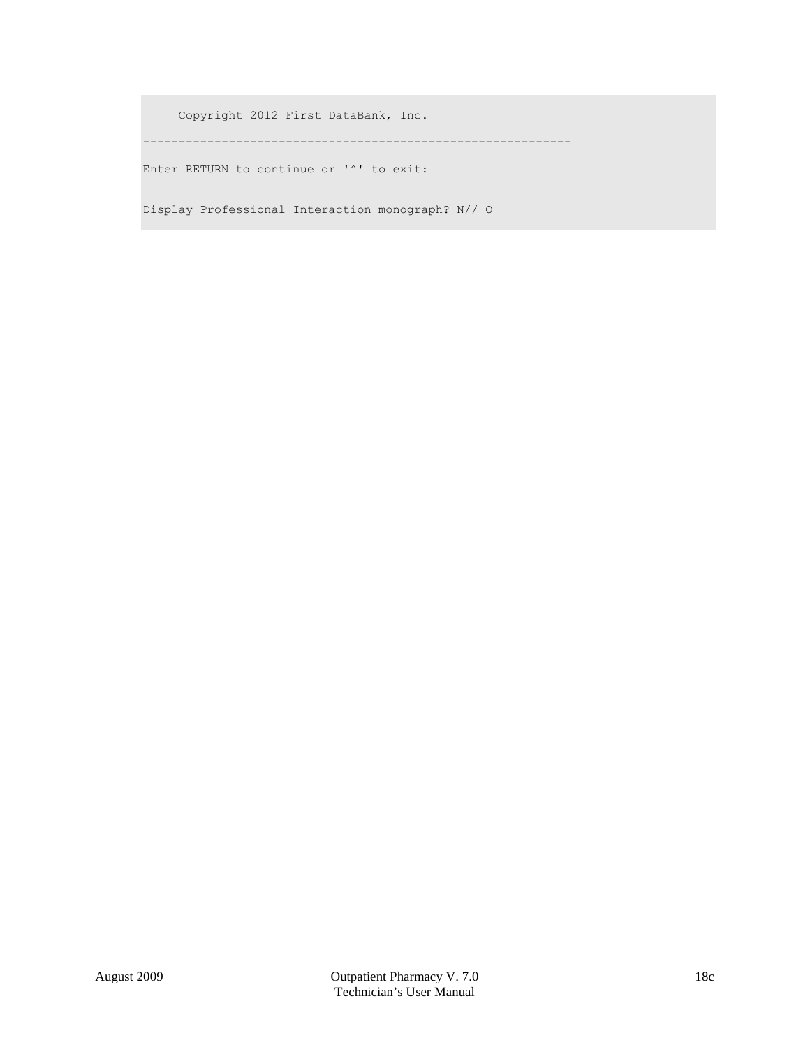```
     Copyright 2012 First DataBank, Inc.
------------------------------------------------------------
Enter RETURN to continue or '^' to exit:

Display Professional Interaction monograph? N// O
```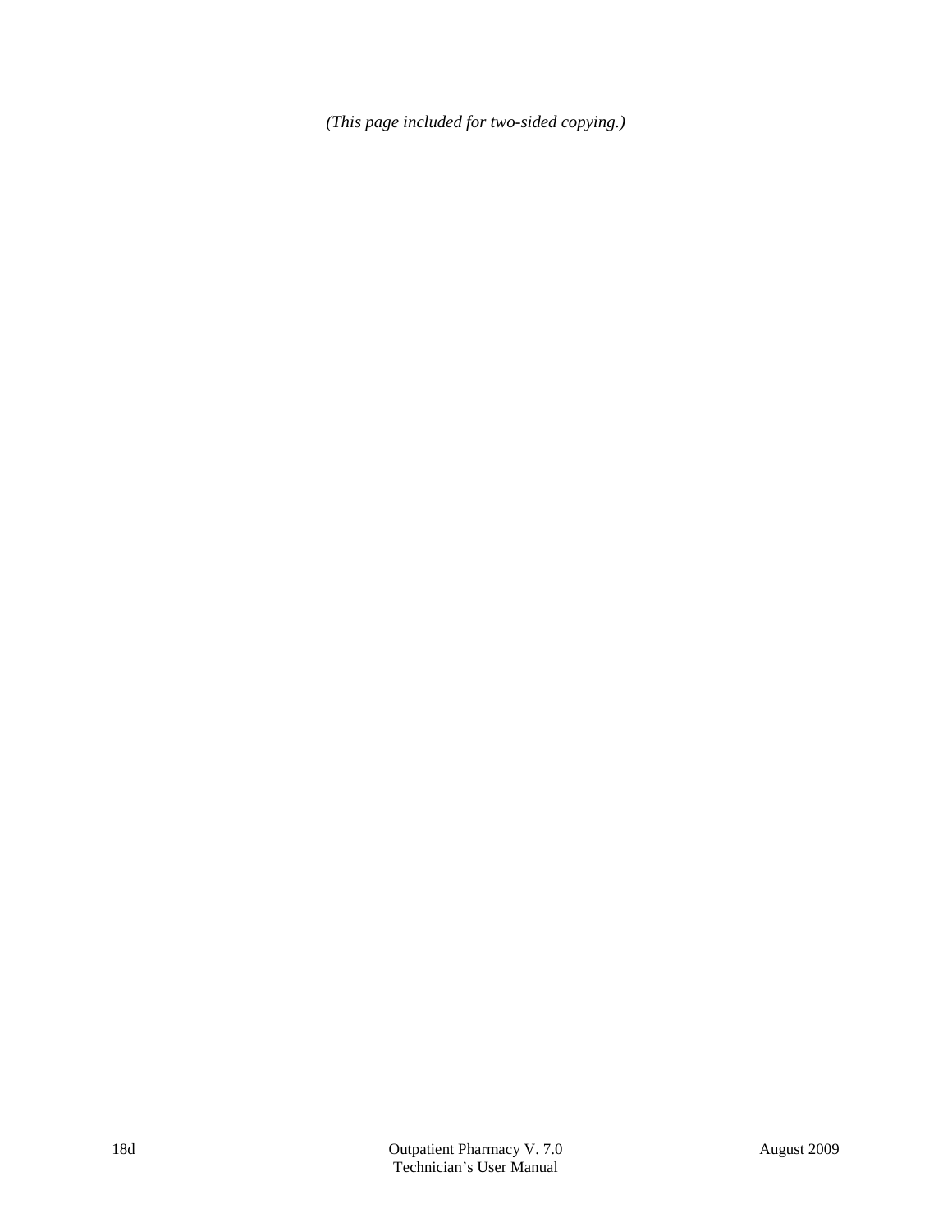*(This page included for two-sided copying.)*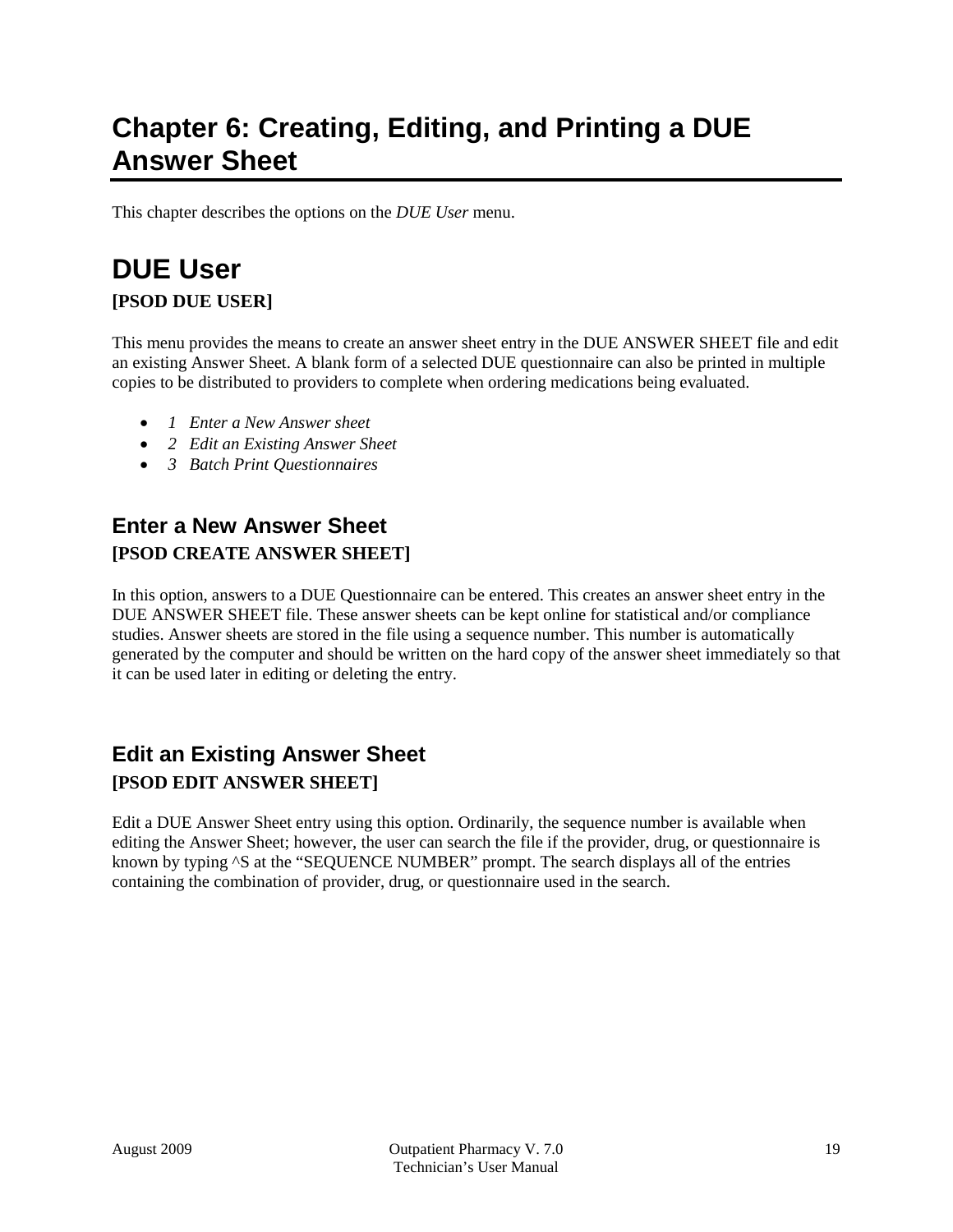# Chapter 6: Creating, Editing, and Printing a DUE Answer Sheet

This chapter describes the options on the *DUE User* menu.

## DUE User

**[PSOD DUE USER]**

This menu provides the means to create an answer sheet entry in the DUE ANSWER SHEET file and edit an existing Answer Sheet. A blank form of a selected DUE questionnaire can also be printed in multiple copies to be distributed to providers to complete when ordering medications being evaluated.

- *1 Enter a New Answer sheet*
- *2 Edit an Existing Answer Sheet*
- *3 Batch Print Questionnaires*

### Enter a New Answer Sheet

**[PSOD CREATE ANSWER SHEET]**

In this option, answers to a DUE Questionnaire can be entered. This creates an answer sheet entry in the DUE ANSWER SHEET file. These answer sheets can be kept online for statistical and/or compliance studies. Answer sheets are stored in the file using a sequence number. This number is automatically generated by the computer and should be written on the hard copy of the answer sheet immediately so that it can be used later in editing or deleting the entry.

### Edit an Existing Answer Sheet

**[PSOD EDIT ANSWER SHEET]**

Edit a DUE Answer Sheet entry using this option. Ordinarily, the sequence number is available when editing the Answer Sheet; however, the user can search the file if the provider, drug, or questionnaire is known by typing ^S at the "SEQUENCE NUMBER" prompt. The search displays all of the entries containing the combination of provider, drug, or questionnaire used in the search.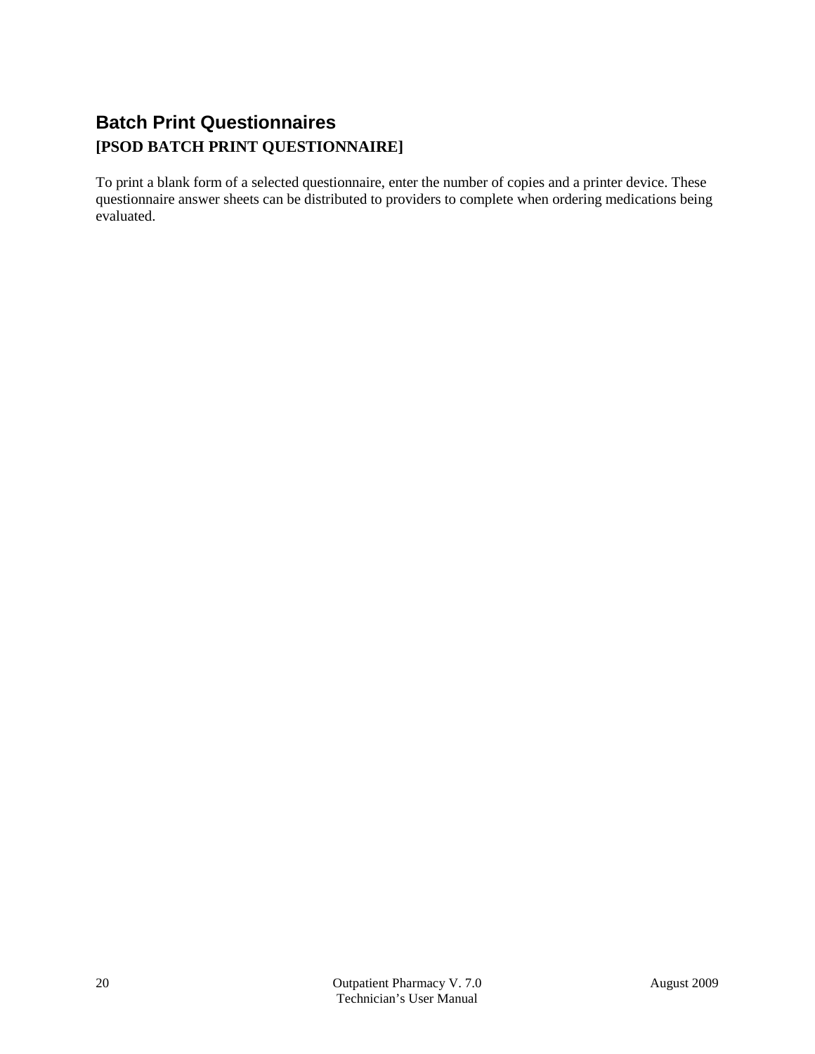## Batch Print Questionnaires

**[PSOD BATCH PRINT QUESTIONNAIRE]**

To print a blank form of a selected questionnaire, enter the number of copies and a printer device. These questionnaire answer sheets can be distributed to providers to complete when ordering medications being evaluated.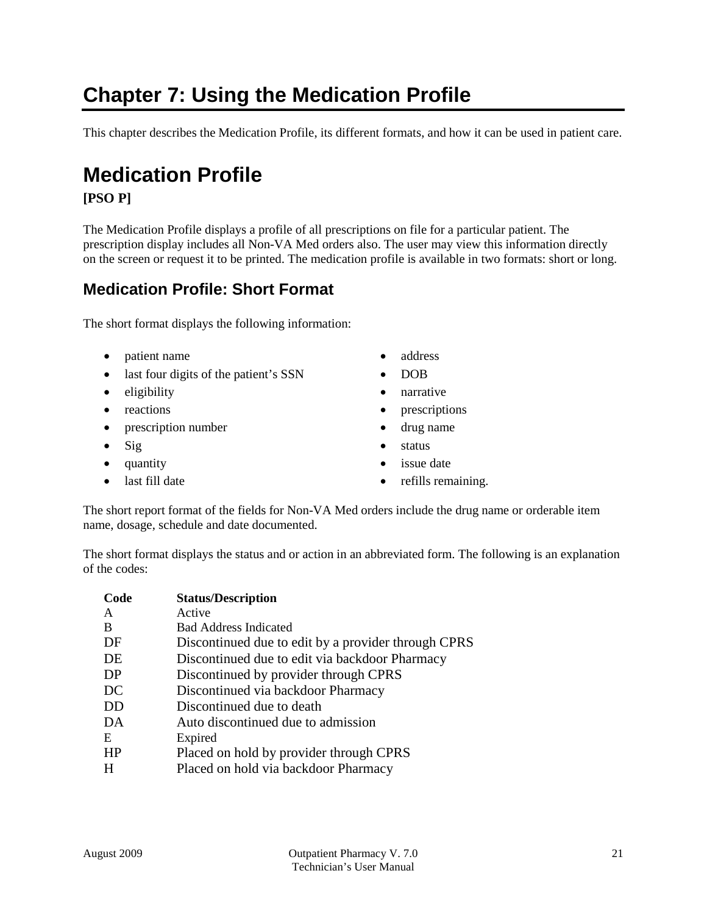# Chapter 7: Using the Medication Profile

This chapter describes the Medication Profile, its different formats, and how it can be used in patient care.

# Medication Profile

**[PSO P]**

The Medication Profile displays a profile of all prescriptions on file for a particular patient. The prescription display includes all Non-VA Med orders also. The user may view this information directly on the screen or request it to be printed. The medication profile is available in two formats: short or long.

## Medication Profile: Short Format

The short format displays the following information:

- patient name
- last four digits of the patient's SSN
- eligibility
- reactions
- prescription number
- Sig
- quantity
- last fill date
- address
- DOB
- narrative
- prescriptions
- drug name
- status
- issue date
- refills remaining.

The short report format of the fields for Non-VA Med orders include the drug name or orderable item name, dosage, schedule and date documented.

The short format displays the status and or action in an abbreviated form. The following is an explanation of the codes:

| Code | Status/Description |
|---|---|
| A | Active |
| B | Bad Address Indicated |
| DF | Discontinued due to edit by a provider through CPRS |
| DE | Discontinued due to edit via backdoor Pharmacy |
| DP | Discontinued by provider through CPRS |
| DC | Discontinued via backdoor Pharmacy |
| DD | Discontinued due to death |
| DA | Auto discontinued due to admission |
| E | Expired |
| HP | Placed on hold by provider through CPRS |
| H | Placed on hold via backdoor Pharmacy |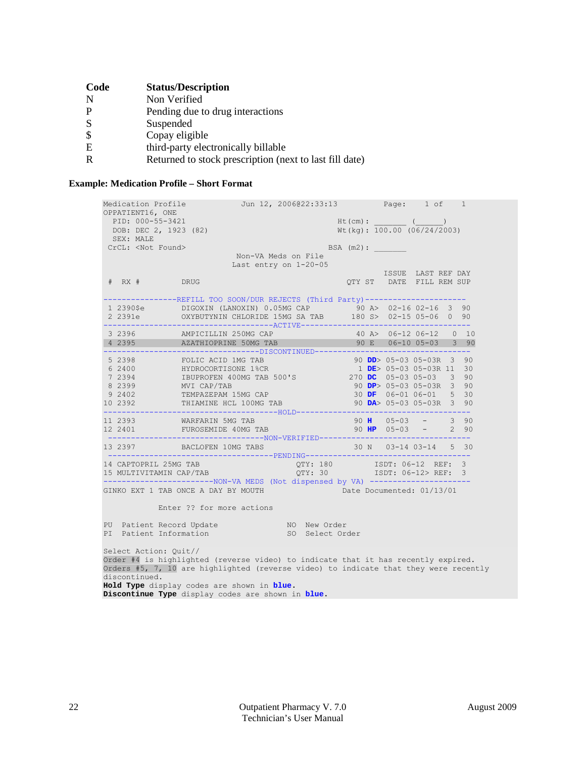| Code | Status/Description |
| --- | --- |
| N | Non Verified |
| P | Pending due to drug interactions |
| S | Suspended |
| $ | Copay eligible |
| E | third-party electronically billable |
| R | Returned to stock prescription (next to last fill date) |

**Example: Medication Profile – Short Format**

```
Medication Profile           Jun 12, 2006@22:33:13          Page:    1 of    1
OPPATIENT16, ONE
  PID: 000-55-3421                                   Ht(cm): _______  (______)
  DOB: DEC 2, 1923 (82)                              Wt(kg): 100.00 (06/24/2003)
  SEX: MALE
 CrCL: <Not Found>                                 BSA (m2): _______
                             Non-VA Meds on File
                            Last entry on 1-20-05
                                                            ISSUE  LAST REF DAY
 #  RX #         DRUG                                 QTY ST  DATE  FILL REM SUP

---------------REFILL TOO SOON/DUR REJECTS (Third Party)---------------------
 1 2390$e        DIGOXIN (LANOXIN) 0.05MG CAP          90 A>  02-16 02-16  3  90
 2 2391e         OXYBUTYNIN CHLORIDE 15MG SA TAB      180 S>  02-15 05-06  0  90
-------------------------------------ACTIVE----------------------------------
 3 2396          AMPICILLIN 250MG CAP                  40 A>  06-12 06-12   0  10
 4 2395          AZATHIOPRINE 50MG TAB                 90 E   06-10 05-03   3  90
---------------------------------DISCONTINUED--------------------------------
 5 2398          FOLIC ACID 1MG TAB                    90 DD> 05-03 05-03R  3  90
 6 2400          HYDROCORTISONE 1%CR                    1 DE> 05-03 05-03R 11  30
 7 2394          IBUPROFEN 400MG TAB 500'S            270 DC  05-03 05-03   3  90
 8 2399          MVI CAP/TAB                           90 DP> 05-03 05-03R  3  90
 9 2402          TEMPAZEPAM 15MG CAP                   30 DF  06-01 06-01   5  30
10 2392          THIAMINE HCL 100MG TAB                90 DA> 05-03 05-03R  3  90
-------------------------------------HOLD------------------------------------
11 2393          WARFARIN 5MG TAB                      90 H   05-03   -     3  90
12 2401          FUROSEMIDE 40MG TAB                   90 HP  05-03   -     2  90
 ---------------------------------NON-VERIFIED-------------------------------
13 2397          BACLOFEN 10MG TABS                    30 N   03-14 03-14   5  30
 -----------------------------------PENDING----------------------------------
14 CAPTOPRIL 25MG TAB                      QTY: 180         ISDT: 06-12  REF:  3
15 MULTIVITAMIN CAP/TAB                    QTY: 30          ISDT: 06-12> REF:  3
-----------------------NON-VA MEDS (Not dispensed by VA) ---------------------
GINKO EXT 1 TAB ONCE A DAY BY MOUTH                   Date Documented: 01/13/01

            Enter ?? for more actions

PU  Patient Record Update               NO  New Order
PI  Patient Information                 SO  Select Order

Select Action: Quit//
Order #4 is highlighted (reverse video) to indicate that it has recently expired.
Orders #5, 7, 10 are highlighted (reverse video) to indicate that they were recently
discontinued.
Hold Type display codes are shown in blue.
Discontinue Type display codes are shown in blue.
```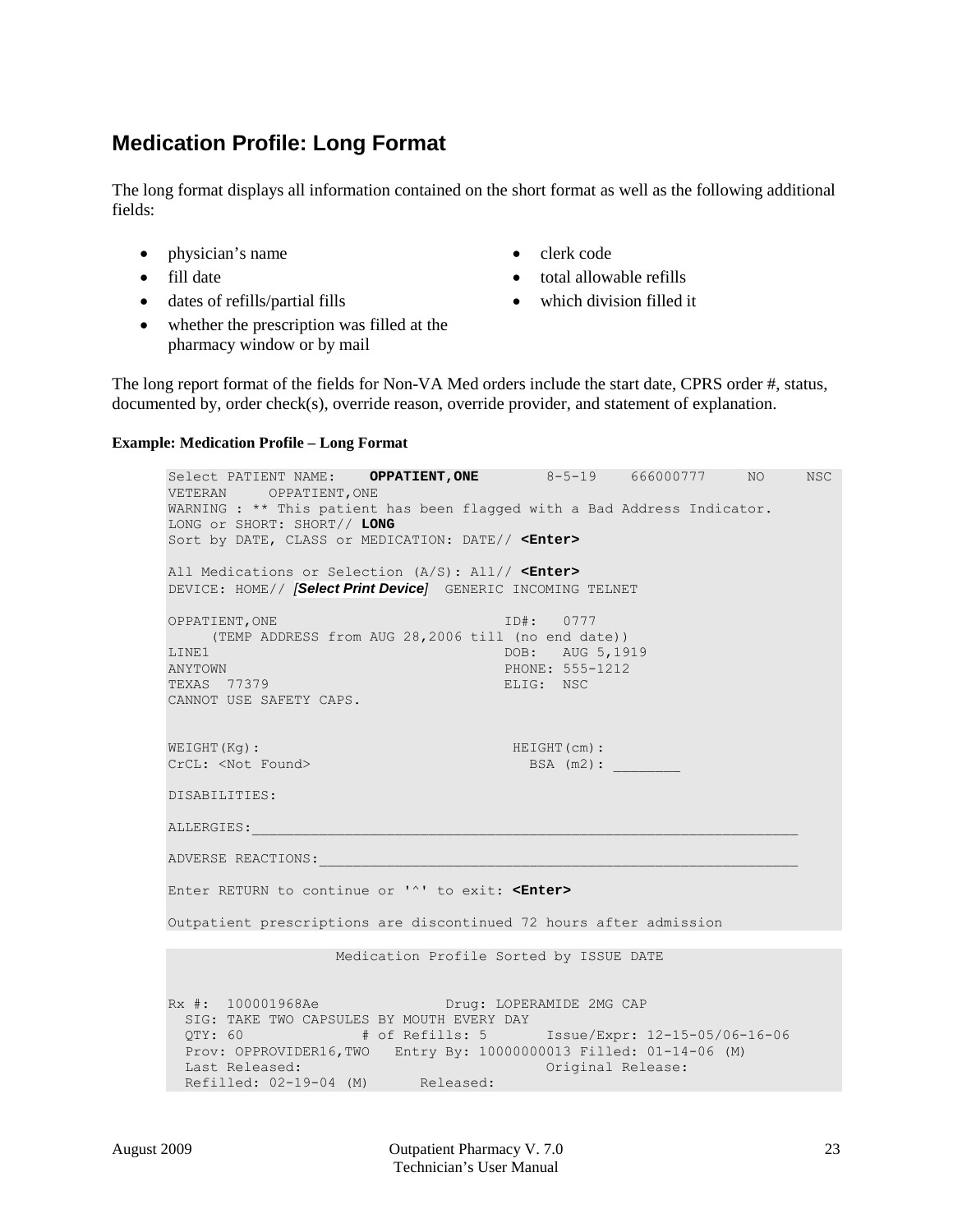## Medication Profile: Long Format

The long format displays all information contained on the short format as well as the following additional fields:

- physician's name
- fill date
- dates of refills/partial fills
- whether the prescription was filled at the pharmacy window or by mail
- clerk code
- total allowable refills
- which division filled it

The long report format of the fields for Non-VA Med orders include the start date, CPRS order #, status, documented by, order check(s), override reason, override provider, and statement of explanation.

**Example: Medication Profile – Long Format**

```
Select PATIENT NAME:    OPPATIENT,ONE        8-5-19    666000777     NO     NSC
VETERAN     OPPATIENT,ONE
WARNING : ** This patient has been flagged with a Bad Address Indicator.
LONG or SHORT: SHORT// LONG
Sort by DATE, CLASS or MEDICATION: DATE// <Enter>

All Medications or Selection (A/S): All// <Enter>
DEVICE: HOME// [Select Print Device]  GENERIC INCOMING TELNET

OPPATIENT,ONE                           ID#:   0777
     (TEMP ADDRESS from AUG 28,2006 till (no end date))
LINE1                                   DOB:   AUG 5,1919
ANYTOWN                                 PHONE: 555-1212
TEXAS  77379                            ELIG:  NSC
CANNOT USE SAFETY CAPS.


WEIGHT(Kg):                              HEIGHT(cm):
CrCL: <Not Found>                          BSA (m2): ________

DISABILITIES:

ALLERGIES:___________________________________________________________________

ADVERSE REACTIONS:___________________________________________________________

Enter RETURN to continue or '^' to exit: <Enter>

Outpatient prescriptions are discontinued 72 hours after admission
```

```
                    Medication Profile Sorted by ISSUE DATE


Rx #:  100001968Ae               Drug: LOPERAMIDE 2MG CAP
  SIG: TAKE TWO CAPSULES BY MOUTH EVERY DAY
  QTY: 60              # of Refills: 5       Issue/Expr: 12-15-05/06-16-06
  Prov: OPPROVIDER16,TWO   Entry By: 10000000013 Filled: 01-14-06 (M)
  Last Released:                             Original Release:
  Refilled: 02-19-04 (M)      Released:
```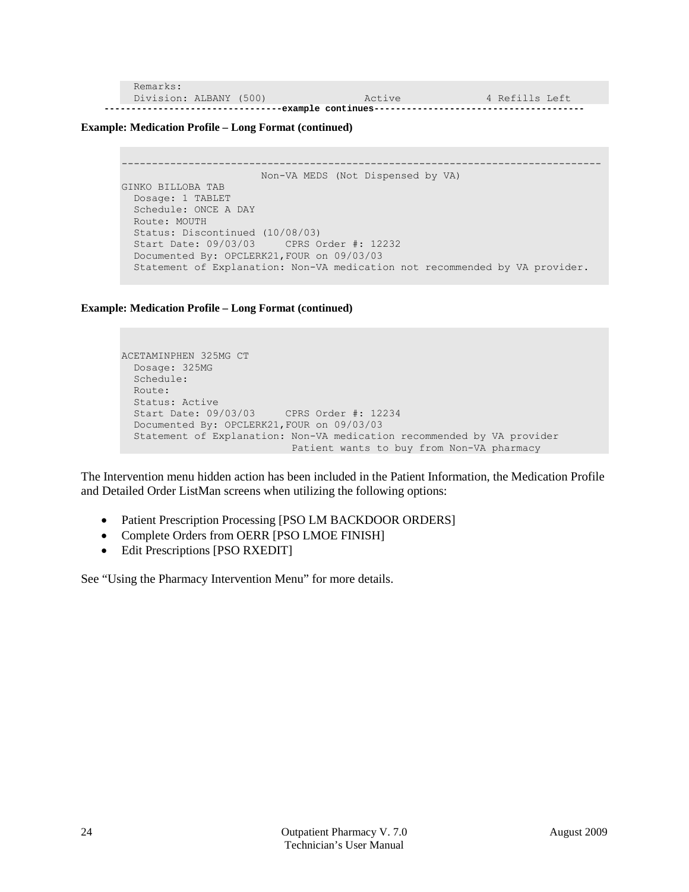```
  Remarks:
  Division: ALBANY (500)                Active              4 Refills Left
---------------------------------example continues--------------------------------------
```

**Example: Medication Profile – Long Format (continued)**

```
-------------------------------------------------------------------------------
                       Non-VA MEDS (Not Dispensed by VA)
GINKO BILLOBA TAB
  Dosage: 1 TABLET
  Schedule: ONCE A DAY
  Route: MOUTH
  Status: Discontinued (10/08/03)
  Start Date: 09/03/03     CPRS Order #: 12232
  Documented By: OPCLERK21,FOUR on 09/03/03
  Statement of Explanation: Non-VA medication not recommended by VA provider.
```

**Example: Medication Profile – Long Format (continued)**

```
ACETAMINPHEN 325MG CT
  Dosage: 325MG
  Schedule:
  Route:
  Status: Active
  Start Date: 09/03/03     CPRS Order #: 12234
  Documented By: OPCLERK21,FOUR on 09/03/03
  Statement of Explanation: Non-VA medication recommended by VA provider
                            Patient wants to buy from Non-VA pharmacy
```

The Intervention menu hidden action has been included in the Patient Information, the Medication Profile and Detailed Order ListMan screens when utilizing the following options:

- Patient Prescription Processing [PSO LM BACKDOOR ORDERS]
- Complete Orders from OERR [PSO LMOE FINISH]
- Edit Prescriptions [PSO RXEDIT]

See "Using the Pharmacy Intervention Menu" for more details.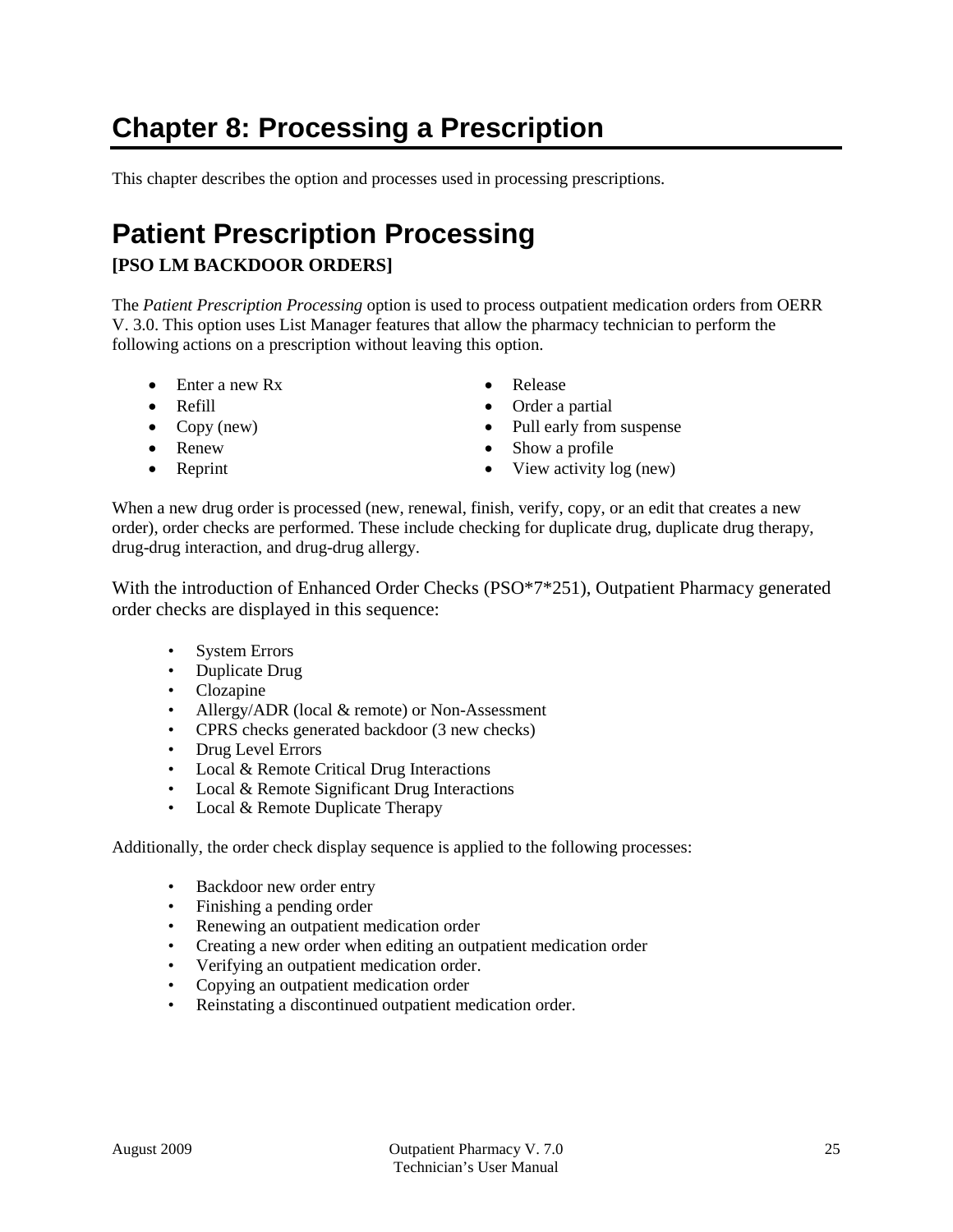# Chapter 8: Processing a Prescription

This chapter describes the option and processes used in processing prescriptions.

## Patient Prescription Processing

**[PSO LM BACKDOOR ORDERS]**

The *Patient Prescription Processing* option is used to process outpatient medication orders from OERR V. 3.0. This option uses List Manager features that allow the pharmacy technician to perform the following actions on a prescription without leaving this option.

- Enter a new Rx
- Refill
- Copy (new)
- Renew
- Reprint
- Release
- Order a partial
- Pull early from suspense
- Show a profile
- View activity log (new)

When a new drug order is processed (new, renewal, finish, verify, copy, or an edit that creates a new order), order checks are performed. These include checking for duplicate drug, duplicate drug therapy, drug-drug interaction, and drug-drug allergy.

With the introduction of Enhanced Order Checks (PSO*7*251), Outpatient Pharmacy generated order checks are displayed in this sequence:

- System Errors
- Duplicate Drug
- Clozapine
- Allergy/ADR (local & remote) or Non-Assessment
- CPRS checks generated backdoor (3 new checks)
- Drug Level Errors
- Local & Remote Critical Drug Interactions
- Local & Remote Significant Drug Interactions
- Local & Remote Duplicate Therapy

Additionally, the order check display sequence is applied to the following processes:

- Backdoor new order entry
- Finishing a pending order
- Renewing an outpatient medication order
- Creating a new order when editing an outpatient medication order
- Verifying an outpatient medication order.
- Copying an outpatient medication order
- Reinstating a discontinued outpatient medication order.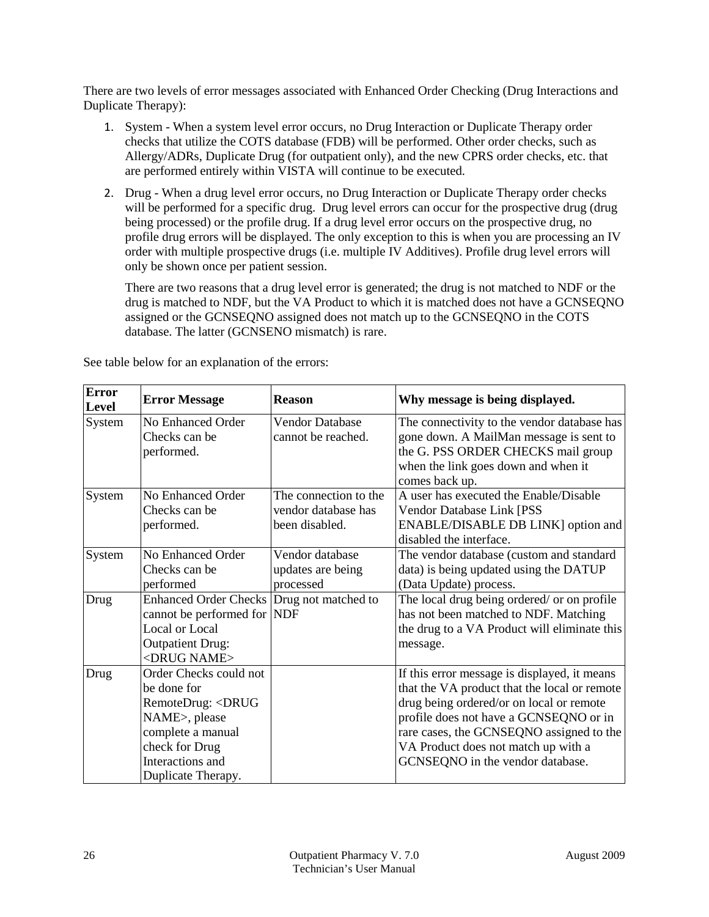There are two levels of error messages associated with Enhanced Order Checking (Drug Interactions and Duplicate Therapy):

1. System - When a system level error occurs, no Drug Interaction or Duplicate Therapy order checks that utilize the COTS database (FDB) will be performed. Other order checks, such as Allergy/ADRs, Duplicate Drug (for outpatient only), and the new CPRS order checks, etc. that are performed entirely within VISTA will continue to be executed.
2. Drug - When a drug level error occurs, no Drug Interaction or Duplicate Therapy order checks will be performed for a specific drug. Drug level errors can occur for the prospective drug (drug being processed) or the profile drug. If a drug level error occurs on the prospective drug, no profile drug errors will be displayed. The only exception to this is when you are processing an IV order with multiple prospective drugs (i.e. multiple IV Additives). Profile drug level errors will only be shown once per patient session.

   There are two reasons that a drug level error is generated; the drug is not matched to NDF or the drug is matched to NDF, but the VA Product to which it is matched does not have a GCNSEQNO assigned or the GCNSEQNO assigned does not match up to the GCNSEQNO in the COTS database. The latter (GCNSENO mismatch) is rare.

See table below for an explanation of the errors:

| Error Level | Error Message | Reason | Why message is being displayed. |
|---|---|---|---|
| System | No Enhanced Order Checks can be performed. | Vendor Database cannot be reached. | The connectivity to the vendor database has gone down. A MailMan message is sent to the G. PSS ORDER CHECKS mail group when the link goes down and when it comes back up. |
| System | No Enhanced Order Checks can be performed. | The connection to the vendor database has been disabled. | A user has executed the Enable/Disable Vendor Database Link [PSS ENABLE/DISABLE DB LINK] option and disabled the interface. |
| System | No Enhanced Order Checks can be performed | Vendor database updates are being processed | The vendor database (custom and standard data) is being updated using the DATUP (Data Update) process. |
| Drug | Enhanced Order Checks cannot be performed for Local or Local Outpatient Drug: <DRUG NAME> | Drug not matched to NDF | The local drug being ordered/ or on profile has not been matched to NDF. Matching the drug to a VA Product will eliminate this message. |
| Drug | Order Checks could not be done for RemoteDrug: <DRUG NAME>, please complete a manual check for Drug Interactions and Duplicate Therapy. | | If this error message is displayed, it means that the VA product that the local or remote drug being ordered/or on local or remote profile does not have a GCNSEQNO or in rare cases, the GCNSEQNO assigned to the VA Product does not match up with a GCNSEQNO in the vendor database. |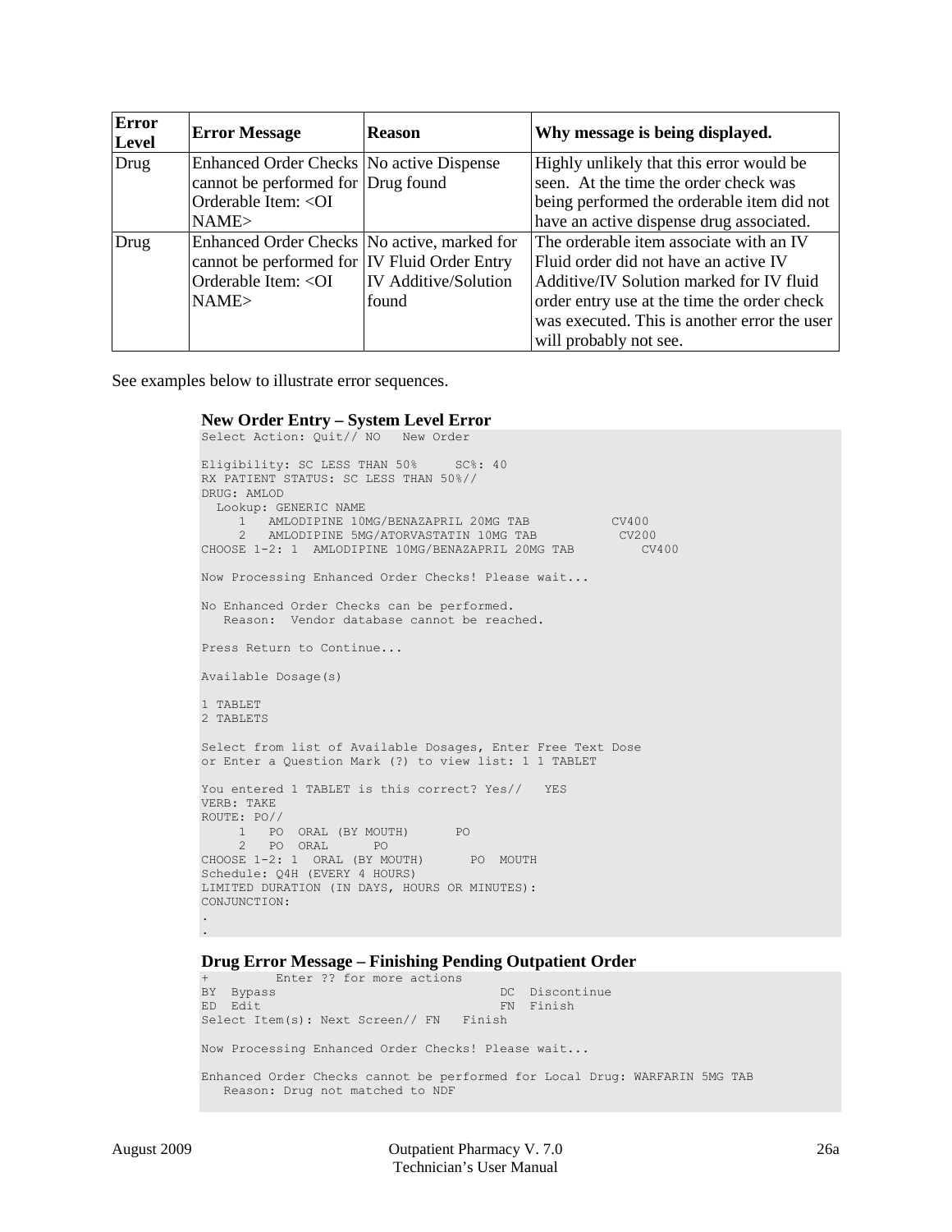| Error Level | Error Message | Reason | Why message is being displayed. |
|---|---|---|---|
| Drug | Enhanced Order Checks cannot be performed for Orderable Item: <OI NAME> | No active Dispense Drug found | Highly unlikely that this error would be seen. At the time the order check was being performed the orderable item did not have an active dispense drug associated. |
| Drug | Enhanced Order Checks cannot be performed for Orderable Item: <OI NAME> | No active, marked for IV Fluid Order Entry IV Additive/Solution found | The orderable item associate with an IV Fluid order did not have an active IV Additive/IV Solution marked for IV fluid order entry use at the time the order check was executed. This is another error the user will probably not see. |

See examples below to illustrate error sequences.

**New Order Entry – System Level Error**

```
Select Action: Quit// NO   New Order

Eligibility: SC LESS THAN 50%     SC%: 40
RX PATIENT STATUS: SC LESS THAN 50%//
DRUG: AMLOD
  Lookup: GENERIC NAME
     1   AMLODIPINE 10MG/BENAZAPRIL 20MG TAB           CV400
     2   AMLODIPINE 5MG/ATORVASTATIN 10MG TAB           CV200
CHOOSE 1-2: 1  AMLODIPINE 10MG/BENAZAPRIL 20MG TAB         CV400

Now Processing Enhanced Order Checks! Please wait...

No Enhanced Order Checks can be performed.
   Reason:  Vendor database cannot be reached.

Press Return to Continue...

Available Dosage(s)

1 TABLET
2 TABLETS

Select from list of Available Dosages, Enter Free Text Dose
or Enter a Question Mark (?) to view list: 1 1 TABLET

You entered 1 TABLET is this correct? Yes//   YES
VERB: TAKE
ROUTE: PO//
     1   PO  ORAL (BY MOUTH)      PO
     2   PO  ORAL      PO
CHOOSE 1-2: 1  ORAL (BY MOUTH)      PO  MOUTH
Schedule: Q4H (EVERY 4 HOURS)
LIMITED DURATION (IN DAYS, HOURS OR MINUTES):
CONJUNCTION:
.
.
```

**Drug Error Message – Finishing Pending Outpatient Order**

```
+         Enter ?? for more actions
BY  Bypass                              DC  Discontinue
ED  Edit                                FN  Finish
Select Item(s): Next Screen// FN   Finish

Now Processing Enhanced Order Checks! Please wait...

Enhanced Order Checks cannot be performed for Local Drug: WARFARIN 5MG TAB
   Reason: Drug not matched to NDF
```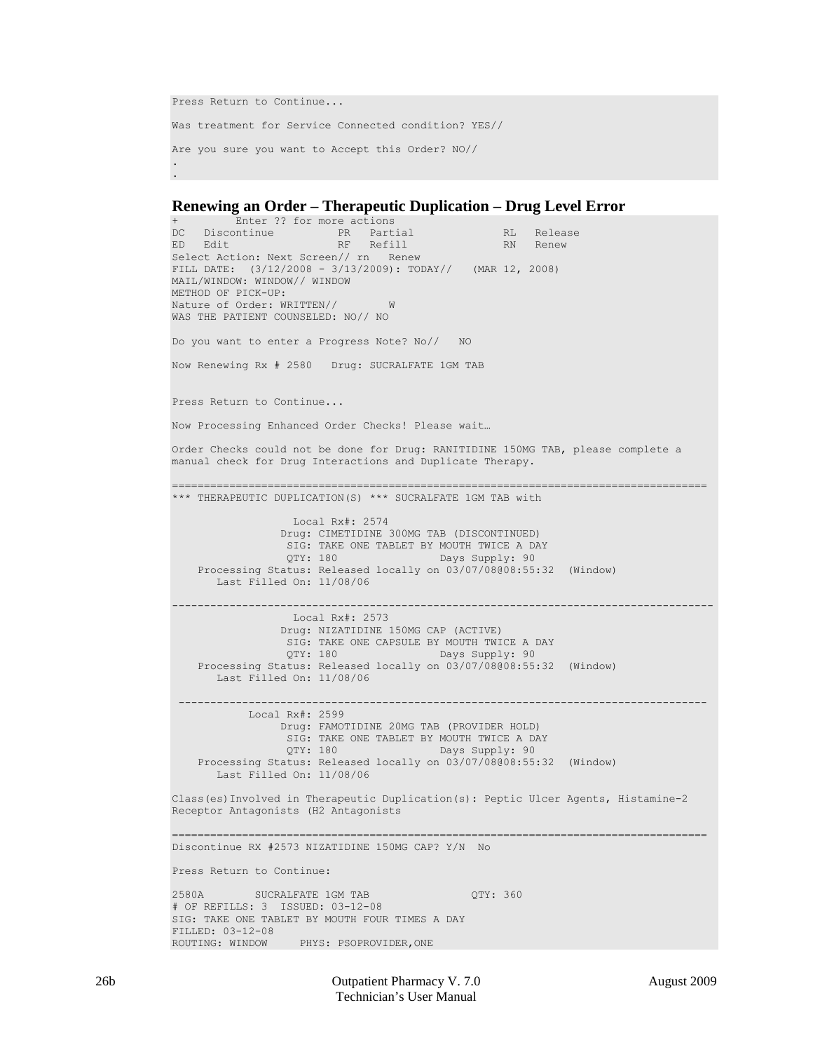```
Press Return to Continue...

Was treatment for Service Connected condition? YES//

Are you sure you want to Accept this Order? NO//
.
.
```

### Renewing an Order – Therapeutic Duplication – Drug Level Error

```
+         Enter ?? for more actions
DC   Discontinue          PR   Partial              RL   Release
ED   Edit                 RF   Refill               RN   Renew
Select Action: Next Screen// rn   Renew
FILL DATE:  (3/12/2008 - 3/13/2009): TODAY//   (MAR 12, 2008)
MAIL/WINDOW: WINDOW// WINDOW
METHOD OF PICK-UP:
Nature of Order: WRITTEN//        W
WAS THE PATIENT COUNSELED: NO// NO

Do you want to enter a Progress Note? No//   NO

Now Renewing Rx # 2580   Drug: SUCRALFATE 1GM TAB


Press Return to Continue...

Now Processing Enhanced Order Checks! Please wait…

Order Checks could not be done for Drug: RANITIDINE 150MG TAB, please complete a
manual check for Drug Interactions and Duplicate Therapy.

===================================================================================
*** THERAPEUTIC DUPLICATION(S) *** SUCRALFATE 1GM TAB with

                   Local Rx#: 2574
                 Drug: CIMETIDINE 300MG TAB (DISCONTINUED)
                  SIG: TAKE ONE TABLET BY MOUTH TWICE A DAY
                  QTY: 180                Days Supply: 90
    Processing Status: Released locally on 03/07/08@08:55:32  (Window)
       Last Filled On: 11/08/06

-----------------------------------------------------------------------------------
                   Local Rx#: 2573
                 Drug: NIZATIDINE 150MG CAP (ACTIVE)
                  SIG: TAKE ONE CAPSULE BY MOUTH TWICE A DAY
                  QTY: 180                Days Supply: 90
    Processing Status: Released locally on 03/07/08@08:55:32  (Window)
       Last Filled On: 11/08/06

 ----------------------------------------------------------------------------------
            Local Rx#: 2599
                 Drug: FAMOTIDINE 20MG TAB (PROVIDER HOLD)
                  SIG: TAKE ONE TABLET BY MOUTH TWICE A DAY
                  QTY: 180                Days Supply: 90
    Processing Status: Released locally on 03/07/08@08:55:32  (Window)
       Last Filled On: 11/08/06

Class(es)Involved in Therapeutic Duplication(s): Peptic Ulcer Agents, Histamine-2
Receptor Antagonists (H2 Antagonists

===================================================================================
Discontinue RX #2573 NIZATIDINE 150MG CAP? Y/N  No

Press Return to Continue:

2580A        SUCRALFATE 1GM TAB               QTY: 360
# OF REFILLS: 3  ISSUED: 03-12-08
SIG: TAKE ONE TABLET BY MOUTH FOUR TIMES A DAY
FILLED: 03-12-08
ROUTING: WINDOW     PHYS: PSOPROVIDER,ONE
```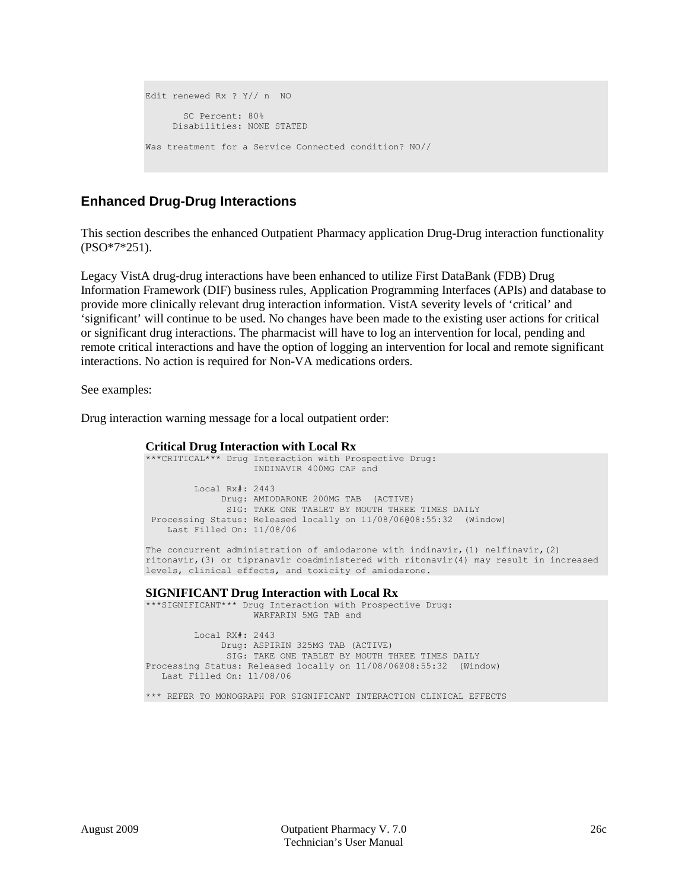```
Edit renewed Rx ? Y// n  NO

       SC Percent: 80%
     Disabilities: NONE STATED

Was treatment for a Service Connected condition? NO//
```

## Enhanced Drug-Drug Interactions

This section describes the enhanced Outpatient Pharmacy application Drug-Drug interaction functionality (PSO*7*251).

Legacy VistA drug-drug interactions have been enhanced to utilize First DataBank (FDB) Drug Information Framework (DIF) business rules, Application Programming Interfaces (APIs) and database to provide more clinically relevant drug interaction information. VistA severity levels of 'critical' and 'significant' will continue to be used. No changes have been made to the existing user actions for critical or significant drug interactions. The pharmacist will have to log an intervention for local, pending and remote critical interactions and have the option of logging an intervention for local and remote significant interactions. No action is required for Non-VA medications orders.

See examples:

Drug interaction warning message for a local outpatient order:

**Critical Drug Interaction with Local Rx**

```
***CRITICAL*** Drug Interaction with Prospective Drug:
                    INDINAVIR 400MG CAP and

         Local Rx#: 2443
              Drug: AMIODARONE 200MG TAB  (ACTIVE)
               SIG: TAKE ONE TABLET BY MOUTH THREE TIMES DAILY
 Processing Status: Released locally on 11/08/06@08:55:32  (Window)
    Last Filled On: 11/08/06

The concurrent administration of amiodarone with indinavir,(1) nelfinavir,(2)
ritonavir,(3) or tipranavir coadministered with ritonavir(4) may result in increased
levels, clinical effects, and toxicity of amiodarone.
```

**SIGNIFICANT Drug Interaction with Local Rx**

```
***SIGNIFICANT*** Drug Interaction with Prospective Drug:
                    WARFARIN 5MG TAB and

         Local RX#: 2443
              Drug: ASPIRIN 325MG TAB (ACTIVE)
               SIG: TAKE ONE TABLET BY MOUTH THREE TIMES DAILY
Processing Status: Released locally on 11/08/06@08:55:32  (Window)
   Last Filled On: 11/08/06

*** REFER TO MONOGRAPH FOR SIGNIFICANT INTERACTION CLINICAL EFFECTS
```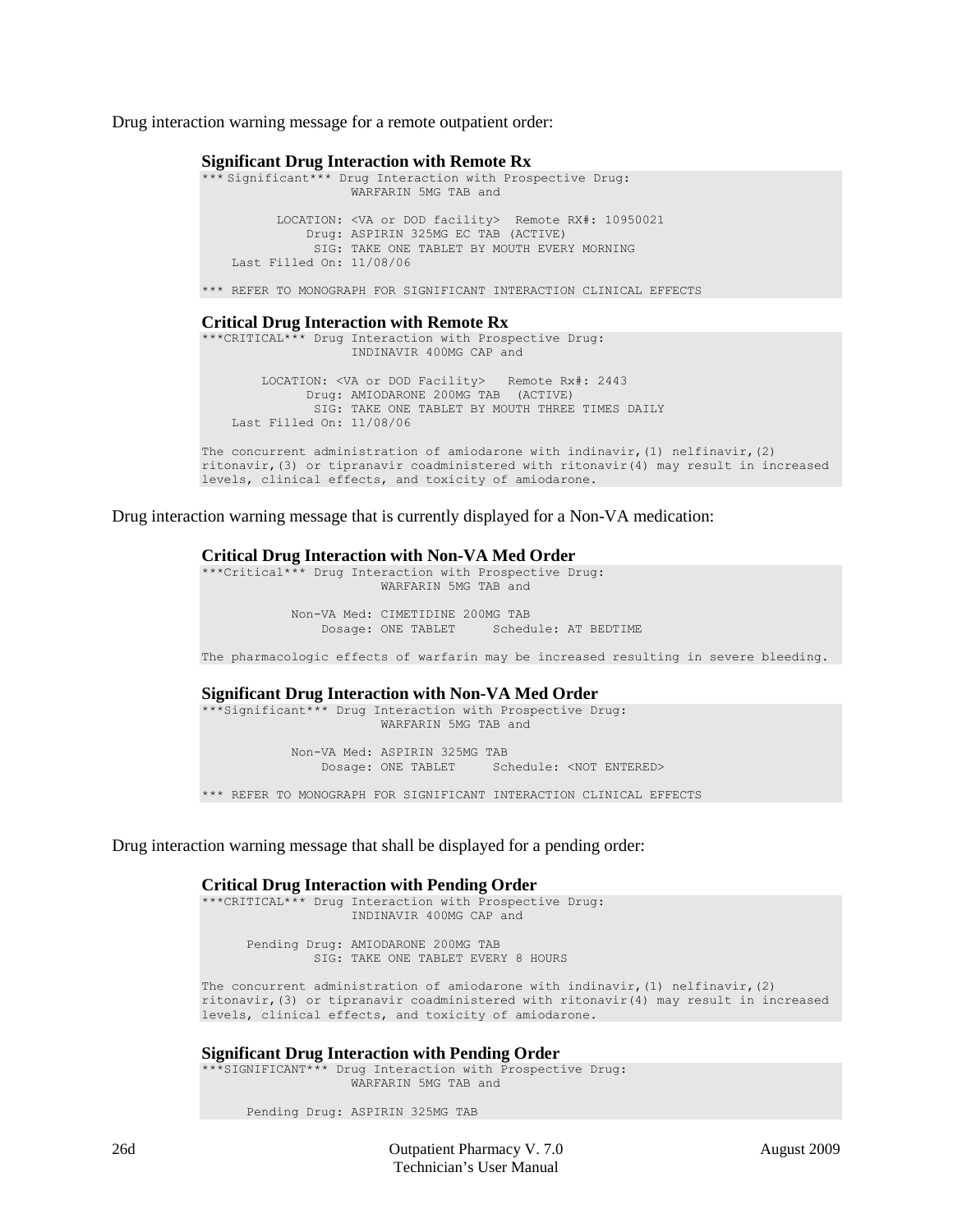Drug interaction warning message for a remote outpatient order:

**Significant Drug Interaction with Remote Rx**

```
*** Significant*** Drug Interaction with Prospective Drug:
                    WARFARIN 5MG TAB and

          LOCATION: <VA or DOD facility>  Remote RX#: 10950021
              Drug: ASPIRIN 325MG EC TAB (ACTIVE)
               SIG: TAKE ONE TABLET BY MOUTH EVERY MORNING
    Last Filled On: 11/08/06

*** REFER TO MONOGRAPH FOR SIGNIFICANT INTERACTION CLINICAL EFFECTS
```

**Critical Drug Interaction with Remote Rx**

```
***CRITICAL*** Drug Interaction with Prospective Drug:
                    INDINAVIR 400MG CAP and

        LOCATION: <VA or DOD Facility>   Remote Rx#: 2443
              Drug: AMIODARONE 200MG TAB  (ACTIVE)
               SIG: TAKE ONE TABLET BY MOUTH THREE TIMES DAILY
    Last Filled On: 11/08/06

The concurrent administration of amiodarone with indinavir,(1) nelfinavir,(2)
ritonavir,(3) or tipranavir coadministered with ritonavir(4) may result in increased
levels, clinical effects, and toxicity of amiodarone.
```

Drug interaction warning message that is currently displayed for a Non-VA medication:

**Critical Drug Interaction with Non-VA Med Order**

```
***Critical*** Drug Interaction with Prospective Drug:
                        WARFARIN 5MG TAB and

            Non-VA Med: CIMETIDINE 200MG TAB
                Dosage: ONE TABLET     Schedule: AT BEDTIME

The pharmacologic effects of warfarin may be increased resulting in severe bleeding.
```

**Significant Drug Interaction with Non-VA Med Order**

```
***Significant*** Drug Interaction with Prospective Drug:
                        WARFARIN 5MG TAB and

            Non-VA Med: ASPIRIN 325MG TAB
                Dosage: ONE TABLET     Schedule: <NOT ENTERED>

*** REFER TO MONOGRAPH FOR SIGNIFICANT INTERACTION CLINICAL EFFECTS
```

Drug interaction warning message that shall be displayed for a pending order:

**Critical Drug Interaction with Pending Order**

```
***CRITICAL*** Drug Interaction with Prospective Drug:
                    INDINAVIR 400MG CAP and

      Pending Drug: AMIODARONE 200MG TAB
               SIG: TAKE ONE TABLET EVERY 8 HOURS

The concurrent administration of amiodarone with indinavir,(1) nelfinavir,(2)
ritonavir,(3) or tipranavir coadministered with ritonavir(4) may result in increased
levels, clinical effects, and toxicity of amiodarone.
```

**Significant Drug Interaction with Pending Order**

```
***SIGNIFICANT*** Drug Interaction with Prospective Drug:
                    WARFARIN 5MG TAB and

      Pending Drug: ASPIRIN 325MG TAB
```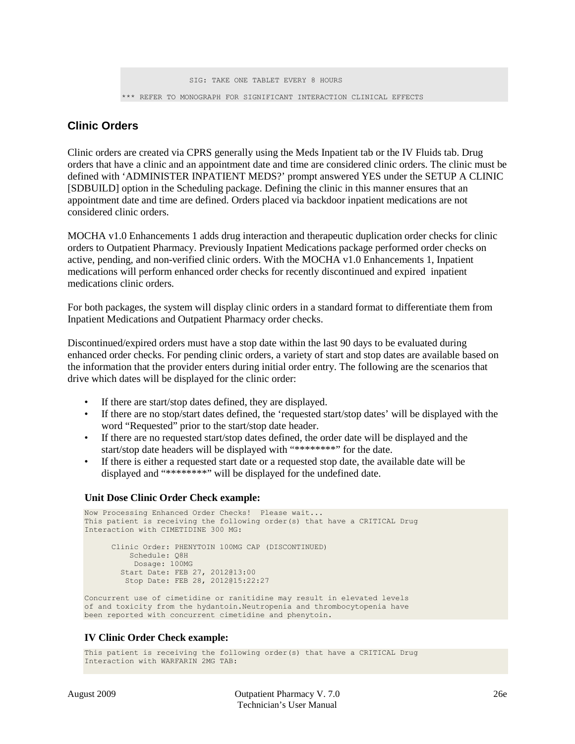```
              SIG: TAKE ONE TABLET EVERY 8 HOURS
*** REFER TO MONOGRAPH FOR SIGNIFICANT INTERACTION CLINICAL EFFECTS
```

## Clinic Orders

Clinic orders are created via CPRS generally using the Meds Inpatient tab or the IV Fluids tab. Drug orders that have a clinic and an appointment date and time are considered clinic orders. The clinic must be defined with 'ADMINISTER INPATIENT MEDS?' prompt answered YES under the SETUP A CLINIC [SDBUILD] option in the Scheduling package. Defining the clinic in this manner ensures that an appointment date and time are defined. Orders placed via backdoor inpatient medications are not considered clinic orders.

MOCHA v1.0 Enhancements 1 adds drug interaction and therapeutic duplication order checks for clinic orders to Outpatient Pharmacy. Previously Inpatient Medications package performed order checks on active, pending, and non-verified clinic orders. With the MOCHA v1.0 Enhancements 1, Inpatient medications will perform enhanced order checks for recently discontinued and expired inpatient medications clinic orders.

For both packages, the system will display clinic orders in a standard format to differentiate them from Inpatient Medications and Outpatient Pharmacy order checks.

Discontinued/expired orders must have a stop date within the last 90 days to be evaluated during enhanced order checks. For pending clinic orders, a variety of start and stop dates are available based on the information that the provider enters during initial order entry. The following are the scenarios that drive which dates will be displayed for the clinic order:

- If there are start/stop dates defined, they are displayed.
- If there are no stop/start dates defined, the 'requested start/stop dates' will be displayed with the word "Requested" prior to the start/stop date header.
- If there are no requested start/stop dates defined, the order date will be displayed and the start/stop date headers will be displayed with "********" for the date.
- If there is either a requested start date or a requested stop date, the available date will be displayed and "********" will be displayed for the undefined date.

**Unit Dose Clinic Order Check example:**

```
Now Processing Enhanced Order Checks!  Please wait...
This patient is receiving the following order(s) that have a CRITICAL Drug
Interaction with CIMETIDINE 300 MG:

      Clinic Order: PHENYTOIN 100MG CAP (DISCONTINUED)
          Schedule: Q8H
           Dosage: 100MG
        Start Date: FEB 27, 2012@13:00
         Stop Date: FEB 28, 2012@15:22:27

Concurrent use of cimetidine or ranitidine may result in elevated levels
of and toxicity from the hydantoin.Neutropenia and thrombocytopenia have
been reported with concurrent cimetidine and phenytoin.
```

**IV Clinic Order Check example:**

```
This patient is receiving the following order(s) that have a CRITICAL Drug
Interaction with WARFARIN 2MG TAB:
```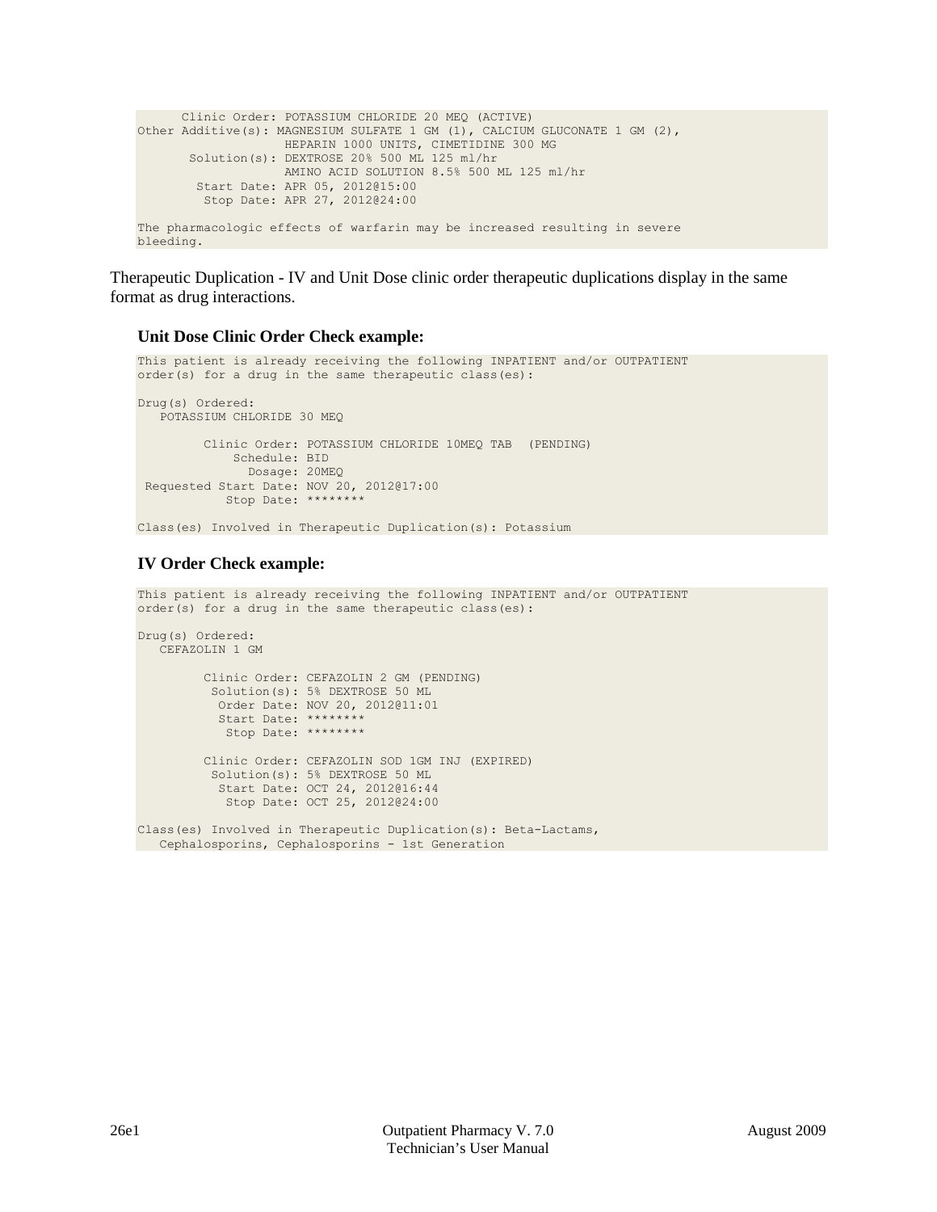```
      Clinic Order: POTASSIUM CHLORIDE 20 MEQ (ACTIVE)
Other Additive(s): MAGNESIUM SULFATE 1 GM (1), CALCIUM GLUCONATE 1 GM (2),
                   HEPARIN 1000 UNITS, CIMETIDINE 300 MG
       Solution(s): DEXTROSE 20% 500 ML 125 ml/hr
                   AMINO ACID SOLUTION 8.5% 500 ML 125 ml/hr
        Start Date: APR 05, 2012@15:00
         Stop Date: APR 27, 2012@24:00

The pharmacologic effects of warfarin may be increased resulting in severe
bleeding.
```

Therapeutic Duplication - IV and Unit Dose clinic order therapeutic duplications display in the same format as drug interactions.

### Unit Dose Clinic Order Check example:

```
This patient is already receiving the following INPATIENT and/or OUTPATIENT
order(s) for a drug in the same therapeutic class(es):

Drug(s) Ordered:
   POTASSIUM CHLORIDE 30 MEQ

         Clinic Order: POTASSIUM CHLORIDE 10MEQ TAB  (PENDING)
             Schedule: BID
               Dosage: 20MEQ
 Requested Start Date: NOV 20, 2012@17:00
            Stop Date: ********

Class(es) Involved in Therapeutic Duplication(s): Potassium
```

### IV Order Check example:

```
This patient is already receiving the following INPATIENT and/or OUTPATIENT
order(s) for a drug in the same therapeutic class(es):

Drug(s) Ordered:
   CEFAZOLIN 1 GM

         Clinic Order: CEFAZOLIN 2 GM (PENDING)
          Solution(s): 5% DEXTROSE 50 ML
           Order Date: NOV 20, 2012@11:01
           Start Date: ********
            Stop Date: ********

         Clinic Order: CEFAZOLIN SOD 1GM INJ (EXPIRED)
          Solution(s): 5% DEXTROSE 50 ML
           Start Date: OCT 24, 2012@16:44
            Stop Date: OCT 25, 2012@24:00

Class(es) Involved in Therapeutic Duplication(s): Beta-Lactams,
   Cephalosporins, Cephalosporins - 1st Generation
```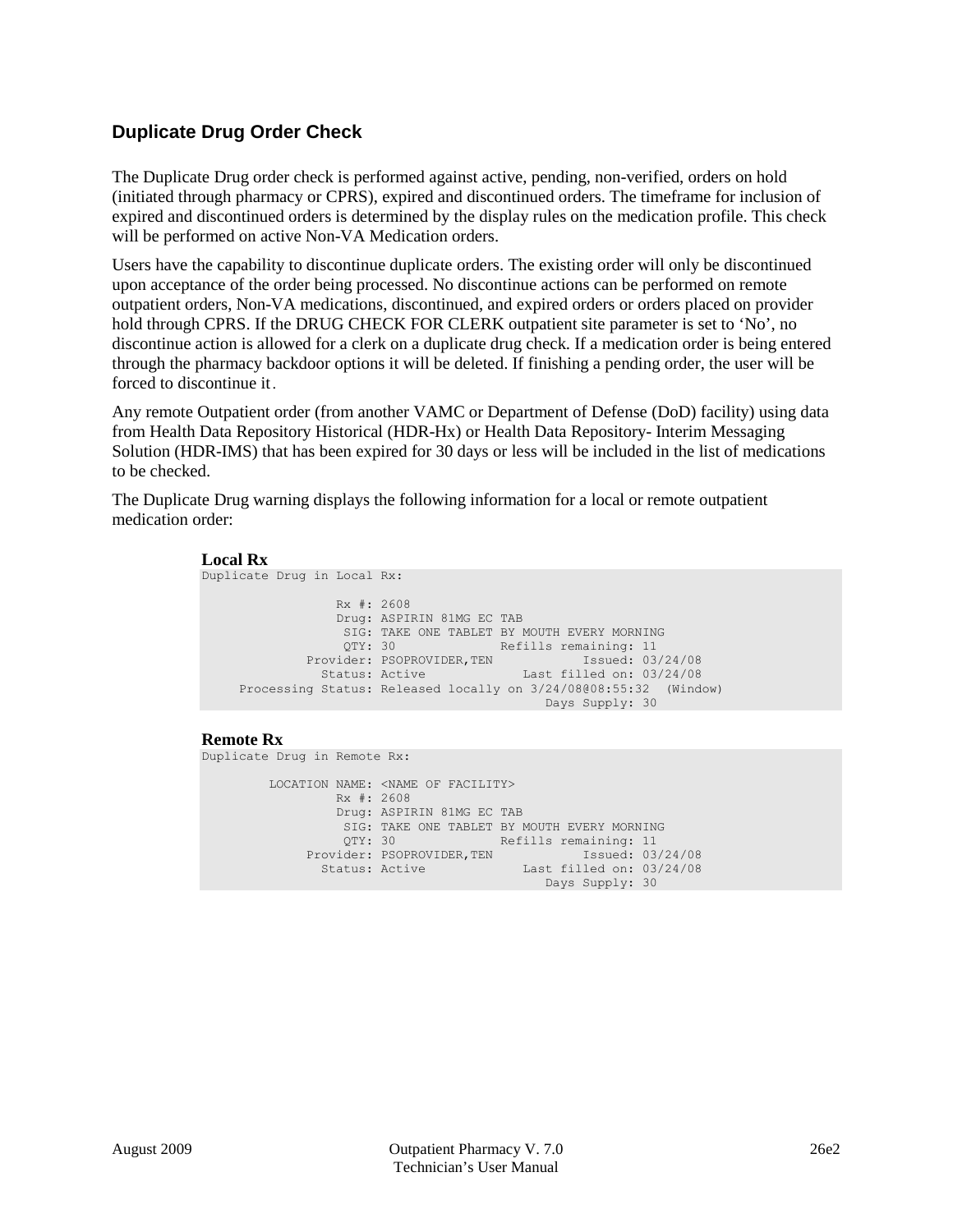### Duplicate Drug Order Check

The Duplicate Drug order check is performed against active, pending, non-verified, orders on hold (initiated through pharmacy or CPRS), expired and discontinued orders. The timeframe for inclusion of expired and discontinued orders is determined by the display rules on the medication profile. This check will be performed on active Non-VA Medication orders.

Users have the capability to discontinue duplicate orders. The existing order will only be discontinued upon acceptance of the order being processed. No discontinue actions can be performed on remote outpatient orders, Non-VA medications, discontinued, and expired orders or orders placed on provider hold through CPRS. If the DRUG CHECK FOR CLERK outpatient site parameter is set to 'No', no discontinue action is allowed for a clerk on a duplicate drug check. If a medication order is being entered through the pharmacy backdoor options it will be deleted. If finishing a pending order, the user will be forced to discontinue it.

Any remote Outpatient order (from another VAMC or Department of Defense (DoD) facility) using data from Health Data Repository Historical (HDR-Hx) or Health Data Repository- Interim Messaging Solution (HDR-IMS) that has been expired for 30 days or less will be included in the list of medications to be checked.

The Duplicate Drug warning displays the following information for a local or remote outpatient medication order:

**Local Rx**

```
Duplicate Drug in Local Rx:

                  Rx #: 2608
                  Drug: ASPIRIN 81MG EC TAB
                   SIG: TAKE ONE TABLET BY MOUTH EVERY MORNING
                   QTY: 30              Refills remaining: 11
              Provider: PSOPROVIDER,TEN            Issued: 03/24/08
                Status: Active             Last filled on: 03/24/08
     Processing Status: Released locally on 3/24/08@08:55:32  (Window)
                                              Days Supply: 30
```

**Remote Rx**

```
Duplicate Drug in Remote Rx:

         LOCATION NAME: <NAME OF FACILITY>
                  Rx #: 2608
                  Drug: ASPIRIN 81MG EC TAB
                   SIG: TAKE ONE TABLET BY MOUTH EVERY MORNING
                   QTY: 30              Refills remaining: 11
              Provider: PSOPROVIDER,TEN            Issued: 03/24/08
                Status: Active             Last filled on: 03/24/08
                                              Days Supply: 30
```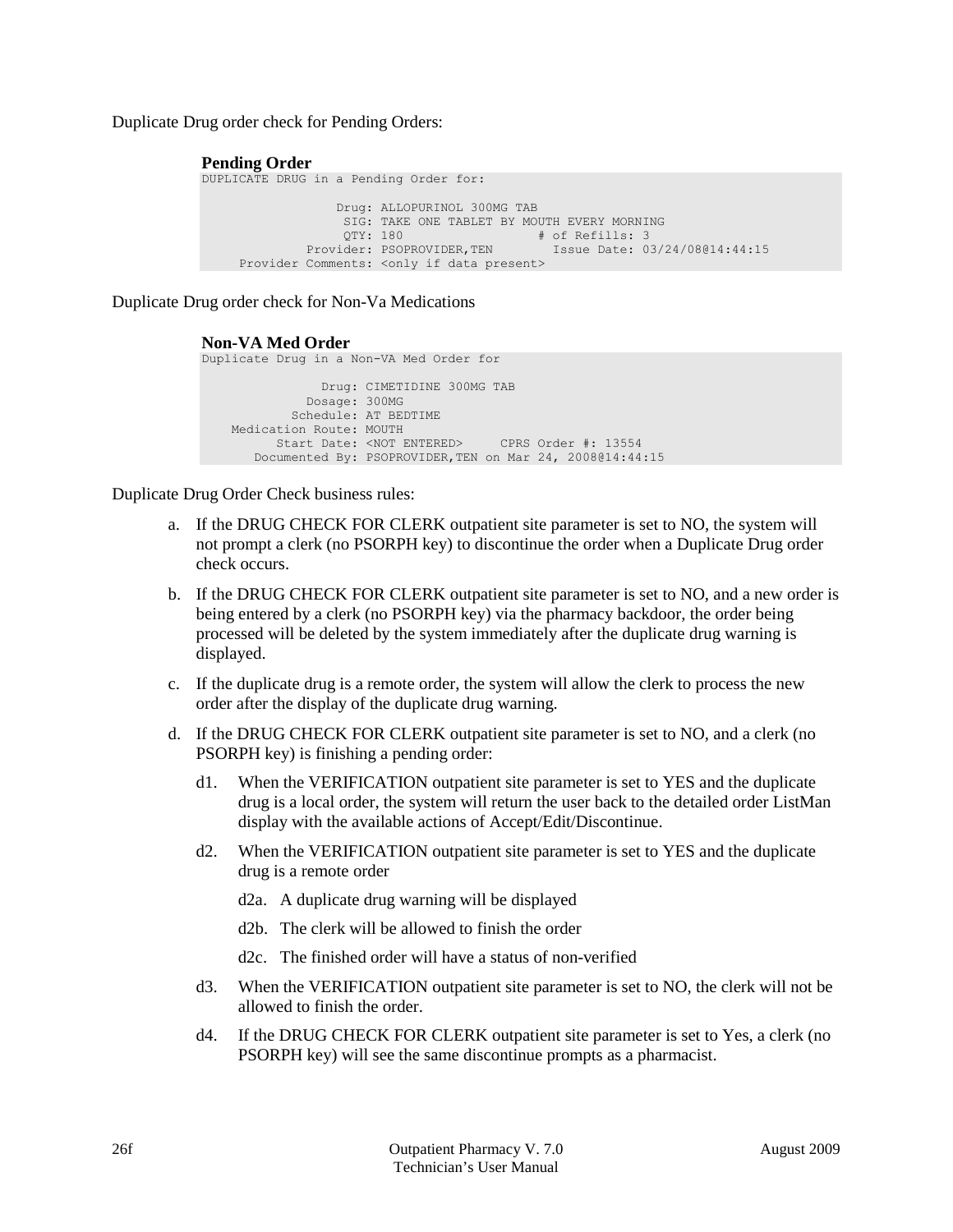Duplicate Drug order check for Pending Orders:

**Pending Order**

```
DUPLICATE DRUG in a Pending Order for:

                  Drug: ALLOPURINOL 300MG TAB
                   SIG: TAKE ONE TABLET BY MOUTH EVERY MORNING
                   QTY: 180                  # of Refills: 3
              Provider: PSOPROVIDER,TEN        Issue Date: 03/24/08@14:44:15
     Provider Comments: <only if data present>
```

Duplicate Drug order check for Non-Va Medications

**Non-VA Med Order**

```
Duplicate Drug in a Non-VA Med Order for

                Drug: CIMETIDINE 300MG TAB
              Dosage: 300MG
            Schedule: AT BEDTIME
    Medication Route: MOUTH
          Start Date: <NOT ENTERED>     CPRS Order #: 13554
       Documented By: PSOPROVIDER,TEN on Mar 24, 2008@14:44:15
```

Duplicate Drug Order Check business rules:

a. If the DRUG CHECK FOR CLERK outpatient site parameter is set to NO, the system will not prompt a clerk (no PSORPH key) to discontinue the order when a Duplicate Drug order check occurs.

b. If the DRUG CHECK FOR CLERK outpatient site parameter is set to NO, and a new order is being entered by a clerk (no PSORPH key) via the pharmacy backdoor, the order being processed will be deleted by the system immediately after the duplicate drug warning is displayed.

c. If the duplicate drug is a remote order, the system will allow the clerk to process the new order after the display of the duplicate drug warning.

d. If the DRUG CHECK FOR CLERK outpatient site parameter is set to NO, and a clerk (no PSORPH key) is finishing a pending order:

   d1. When the VERIFICATION outpatient site parameter is set to YES and the duplicate drug is a local order, the system will return the user back to the detailed order ListMan display with the available actions of Accept/Edit/Discontinue.

   d2. When the VERIFICATION outpatient site parameter is set to YES and the duplicate drug is a remote order

      d2a. A duplicate drug warning will be displayed

      d2b. The clerk will be allowed to finish the order

      d2c. The finished order will have a status of non-verified

   d3. When the VERIFICATION outpatient site parameter is set to NO, the clerk will not be allowed to finish the order.

   d4. If the DRUG CHECK FOR CLERK outpatient site parameter is set to Yes, a clerk (no PSORPH key) will see the same discontinue prompts as a pharmacist.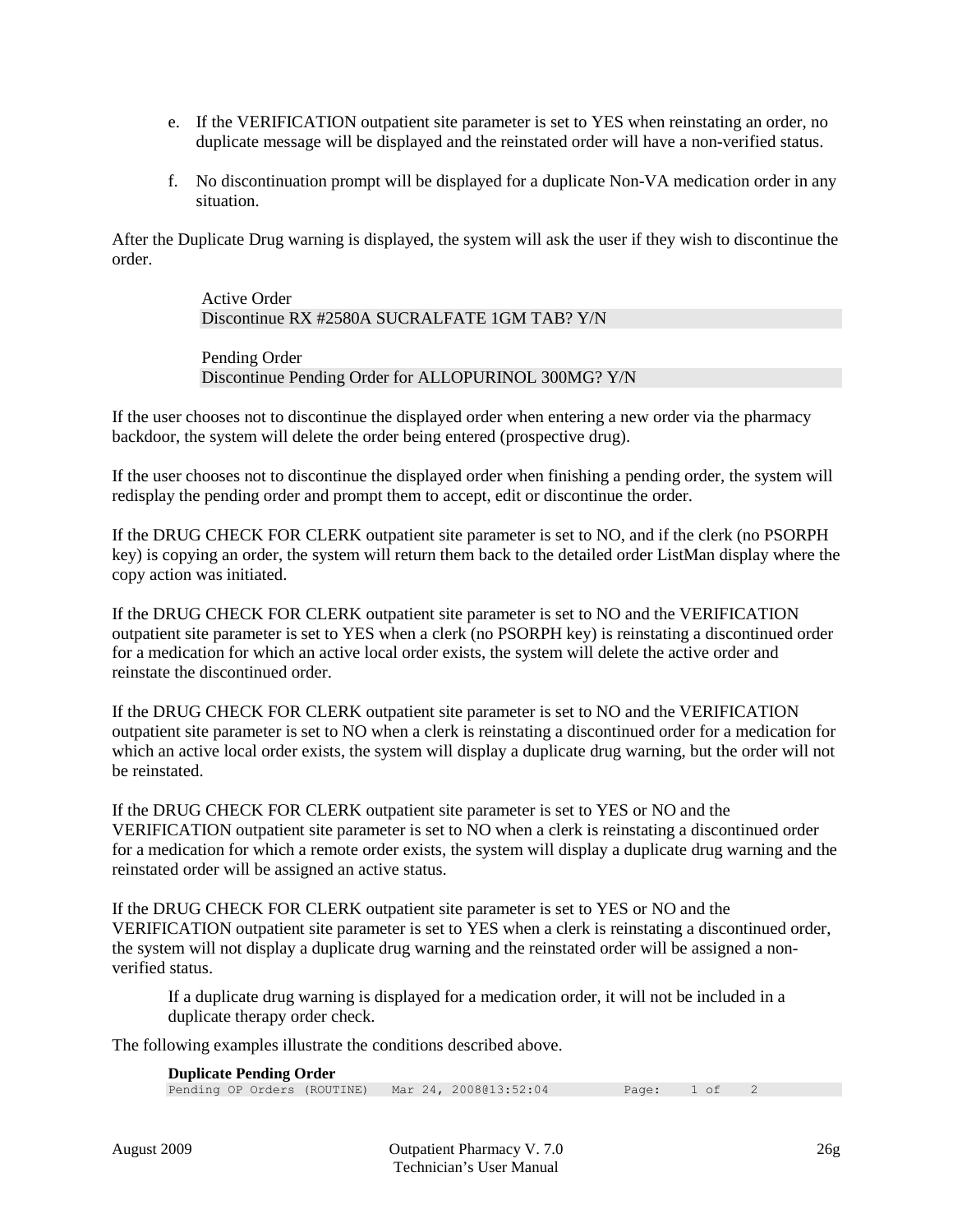e. If the VERIFICATION outpatient site parameter is set to YES when reinstating an order, no duplicate message will be displayed and the reinstated order will have a non-verified status.

f. No discontinuation prompt will be displayed for a duplicate Non-VA medication order in any situation.

After the Duplicate Drug warning is displayed, the system will ask the user if they wish to discontinue the order.

Active Order

```
Discontinue RX #2580A SUCRALFATE 1GM TAB? Y/N
```

Pending Order

```
Discontinue Pending Order for ALLOPURINOL 300MG? Y/N
```

If the user chooses not to discontinue the displayed order when entering a new order via the pharmacy backdoor, the system will delete the order being entered (prospective drug).

If the user chooses not to discontinue the displayed order when finishing a pending order, the system will redisplay the pending order and prompt them to accept, edit or discontinue the order.

If the DRUG CHECK FOR CLERK outpatient site parameter is set to NO, and if the clerk (no PSORPH key) is copying an order, the system will return them back to the detailed order ListMan display where the copy action was initiated.

If the DRUG CHECK FOR CLERK outpatient site parameter is set to NO and the VERIFICATION outpatient site parameter is set to YES when a clerk (no PSORPH key) is reinstating a discontinued order for a medication for which an active local order exists, the system will delete the active order and reinstate the discontinued order.

If the DRUG CHECK FOR CLERK outpatient site parameter is set to NO and the VERIFICATION outpatient site parameter is set to NO when a clerk is reinstating a discontinued order for a medication for which an active local order exists, the system will display a duplicate drug warning, but the order will not be reinstated.

If the DRUG CHECK FOR CLERK outpatient site parameter is set to YES or NO and the VERIFICATION outpatient site parameter is set to NO when a clerk is reinstating a discontinued order for a medication for which a remote order exists, the system will display a duplicate drug warning and the reinstated order will be assigned an active status.

If the DRUG CHECK FOR CLERK outpatient site parameter is set to YES or NO and the VERIFICATION outpatient site parameter is set to YES when a clerk is reinstating a discontinued order, the system will not display a duplicate drug warning and the reinstated order will be assigned a non-verified status.

If a duplicate drug warning is displayed for a medication order, it will not be included in a duplicate therapy order check.

The following examples illustrate the conditions described above.

**Duplicate Pending Order**

```
Pending OP Orders (ROUTINE)   Mar 24, 2008@13:52:04          Page:    1 of    2
```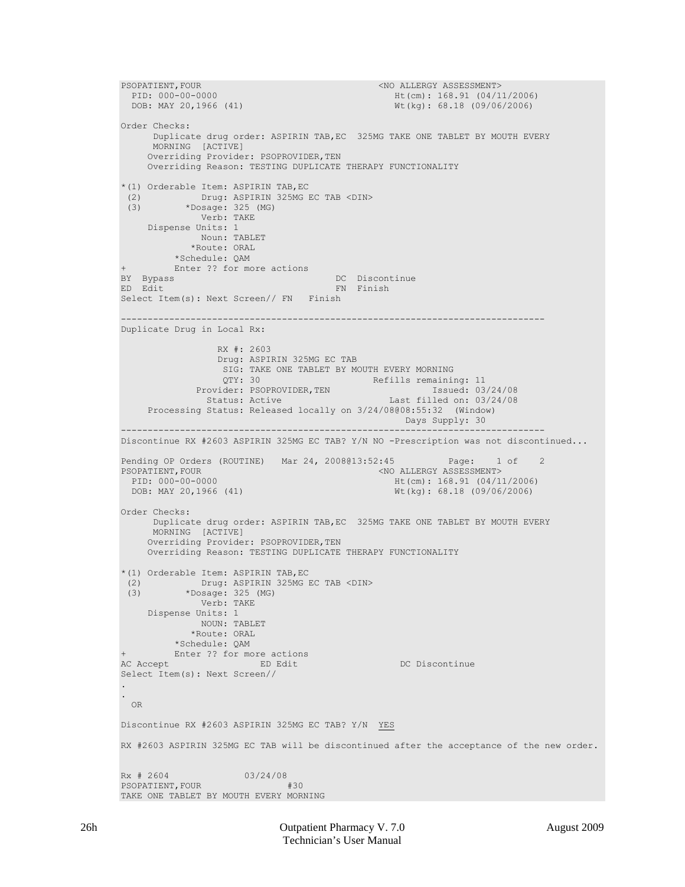```
PSOPATIENT,FOUR                                  <NO ALLERGY ASSESSMENT>
  PID: 000-00-0000                                  Ht(cm): 168.91 (04/11/2006)
  DOB: MAY 20,1966 (41)                             Wt(kg): 68.18 (09/06/2006)

Order Checks:
      Duplicate drug order: ASPIRIN TAB,EC  325MG TAKE ONE TABLET BY MOUTH EVERY
      MORNING  [ACTIVE]
     Overriding Provider: PSOPROVIDER,TEN
     Overriding Reason: TESTING DUPLICATE THERAPY FUNCTIONALITY

*(1) Orderable Item: ASPIRIN TAB,EC
 (2)           Drug: ASPIRIN 325MG EC TAB <DIN>
 (3)        *Dosage: 325 (MG)
               Verb: TAKE
     Dispense Units: 1
               Noun: TABLET
             *Route: ORAL
          *Schedule: QAM
+         Enter ?? for more actions
BY  Bypass                              DC  Discontinue
ED  Edit                                FN  Finish
Select Item(s): Next Screen// FN   Finish

----------------------------------------------------------------------------
Duplicate Drug in Local Rx:

                  RX #: 2603
                  Drug: ASPIRIN 325MG EC TAB
                   SIG: TAKE ONE TABLET BY MOUTH EVERY MORNING
                   QTY: 30                    Refills remaining: 11
              Provider: PSOPROVIDER,TEN                    Issued: 03/24/08
                Status: Active                    Last filled on: 03/24/08
     Processing Status: Released locally on 3/24/08@08:55:32  (Window)
                                                      Days Supply: 30
----------------------------------------------------------------------------
Discontinue RX #2603 ASPIRIN 325MG EC TAB? Y/N NO -Prescription was not discontinued...

Pending OP Orders (ROUTINE)   Mar 24, 2008@13:52:45          Page:    1 of    2
PSOPATIENT,FOUR                                  <NO ALLERGY ASSESSMENT>
  PID: 000-00-0000                                  Ht(cm): 168.91 (04/11/2006)
  DOB: MAY 20,1966 (41)                             Wt(kg): 68.18 (09/06/2006)

Order Checks:
      Duplicate drug order: ASPIRIN TAB,EC  325MG TAKE ONE TABLET BY MOUTH EVERY
      MORNING  [ACTIVE]
     Overriding Provider: PSOPROVIDER,TEN
     Overriding Reason: TESTING DUPLICATE THERAPY FUNCTIONALITY

*(1) Orderable Item: ASPIRIN TAB,EC
 (2)           Drug: ASPIRIN 325MG EC TAB <DIN>
 (3)        *Dosage: 325 (MG)
               Verb: TAKE
     Dispense Units: 1
               NOUN: TABLET
             *Route: ORAL
          *Schedule: QAM
+         Enter ?? for more actions
AC Accept                ED Edit                  DC Discontinue
Select Item(s): Next Screen//
.
.
  OR

Discontinue RX #2603 ASPIRIN 325MG EC TAB? Y/N  YES

RX #2603 ASPIRIN 325MG EC TAB will be discontinued after the acceptance of the new order.


Rx # 2604              03/24/08
PSOPATIENT,FOUR                #30
TAKE ONE TABLET BY MOUTH EVERY MORNING
```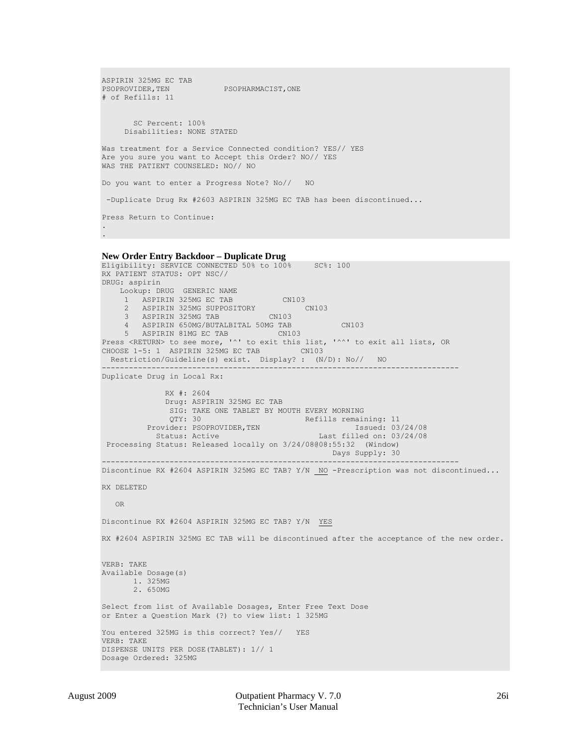```
ASPIRIN 325MG EC TAB
PSOPROVIDER,TEN            PSOPHARMACIST,ONE
# of Refills: 11


       SC Percent: 100%
     Disabilities: NONE STATED

Was treatment for a Service Connected condition? YES// YES
Are you sure you want to Accept this Order? NO// YES
WAS THE PATIENT COUNSELED: NO// NO

Do you want to enter a Progress Note? No//   NO

 -Duplicate Drug Rx #2603 ASPIRIN 325MG EC TAB has been discontinued...

Press Return to Continue:
.
.
```

**New Order Entry Backdoor – Duplicate Drug**

```
Eligibility: SERVICE CONNECTED 50% to 100%     SC%: 100
RX PATIENT STATUS: OPT NSC//
DRUG: aspirin
    Lookup: DRUG  GENERIC NAME
     1   ASPIRIN 325MG EC TAB           CN103
     2   ASPIRIN 325MG SUPPOSITORY          CN103
     3   ASPIRIN 325MG TAB           CN103
     4   ASPIRIN 650MG/BUTALBITAL 50MG TAB           CN103
     5   ASPIRIN 81MG EC TAB          CN103
Press <RETURN> to see more, '^' to exit this list, '^^' to exit all lists, OR
CHOOSE 1-5: 1  ASPIRIN 325MG EC TAB         CN103
  Restriction/Guideline(s) exist.  Display? :  (N/D): No//   NO
--------------------------------------------------------------------------------
Duplicate Drug in Local Rx:

              RX #: 2604
              Drug: ASPIRIN 325MG EC TAB
               SIG: TAKE ONE TABLET BY MOUTH EVERY MORNING
               QTY: 30                    Refills remaining: 11
          Provider: PSOPROVIDER,TEN                    Issued: 03/24/08
            Status: Active                     Last filled on: 03/24/08
 Processing Status: Released locally on 3/24/08@08:55:32  (Window)
                                                   Days Supply: 30
--------------------------------------------------------------------------------
Discontinue RX #2604 ASPIRIN 325MG EC TAB? Y/N  NO -Prescription was not discontinued...

RX DELETED

   OR

Discontinue RX #2604 ASPIRIN 325MG EC TAB? Y/N  YES

RX #2604 ASPIRIN 325MG EC TAB will be discontinued after the acceptance of the new order.


VERB: TAKE
Available Dosage(s)
       1. 325MG
       2. 650MG

Select from list of Available Dosages, Enter Free Text Dose
or Enter a Question Mark (?) to view list: 1 325MG

You entered 325MG is this correct? Yes//   YES
VERB: TAKE
DISPENSE UNITS PER DOSE(TABLET): 1// 1
Dosage Ordered: 325MG
```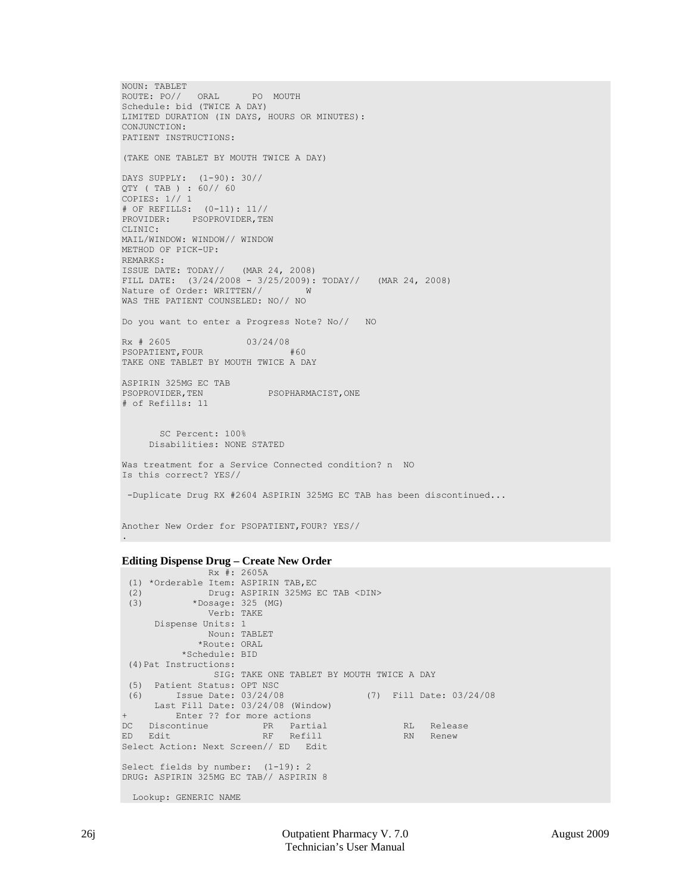```
NOUN: TABLET
ROUTE: PO//   ORAL      PO  MOUTH
Schedule: bid (TWICE A DAY)
LIMITED DURATION (IN DAYS, HOURS OR MINUTES):
CONJUNCTION:
PATIENT INSTRUCTIONS:

(TAKE ONE TABLET BY MOUTH TWICE A DAY)

DAYS SUPPLY:  (1-90): 30//
QTY ( TAB ) : 60// 60
COPIES: 1// 1
# OF REFILLS:  (0-11): 11//
PROVIDER:    PSOPROVIDER,TEN
CLINIC:
MAIL/WINDOW: WINDOW// WINDOW
METHOD OF PICK-UP:
REMARKS:
ISSUE DATE: TODAY//   (MAR 24, 2008)
FILL DATE:  (3/24/2008 - 3/25/2009): TODAY//   (MAR 24, 2008)
Nature of Order: WRITTEN//        W
WAS THE PATIENT COUNSELED: NO// NO

Do you want to enter a Progress Note? No//   NO

Rx # 2605              03/24/08
PSOPATIENT,FOUR                 #60
TAKE ONE TABLET BY MOUTH TWICE A DAY

ASPIRIN 325MG EC TAB
PSOPROVIDER,TEN            PSOPHARMACIST,ONE
# of Refills: 11


       SC Percent: 100%
     Disabilities: NONE STATED

Was treatment for a Service Connected condition? n  NO
Is this correct? YES//

 -Duplicate Drug RX #2604 ASPIRIN 325MG EC TAB has been discontinued...


Another New Order for PSOPATIENT,FOUR? YES//
.
```

**Editing Dispense Drug – Create New Order**

```
                Rx #: 2605A
 (1) *Orderable Item: ASPIRIN TAB,EC
 (2)            Drug: ASPIRIN 325MG EC TAB <DIN>
 (3)         *Dosage: 325 (MG)
                Verb: TAKE
      Dispense Units: 1
                Noun: TABLET
              *Route: ORAL
           *Schedule: BID
 (4)Pat Instructions:
                 SIG: TAKE ONE TABLET BY MOUTH TWICE A DAY
 (5)  Patient Status: OPT NSC
 (6)      Issue Date: 03/24/08               (7)  Fill Date: 03/24/08
      Last Fill Date: 03/24/08 (Window)
+         Enter ?? for more actions
DC   Discontinue          PR   Partial              RL   Release
ED   Edit                 RF   Refill               RN   Renew
Select Action: Next Screen// ED   Edit

Select fields by number:  (1-19): 2
DRUG: ASPIRIN 325MG EC TAB// ASPIRIN 8

  Lookup: GENERIC NAME
```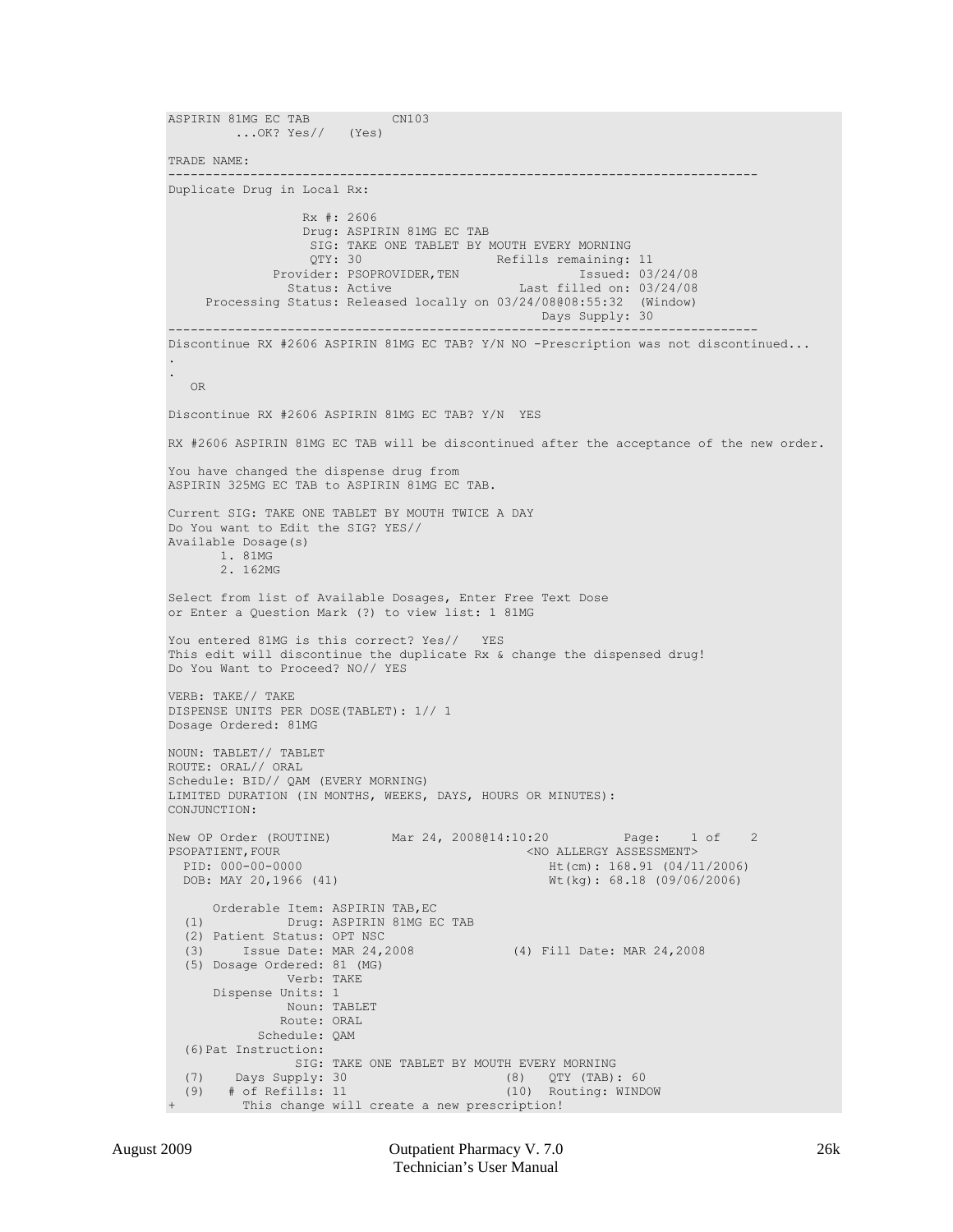```
ASPIRIN 81MG EC TAB          CN103
        ...OK? Yes//   (Yes)

TRADE NAME:
------------------------------------------------------------------------------
Duplicate Drug in Local Rx:

                  Rx #: 2606
                  Drug: ASPIRIN 81MG EC TAB
                   SIG: TAKE ONE TABLET BY MOUTH EVERY MORNING
                   QTY: 30                  Refills remaining: 11
              Provider: PSOPROVIDER,TEN                 Issued: 03/24/08
                Status: Active                Last filled on: 03/24/08
     Processing Status: Released locally on 03/24/08@08:55:32  (Window)
                                                    Days Supply: 30
------------------------------------------------------------------------------
Discontinue RX #2606 ASPIRIN 81MG EC TAB? Y/N NO -Prescription was not discontinued...
.
.
   OR

Discontinue RX #2606 ASPIRIN 81MG EC TAB? Y/N  YES

RX #2606 ASPIRIN 81MG EC TAB will be discontinued after the acceptance of the new order.

You have changed the dispense drug from
ASPIRIN 325MG EC TAB to ASPIRIN 81MG EC TAB.

Current SIG: TAKE ONE TABLET BY MOUTH TWICE A DAY
Do You want to Edit the SIG? YES//
Available Dosage(s)
       1. 81MG
       2. 162MG

Select from list of Available Dosages, Enter Free Text Dose
or Enter a Question Mark (?) to view list: 1 81MG

You entered 81MG is this correct? Yes//   YES
This edit will discontinue the duplicate Rx & change the dispensed drug!
Do You Want to Proceed? NO// YES

VERB: TAKE// TAKE
DISPENSE UNITS PER DOSE(TABLET): 1// 1
Dosage Ordered: 81MG

NOUN: TABLET// TABLET
ROUTE: ORAL// ORAL
Schedule: BID// QAM (EVERY MORNING)
LIMITED DURATION (IN MONTHS, WEEKS, DAYS, HOURS OR MINUTES):
CONJUNCTION:

New OP Order (ROUTINE)        Mar 24, 2008@14:10:20          Page:    1 of    2
PSOPATIENT,FOUR                                  <NO ALLERGY ASSESSMENT>
  PID: 000-00-0000                                  Ht(cm): 168.91 (04/11/2006)
  DOB: MAY 20,1966 (41)                             Wt(kg): 68.18 (09/06/2006)

      Orderable Item: ASPIRIN TAB,EC
  (1)           Drug: ASPIRIN 81MG EC TAB
  (2) Patient Status: OPT NSC
  (3)     Issue Date: MAR 24,2008            (4) Fill Date: MAR 24,2008
  (5) Dosage Ordered: 81 (MG)
                Verb: TAKE
      Dispense Units: 1
                Noun: TABLET
               Route: ORAL
            Schedule: QAM
  (6)Pat Instruction:
                 SIG: TAKE ONE TABLET BY MOUTH EVERY MORNING
  (7)    Days Supply: 30                    (8)   QTY (TAB): 60
  (9)   # of Refills: 11                    (10)  Routing: WINDOW
+         This change will create a new prescription!
```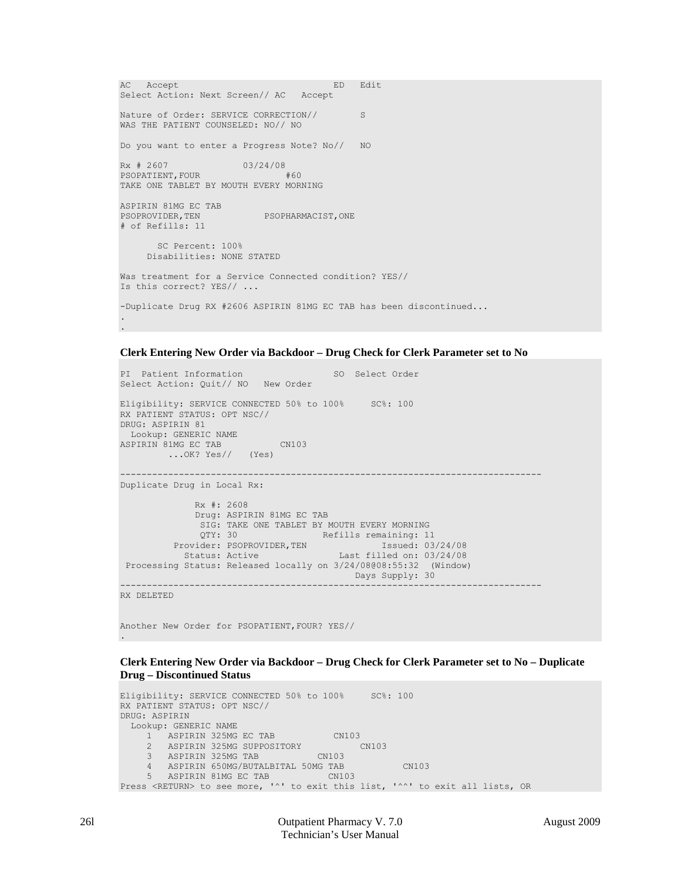```
AC   Accept                              ED   Edit
Select Action: Next Screen// AC   Accept

Nature of Order: SERVICE CORRECTION//        S
WAS THE PATIENT COUNSELED: NO// NO

Do you want to enter a Progress Note? No//   NO

Rx # 2607              03/24/08
PSOPATIENT,FOUR                  #60
TAKE ONE TABLET BY MOUTH EVERY MORNING

ASPIRIN 81MG EC TAB
PSOPROVIDER,TEN             PSOPHARMACIST,ONE
# of Refills: 11

       SC Percent: 100%
     Disabilities: NONE STATED

Was treatment for a Service Connected condition? YES//
Is this correct? YES// ...

-Duplicate Drug RX #2606 ASPIRIN 81MG EC TAB has been discontinued...
.
.
```

**Clerk Entering New Order via Backdoor – Drug Check for Clerk Parameter set to No**

```
PI  Patient Information                 SO  Select Order
Select Action: Quit// NO   New Order

Eligibility: SERVICE CONNECTED 50% to 100%     SC%: 100
RX PATIENT STATUS: OPT NSC//
DRUG: ASPIRIN 81
  Lookup: GENERIC NAME
ASPIRIN 81MG EC TAB           CN103
         ...OK? Yes//   (Yes)

------------------------------------------------------------------------------
Duplicate Drug in Local Rx:

              Rx #: 2608
              Drug: ASPIRIN 81MG EC TAB
               SIG: TAKE ONE TABLET BY MOUTH EVERY MORNING
               QTY: 30                Refills remaining: 11
          Provider: PSOPROVIDER,TEN              Issued: 03/24/08
            Status: Active               Last filled on: 03/24/08
 Processing Status: Released locally on 3/24/08@08:55:32  (Window)
                                            Days Supply: 30
------------------------------------------------------------------------------
RX DELETED


Another New Order for PSOPATIENT,FOUR? YES//
.
```

**Clerk Entering New Order via Backdoor – Drug Check for Clerk Parameter set to No – Duplicate Drug – Discontinued Status**

```
Eligibility: SERVICE CONNECTED 50% to 100%     SC%: 100
RX PATIENT STATUS: OPT NSC//
DRUG: ASPIRIN
  Lookup: GENERIC NAME
     1   ASPIRIN 325MG EC TAB           CN103
     2   ASPIRIN 325MG SUPPOSITORY           CN103
     3   ASPIRIN 325MG TAB           CN103
     4   ASPIRIN 650MG/BUTALBITAL 50MG TAB           CN103
     5   ASPIRIN 81MG EC TAB           CN103
Press <RETURN> to see more, '^' to exit this list, '^^' to exit all lists, OR
```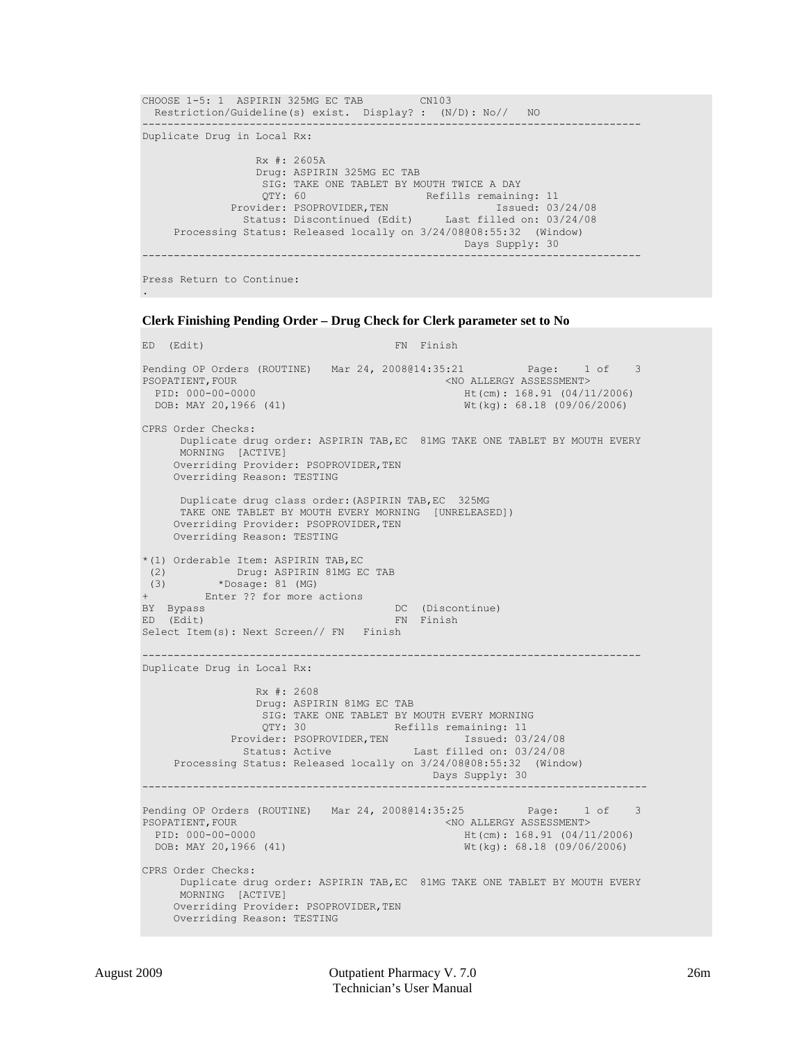```
CHOOSE 1-5: 1  ASPIRIN 325MG EC TAB         CN103
  Restriction/Guideline(s) exist.  Display? :  (N/D): No//   NO
--------------------------------------------------------------------------------
Duplicate Drug in Local Rx:

                  Rx #: 2605A
                  Drug: ASPIRIN 325MG EC TAB
                   SIG: TAKE ONE TABLET BY MOUTH TWICE A DAY
                   QTY: 60                 Refills remaining: 11
              Provider: PSOPROVIDER,TEN                    Issued: 03/24/08
                Status: Discontinued (Edit)     Last filled on: 03/24/08
     Processing Status: Released locally on 3/24/08@08:55:32  (Window)
                                                     Days Supply: 30
--------------------------------------------------------------------------------

Press Return to Continue:
.
```

**Clerk Finishing Pending Order – Drug Check for Clerk parameter set to No**

```
ED  (Edit)                              FN  Finish

Pending OP Orders (ROUTINE)   Mar 24, 2008@14:35:21          Page:    1 of    3
PSOPATIENT,FOUR                                   <NO ALLERGY ASSESSMENT>
  PID: 000-00-0000                                 Ht(cm): 168.91 (04/11/2006)
  DOB: MAY 20,1966 (41)                            Wt(kg): 68.18 (09/06/2006)

CPRS Order Checks:
      Duplicate drug order: ASPIRIN TAB,EC  81MG TAKE ONE TABLET BY MOUTH EVERY
      MORNING  [ACTIVE]
     Overriding Provider: PSOPROVIDER,TEN
     Overriding Reason: TESTING

      Duplicate drug class order:(ASPIRIN TAB,EC  325MG
      TAKE ONE TABLET BY MOUTH EVERY MORNING  [UNRELEASED])
     Overriding Provider: PSOPROVIDER,TEN
     Overriding Reason: TESTING

*(1) Orderable Item: ASPIRIN TAB,EC
 (2)           Drug: ASPIRIN 81MG EC TAB
 (3)        *Dosage: 81 (MG)
+         Enter ?? for more actions
BY  Bypass                              DC  (Discontinue)
ED  (Edit)                              FN  Finish
Select Item(s): Next Screen// FN   Finish

--------------------------------------------------------------------------------
Duplicate Drug in Local Rx:

                  Rx #: 2608
                  Drug: ASPIRIN 81MG EC TAB
                   SIG: TAKE ONE TABLET BY MOUTH EVERY MORNING
                   QTY: 30              Refills remaining: 11
              Provider: PSOPROVIDER,TEN             Issued: 03/24/08
                Status: Active            Last filled on: 03/24/08
     Processing Status: Released locally on 3/24/08@08:55:32  (Window)
                                              Days Supply: 30
---------------------------------------------------------------------------------

Pending OP Orders (ROUTINE)   Mar 24, 2008@14:35:25          Page:    1 of    3
PSOPATIENT,FOUR                                   <NO ALLERGY ASSESSMENT>
  PID: 000-00-0000                                 Ht(cm): 168.91 (04/11/2006)
  DOB: MAY 20,1966 (41)                            Wt(kg): 68.18 (09/06/2006)

CPRS Order Checks:
      Duplicate drug order: ASPIRIN TAB,EC  81MG TAKE ONE TABLET BY MOUTH EVERY
      MORNING  [ACTIVE]
     Overriding Provider: PSOPROVIDER,TEN
     Overriding Reason: TESTING
```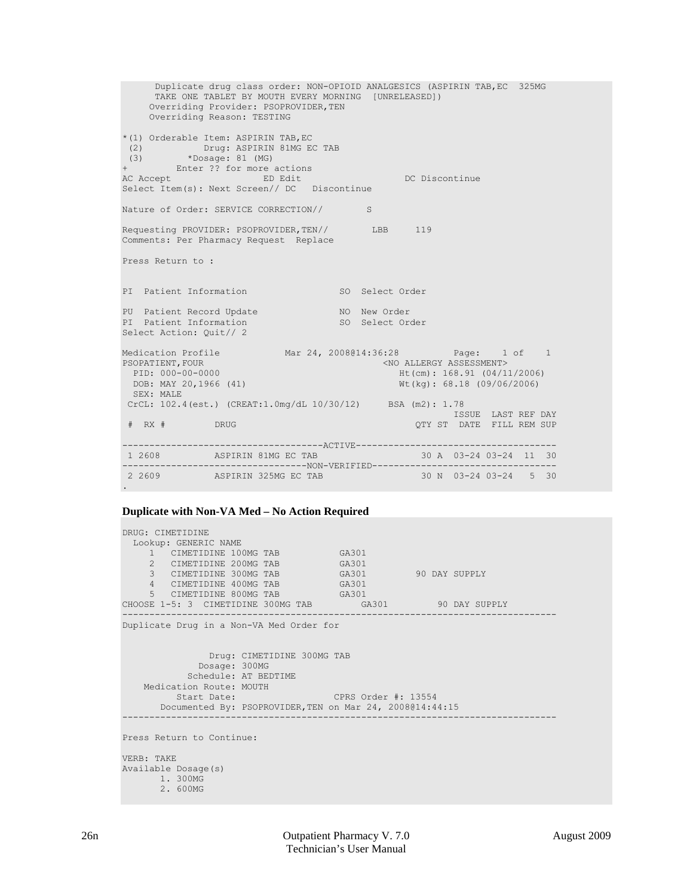```
      Duplicate drug class order: NON-OPIOID ANALGESICS (ASPIRIN TAB,EC  325MG
      TAKE ONE TABLET BY MOUTH EVERY MORNING  [UNRELEASED])
     Overriding Provider: PSOPROVIDER,TEN
     Overriding Reason: TESTING

*(1) Orderable Item: ASPIRIN TAB,EC
 (2)           Drug: ASPIRIN 81MG EC TAB
 (3)        *Dosage: 81 (MG)
+         Enter ?? for more actions
AC Accept                ED Edit                  DC Discontinue
Select Item(s): Next Screen// DC   Discontinue

Nature of Order: SERVICE CORRECTION//        S

Requesting PROVIDER: PSOPROVIDER,TEN//        LBB     119
Comments: Per Pharmacy Request  Replace

Press Return to :


PI  Patient Information                 SO  Select Order

PU  Patient Record Update               NO  New Order
PI  Patient Information                 SO  Select Order
Select Action: Quit// 2

Medication Profile            Mar 24, 2008@14:36:28          Page:    1 of    1
PSOPATIENT,FOUR                                   <NO ALLERGY ASSESSMENT>
  PID: 000-00-0000                                   Ht(cm): 168.91 (04/11/2006)
  DOB: MAY 20,1966 (41)                              Wt(kg): 68.18 (09/06/2006)
  SEX: MALE
 CrCL: 102.4(est.) (CREAT:1.0mg/dL 10/30/12)     BSA (m2): 1.78
                                                              ISSUE  LAST REF DAY
 #  RX #         DRUG                                  QTY ST  DATE  FILL REM SUP

------------------------------------ACTIVE-------------------------------------
 1 2608          ASPIRIN 81MG EC TAB                    30 A  03-24 03-24  11  30
----------------------------------NON-VERIFIED----------------------------------
 2 2609          ASPIRIN 325MG EC TAB                   30 N  03-24 03-24   5  30
.
```

**Duplicate with Non-VA Med – No Action Required**

```
DRUG: CIMETIDINE
  Lookup: GENERIC NAME
     1   CIMETIDINE 100MG TAB           GA301
     2   CIMETIDINE 200MG TAB           GA301
     3   CIMETIDINE 300MG TAB           GA301         90 DAY SUPPLY
     4   CIMETIDINE 400MG TAB           GA301
     5   CIMETIDINE 800MG TAB           GA301
CHOOSE 1-5: 3  CIMETIDINE 300MG TAB         GA301         90 DAY SUPPLY
--------------------------------------------------------------------------------
Duplicate Drug in a Non-VA Med Order for


                Drug: CIMETIDINE 300MG TAB
              Dosage: 300MG
            Schedule: AT BEDTIME
    Medication Route: MOUTH
          Start Date:                   CPRS Order #: 13554
       Documented By: PSOPROVIDER,TEN on Mar 24, 2008@14:44:15
--------------------------------------------------------------------------------

Press Return to Continue:

VERB: TAKE
Available Dosage(s)
       1. 300MG
       2. 600MG
```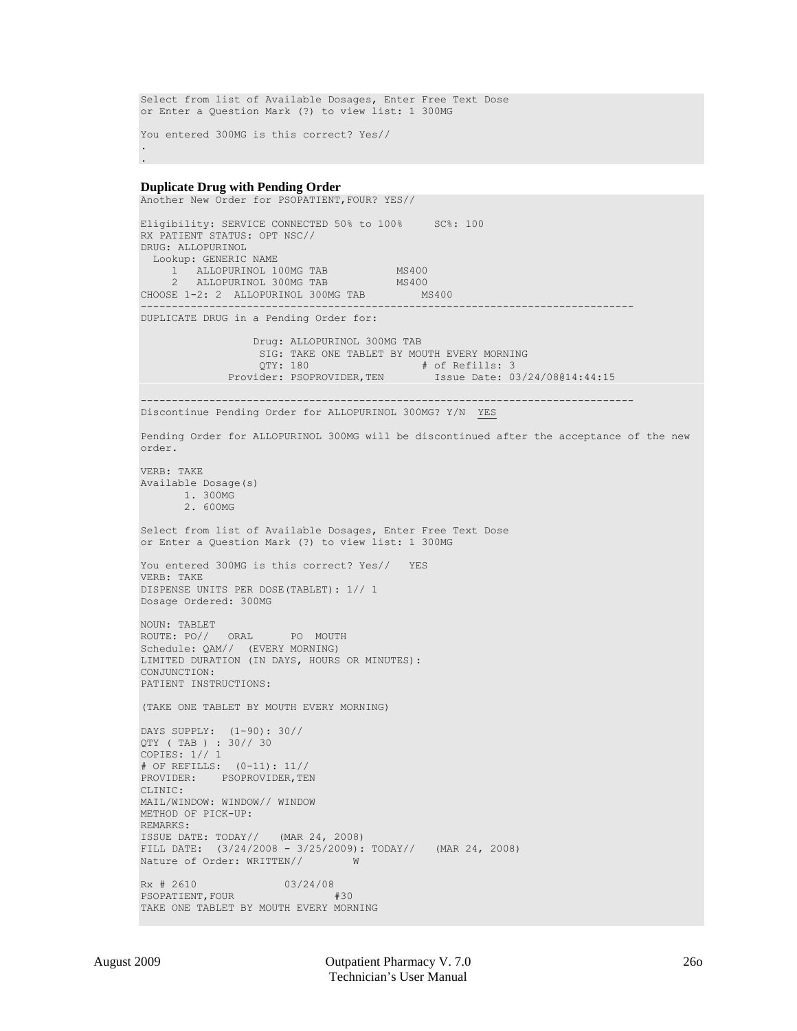```
Select from list of Available Dosages, Enter Free Text Dose
or Enter a Question Mark (?) to view list: 1 300MG

You entered 300MG is this correct? Yes//
.
.
```

**Duplicate Drug with Pending Order**

```
Another New Order for PSOPATIENT,FOUR? YES//

Eligibility: SERVICE CONNECTED 50% to 100%     SC%: 100
RX PATIENT STATUS: OPT NSC//
DRUG: ALLOPURINOL
  Lookup: GENERIC NAME
     1   ALLOPURINOL 100MG TAB           MS400
     2   ALLOPURINOL 300MG TAB           MS400
CHOOSE 1-2: 2  ALLOPURINOL 300MG TAB         MS400
------------------------------------------------------------------------------
DUPLICATE DRUG in a Pending Order for:

                  Drug: ALLOPURINOL 300MG TAB
                   SIG: TAKE ONE TABLET BY MOUTH EVERY MORNING
                   QTY: 180                   # of Refills: 3
              Provider: PSOPROVIDER,TEN        Issue Date: 03/24/08@14:44:15

------------------------------------------------------------------------------
Discontinue Pending Order for ALLOPURINOL 300MG? Y/N  YES

Pending Order for ALLOPURINOL 300MG will be discontinued after the acceptance of the new
order.

VERB: TAKE
Available Dosage(s)
       1. 300MG
       2. 600MG

Select from list of Available Dosages, Enter Free Text Dose
or Enter a Question Mark (?) to view list: 1 300MG

You entered 300MG is this correct? Yes//   YES
VERB: TAKE
DISPENSE UNITS PER DOSE(TABLET): 1// 1
Dosage Ordered: 300MG

NOUN: TABLET
ROUTE: PO//   ORAL      PO  MOUTH
Schedule: QAM//  (EVERY MORNING)
LIMITED DURATION (IN DAYS, HOURS OR MINUTES):
CONJUNCTION:
PATIENT INSTRUCTIONS:

(TAKE ONE TABLET BY MOUTH EVERY MORNING)

DAYS SUPPLY:  (1-90): 30//
QTY ( TAB ) : 30// 30
COPIES: 1// 1
# OF REFILLS:  (0-11): 11//
PROVIDER:    PSOPROVIDER,TEN
CLINIC:
MAIL/WINDOW: WINDOW// WINDOW
METHOD OF PICK-UP:
REMARKS:
ISSUE DATE: TODAY//   (MAR 24, 2008)
FILL DATE:  (3/24/2008 - 3/25/2009): TODAY//   (MAR 24, 2008)
Nature of Order: WRITTEN//        W

Rx # 2610              03/24/08
PSOPATIENT,FOUR                 #30
TAKE ONE TABLET BY MOUTH EVERY MORNING
```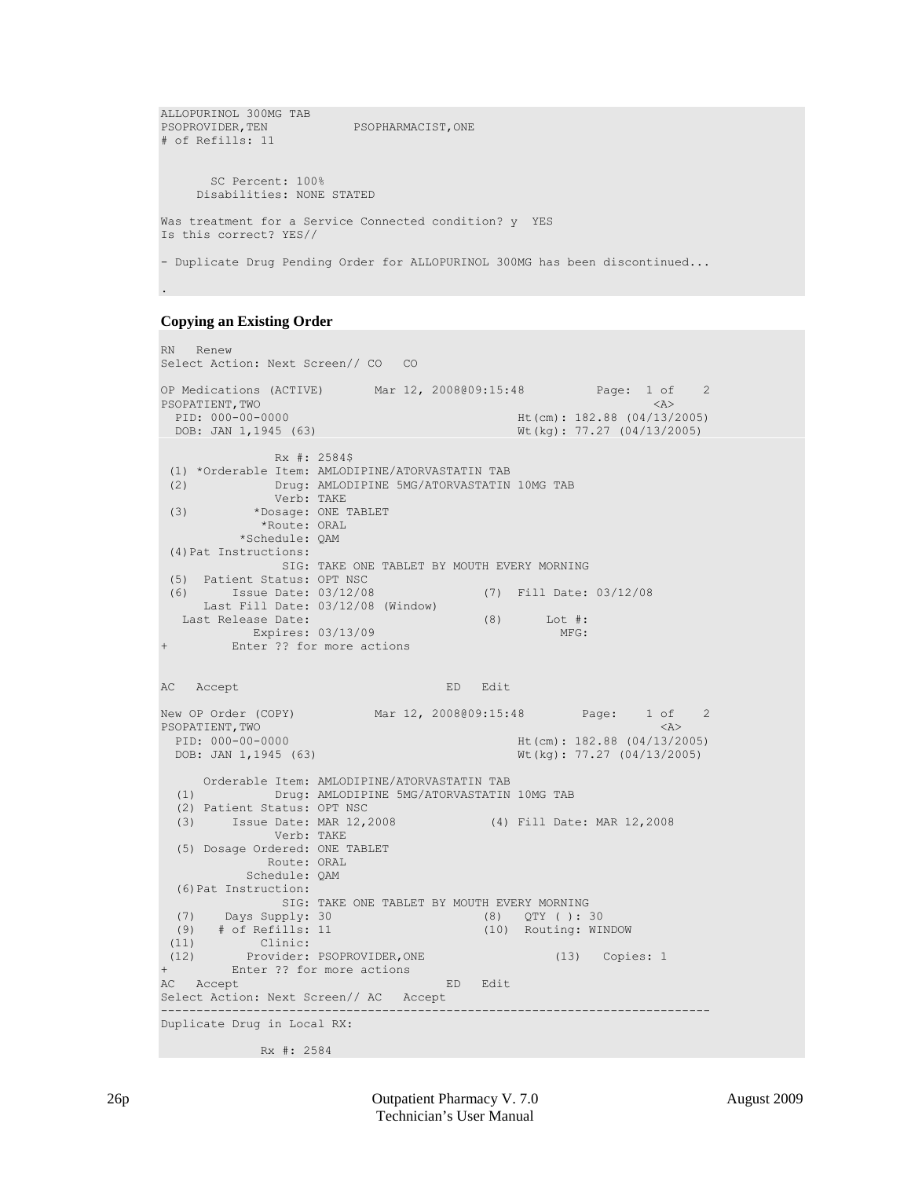```
ALLOPURINOL 300MG TAB
PSOPROVIDER,TEN            PSOPHARMACIST,ONE
# of Refills: 11


       SC Percent: 100%
     Disabilities: NONE STATED

Was treatment for a Service Connected condition? y  YES
Is this correct? YES//

- Duplicate Drug Pending Order for ALLOPURINOL 300MG has been discontinued...

.
```

**Copying an Existing Order**

```
RN   Renew
Select Action: Next Screen// CO   CO

OP Medications (ACTIVE)       Mar 12, 2008@09:15:48          Page:  1 of    2
PSOPATIENT,TWO                                                              <A>
  PID: 000-00-0000                                  Ht(cm): 182.88 (04/13/2005)
  DOB: JAN 1,1945 (63)                              Wt(kg): 77.27 (04/13/2005)

               Rx #: 2584$
 (1) *Orderable Item: AMLODIPINE/ATORVASTATIN TAB
 (2)            Drug: AMLODIPINE 5MG/ATORVASTATIN 10MG TAB
               Verb: TAKE
 (3)         *Dosage: ONE TABLET
             *Route: ORAL
           *Schedule: QAM
 (4)Pat Instructions:
                SIG: TAKE ONE TABLET BY MOUTH EVERY MORNING
 (5)  Patient Status: OPT NSC
 (6)      Issue Date: 03/12/08              (7)  Fill Date: 03/12/08
      Last Fill Date: 03/12/08 (Window)
   Last Release Date:                        (8)      Lot #:
             Expires: 03/13/09                          MFG:
+         Enter ?? for more actions


AC   Accept                             ED   Edit

New OP Order (COPY)           Mar 12, 2008@09:15:48        Page:    1 of    2
PSOPATIENT,TWO                                                              <A>
  PID: 000-00-0000                                  Ht(cm): 182.88 (04/13/2005)
  DOB: JAN 1,1945 (63)                              Wt(kg): 77.27 (04/13/2005)

      Orderable Item: AMLODIPINE/ATORVASTATIN TAB
  (1)           Drug: AMLODIPINE 5MG/ATORVASTATIN 10MG TAB
  (2) Patient Status: OPT NSC
  (3)     Issue Date: MAR 12,2008            (4) Fill Date: MAR 12,2008
               Verb: TAKE
  (5) Dosage Ordered: ONE TABLET
              Route: ORAL
            Schedule: QAM
  (6)Pat Instruction:
                SIG: TAKE ONE TABLET BY MOUTH EVERY MORNING
  (7)    Days Supply: 30                     (8)   QTY ( ): 30
  (9)   # of Refills: 11                     (10)  Routing: WINDOW
 (11)         Clinic:
 (12)       Provider: PSOPROVIDER,ONE                  (13)   Copies: 1
+         Enter ?? for more actions
AC   Accept                             ED   Edit
Select Action: Next Screen// AC   Accept
----------------------------------------------------------------------------
Duplicate Drug in Local RX:

              Rx #: 2584
```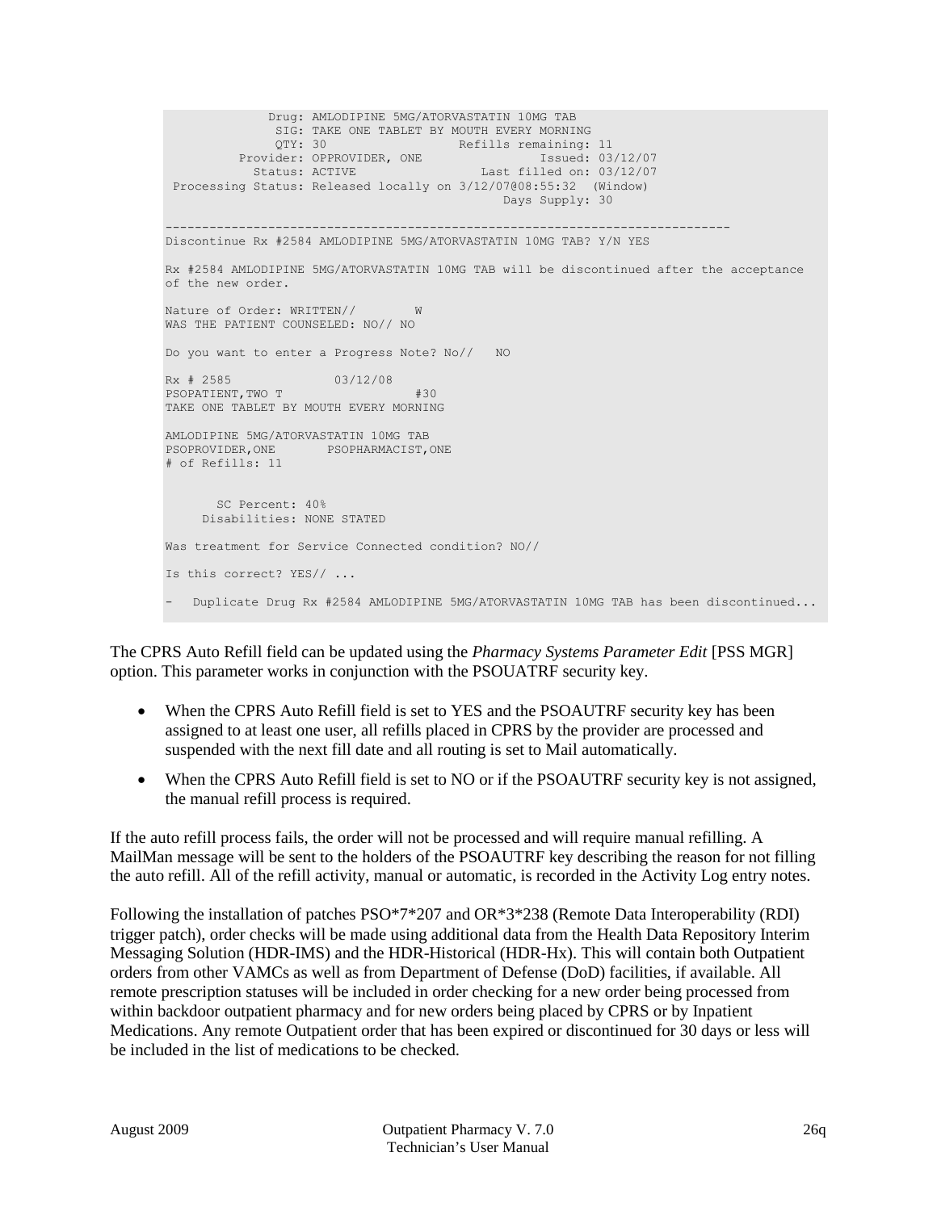```
              Drug: AMLODIPINE 5MG/ATORVASTATIN 10MG TAB
               SIG: TAKE ONE TABLET BY MOUTH EVERY MORNING
               QTY: 30                  Refills remaining: 11
          Provider: OPPROVIDER, ONE                 Issued: 03/12/07
            Status: ACTIVE                 Last filled on: 03/12/07
 Processing Status: Released locally on 3/12/07@08:55:32  (Window)
                                               Days Supply: 30

----------------------------------------------------------------------------
Discontinue Rx #2584 AMLODIPINE 5MG/ATORVASTATIN 10MG TAB? Y/N YES

Rx #2584 AMLODIPINE 5MG/ATORVASTATIN 10MG TAB will be discontinued after the acceptance
of the new order.

Nature of Order: WRITTEN//        W
WAS THE PATIENT COUNSELED: NO// NO

Do you want to enter a Progress Note? No//   NO

Rx # 2585              03/12/08
PSOPATIENT,TWO T                  #30
TAKE ONE TABLET BY MOUTH EVERY MORNING

AMLODIPINE 5MG/ATORVASTATIN 10MG TAB
PSOPROVIDER,ONE       PSOPHARMACIST,ONE
# of Refills: 11


       SC Percent: 40%
     Disabilities: NONE STATED

Was treatment for Service Connected condition? NO//

Is this correct? YES// ...

-   Duplicate Drug Rx #2584 AMLODIPINE 5MG/ATORVASTATIN 10MG TAB has been discontinued...
```

The CPRS Auto Refill field can be updated using the *Pharmacy Systems Parameter Edit* [PSS MGR] option. This parameter works in conjunction with the PSOUATRF security key.

- When the CPRS Auto Refill field is set to YES and the PSOAUTRF security key has been assigned to at least one user, all refills placed in CPRS by the provider are processed and suspended with the next fill date and all routing is set to Mail automatically.
- When the CPRS Auto Refill field is set to NO or if the PSOAUTRF security key is not assigned, the manual refill process is required.

If the auto refill process fails, the order will not be processed and will require manual refilling. A MailMan message will be sent to the holders of the PSOAUTRF key describing the reason for not filling the auto refill. All of the refill activity, manual or automatic, is recorded in the Activity Log entry notes.

Following the installation of patches PSO*7*207 and OR*3*238 (Remote Data Interoperability (RDI) trigger patch), order checks will be made using additional data from the Health Data Repository Interim Messaging Solution (HDR-IMS) and the HDR-Historical (HDR-Hx). This will contain both Outpatient orders from other VAMCs as well as from Department of Defense (DoD) facilities, if available. All remote prescription statuses will be included in order checking for a new order being processed from within backdoor outpatient pharmacy and for new orders being placed by CPRS or by Inpatient Medications. Any remote Outpatient order that has been expired or discontinued for 30 days or less will be included in the list of medications to be checked.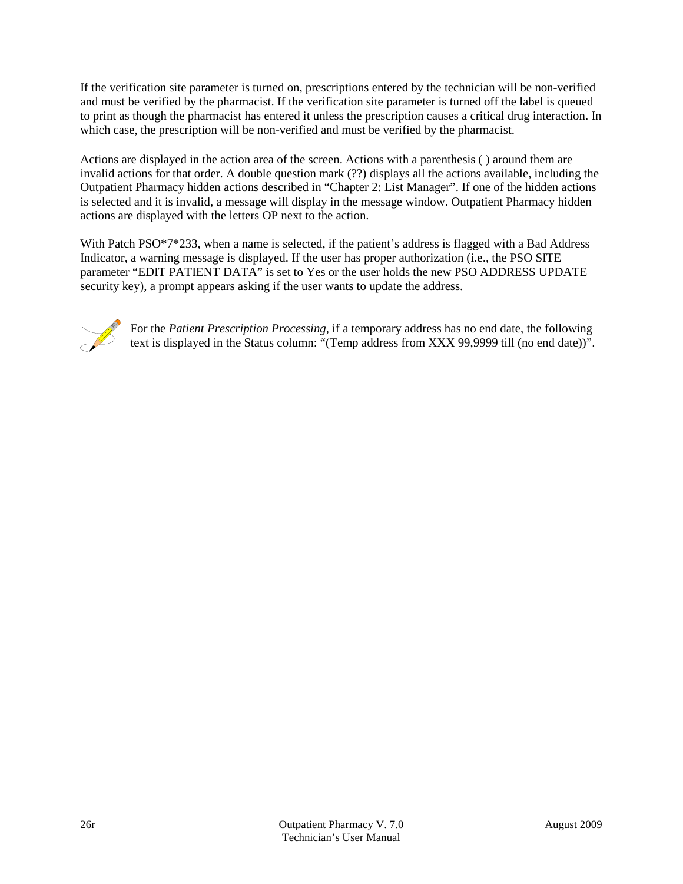If the verification site parameter is turned on, prescriptions entered by the technician will be non-verified and must be verified by the pharmacist. If the verification site parameter is turned off the label is queued to print as though the pharmacist has entered it unless the prescription causes a critical drug interaction. In which case, the prescription will be non-verified and must be verified by the pharmacist.

Actions are displayed in the action area of the screen. Actions with a parenthesis ( ) around them are invalid actions for that order. A double question mark (??) displays all the actions available, including the Outpatient Pharmacy hidden actions described in "Chapter 2: List Manager". If one of the hidden actions is selected and it is invalid, a message will display in the message window. Outpatient Pharmacy hidden actions are displayed with the letters OP next to the action.

With Patch PSO*7*233, when a name is selected, if the patient's address is flagged with a Bad Address Indicator, a warning message is displayed. If the user has proper authorization (i.e., the PSO SITE parameter "EDIT PATIENT DATA" is set to Yes or the user holds the new PSO ADDRESS UPDATE security key), a prompt appears asking if the user wants to update the address.

For the *Patient Prescription Processing*, if a temporary address has no end date, the following text is displayed in the Status column: "(Temp address from XXX 99,9999 till (no end date))".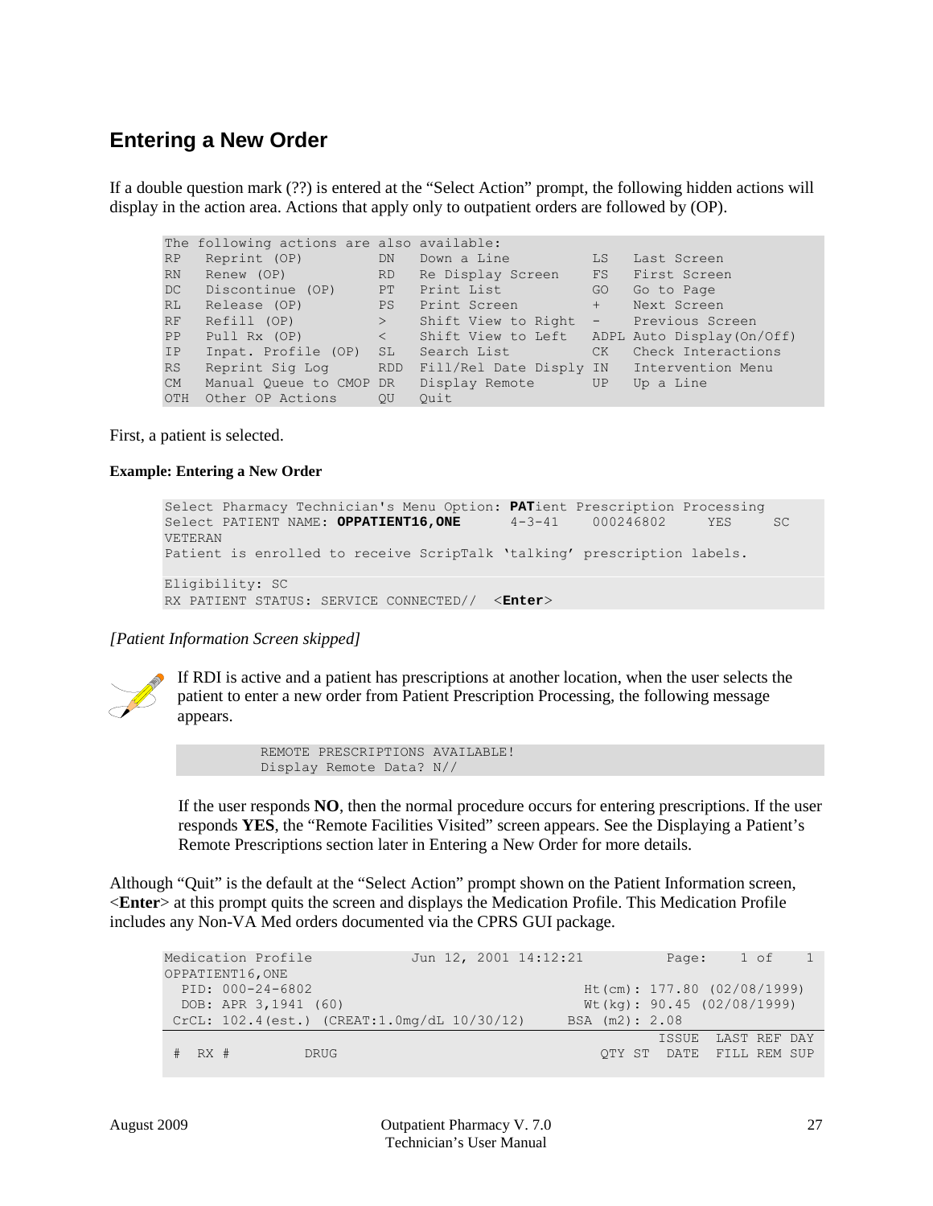## Entering a New Order

If a double question mark (??) is entered at the "Select Action" prompt, the following hidden actions will display in the action area. Actions that apply only to outpatient orders are followed by (OP).

```
The following actions are also available:
RP   Reprint (OP)         DN   Down a Line          LS   Last Screen
RN   Renew (OP)           RD   Re Display Screen    FS   First Screen
DC   Discontinue (OP)     PT   Print List           GO   Go to Page
RL   Release (OP)         PS   Print Screen         +    Next Screen
RF   Refill (OP)          >    Shift View to Right  -    Previous Screen
PP   Pull Rx (OP)         <    Shift View to Left   ADPL Auto Display(On/Off)
IP   Inpat. Profile (OP)  SL   Search List          CK   Check Interactions
RS   Reprint Sig Log      RDD  Fill/Rel Date Disply IN   Intervention Menu
CM   Manual Queue to CMOP DR   Display Remote       UP   Up a Line
OTH  Other OP Actions     QU   Quit
```

First, a patient is selected.

**Example: Entering a New Order**

```
Select Pharmacy Technician's Menu Option: PATient Prescription Processing
Select PATIENT NAME: OPPATIENT16,ONE       4-3-41     000246802     YES     SC
VETERAN
Patient is enrolled to receive ScripTalk 'talking' prescription labels.

Eligibility: SC
RX PATIENT STATUS: SERVICE CONNECTED//  <Enter>
```

*[Patient Information Screen skipped]*

If RDI is active and a patient has prescriptions at another location, when the user selects the patient to enter a new order from Patient Prescription Processing, the following message appears.

```
           REMOTE PRESCRIPTIONS AVAILABLE!
           Display Remote Data? N//
```

If the user responds **NO**, then the normal procedure occurs for entering prescriptions. If the user responds **YES**, the "Remote Facilities Visited" screen appears. See the Displaying a Patient's Remote Prescriptions section later in Entering a New Order for more details.

Although "Quit" is the default at the "Select Action" prompt shown on the Patient Information screen, <**Enter**> at this prompt quits the screen and displays the Medication Profile. This Medication Profile includes any Non-VA Med orders documented via the CPRS GUI package.

```
Medication Profile            Jun 12, 2001 14:12:21           Page:    1 of    1
OPPATIENT16,ONE
  PID: 000-24-6802                                     Ht(cm): 177.80 (02/08/1999)
  DOB: APR 3,1941 (60)                                 Wt(kg): 90.45 (02/08/1999)
 CrCL: 102.4(est.) (CREAT:1.0mg/dL 10/30/12)         BSA (m2): 2.08
                                                               ISSUE  LAST REF DAY
 #  RX #          DRUG                                 QTY ST  DATE   FILL REM SUP
```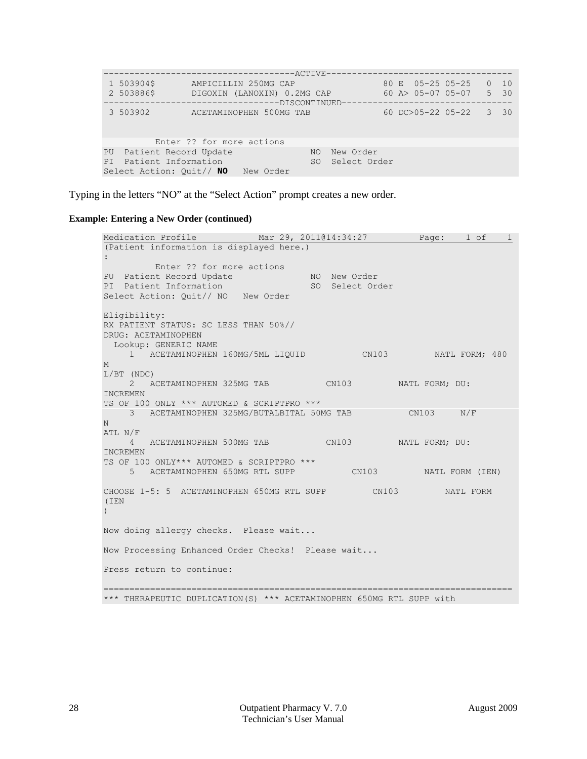```
-------------------------------------ACTIVE-----------------------------------
 1 503904$       AMPICILLIN 250MG CAP                   80 E  05-25 05-25   0  10
 2 503886$       DIGOXIN (LANOXIN) 0.2MG CAP            60 A> 05-07 05-07   5  30
---------------------------------DISCONTINUED---------------------------------
 3 503902        ACETAMINOPHEN 500MG TAB                60 DC>05-22 05-22   3  30


          Enter ?? for more actions
PU  Patient Record Update               NO  New Order
PI  Patient Information                 SO  Select Order
Select Action: Quit// NO   New Order
```

Typing in the letters "NO" at the "Select Action" prompt creates a new order.

**Example: Entering a New Order (continued)**

```
Medication Profile            Mar 29, 2011@14:34:27          Page:    1 of    1
(Patient information is displayed here.)
:
          Enter ?? for more actions
PU  Patient Record Update               NO  New Order
PI  Patient Information                 SO  Select Order
Select Action: Quit// NO   New Order

Eligibility:
RX PATIENT STATUS: SC LESS THAN 50%//
DRUG: ACETAMINOPHEN
  Lookup: GENERIC NAME
     1   ACETAMINOPHEN 160MG/5ML LIQUID           CN103         NATL FORM; 480
M
L/BT (NDC)
     2   ACETAMINOPHEN 325MG TAB           CN103         NATL FORM; DU:
INCREMEN
TS OF 100 ONLY *** AUTOMED & SCRIPTPRO ***
     3   ACETAMINOPHEN 325MG/BUTALBITAL 50MG TAB           CN103     N/F
N
ATL N/F
     4   ACETAMINOPHEN 500MG TAB           CN103         NATL FORM; DU:
INCREMEN
TS OF 100 ONLY*** AUTOMED & SCRIPTPRO ***
     5   ACETAMINOPHEN 650MG RTL SUPP           CN103         NATL FORM (IEN)

CHOOSE 1-5: 5  ACETAMINOPHEN 650MG RTL SUPP         CN103         NATL FORM
(IEN
)

Now doing allergy checks.  Please wait...

Now Processing Enhanced Order Checks!  Please wait...

Press return to continue:

===============================================================================
*** THERAPEUTIC DUPLICATION(S) *** ACETAMINOPHEN 650MG RTL SUPP with
```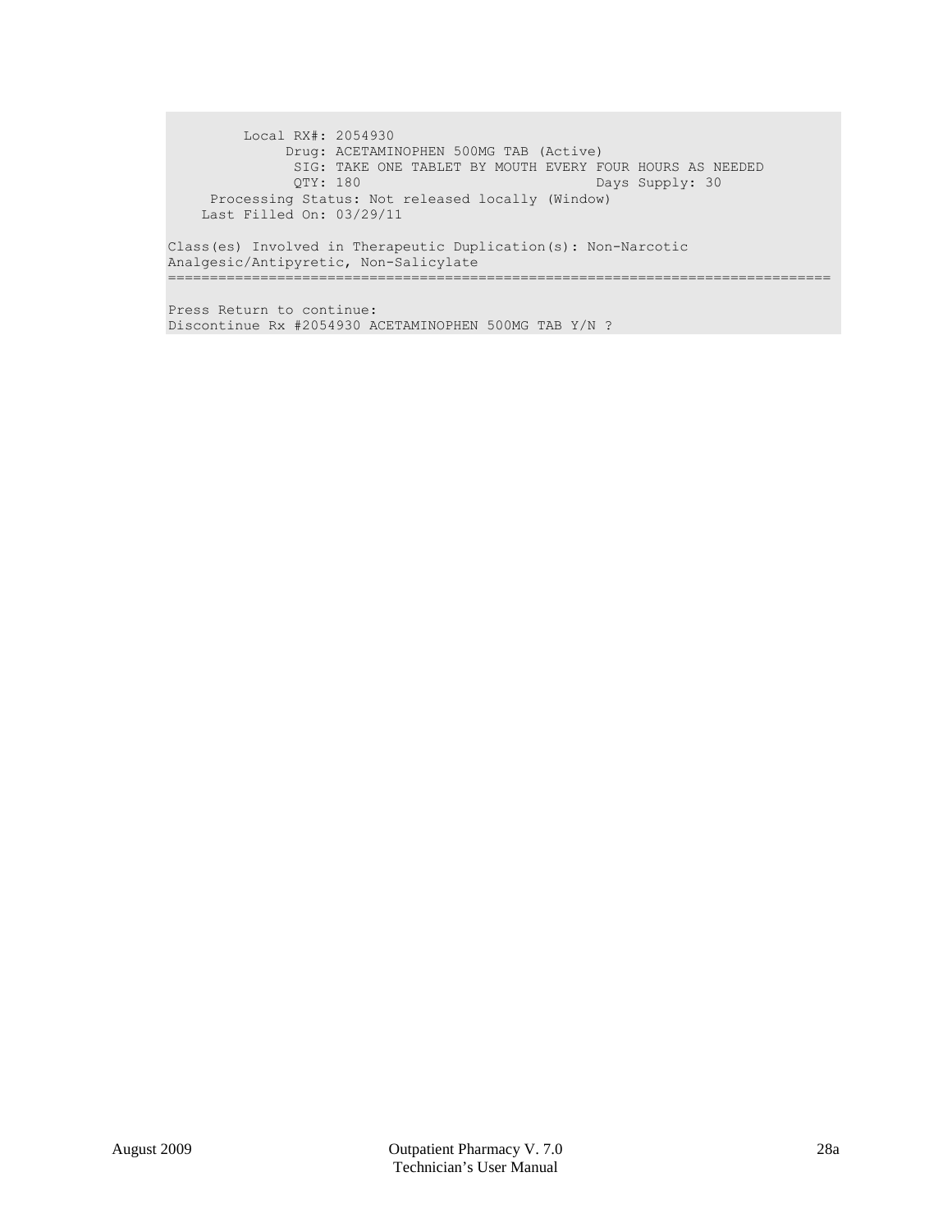```
         Local RX#: 2054930
              Drug: ACETAMINOPHEN 500MG TAB (Active)
               SIG: TAKE ONE TABLET BY MOUTH EVERY FOUR HOURS AS NEEDED
               QTY: 180                              Days Supply: 30
     Processing Status: Not released locally (Window)
    Last Filled On: 03/29/11

Class(es) Involved in Therapeutic Duplication(s): Non-Narcotic
Analgesic/Antipyretic, Non-Salicylate
===============================================================================

Press Return to continue:
Discontinue Rx #2054930 ACETAMINOPHEN 500MG TAB Y/N ?
```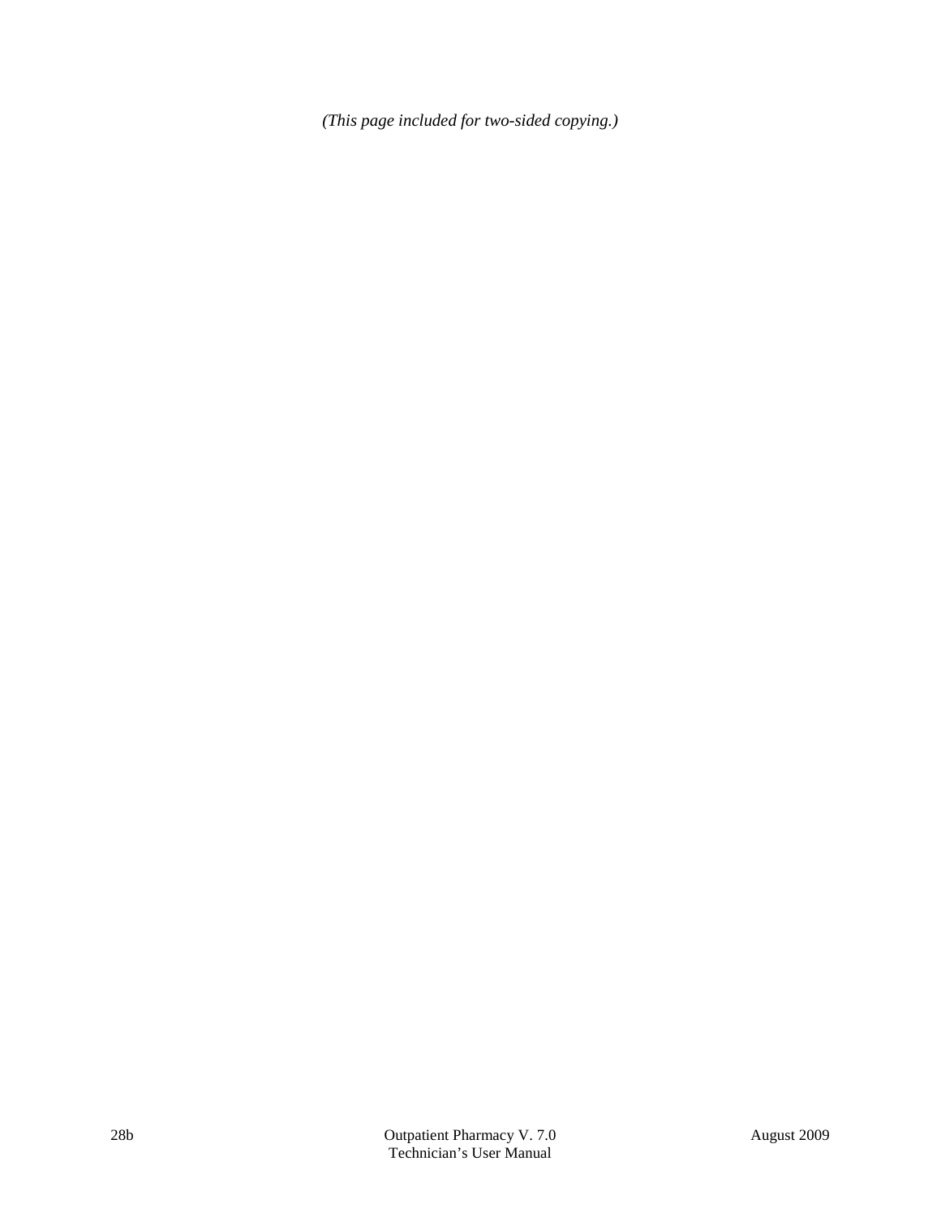*(This page included for two-sided copying.)*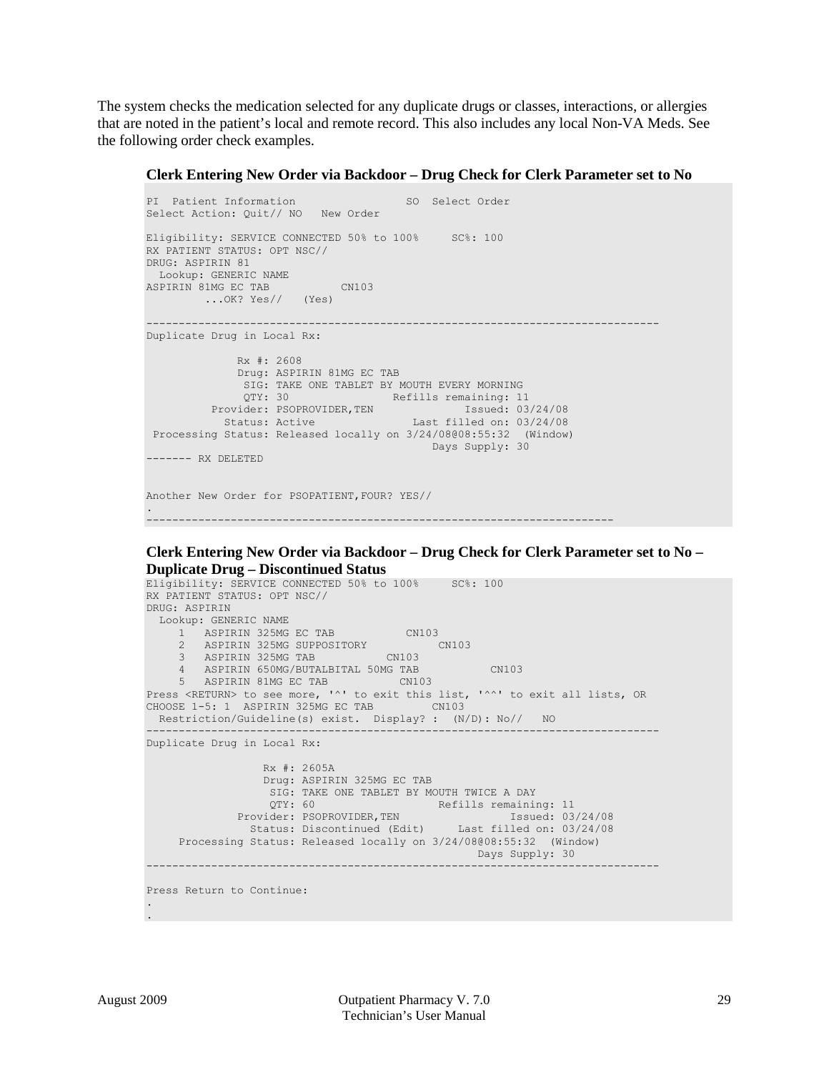The system checks the medication selected for any duplicate drugs or classes, interactions, or allergies that are noted in the patient's local and remote record. This also includes any local Non-VA Meds. See the following order check examples.

**Clerk Entering New Order via Backdoor – Drug Check for Clerk Parameter set to No**

```
PI  Patient Information                 SO  Select Order
Select Action: Quit// NO   New Order

Eligibility: SERVICE CONNECTED 50% to 100%     SC%: 100
RX PATIENT STATUS: OPT NSC//
DRUG: ASPIRIN 81
  Lookup: GENERIC NAME
ASPIRIN 81MG EC TAB           CN103
         ...OK? Yes//   (Yes)

------------------------------------------------------------------------------
Duplicate Drug in Local Rx:

              Rx #: 2608
              Drug: ASPIRIN 81MG EC TAB
               SIG: TAKE ONE TABLET BY MOUTH EVERY MORNING
               QTY: 30                 Refills remaining: 11
          Provider: PSOPROVIDER,TEN               Issued: 03/24/08
            Status: Active               Last filled on: 03/24/08
 Processing Status: Released locally on 3/24/08@08:55:32  (Window)
                                            Days Supply: 30
------- RX DELETED


Another New Order for PSOPATIENT,FOUR? YES//
.
-----------------------------------------------------------------------
```

**Clerk Entering New Order via Backdoor – Drug Check for Clerk Parameter set to No – Duplicate Drug – Discontinued Status**

```
Eligibility: SERVICE CONNECTED 50% to 100%     SC%: 100
RX PATIENT STATUS: OPT NSC//
DRUG: ASPIRIN
  Lookup: GENERIC NAME
     1   ASPIRIN 325MG EC TAB           CN103
     2   ASPIRIN 325MG SUPPOSITORY           CN103
     3   ASPIRIN 325MG TAB           CN103
     4   ASPIRIN 650MG/BUTALBITAL 50MG TAB           CN103
     5   ASPIRIN 81MG EC TAB           CN103
Press <RETURN> to see more, '^' to exit this list, '^^' to exit all lists, OR
CHOOSE 1-5: 1  ASPIRIN 325MG EC TAB         CN103
  Restriction/Guideline(s) exist.  Display? :  (N/D): No//   NO
------------------------------------------------------------------------------
Duplicate Drug in Local Rx:

                  Rx #: 2605A
                  Drug: ASPIRIN 325MG EC TAB
                   SIG: TAKE ONE TABLET BY MOUTH TWICE A DAY
                   QTY: 60                  Refills remaining: 11
              Provider: PSOPROVIDER,TEN                Issued: 03/24/08
                Status: Discontinued (Edit)     Last filled on: 03/24/08
     Processing Status: Released locally on 3/24/08@08:55:32  (Window)
                                                   Days Supply: 30
------------------------------------------------------------------------------

Press Return to Continue:
.
.
```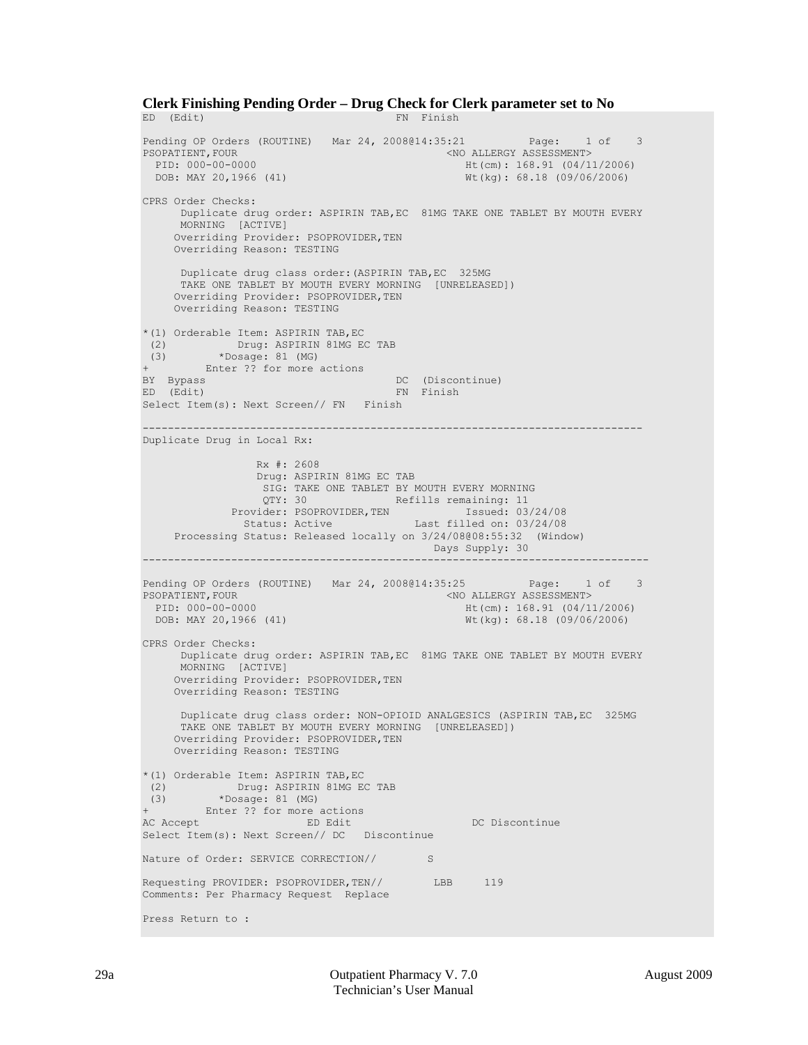**Clerk Finishing Pending Order – Drug Check for Clerk parameter set to No**

```
ED  (Edit)                                FN  Finish

Pending OP Orders (ROUTINE)   Mar 24, 2008@14:35:21          Page:    1 of    3
PSOPATIENT,FOUR                                  <NO ALLERGY ASSESSMENT>
  PID: 000-00-0000                                  Ht(cm): 168.91 (04/11/2006)
  DOB: MAY 20,1966 (41)                             Wt(kg): 68.18 (09/06/2006)

CPRS Order Checks:
      Duplicate drug order: ASPIRIN TAB,EC  81MG TAKE ONE TABLET BY MOUTH EVERY
      MORNING  [ACTIVE]
     Overriding Provider: PSOPROVIDER,TEN
     Overriding Reason: TESTING

      Duplicate drug class order:(ASPIRIN TAB,EC  325MG
      TAKE ONE TABLET BY MOUTH EVERY MORNING  [UNRELEASED])
     Overriding Provider: PSOPROVIDER,TEN
     Overriding Reason: TESTING

*(1) Orderable Item: ASPIRIN TAB,EC
 (2)           Drug: ASPIRIN 81MG EC TAB
 (3)        *Dosage: 81 (MG)
+         Enter ?? for more actions
BY  Bypass                                DC  (Discontinue)
ED  (Edit)                                FN  Finish
Select Item(s): Next Screen// FN   Finish

-------------------------------------------------------------------------------
Duplicate Drug in Local Rx:

                  Rx #: 2608
                  Drug: ASPIRIN 81MG EC TAB
                   SIG: TAKE ONE TABLET BY MOUTH EVERY MORNING
                   QTY: 30               Refills remaining: 11
              Provider: PSOPROVIDER,TEN            Issued: 03/24/08
                Status: Active             Last filled on: 03/24/08
     Processing Status: Released locally on 3/24/08@08:55:32  (Window)
                                                Days Supply: 30
--------------------------------------------------------------------------------

Pending OP Orders (ROUTINE)   Mar 24, 2008@14:35:25          Page:    1 of    3
PSOPATIENT,FOUR                                  <NO ALLERGY ASSESSMENT>
  PID: 000-00-0000                                  Ht(cm): 168.91 (04/11/2006)
  DOB: MAY 20,1966 (41)                             Wt(kg): 68.18 (09/06/2006)

CPRS Order Checks:
      Duplicate drug order: ASPIRIN TAB,EC  81MG TAKE ONE TABLET BY MOUTH EVERY
      MORNING  [ACTIVE]
     Overriding Provider: PSOPROVIDER,TEN
     Overriding Reason: TESTING

      Duplicate drug class order: NON-OPIOID ANALGESICS (ASPIRIN TAB,EC  325MG
      TAKE ONE TABLET BY MOUTH EVERY MORNING  [UNRELEASED])
     Overriding Provider: PSOPROVIDER,TEN
     Overriding Reason: TESTING

*(1) Orderable Item: ASPIRIN TAB,EC
 (2)           Drug: ASPIRIN 81MG EC TAB
 (3)        *Dosage: 81 (MG)
+         Enter ?? for more actions
AC Accept                 ED Edit                   DC Discontinue
Select Item(s): Next Screen// DC   Discontinue

Nature of Order: SERVICE CORRECTION//        S

Requesting PROVIDER: PSOPROVIDER,TEN//        LBB     119
Comments: Per Pharmacy Request  Replace

Press Return to :
```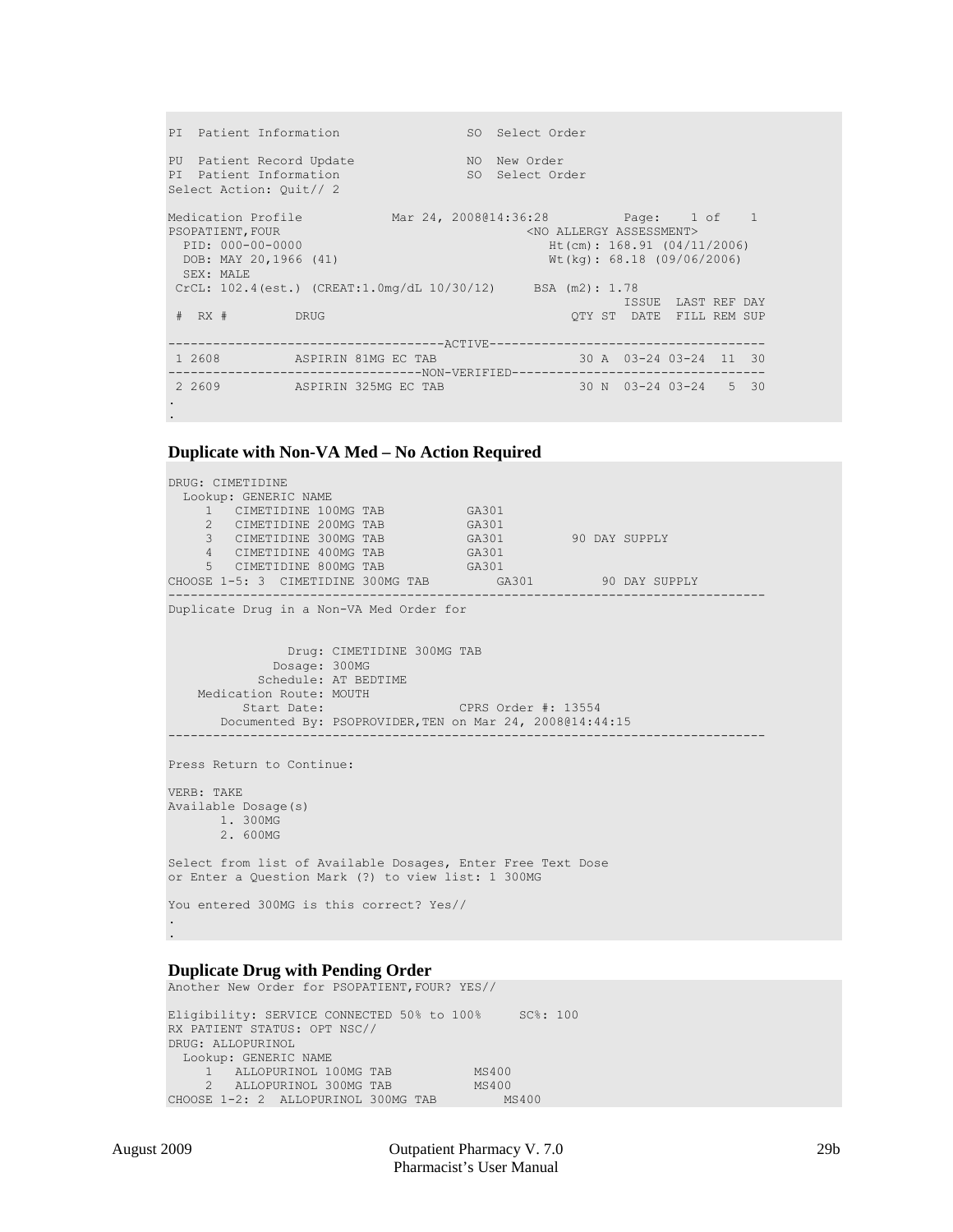```
PI  Patient Information                SO  Select Order

PU  Patient Record Update              NO  New Order
PI  Patient Information                SO  Select Order
Select Action: Quit// 2

Medication Profile           Mar 24, 2008@14:36:28          Page:    1 of    1
PSOPATIENT,FOUR                                    <NO ALLERGY ASSESSMENT>
  PID: 000-00-0000                                    Ht(cm): 168.91 (04/11/2006)
  DOB: MAY 20,1966 (41)                               Wt(kg): 68.18 (09/06/2006)
  SEX: MALE
 CrCL: 102.4(est.) (CREAT:1.0mg/dL 10/30/12)     BSA (m2): 1.78
                                                               ISSUE  LAST REF DAY
 #  RX #         DRUG                                   QTY ST  DATE  FILL REM SUP

-------------------------------------ACTIVE-------------------------------------
 1 2608          ASPIRIN 81MG EC TAB                      30 A  03-24 03-24  11  30
----------------------------------NON-VERIFIED----------------------------------
 2 2609          ASPIRIN 325MG EC TAB                     30 N  03-24 03-24   5  30
.
.
```

### Duplicate with Non-VA Med – No Action Required

```
DRUG: CIMETIDINE
  Lookup: GENERIC NAME
     1   CIMETIDINE 100MG TAB           GA301
     2   CIMETIDINE 200MG TAB           GA301
     3   CIMETIDINE 300MG TAB           GA301         90 DAY SUPPLY
     4   CIMETIDINE 400MG TAB           GA301
     5   CIMETIDINE 800MG TAB           GA301
CHOOSE 1-5: 3  CIMETIDINE 300MG TAB         GA301         90 DAY SUPPLY
--------------------------------------------------------------------------------
Duplicate Drug in a Non-VA Med Order for


                Drug: CIMETIDINE 300MG TAB
              Dosage: 300MG
            Schedule: AT BEDTIME
    Medication Route: MOUTH
          Start Date:                  CPRS Order #: 13554
       Documented By: PSOPROVIDER,TEN on Mar 24, 2008@14:44:15
--------------------------------------------------------------------------------

Press Return to Continue:

VERB: TAKE
Available Dosage(s)
       1. 300MG
       2. 600MG

Select from list of Available Dosages, Enter Free Text Dose
or Enter a Question Mark (?) to view list: 1 300MG

You entered 300MG is this correct? Yes//
.
.
```

### Duplicate Drug with Pending Order

```
Another New Order for PSOPATIENT,FOUR? YES//

Eligibility: SERVICE CONNECTED 50% to 100%     SC%: 100
RX PATIENT STATUS: OPT NSC//
DRUG: ALLOPURINOL
  Lookup: GENERIC NAME
     1   ALLOPURINOL 100MG TAB           MS400
     2   ALLOPURINOL 300MG TAB           MS400
CHOOSE 1-2: 2  ALLOPURINOL 300MG TAB         MS400
```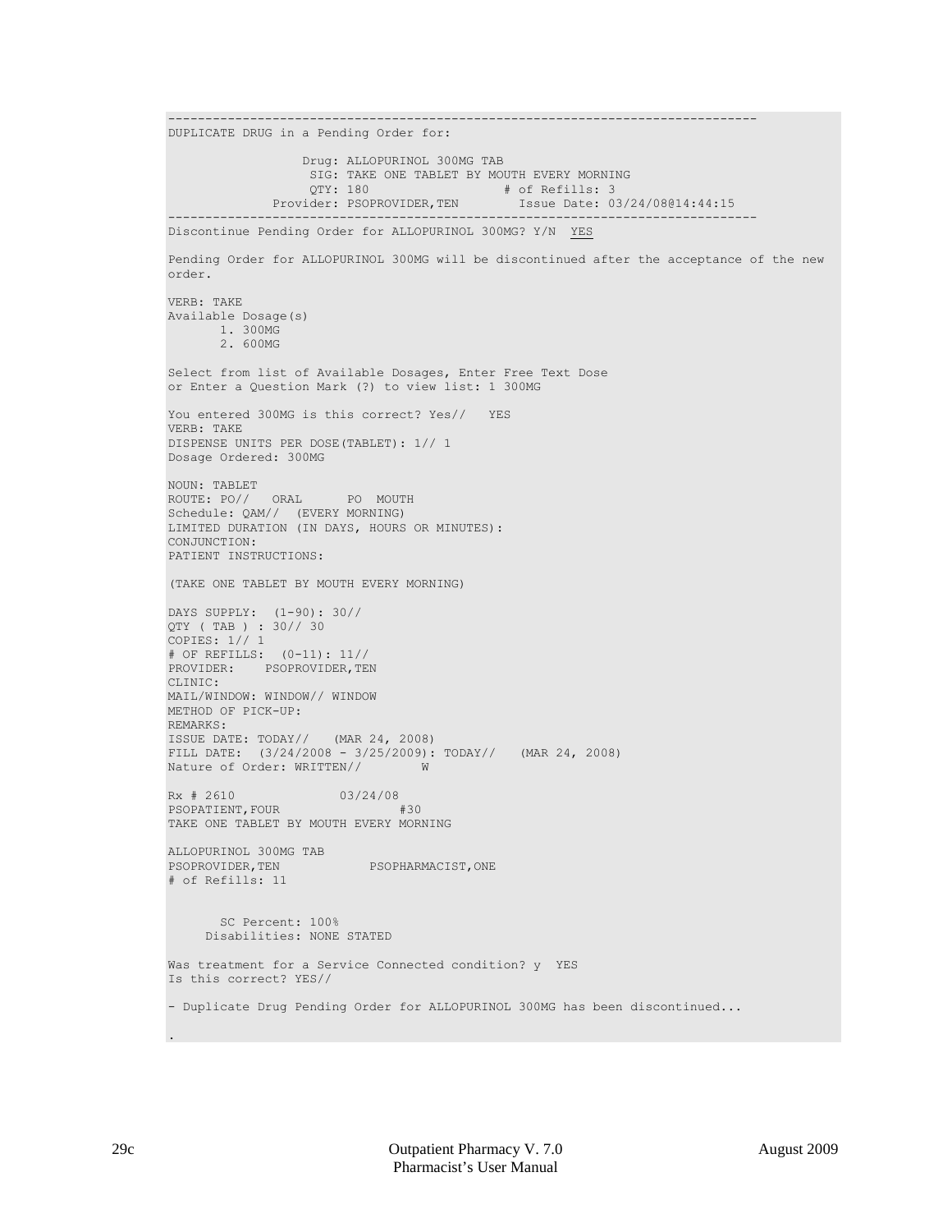```
-------------------------------------------------------------------------------
DUPLICATE DRUG in a Pending Order for:

                  Drug: ALLOPURINOL 300MG TAB
                   SIG: TAKE ONE TABLET BY MOUTH EVERY MORNING
                   QTY: 180                  # of Refills: 3
              Provider: PSOPROVIDER,TEN        Issue Date: 03/24/08@14:44:15
-------------------------------------------------------------------------------
Discontinue Pending Order for ALLOPURINOL 300MG? Y/N  YES

Pending Order for ALLOPURINOL 300MG will be discontinued after the acceptance of the new
order.

VERB: TAKE
Available Dosage(s)
       1. 300MG
       2. 600MG

Select from list of Available Dosages, Enter Free Text Dose
or Enter a Question Mark (?) to view list: 1 300MG

You entered 300MG is this correct? Yes//   YES
VERB: TAKE
DISPENSE UNITS PER DOSE(TABLET): 1// 1
Dosage Ordered: 300MG

NOUN: TABLET
ROUTE: PO//   ORAL      PO  MOUTH
Schedule: QAM//  (EVERY MORNING)
LIMITED DURATION (IN DAYS, HOURS OR MINUTES):
CONJUNCTION:
PATIENT INSTRUCTIONS:

(TAKE ONE TABLET BY MOUTH EVERY MORNING)

DAYS SUPPLY:  (1-90): 30//
QTY ( TAB ) : 30// 30
COPIES: 1// 1
# OF REFILLS:  (0-11): 11//
PROVIDER:    PSOPROVIDER,TEN
CLINIC:
MAIL/WINDOW: WINDOW// WINDOW
METHOD OF PICK-UP:
REMARKS:
ISSUE DATE: TODAY//   (MAR 24, 2008)
FILL DATE:  (3/24/2008 - 3/25/2009): TODAY//   (MAR 24, 2008)
Nature of Order: WRITTEN//        W

Rx # 2610              03/24/08
PSOPATIENT,FOUR                  #30
TAKE ONE TABLET BY MOUTH EVERY MORNING

ALLOPURINOL 300MG TAB
PSOPROVIDER,TEN            PSOPHARMACIST,ONE
# of Refills: 11


       SC Percent: 100%
     Disabilities: NONE STATED

Was treatment for a Service Connected condition? y  YES
Is this correct? YES//

- Duplicate Drug Pending Order for ALLOPURINOL 300MG has been discontinued...

.
```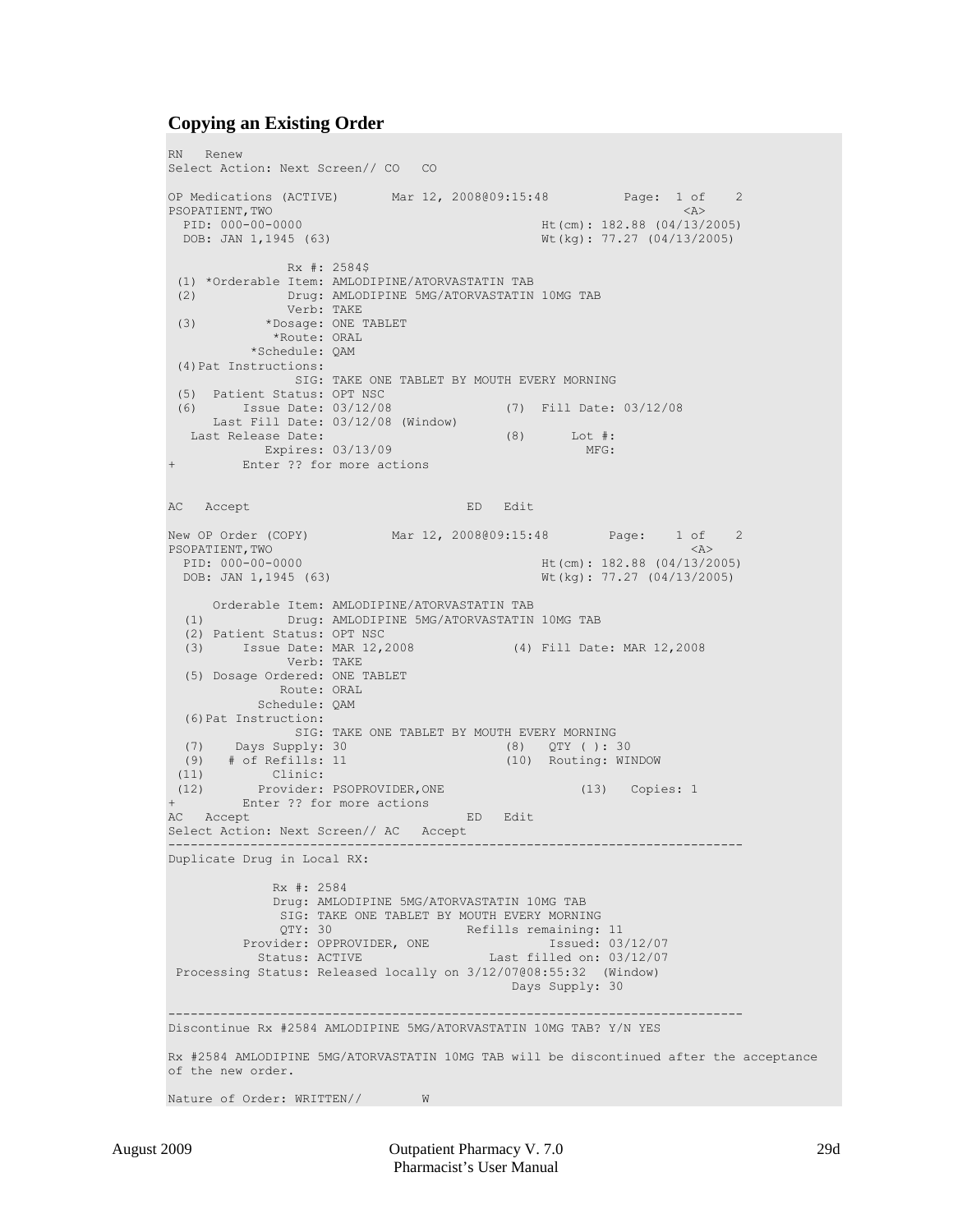### Copying an Existing Order

```
RN   Renew
Select Action: Next Screen// CO   CO

OP Medications (ACTIVE)       Mar 12, 2008@09:15:48          Page:  1 of    2
PSOPATIENT,TWO                                                          <A>
  PID: 000-00-0000                                Ht(cm): 182.88 (04/13/2005)
  DOB: JAN 1,1945 (63)                            Wt(kg): 77.27 (04/13/2005)

                Rx #: 2584$
 (1) *Orderable Item: AMLODIPINE/ATORVASTATIN TAB
 (2)            Drug: AMLODIPINE 5MG/ATORVASTATIN 10MG TAB
                Verb: TAKE
 (3)         *Dosage: ONE TABLET
              *Route: ORAL
           *Schedule: QAM
 (4)Pat Instructions:
                 SIG: TAKE ONE TABLET BY MOUTH EVERY MORNING
 (5)  Patient Status: OPT NSC
 (6)      Issue Date: 03/12/08               (7)  Fill Date: 03/12/08
      Last Fill Date: 03/12/08 (Window)
   Last Release Date:                        (8)      Lot #:
             Expires: 03/13/09                          MFG:
+         Enter ?? for more actions


AC   Accept                            ED   Edit

New OP Order (COPY)           Mar 12, 2008@09:15:48        Page:    1 of    2
PSOPATIENT,TWO                                                          <A>
  PID: 000-00-0000                                Ht(cm): 182.88 (04/13/2005)
  DOB: JAN 1,1945 (63)                            Wt(kg): 77.27 (04/13/2005)

      Orderable Item: AMLODIPINE/ATORVASTATIN TAB
  (1)           Drug: AMLODIPINE 5MG/ATORVASTATIN 10MG TAB
  (2) Patient Status: OPT NSC
  (3)     Issue Date: MAR 12,2008            (4) Fill Date: MAR 12,2008
                Verb: TAKE
  (5) Dosage Ordered: ONE TABLET
               Route: ORAL
            Schedule: QAM
  (6)Pat Instruction:
                 SIG: TAKE ONE TABLET BY MOUTH EVERY MORNING
  (7)    Days Supply: 30                     (8)   QTY ( ): 30
  (9)   # of Refills: 11                     (10)  Routing: WINDOW
 (11)         Clinic:
 (12)       Provider: PSOPROVIDER,ONE                  (13)   Copies: 1
+         Enter ?? for more actions
AC   Accept                            ED   Edit
Select Action: Next Screen// AC   Accept
-----------------------------------------------------------------------------
Duplicate Drug in Local RX:

              Rx #: 2584
              Drug: AMLODIPINE 5MG/ATORVASTATIN 10MG TAB
               SIG: TAKE ONE TABLET BY MOUTH EVERY MORNING
               QTY: 30                  Refills remaining: 11
          Provider: OPPROVIDER, ONE                 Issued: 03/12/07
            Status: ACTIVE                 Last filled on: 03/12/07
 Processing Status: Released locally on 3/12/07@08:55:32  (Window)
                                                Days Supply: 30

-----------------------------------------------------------------------------
Discontinue Rx #2584 AMLODIPINE 5MG/ATORVASTATIN 10MG TAB? Y/N YES

Rx #2584 AMLODIPINE 5MG/ATORVASTATIN 10MG TAB will be discontinued after the acceptance
of the new order.

Nature of Order: WRITTEN//       W
```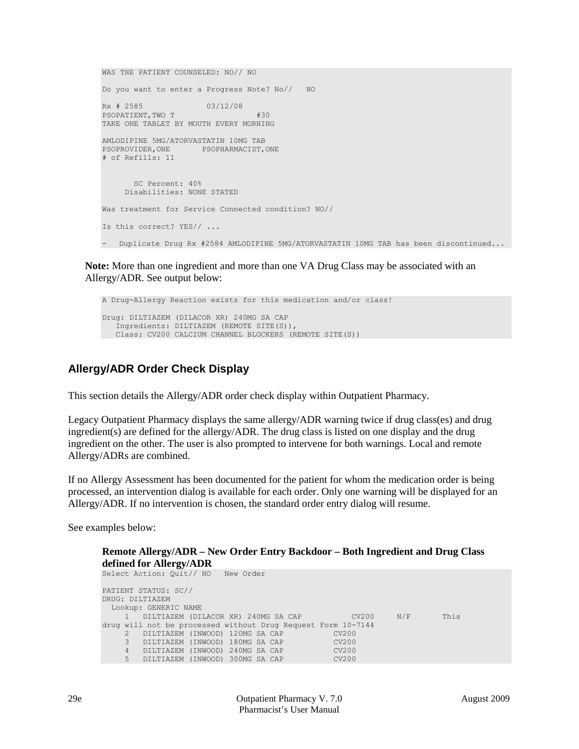```
WAS THE PATIENT COUNSELED: NO// NO

Do you want to enter a Progress Note? No//   NO

Rx # 2585              03/12/08
PSOPATIENT,TWO T                    #30
TAKE ONE TABLET BY MOUTH EVERY MORNING

AMLODIPINE 5MG/ATORVASTATIN 10MG TAB
PSOPROVIDER,ONE       PSOPHARMACIST,ONE
# of Refills: 11


       SC Percent: 40%
     Disabilities: NONE STATED

Was treatment for Service Connected condition? NO//

Is this correct? YES// ...

-   Duplicate Drug Rx #2584 AMLODIPINE 5MG/ATORVASTATIN 10MG TAB has been discontinued...
```

**Note:** More than one ingredient and more than one VA Drug Class may be associated with an Allergy/ADR. See output below:

```
A Drug-Allergy Reaction exists for this medication and/or class!

Drug: DILTIAZEM (DILACOR XR) 240MG SA CAP
   Ingredients: DILTIAZEM (REMOTE SITE(S)),
   Class: CV200 CALCIUM CHANNEL BLOCKERS (REMOTE SITE(S))
```

## Allergy/ADR Order Check Display

This section details the Allergy/ADR order check display within Outpatient Pharmacy.

Legacy Outpatient Pharmacy displays the same allergy/ADR warning twice if drug class(es) and drug ingredient(s) are defined for the allergy/ADR. The drug class is listed on one display and the drug ingredient on the other. The user is also prompted to intervene for both warnings. Local and remote Allergy/ADRs are combined.

If no Allergy Assessment has been documented for the patient for whom the medication order is being processed, an intervention dialog is available for each order. Only one warning will be displayed for an Allergy/ADR. If no intervention is chosen, the standard order entry dialog will resume.

See examples below:

**Remote Allergy/ADR – New Order Entry Backdoor – Both Ingredient and Drug Class defined for Allergy/ADR**

```
Select Action: Quit// NO   New Order

PATIENT STATUS: SC//
DRUG: DILTIAZEM
  Lookup: GENERIC NAME
     1   DILTIAZEM (DILACOR XR) 240MG SA CAP           CV200     N/F       This
drug will not be processed without Drug Request Form 10-7144
     2   DILTIAZEM (INWOOD) 120MG SA CAP           CV200
     3   DILTIAZEM (INWOOD) 180MG SA CAP           CV200
     4   DILTIAZEM (INWOOD) 240MG SA CAP           CV200
     5   DILTIAZEM (INWOOD) 300MG SA CAP           CV200
```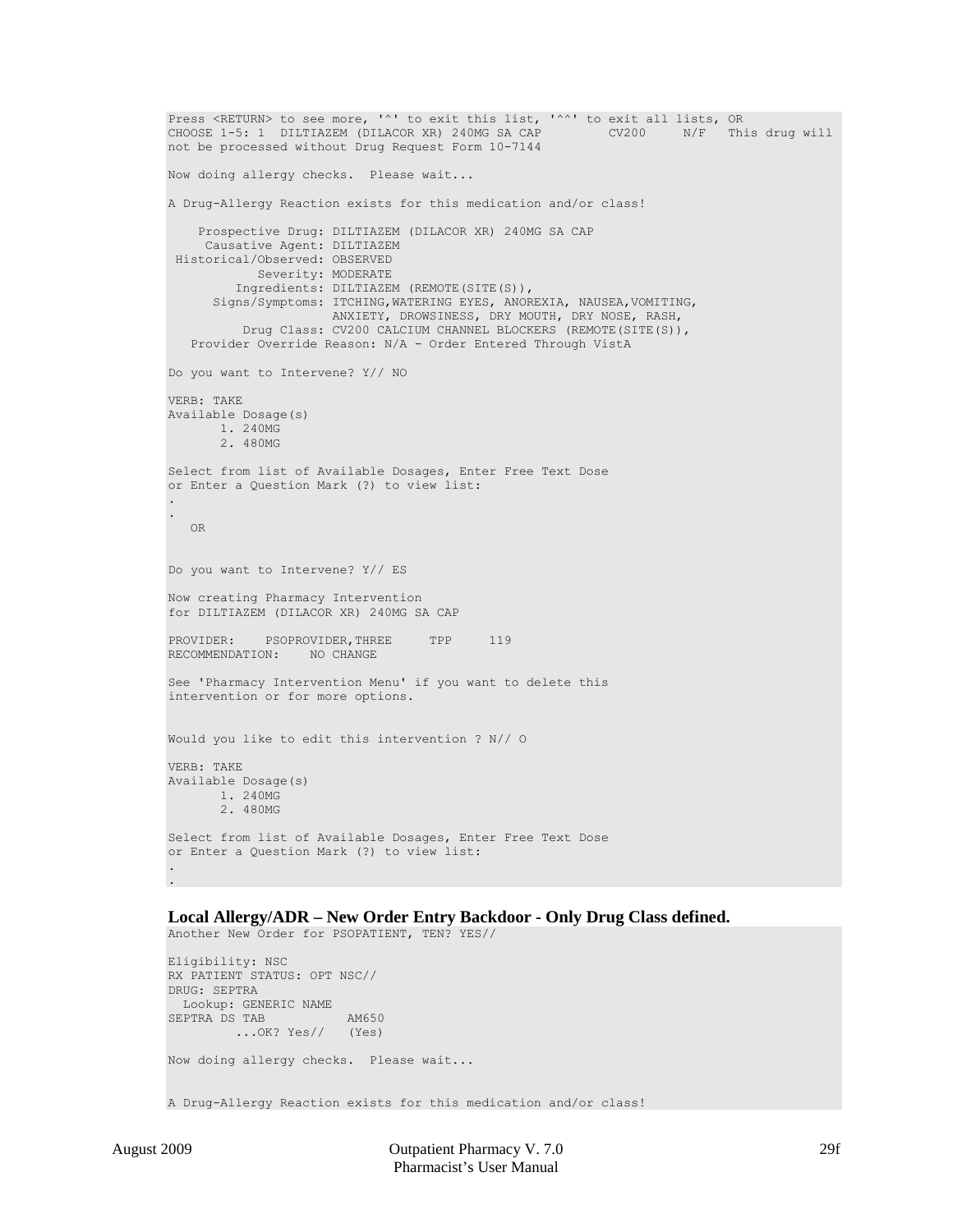```
Press <RETURN> to see more, '^' to exit this list, '^^' to exit all lists, OR
CHOOSE 1-5: 1  DILTIAZEM (DILACOR XR) 240MG SA CAP         CV200     N/F   This drug will
not be processed without Drug Request Form 10-7144

Now doing allergy checks.  Please wait...

A Drug-Allergy Reaction exists for this medication and/or class!

    Prospective Drug: DILTIAZEM (DILACOR XR) 240MG SA CAP
     Causative Agent: DILTIAZEM
 Historical/Observed: OBSERVED
            Severity: MODERATE
         Ingredients: DILTIAZEM (REMOTE(SITE(S)),
      Signs/Symptoms: ITCHING,WATERING EYES, ANOREXIA, NAUSEA,VOMITING,
                      ANXIETY, DROWSINESS, DRY MOUTH, DRY NOSE, RASH,
          Drug Class: CV200 CALCIUM CHANNEL BLOCKERS (REMOTE(SITE(S)),
   Provider Override Reason: N/A - Order Entered Through VistA

Do you want to Intervene? Y// NO

VERB: TAKE
Available Dosage(s)
       1. 240MG
       2. 480MG

Select from list of Available Dosages, Enter Free Text Dose
or Enter a Question Mark (?) to view list:
.
.
   OR


Do you want to Intervene? Y// ES

Now creating Pharmacy Intervention
for DILTIAZEM (DILACOR XR) 240MG SA CAP

PROVIDER:    PSOPROVIDER,THREE     TPP     119
RECOMMENDATION:    NO CHANGE

See 'Pharmacy Intervention Menu' if you want to delete this
intervention or for more options.


Would you like to edit this intervention ? N// O

VERB: TAKE
Available Dosage(s)
       1. 240MG
       2. 480MG

Select from list of Available Dosages, Enter Free Text Dose
or Enter a Question Mark (?) to view list:
.
.
```

**Local Allergy/ADR – New Order Entry Backdoor - Only Drug Class defined.**

```
Another New Order for PSOPATIENT, TEN? YES//

Eligibility: NSC
RX PATIENT STATUS: OPT NSC//
DRUG: SEPTRA
  Lookup: GENERIC NAME
SEPTRA DS TAB           AM650
         ...OK? Yes//   (Yes)

Now doing allergy checks.  Please wait...


A Drug-Allergy Reaction exists for this medication and/or class!
```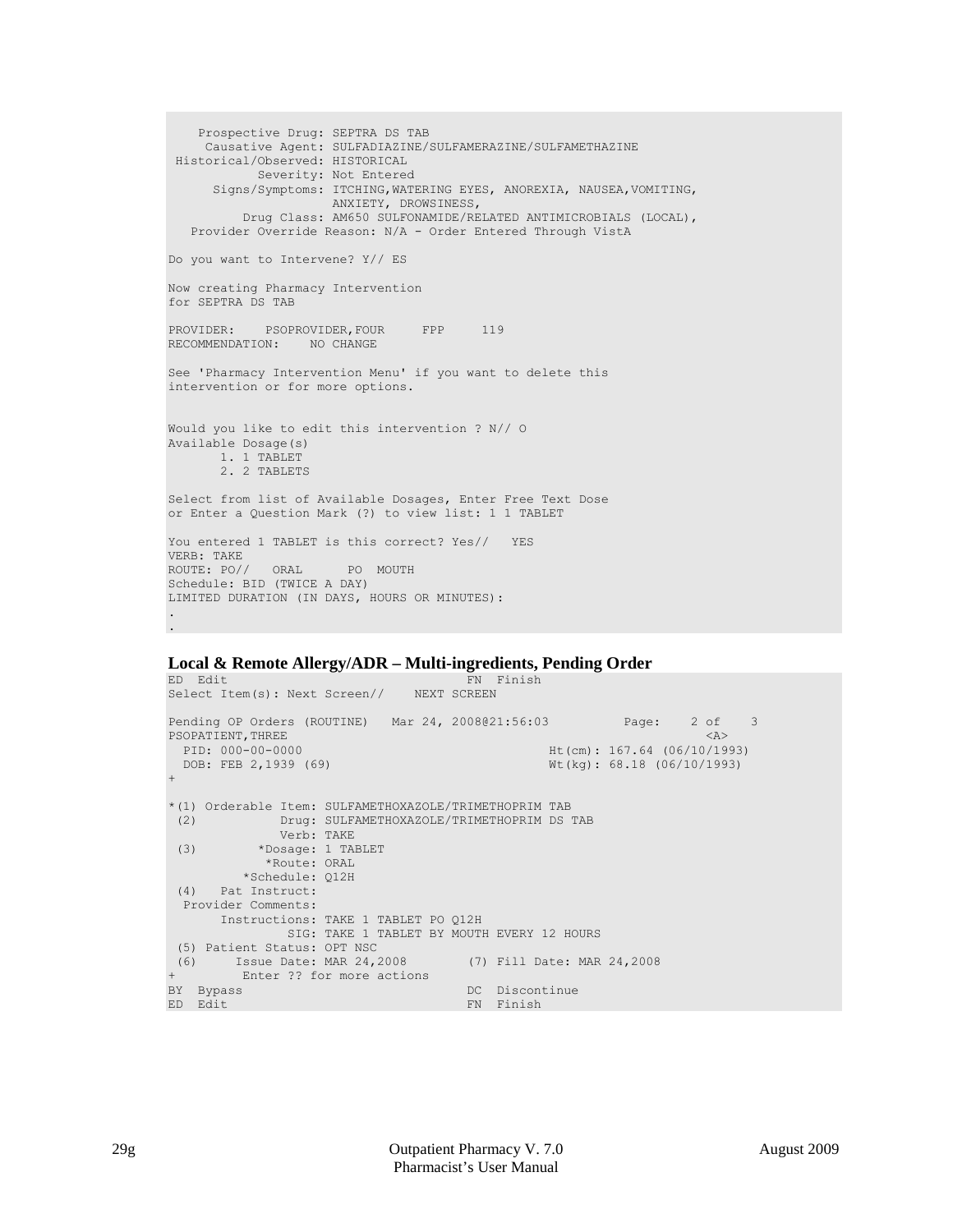```
    Prospective Drug: SEPTRA DS TAB
     Causative Agent: SULFADIAZINE/SULFAMERAZINE/SULFAMETHAZINE
 Historical/Observed: HISTORICAL
            Severity: Not Entered
      Signs/Symptoms: ITCHING,WATERING EYES, ANOREXIA, NAUSEA,VOMITING,
                      ANXIETY, DROWSINESS,
          Drug Class: AM650 SULFONAMIDE/RELATED ANTIMICROBIALS (LOCAL),
   Provider Override Reason: N/A - Order Entered Through VistA

Do you want to Intervene? Y// ES

Now creating Pharmacy Intervention
for SEPTRA DS TAB

PROVIDER:    PSOPROVIDER,FOUR     FPP     119
RECOMMENDATION:    NO CHANGE

See 'Pharmacy Intervention Menu' if you want to delete this
intervention or for more options.


Would you like to edit this intervention ? N// O
Available Dosage(s)
       1. 1 TABLET
       2. 2 TABLETS

Select from list of Available Dosages, Enter Free Text Dose
or Enter a Question Mark (?) to view list: 1 1 TABLET

You entered 1 TABLET is this correct? Yes//   YES
VERB: TAKE
ROUTE: PO//   ORAL      PO  MOUTH
Schedule: BID (TWICE A DAY)
LIMITED DURATION (IN DAYS, HOURS OR MINUTES):
.
.
```

**Local & Remote Allergy/ADR – Multi-ingredients, Pending Order**

```
ED  Edit                                FN  Finish
Select Item(s): Next Screen//    NEXT SCREEN

Pending OP Orders (ROUTINE)   Mar 24, 2008@21:56:03          Page:    2 of    3
PSOPATIENT,THREE                                                            <A>
  PID: 000-00-0000                                 Ht(cm): 167.64 (06/10/1993)
  DOB: FEB 2,1939 (69)                             Wt(kg): 68.18 (06/10/1993)
+

*(1) Orderable Item: SULFAMETHOXAZOLE/TRIMETHOPRIM TAB
 (2)           Drug: SULFAMETHOXAZOLE/TRIMETHOPRIM DS TAB
               Verb: TAKE
 (3)        *Dosage: 1 TABLET
             *Route: ORAL
          *Schedule: Q12H
 (4)   Pat Instruct:
  Provider Comments:
      Instructions: TAKE 1 TABLET PO Q12H
               SIG: TAKE 1 TABLET BY MOUTH EVERY 12 HOURS
 (5) Patient Status: OPT NSC
 (6)     Issue Date: MAR 24,2008        (7) Fill Date: MAR 24,2008
+         Enter ?? for more actions
BY  Bypass                              DC  Discontinue
ED  Edit                                FN  Finish
```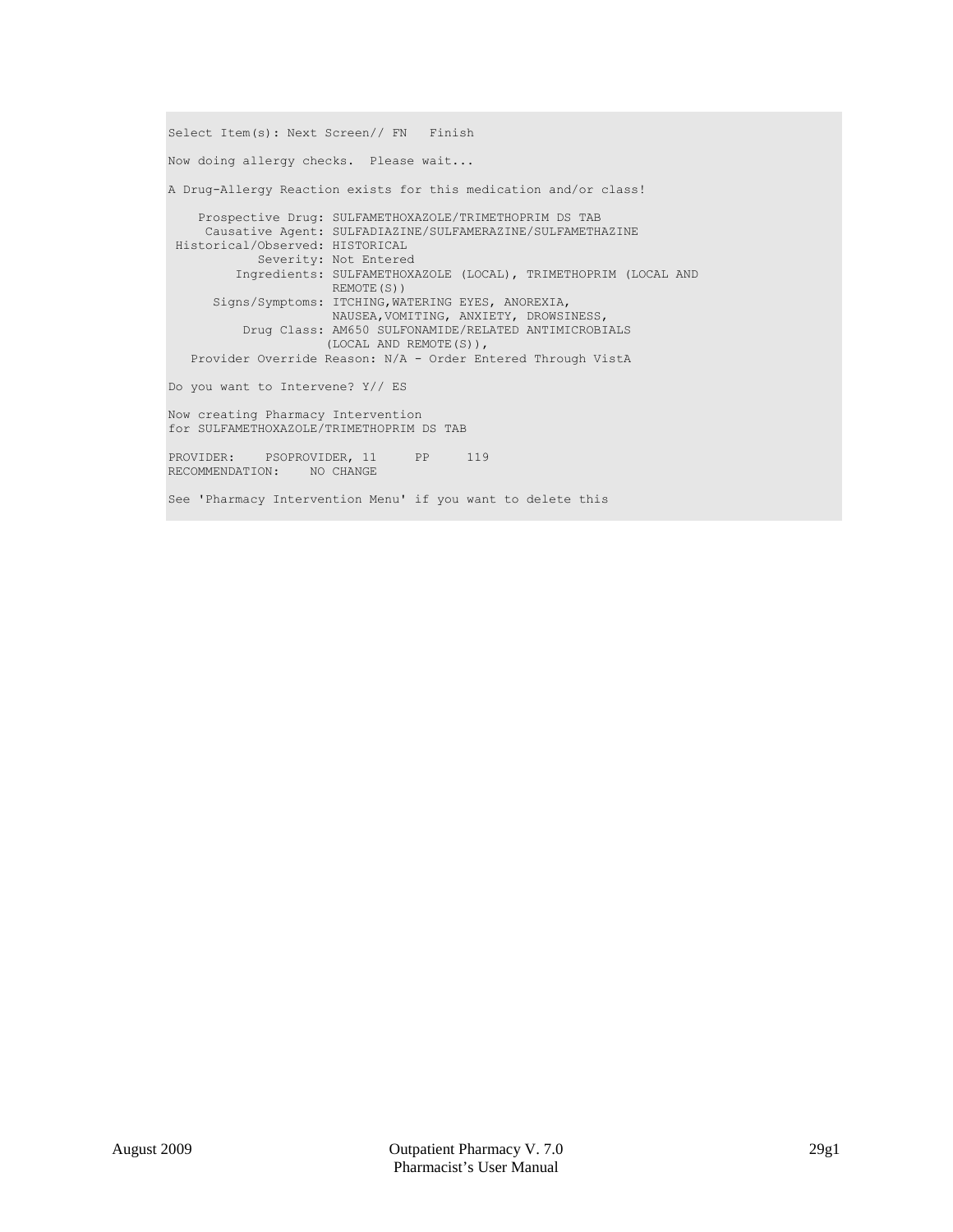```
Select Item(s): Next Screen// FN   Finish

Now doing allergy checks.  Please wait...

A Drug-Allergy Reaction exists for this medication and/or class!

    Prospective Drug: SULFAMETHOXAZOLE/TRIMETHOPRIM DS TAB
     Causative Agent: SULFADIAZINE/SULFAMERAZINE/SULFAMETHAZINE
 Historical/Observed: HISTORICAL
            Severity: Not Entered
         Ingredients: SULFAMETHOXAZOLE (LOCAL), TRIMETHOPRIM (LOCAL AND
                      REMOTE(S))
      Signs/Symptoms: ITCHING,WATERING EYES, ANOREXIA,
                      NAUSEA,VOMITING, ANXIETY, DROWSINESS,
          Drug Class: AM650 SULFONAMIDE/RELATED ANTIMICROBIALS
                     (LOCAL AND REMOTE(S)),
   Provider Override Reason: N/A - Order Entered Through VistA

Do you want to Intervene? Y// ES

Now creating Pharmacy Intervention
for SULFAMETHOXAZOLE/TRIMETHOPRIM DS TAB

PROVIDER:    PSOPROVIDER, 11     PP     119
RECOMMENDATION:    NO CHANGE

See 'Pharmacy Intervention Menu' if you want to delete this
```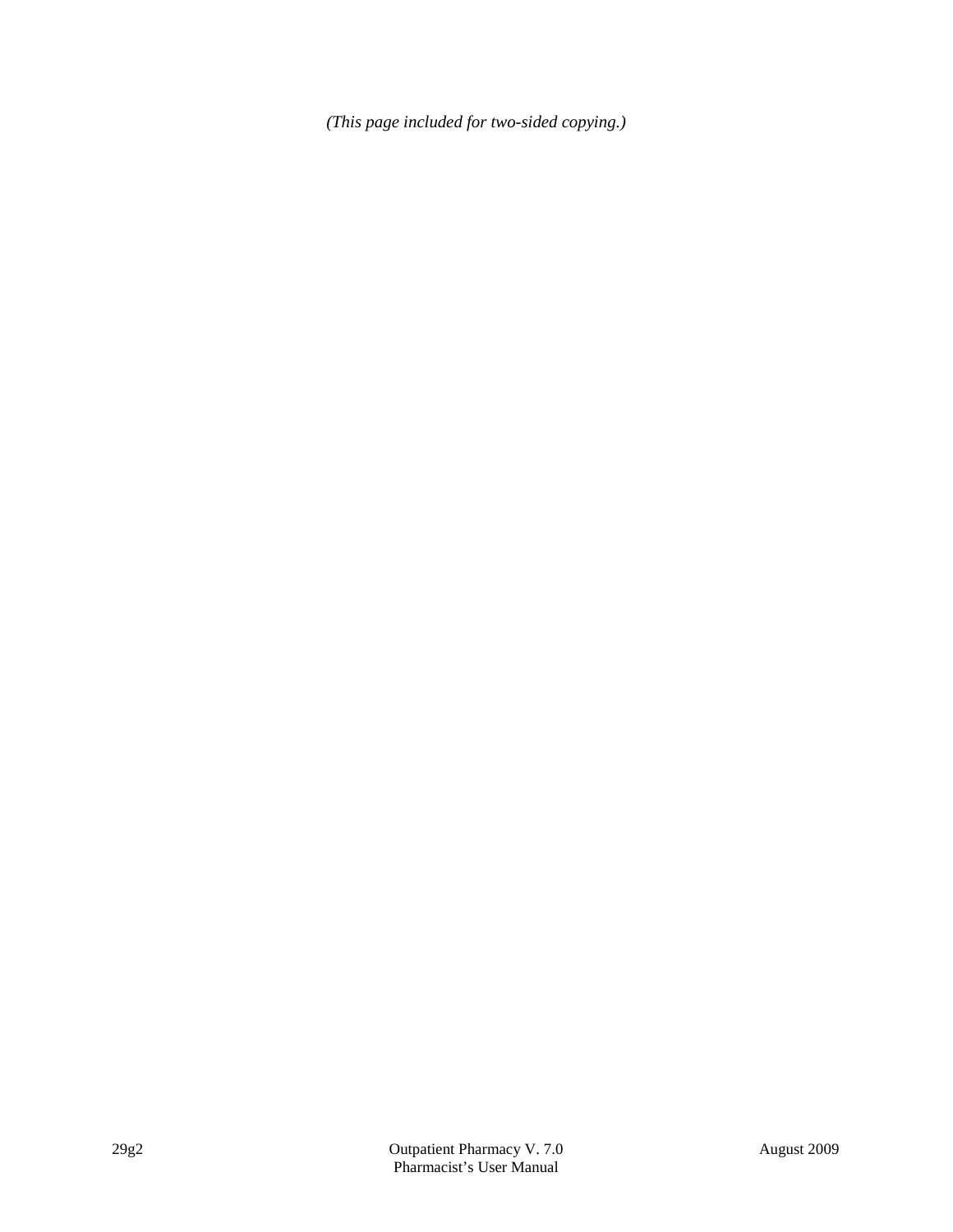*(This page included for two-sided copying.)*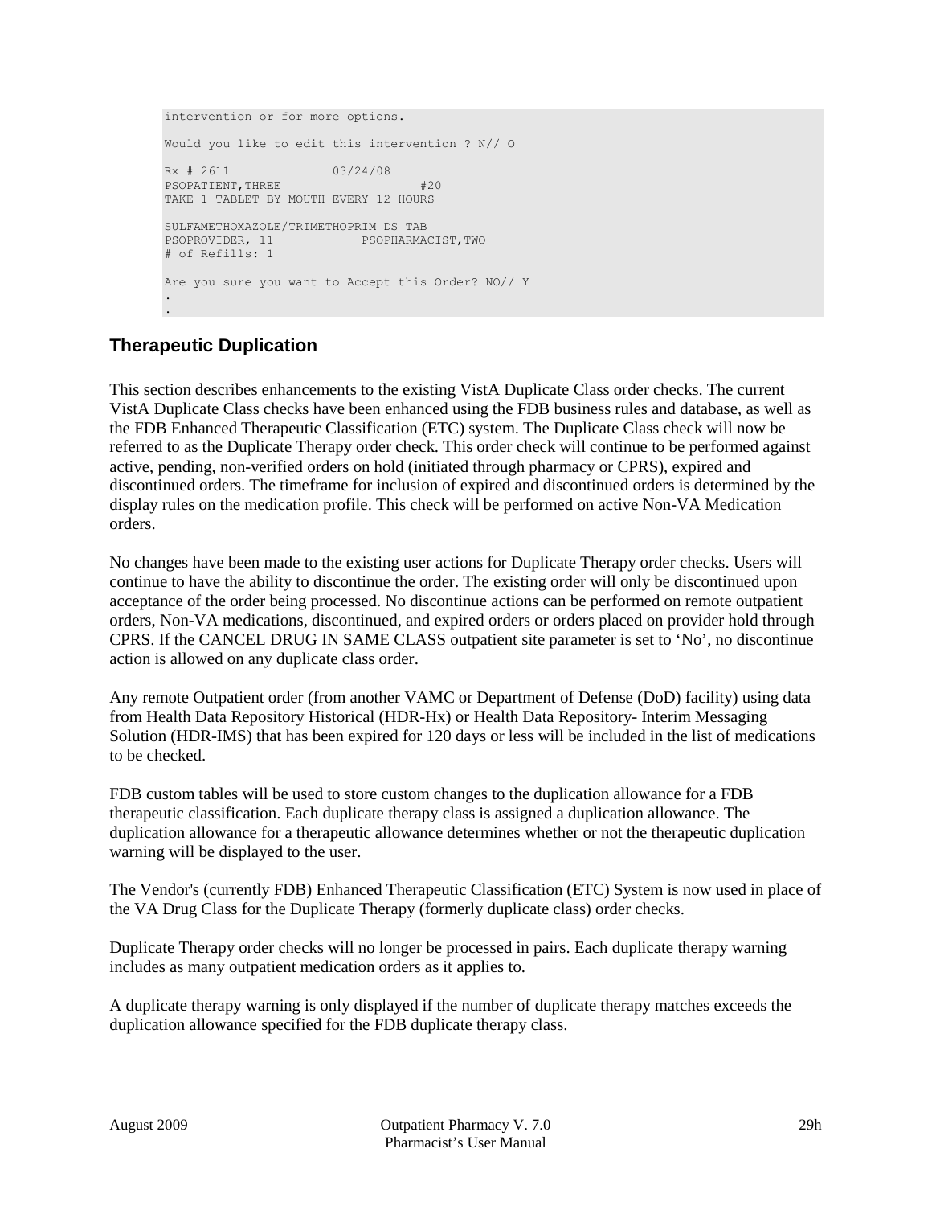```
intervention or for more options.

Would you like to edit this intervention ? N// O

Rx # 2611              03/24/08
PSOPATIENT,THREE                    #20
TAKE 1 TABLET BY MOUTH EVERY 12 HOURS

SULFAMETHOXAZOLE/TRIMETHOPRIM DS TAB
PSOPROVIDER, 11            PSOPHARMACIST,TWO
# of Refills: 1

Are you sure you want to Accept this Order? NO// Y
.
.
```

### Therapeutic Duplication

This section describes enhancements to the existing VistA Duplicate Class order checks. The current VistA Duplicate Class checks have been enhanced using the FDB business rules and database, as well as the FDB Enhanced Therapeutic Classification (ETC) system. The Duplicate Class check will now be referred to as the Duplicate Therapy order check. This order check will continue to be performed against active, pending, non-verified orders on hold (initiated through pharmacy or CPRS), expired and discontinued orders. The timeframe for inclusion of expired and discontinued orders is determined by the display rules on the medication profile. This check will be performed on active Non-VA Medication orders.

No changes have been made to the existing user actions for Duplicate Therapy order checks. Users will continue to have the ability to discontinue the order. The existing order will only be discontinued upon acceptance of the order being processed. No discontinue actions can be performed on remote outpatient orders, Non-VA medications, discontinued, and expired orders or orders placed on provider hold through CPRS. If the CANCEL DRUG IN SAME CLASS outpatient site parameter is set to 'No', no discontinue action is allowed on any duplicate class order.

Any remote Outpatient order (from another VAMC or Department of Defense (DoD) facility) using data from Health Data Repository Historical (HDR-Hx) or Health Data Repository- Interim Messaging Solution (HDR-IMS) that has been expired for 120 days or less will be included in the list of medications to be checked.

FDB custom tables will be used to store custom changes to the duplication allowance for a FDB therapeutic classification. Each duplicate therapy class is assigned a duplication allowance. The duplication allowance for a therapeutic allowance determines whether or not the therapeutic duplication warning will be displayed to the user.

The Vendor's (currently FDB) Enhanced Therapeutic Classification (ETC) System is now used in place of the VA Drug Class for the Duplicate Therapy (formerly duplicate class) order checks.

Duplicate Therapy order checks will no longer be processed in pairs. Each duplicate therapy warning includes as many outpatient medication orders as it applies to.

A duplicate therapy warning is only displayed if the number of duplicate therapy matches exceeds the duplication allowance specified for the FDB duplicate therapy class.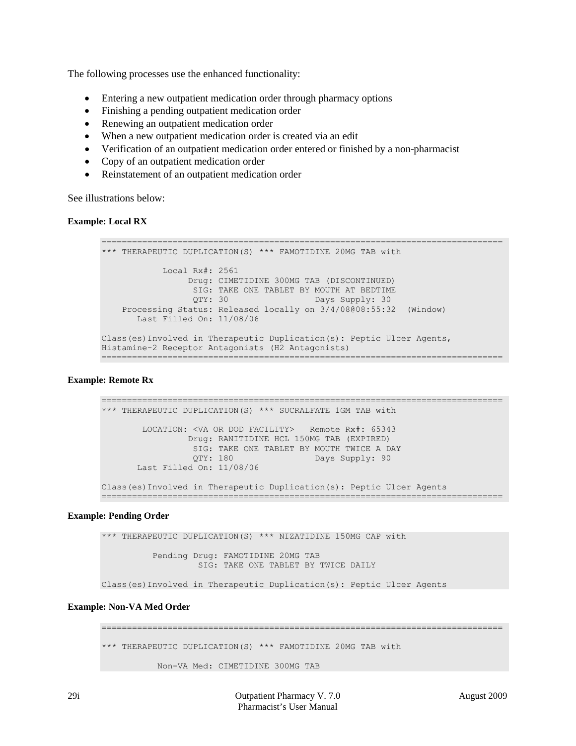The following processes use the enhanced functionality:

- Entering a new outpatient medication order through pharmacy options
- Finishing a pending outpatient medication order
- Renewing an outpatient medication order
- When a new outpatient medication order is created via an edit
- Verification of an outpatient medication order entered or finished by a non-pharmacist
- Copy of an outpatient medication order
- Reinstatement of an outpatient medication order

See illustrations below:

**Example: Local RX**

```
================================================================================
*** THERAPEUTIC DUPLICATION(S) *** FAMOTIDINE 20MG TAB with

            Local Rx#: 2561
                 Drug: CIMETIDINE 300MG TAB (DISCONTINUED)
                  SIG: TAKE ONE TABLET BY MOUTH AT BEDTIME
                  QTY: 30                Days Supply: 30
    Processing Status: Released locally on 3/4/08@08:55:32  (Window)
       Last Filled On: 11/08/06

Class(es)Involved in Therapeutic Duplication(s): Peptic Ulcer Agents,
Histamine-2 Receptor Antagonists (H2 Antagonists)
================================================================================
```

**Example: Remote Rx**

```
================================================================================
*** THERAPEUTIC DUPLICATION(S) *** SUCRALFATE 1GM TAB with

        LOCATION: <VA OR DOD FACILITY>   Remote Rx#: 65343
                 Drug: RANITIDINE HCL 150MG TAB (EXPIRED)
                  SIG: TAKE ONE TABLET BY MOUTH TWICE A DAY
                  QTY: 180               Days Supply: 90
       Last Filled On: 11/08/06

Class(es)Involved in Therapeutic Duplication(s): Peptic Ulcer Agents
================================================================================
```

**Example: Pending Order**

```
*** THERAPEUTIC DUPLICATION(S) *** NIZATIDINE 150MG CAP with

         Pending Drug: FAMOTIDINE 20MG TAB
                  SIG: TAKE ONE TABLET BY TWICE DAILY

Class(es)Involved in Therapeutic Duplication(s): Peptic Ulcer Agents
```

**Example: Non-VA Med Order**

```
================================================================================

*** THERAPEUTIC DUPLICATION(S) *** FAMOTIDINE 20MG TAB with

           Non-VA Med: CIMETIDINE 300MG TAB
```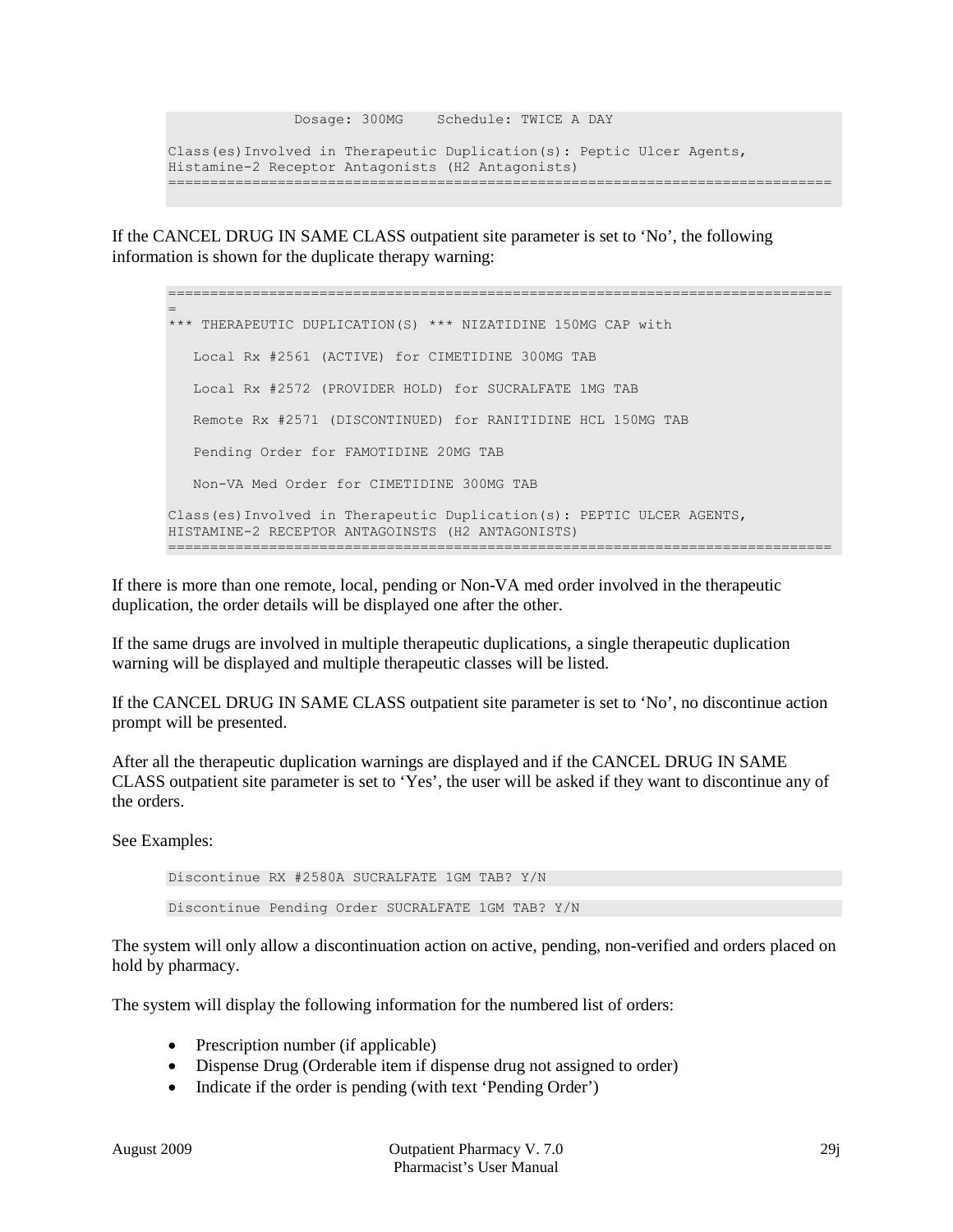```
               Dosage: 300MG    Schedule: TWICE A DAY

Class(es)Involved in Therapeutic Duplication(s): Peptic Ulcer Agents,
Histamine-2 Receptor Antagonists (H2 Antagonists)
===============================================================================
```

If the CANCEL DRUG IN SAME CLASS outpatient site parameter is set to 'No', the following information is shown for the duplicate therapy warning:

```
===============================================================================
=
*** THERAPEUTIC DUPLICATION(S) *** NIZATIDINE 150MG CAP with

   Local Rx #2561 (ACTIVE) for CIMETIDINE 300MG TAB

   Local Rx #2572 (PROVIDER HOLD) for SUCRALFATE 1MG TAB

   Remote Rx #2571 (DISCONTINUED) for RANITIDINE HCL 150MG TAB

   Pending Order for FAMOTIDINE 20MG TAB

   Non-VA Med Order for CIMETIDINE 300MG TAB

Class(es)Involved in Therapeutic Duplication(s): PEPTIC ULCER AGENTS,
HISTAMINE-2 RECEPTOR ANTAGOINSTS (H2 ANTAGONISTS)
===============================================================================
```

If there is more than one remote, local, pending or Non-VA med order involved in the therapeutic duplication, the order details will be displayed one after the other.

If the same drugs are involved in multiple therapeutic duplications, a single therapeutic duplication warning will be displayed and multiple therapeutic classes will be listed.

If the CANCEL DRUG IN SAME CLASS outpatient site parameter is set to 'No', no discontinue action prompt will be presented.

After all the therapeutic duplication warnings are displayed and if the CANCEL DRUG IN SAME CLASS outpatient site parameter is set to 'Yes', the user will be asked if they want to discontinue any of the orders.

See Examples:

```
Discontinue RX #2580A SUCRALFATE 1GM TAB? Y/N
```

```
Discontinue Pending Order SUCRALFATE 1GM TAB? Y/N
```

The system will only allow a discontinuation action on active, pending, non-verified and orders placed on hold by pharmacy.

The system will display the following information for the numbered list of orders:

- Prescription number (if applicable)
- Dispense Drug (Orderable item if dispense drug not assigned to order)
- Indicate if the order is pending (with text 'Pending Order')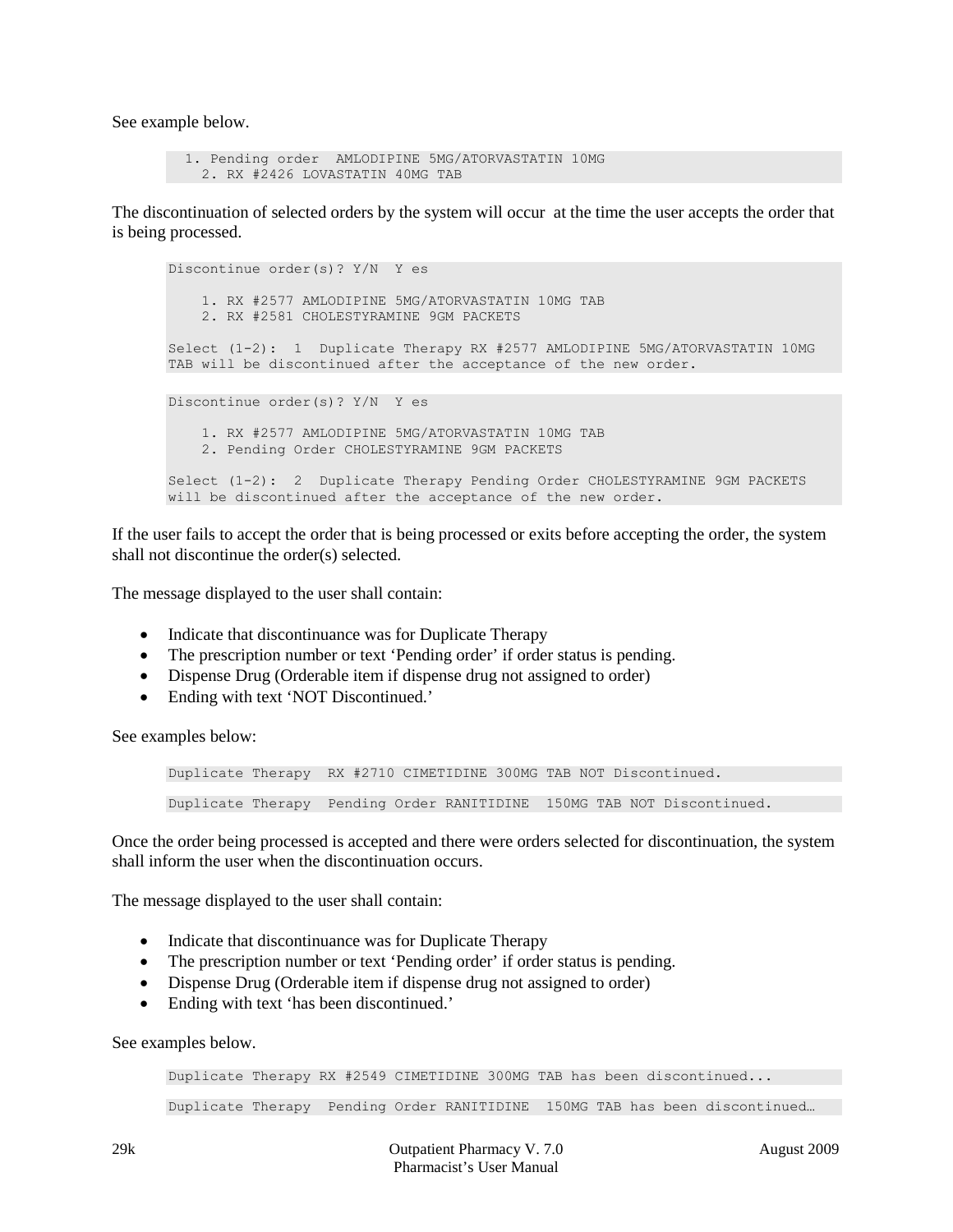See example below.

```
  1. Pending order  AMLODIPINE 5MG/ATORVASTATIN 10MG
    2. RX #2426 LOVASTATIN 40MG TAB
```

The discontinuation of selected orders by the system will occur at the time the user accepts the order that is being processed.

```
Discontinue order(s)? Y/N  Y es

    1. RX #2577 AMLODIPINE 5MG/ATORVASTATIN 10MG TAB
    2. RX #2581 CHOLESTYRAMINE 9GM PACKETS

Select (1-2):  1  Duplicate Therapy RX #2577 AMLODIPINE 5MG/ATORVASTATIN 10MG
TAB will be discontinued after the acceptance of the new order.
```

```
Discontinue order(s)? Y/N  Y es

    1. RX #2577 AMLODIPINE 5MG/ATORVASTATIN 10MG TAB
    2. Pending Order CHOLESTYRAMINE 9GM PACKETS

Select (1-2):  2  Duplicate Therapy Pending Order CHOLESTYRAMINE 9GM PACKETS
will be discontinued after the acceptance of the new order.
```

If the user fails to accept the order that is being processed or exits before accepting the order, the system shall not discontinue the order(s) selected.

The message displayed to the user shall contain:

- Indicate that discontinuance was for Duplicate Therapy
- The prescription number or text 'Pending order' if order status is pending.
- Dispense Drug (Orderable item if dispense drug not assigned to order)
- Ending with text 'NOT Discontinued.'

See examples below:

```
Duplicate Therapy  RX #2710 CIMETIDINE 300MG TAB NOT Discontinued.
```

```
Duplicate Therapy  Pending Order RANITIDINE  150MG TAB NOT Discontinued.
```

Once the order being processed is accepted and there were orders selected for discontinuation, the system shall inform the user when the discontinuation occurs.

The message displayed to the user shall contain:

- Indicate that discontinuance was for Duplicate Therapy
- The prescription number or text 'Pending order' if order status is pending.
- Dispense Drug (Orderable item if dispense drug not assigned to order)
- Ending with text 'has been discontinued.'

See examples below.

```
Duplicate Therapy RX #2549 CIMETIDINE 300MG TAB has been discontinued...
```

```
Duplicate Therapy  Pending Order RANITIDINE  150MG TAB has been discontinued…
```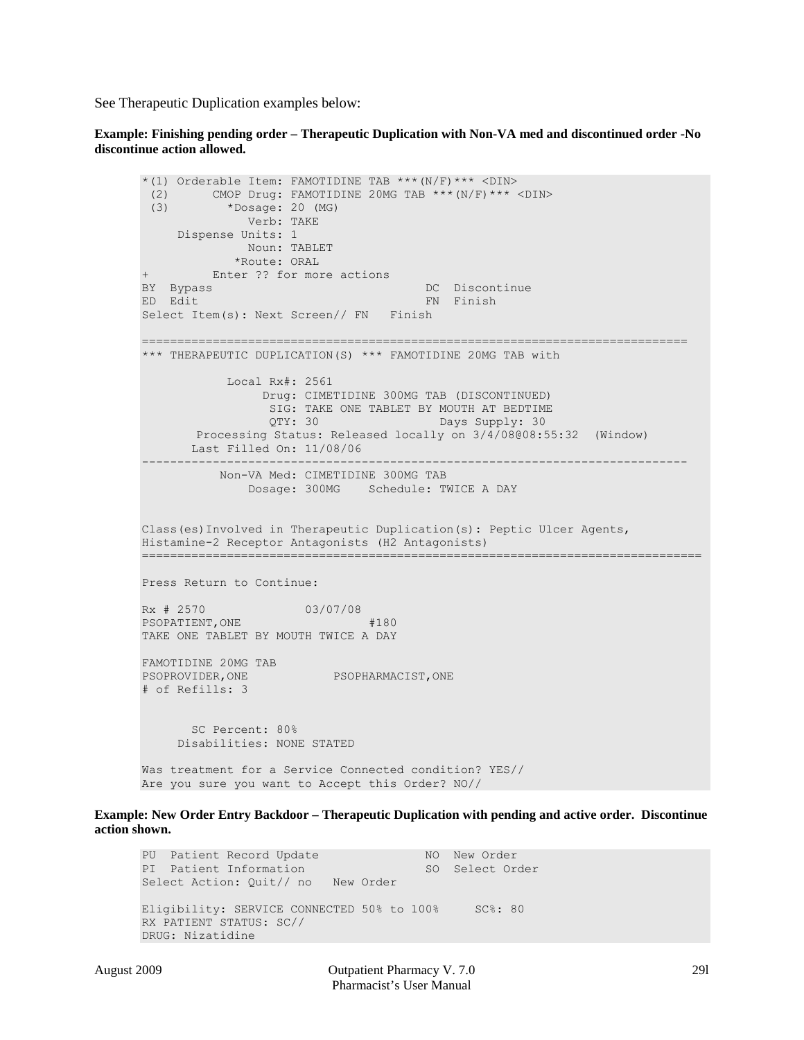See Therapeutic Duplication examples below:

**Example: Finishing pending order – Therapeutic Duplication with Non-VA med and discontinued order -No discontinue action allowed.**

```
*(1) Orderable Item: FAMOTIDINE TAB ***(N/F)*** <DIN>
 (2)      CMOP Drug: FAMOTIDINE 20MG TAB ***(N/F)*** <DIN>
 (3)        *Dosage: 20 (MG)
              Verb: TAKE
     Dispense Units: 1
              Noun: TABLET
            *Route: ORAL
+         Enter ?? for more actions
BY  Bypass                            DC  Discontinue
ED  Edit                              FN  Finish
Select Item(s): Next Screen// FN   Finish

===========================================================================
*** THERAPEUTIC DUPLICATION(S) *** FAMOTIDINE 20MG TAB with

            Local Rx#: 2561
                 Drug: CIMETIDINE 300MG TAB (DISCONTINUED)
                  SIG: TAKE ONE TABLET BY MOUTH AT BEDTIME
                  QTY: 30                 Days Supply: 30
       Processing Status: Released locally on 3/4/08@08:55:32  (Window)
       Last Filled On: 11/08/06
---------------------------------------------------------------------------
           Non-VA Med: CIMETIDINE 300MG TAB
              Dosage: 300MG    Schedule: TWICE A DAY


Class(es)Involved in Therapeutic Duplication(s): Peptic Ulcer Agents,
Histamine-2 Receptor Antagonists (H2 Antagonists)
=============================================================================

Press Return to Continue:

Rx # 2570              03/07/08
PSOPATIENT,ONE                   #180
TAKE ONE TABLET BY MOUTH TWICE A DAY

FAMOTIDINE 20MG TAB
PSOPROVIDER,ONE            PSOPHARMACIST,ONE
# of Refills: 3


       SC Percent: 80%
     Disabilities: NONE STATED

Was treatment for a Service Connected condition? YES//
Are you sure you want to Accept this Order? NO//
```

**Example: New Order Entry Backdoor – Therapeutic Duplication with pending and active order. Discontinue action shown.**

```
PU  Patient Record Update             NO  New Order
PI  Patient Information               SO  Select Order
Select Action: Quit// no   New Order

Eligibility: SERVICE CONNECTED 50% to 100%     SC%: 80
RX PATIENT STATUS: SC//
DRUG: Nizatidine
```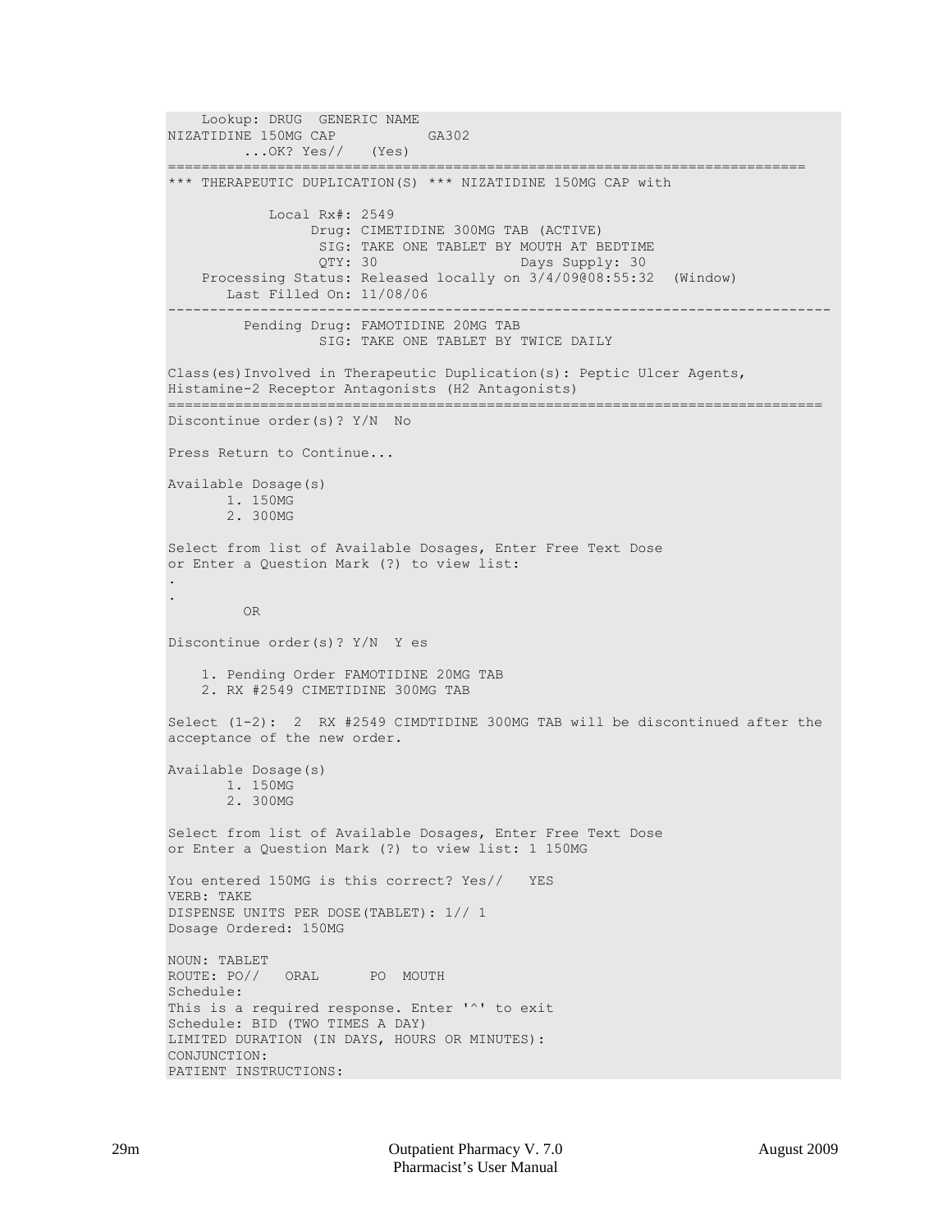```
    Lookup: DRUG  GENERIC NAME
NIZATIDINE 150MG CAP          GA302
         ...OK? Yes//   (Yes)
============================================================================
*** THERAPEUTIC DUPLICATION(S) *** NIZATIDINE 150MG CAP with

            Local Rx#: 2549
                 Drug: CIMETIDINE 300MG TAB (ACTIVE)
                  SIG: TAKE ONE TABLET BY MOUTH AT BEDTIME
                  QTY: 30                 Days Supply: 30
    Processing Status: Released locally on 3/4/09@08:55:32  (Window)
       Last Filled On: 11/08/06
-------------------------------------------------------------------------------
         Pending Drug: FAMOTIDINE 20MG TAB
                  SIG: TAKE ONE TABLET BY TWICE DAILY

Class(es)Involved in Therapeutic Duplication(s): Peptic Ulcer Agents,
Histamine-2 Receptor Antagonists (H2 Antagonists)
==============================================================================
Discontinue order(s)? Y/N  No

Press Return to Continue...

Available Dosage(s)
       1. 150MG
       2. 300MG

Select from list of Available Dosages, Enter Free Text Dose
or Enter a Question Mark (?) to view list:
.
.
         OR

Discontinue order(s)? Y/N  Y es

    1. Pending Order FAMOTIDINE 20MG TAB
    2. RX #2549 CIMETIDINE 300MG TAB

Select (1-2):  2  RX #2549 CIMDTIDINE 300MG TAB will be discontinued after the
acceptance of the new order.

Available Dosage(s)
       1. 150MG
       2. 300MG

Select from list of Available Dosages, Enter Free Text Dose
or Enter a Question Mark (?) to view list: 1 150MG

You entered 150MG is this correct? Yes//   YES
VERB: TAKE
DISPENSE UNITS PER DOSE(TABLET): 1// 1
Dosage Ordered: 150MG

NOUN: TABLET
ROUTE: PO//   ORAL      PO  MOUTH
Schedule:
This is a required response. Enter '^' to exit
Schedule: BID (TWO TIMES A DAY)
LIMITED DURATION (IN DAYS, HOURS OR MINUTES):
CONJUNCTION:
PATIENT INSTRUCTIONS:
```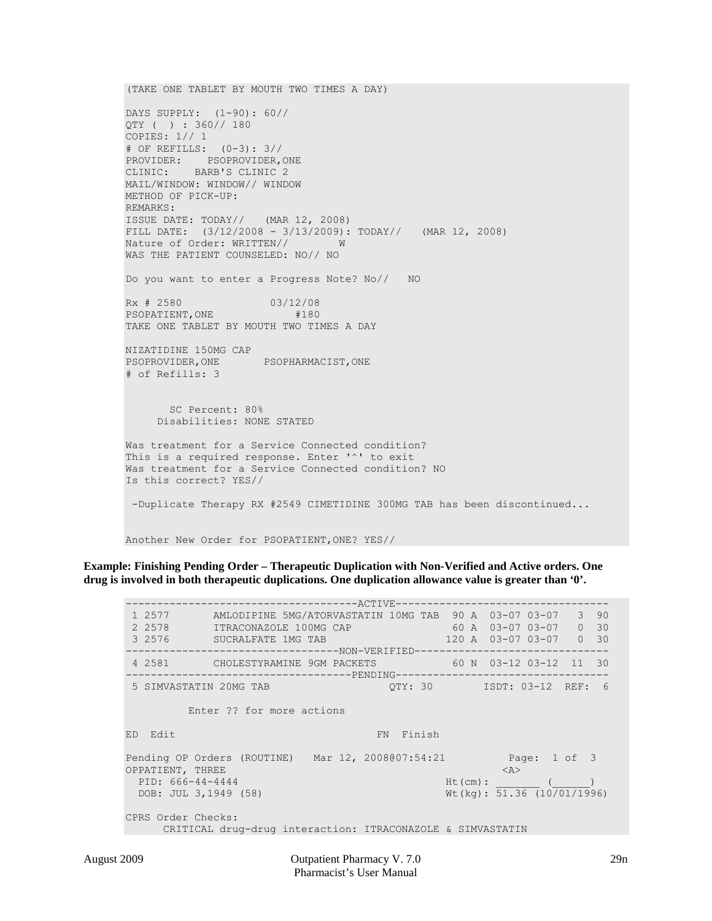```
(TAKE ONE TABLET BY MOUTH TWO TIMES A DAY)

DAYS SUPPLY:  (1-90): 60//
QTY ( ) : 360// 180
COPIES: 1// 1
# OF REFILLS:  (0-3): 3//
PROVIDER:    PSOPROVIDER,ONE
CLINIC:    BARB'S CLINIC 2
MAIL/WINDOW: WINDOW// WINDOW
METHOD OF PICK-UP:
REMARKS:
ISSUE DATE: TODAY//   (MAR 12, 2008)
FILL DATE:  (3/12/2008 - 3/13/2009): TODAY//   (MAR 12, 2008)
Nature of Order: WRITTEN//        W
WAS THE PATIENT COUNSELED: NO// NO

Do you want to enter a Progress Note? No//   NO

Rx # 2580              03/12/08
PSOPATIENT,ONE              #180
TAKE ONE TABLET BY MOUTH TWO TIMES A DAY

NIZATIDINE 150MG CAP
PSOPROVIDER,ONE       PSOPHARMACIST,ONE
# of Refills: 3


       SC Percent: 80%
     Disabilities: NONE STATED

Was treatment for a Service Connected condition?
This is a required response. Enter '^' to exit
Was treatment for a Service Connected condition? NO
Is this correct? YES//

 -Duplicate Therapy RX #2549 CIMETIDINE 300MG TAB has been discontinued...


Another New Order for PSOPATIENT,ONE? YES//
```

**Example: Finishing Pending Order – Therapeutic Duplication with Non-Verified and Active orders. One drug is involved in both therapeutic duplications. One duplication allowance value is greater than '0'.**

```
-----------------------------------ACTIVE---------------------------------
 1 2577       AMLODIPINE 5MG/ATORVASTATIN 10MG TAB  90 A  03-07 03-07   3  90
 2 2578       ITRACONAZOLE 100MG CAP              60 A  03-07 03-07   0  30
 3 2576       SUCRALFATE 1MG TAB                 120 A  03-07 03-07   0  30
---------------------------------NON-VERIFIED-------------------------------
 4 2581       CHOLESTYRAMINE 9GM PACKETS          60 N  03-12 03-12  11  30
-----------------------------------PENDING---------------------------------
 5 SIMVASTATIN 20MG TAB                    QTY: 30       ISDT: 03-12  REF:  6

          Enter ?? for more actions

ED  Edit                                FN  Finish

Pending OP Orders (ROUTINE)   Mar 12, 2008@07:54:21         Page:  1 of  3
OPPATIENT, THREE                                             <A>
  PID: 666-44-4444                                Ht(cm): _______ (______)
  DOB: JUL 3,1949 (58)                            Wt(kg): 51.36 (10/01/1996)

CPRS Order Checks:
      CRITICAL drug-drug interaction: ITRACONAZOLE & SIMVASTATIN
```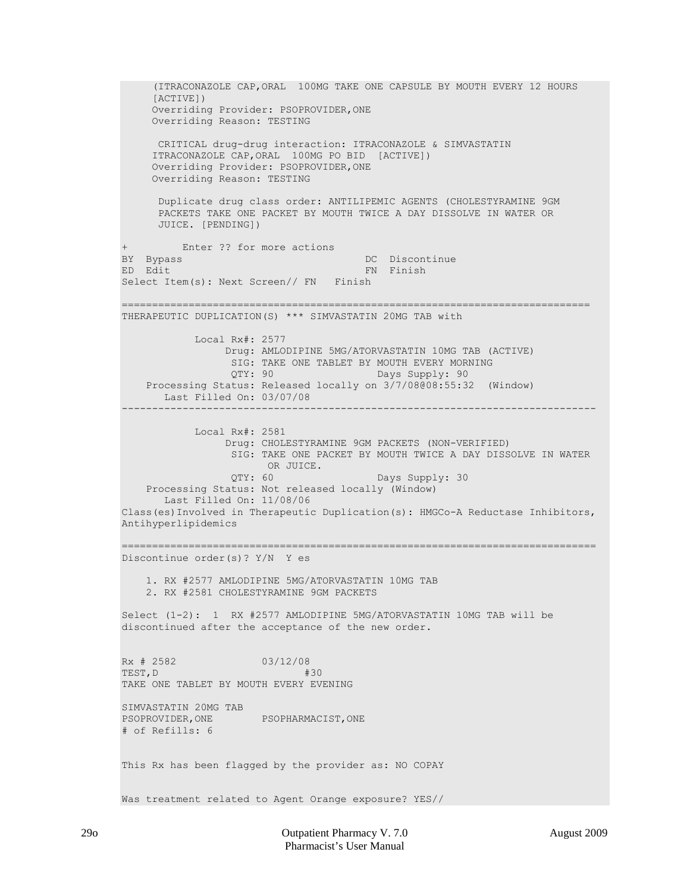```
     (ITRACONAZOLE CAP,ORAL  100MG TAKE ONE CAPSULE BY MOUTH EVERY 12 HOURS
     [ACTIVE])
     Overriding Provider: PSOPROVIDER,ONE
     Overriding Reason: TESTING

      CRITICAL drug-drug interaction: ITRACONAZOLE & SIMVASTATIN
     ITRACONAZOLE CAP,ORAL  100MG PO BID  [ACTIVE])
     Overriding Provider: PSOPROVIDER,ONE
     Overriding Reason: TESTING

      Duplicate drug class order: ANTILIPEMIC AGENTS (CHOLESTYRAMINE 9GM
      PACKETS TAKE ONE PACKET BY MOUTH TWICE A DAY DISSOLVE IN WATER OR
      JUICE. [PENDING])

+         Enter ?? for more actions
BY  Bypass                            DC  Discontinue
ED  Edit                              FN  Finish
Select Item(s): Next Screen// FN   Finish

==============================================================================
THERAPEUTIC DUPLICATION(S) *** SIMVASTATIN 20MG TAB with

            Local Rx#: 2577
                 Drug: AMLODIPINE 5MG/ATORVASTATIN 10MG TAB (ACTIVE)
                  SIG: TAKE ONE TABLET BY MOUTH EVERY MORNING
                  QTY: 90                  Days Supply: 90
    Processing Status: Released locally on 3/7/08@08:55:32  (Window)
       Last Filled On: 03/07/08
------------------------------------------------------------------------------

            Local Rx#: 2581
                 Drug: CHOLESTYRAMINE 9GM PACKETS (NON-VERIFIED)
                  SIG: TAKE ONE PACKET BY MOUTH TWICE A DAY DISSOLVE IN WATER
                       OR JUICE.
                  QTY: 60                  Days Supply: 30
    Processing Status: Not released locally (Window)
       Last Filled On: 11/08/06
Class(es)Involved in Therapeutic Duplication(s): HMGCo-A Reductase Inhibitors,
Antihyperlipidemics

==============================================================================
Discontinue order(s)? Y/N  Y es

    1. RX #2577 AMLODIPINE 5MG/ATORVASTATIN 10MG TAB
    2. RX #2581 CHOLESTYRAMINE 9GM PACKETS

Select (1-2):  1  RX #2577 AMLODIPINE 5MG/ATORVASTATIN 10MG TAB will be
discontinued after the acceptance of the new order.


Rx # 2582              03/12/08
TEST,D                          #30
TAKE ONE TABLET BY MOUTH EVERY EVENING

SIMVASTATIN 20MG TAB
PSOPROVIDER,ONE        PSOPHARMACIST,ONE
# of Refills: 6


This Rx has been flagged by the provider as: NO COPAY


Was treatment related to Agent Orange exposure? YES//
```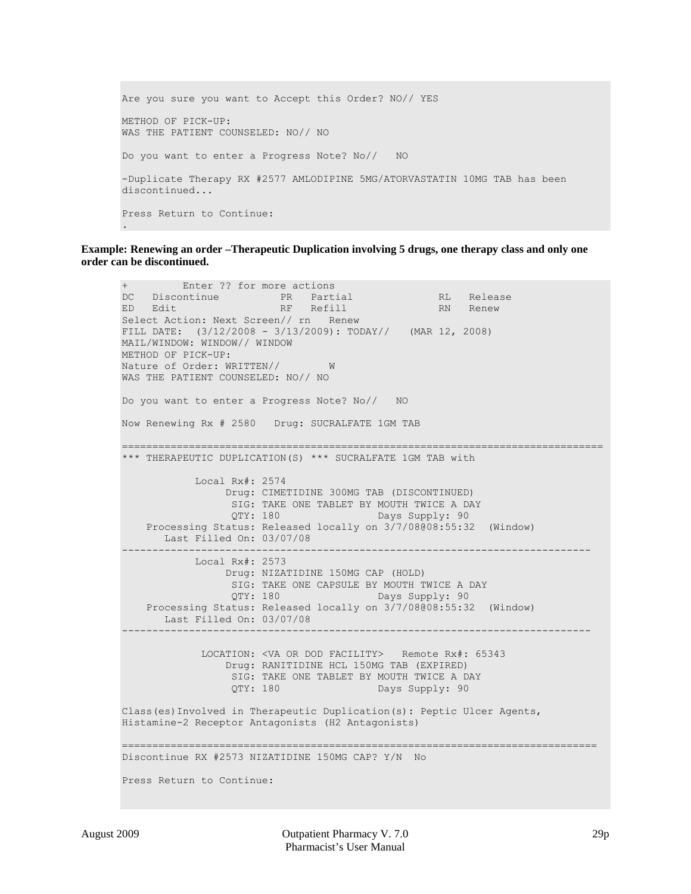```
Are you sure you want to Accept this Order? NO// YES

METHOD OF PICK-UP:
WAS THE PATIENT COUNSELED: NO// NO

Do you want to enter a Progress Note? No//   NO

-Duplicate Therapy RX #2577 AMLODIPINE 5MG/ATORVASTATIN 10MG TAB has been
discontinued...

Press Return to Continue:
.
```

**Example: Renewing an order –Therapeutic Duplication involving 5 drugs, one therapy class and only one order can be discontinued.**

```
+         Enter ?? for more actions
DC   Discontinue          PR   Partial              RL   Release
ED   Edit                 RF   Refill               RN   Renew
Select Action: Next Screen// rn   Renew
FILL DATE:  (3/12/2008 - 3/13/2009): TODAY//   (MAR 12, 2008)
MAIL/WINDOW: WINDOW// WINDOW
METHOD OF PICK-UP:
Nature of Order: WRITTEN//        W
WAS THE PATIENT COUNSELED: NO// NO

Do you want to enter a Progress Note? No//   NO

Now Renewing Rx # 2580   Drug: SUCRALFATE 1GM TAB

================================================================================
*** THERAPEUTIC DUPLICATION(S) *** SUCRALFATE 1GM TAB with

            Local Rx#: 2574
                 Drug: CIMETIDINE 300MG TAB (DISCONTINUED)
                  SIG: TAKE ONE TABLET BY MOUTH TWICE A DAY
                  QTY: 180                Days Supply: 90
    Processing Status: Released locally on 3/7/08@08:55:32  (Window)
       Last Filled On: 03/07/08
------------------------------------------------------------------------------
            Local Rx#: 2573
                 Drug: NIZATIDINE 150MG CAP (HOLD)
                  SIG: TAKE ONE CAPSULE BY MOUTH TWICE A DAY
                  QTY: 180                Days Supply: 90
    Processing Status: Released locally on 3/7/08@08:55:32  (Window)
       Last Filled On: 03/07/08
------------------------------------------------------------------------------

             LOCATION: <VA OR DOD FACILITY>   Remote Rx#: 65343
                 Drug: RANITIDINE HCL 150MG TAB (EXPIRED)
                  SIG: TAKE ONE TABLET BY MOUTH TWICE A DAY
                  QTY: 180                Days Supply: 90

Class(es)Involved in Therapeutic Duplication(s): Peptic Ulcer Agents,
Histamine-2 Receptor Antagonists (H2 Antagonists)

===============================================================================
Discontinue RX #2573 NIZATIDINE 150MG CAP? Y/N  No

Press Return to Continue:
```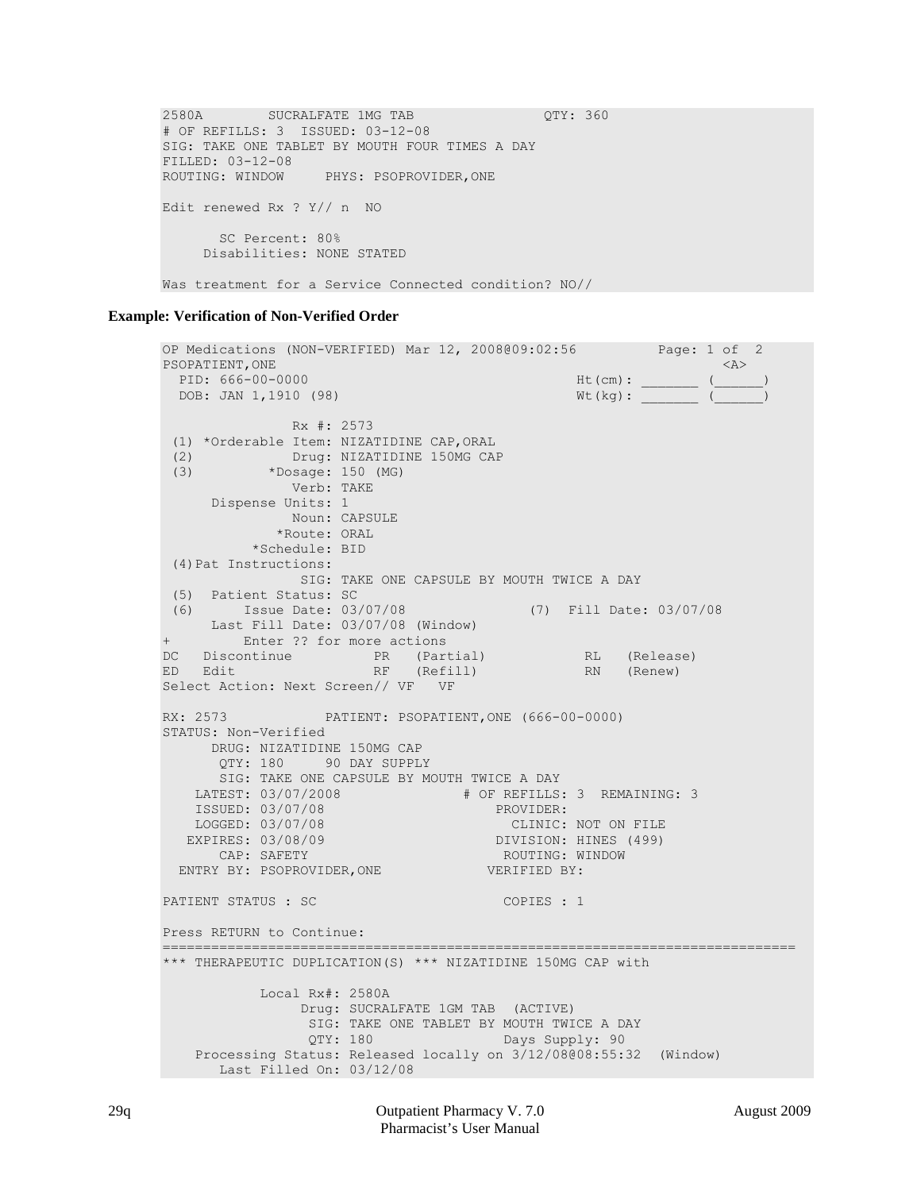```
2580A         SUCRALFATE 1MG TAB               QTY: 360
# OF REFILLS: 3  ISSUED: 03-12-08
SIG: TAKE ONE TABLET BY MOUTH FOUR TIMES A DAY
FILLED: 03-12-08
ROUTING: WINDOW     PHYS: PSOPROVIDER,ONE

Edit renewed Rx ? Y// n  NO

       SC Percent: 80%
     Disabilities: NONE STATED

Was treatment for a Service Connected condition? NO//
```

**Example: Verification of Non-Verified Order**

```
OP Medications (NON-VERIFIED) Mar 12, 2008@09:02:56         Page: 1 of  2
PSOPATIENT,ONE                                                        <A>
  PID: 666-00-0000                                    Ht(cm): _______ (______)
  DOB: JAN 1,1910 (98)                                Wt(kg): _______ (______)

                Rx #: 2573
 (1) *Orderable Item: NIZATIDINE CAP,ORAL
 (2)            Drug: NIZATIDINE 150MG CAP
 (3)         *Dosage: 150 (MG)
                Verb: TAKE
      Dispense Units: 1
                Noun: CAPSULE
              *Route: ORAL
           *Schedule: BID
 (4)Pat Instructions:
                 SIG: TAKE ONE CAPSULE BY MOUTH TWICE A DAY
 (5)  Patient Status: SC
 (6)      Issue Date: 03/07/08               (7)  Fill Date: 03/07/08
      Last Fill Date: 03/07/08 (Window)
+         Enter ?? for more actions
DC   Discontinue          PR   (Partial)            RL   (Release)
ED   Edit                 RF   (Refill)             RN   (Renew)
Select Action: Next Screen// VF   VF

RX: 2573            PATIENT: PSOPATIENT,ONE (666-00-0000)
STATUS: Non-Verified
      DRUG: NIZATIDINE 150MG CAP
       QTY: 180      90 DAY SUPPLY
       SIG: TAKE ONE CAPSULE BY MOUTH TWICE A DAY
    LATEST: 03/07/2008               # OF REFILLS: 3  REMAINING: 3
    ISSUED: 03/07/08                     PROVIDER:
    LOGGED: 03/07/08                       CLINIC: NOT ON FILE
   EXPIRES: 03/08/09                     DIVISION: HINES (499)
       CAP: SAFETY                        ROUTING: WINDOW
  ENTRY BY: PSOPROVIDER,ONE             VERIFIED BY:

PATIENT STATUS : SC                       COPIES : 1

Press RETURN to Continue:
==============================================================================
*** THERAPEUTIC DUPLICATION(S) *** NIZATIDINE 150MG CAP with

            Local Rx#: 2580A
                 Drug: SUCRALFATE 1GM TAB  (ACTIVE)
                  SIG: TAKE ONE TABLET BY MOUTH TWICE A DAY
                  QTY: 180                Days Supply: 90
    Processing Status: Released locally on 3/12/08@08:55:32  (Window)
       Last Filled On: 03/12/08
```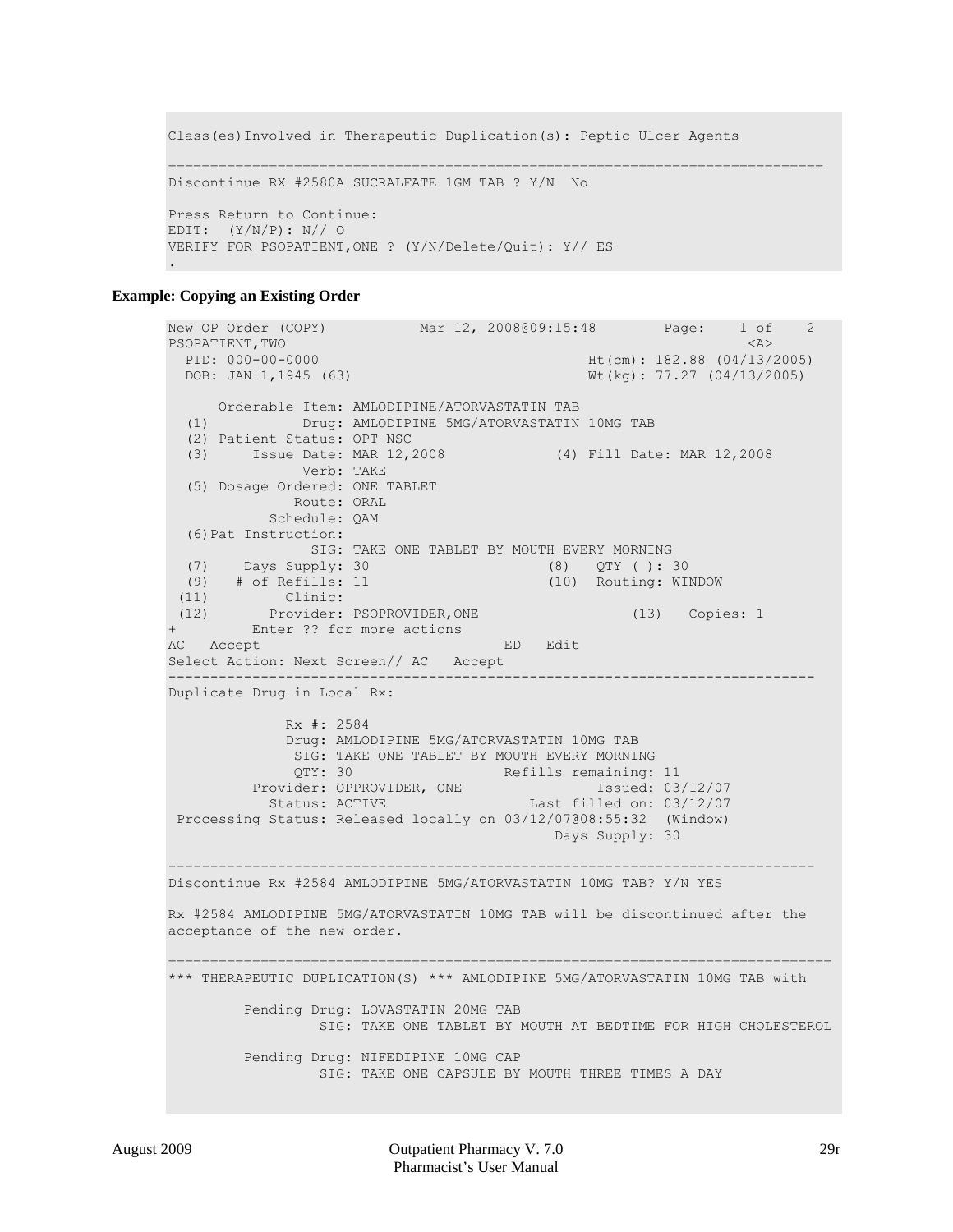```
Class(es)Involved in Therapeutic Duplication(s): Peptic Ulcer Agents

==============================================================================
Discontinue RX #2580A SUCRALFATE 1GM TAB ? Y/N  No

Press Return to Continue:
EDIT:  (Y/N/P): N// O
VERIFY FOR PSOPATIENT,ONE ? (Y/N/Delete/Quit): Y// ES
.
```

**Example: Copying an Existing Order**

```
New OP Order (COPY)           Mar 12, 2008@09:15:48        Page:    1 of    2
PSOPATIENT,TWO                                                          <A>
  PID: 000-00-0000                                 Ht(cm): 182.88 (04/13/2005)
  DOB: JAN 1,1945 (63)                             Wt(kg): 77.27 (04/13/2005)

      Orderable Item: AMLODIPINE/ATORVASTATIN TAB
  (1)           Drug: AMLODIPINE 5MG/ATORVASTATIN 10MG TAB
  (2) Patient Status: OPT NSC
  (3)     Issue Date: MAR 12,2008             (4) Fill Date: MAR 12,2008
              Verb: TAKE
  (5) Dosage Ordered: ONE TABLET
             Route: ORAL
          Schedule: QAM
  (6)Pat Instruction:
               SIG: TAKE ONE TABLET BY MOUTH EVERY MORNING
  (7)    Days Supply: 30                     (8)   QTY ( ): 30
  (9)   # of Refills: 11                     (10)  Routing: WINDOW
 (11)         Clinic:
 (12)       Provider: PSOPROVIDER,ONE                  (13)   Copies: 1
+         Enter ?? for more actions
AC   Accept                             ED   Edit
Select Action: Next Screen// AC   Accept
----------------------------------------------------------------------------
Duplicate Drug in Local Rx:

              Rx #: 2584
              Drug: AMLODIPINE 5MG/ATORVASTATIN 10MG TAB
               SIG: TAKE ONE TABLET BY MOUTH EVERY MORNING
               QTY: 30                 Refills remaining: 11
          Provider: OPPROVIDER, ONE                Issued: 03/12/07
            Status: ACTIVE               Last filled on: 03/12/07
 Processing Status: Released locally on 03/12/07@08:55:32  (Window)
                                              Days Supply: 30

----------------------------------------------------------------------------
Discontinue Rx #2584 AMLODIPINE 5MG/ATORVASTATIN 10MG TAB? Y/N YES

Rx #2584 AMLODIPINE 5MG/ATORVASTATIN 10MG TAB will be discontinued after the
acceptance of the new order.

==============================================================================
*** THERAPEUTIC DUPLICATION(S) *** AMLODIPINE 5MG/ATORVASTATIN 10MG TAB with

         Pending Drug: LOVASTATIN 20MG TAB
                  SIG: TAKE ONE TABLET BY MOUTH AT BEDTIME FOR HIGH CHOLESTEROL

         Pending Drug: NIFEDIPINE 10MG CAP
                  SIG: TAKE ONE CAPSULE BY MOUTH THREE TIMES A DAY
```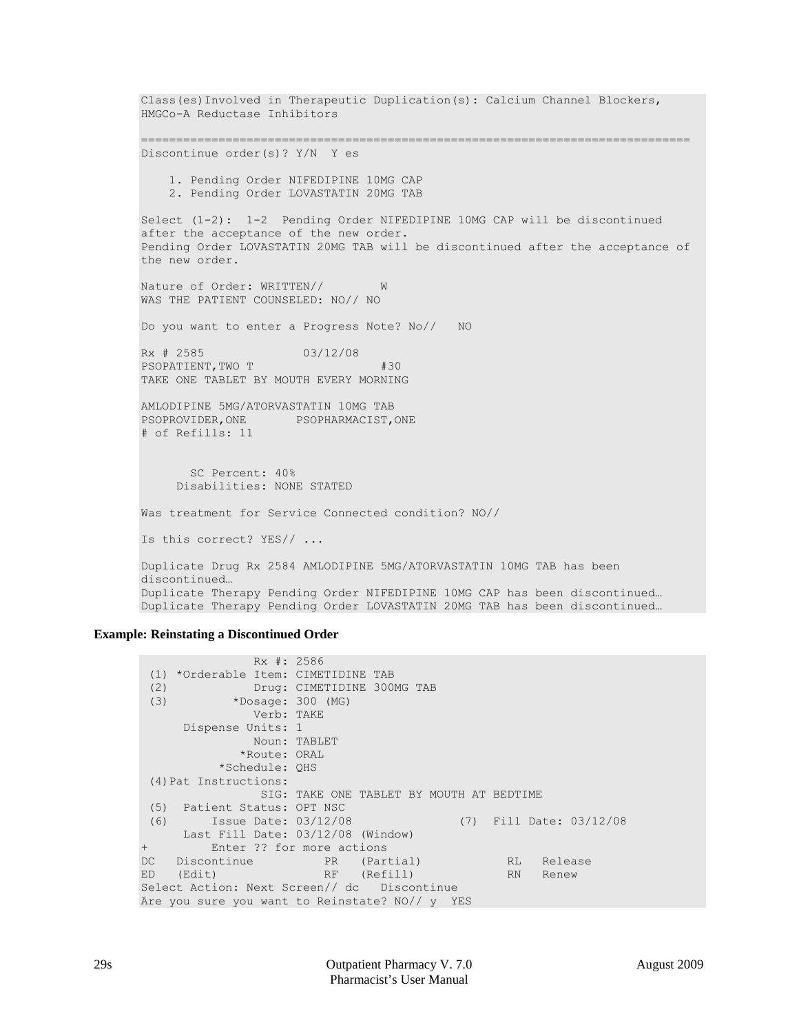```
Class(es)Involved in Therapeutic Duplication(s): Calcium Channel Blockers,
HMGCo-A Reductase Inhibitors

=============================================================================
Discontinue order(s)? Y/N  Y es

    1. Pending Order NIFEDIPINE 10MG CAP
    2. Pending Order LOVASTATIN 20MG TAB

Select (1-2):  1-2  Pending Order NIFEDIPINE 10MG CAP will be discontinued
after the acceptance of the new order.
Pending Order LOVASTATIN 20MG TAB will be discontinued after the acceptance of
the new order.

Nature of Order: WRITTEN//        W
WAS THE PATIENT COUNSELED: NO// NO

Do you want to enter a Progress Note? No//   NO

Rx # 2585              03/12/08
PSOPATIENT,TWO T                    #30
TAKE ONE TABLET BY MOUTH EVERY MORNING

AMLODIPINE 5MG/ATORVASTATIN 10MG TAB
PSOPROVIDER,ONE       PSOPHARMACIST,ONE
# of Refills: 11


       SC Percent: 40%
     Disabilities: NONE STATED

Was treatment for Service Connected condition? NO//

Is this correct? YES// ...

Duplicate Drug Rx 2584 AMLODIPINE 5MG/ATORVASTATIN 10MG TAB has been
discontinued…
Duplicate Therapy Pending Order NIFEDIPINE 10MG CAP has been discontinued…
Duplicate Therapy Pending Order LOVASTATIN 20MG TAB has been discontinued…
```

**Example: Reinstating a Discontinued Order**

```
                Rx #: 2586
 (1) *Orderable Item: CIMETIDINE TAB
 (2)            Drug: CIMETIDINE 300MG TAB
 (3)         *Dosage: 300 (MG)
                Verb: TAKE
      Dispense Units: 1
                Noun: TABLET
              *Route: ORAL
           *Schedule: QHS
 (4)Pat Instructions:
                 SIG: TAKE ONE TABLET BY MOUTH AT BEDTIME
 (5)  Patient Status: OPT NSC
 (6)      Issue Date: 03/12/08               (7)  Fill Date: 03/12/08
      Last Fill Date: 03/12/08 (Window)
+         Enter ?? for more actions
DC   Discontinue          PR   (Partial)            RL   Release
ED   (Edit)               RF   (Refill)             RN   Renew
Select Action: Next Screen// dc   Discontinue
Are you sure you want to Reinstate? NO// y  YES
```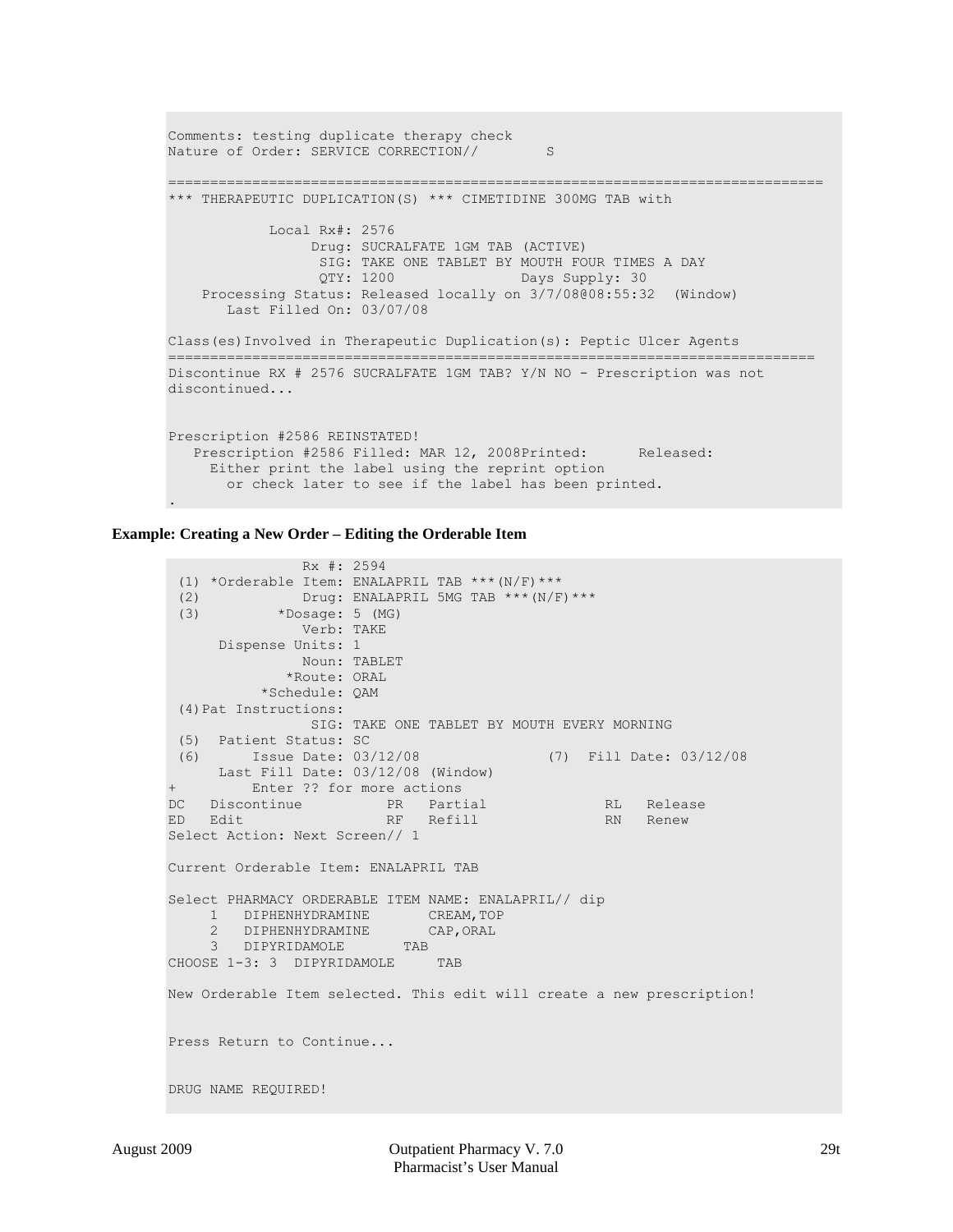```
Comments: testing duplicate therapy check
Nature of Order: SERVICE CORRECTION//        S

============================================================================
*** THERAPEUTIC DUPLICATION(S) *** CIMETIDINE 300MG TAB with

            Local Rx#: 2576
                 Drug: SUCRALFATE 1GM TAB (ACTIVE)
                  SIG: TAKE ONE TABLET BY MOUTH FOUR TIMES A DAY
                  QTY: 1200              Days Supply: 30
    Processing Status: Released locally on 3/7/08@08:55:32  (Window)
       Last Filled On: 03/07/08

Class(es)Involved in Therapeutic Duplication(s): Peptic Ulcer Agents
===========================================================================
Discontinue RX # 2576 SUCRALFATE 1GM TAB? Y/N NO - Prescription was not
discontinued...


Prescription #2586 REINSTATED!
   Prescription #2586 Filled: MAR 12, 2008Printed:      Released:
     Either print the label using the reprint option
       or check later to see if the label has been printed.
.
```

**Example: Creating a New Order – Editing the Orderable Item**

```
               Rx #: 2594
 (1) *Orderable Item: ENALAPRIL TAB ***(N/F)***
 (2)            Drug: ENALAPRIL 5MG TAB ***(N/F)***
 (3)         *Dosage: 5 (MG)
                Verb: TAKE
      Dispense Units: 1
                Noun: TABLET
              *Route: ORAL
           *Schedule: QAM
 (4)Pat Instructions:
                 SIG: TAKE ONE TABLET BY MOUTH EVERY MORNING
 (5)  Patient Status: SC
 (6)      Issue Date: 03/12/08               (7)  Fill Date: 03/12/08
      Last Fill Date: 03/12/08 (Window)
+         Enter ?? for more actions
DC   Discontinue          PR   Partial              RL   Release
ED   Edit                 RF   Refill               RN   Renew
Select Action: Next Screen// 1

Current Orderable Item: ENALAPRIL TAB

Select PHARMACY ORDERABLE ITEM NAME: ENALAPRIL// dip
     1   DIPHENHYDRAMINE       CREAM,TOP
     2   DIPHENHYDRAMINE       CAP,ORAL
     3   DIPYRIDAMOLE       TAB
CHOOSE 1-3: 3  DIPYRIDAMOLE     TAB

New Orderable Item selected. This edit will create a new prescription!


Press Return to Continue...


DRUG NAME REQUIRED!
```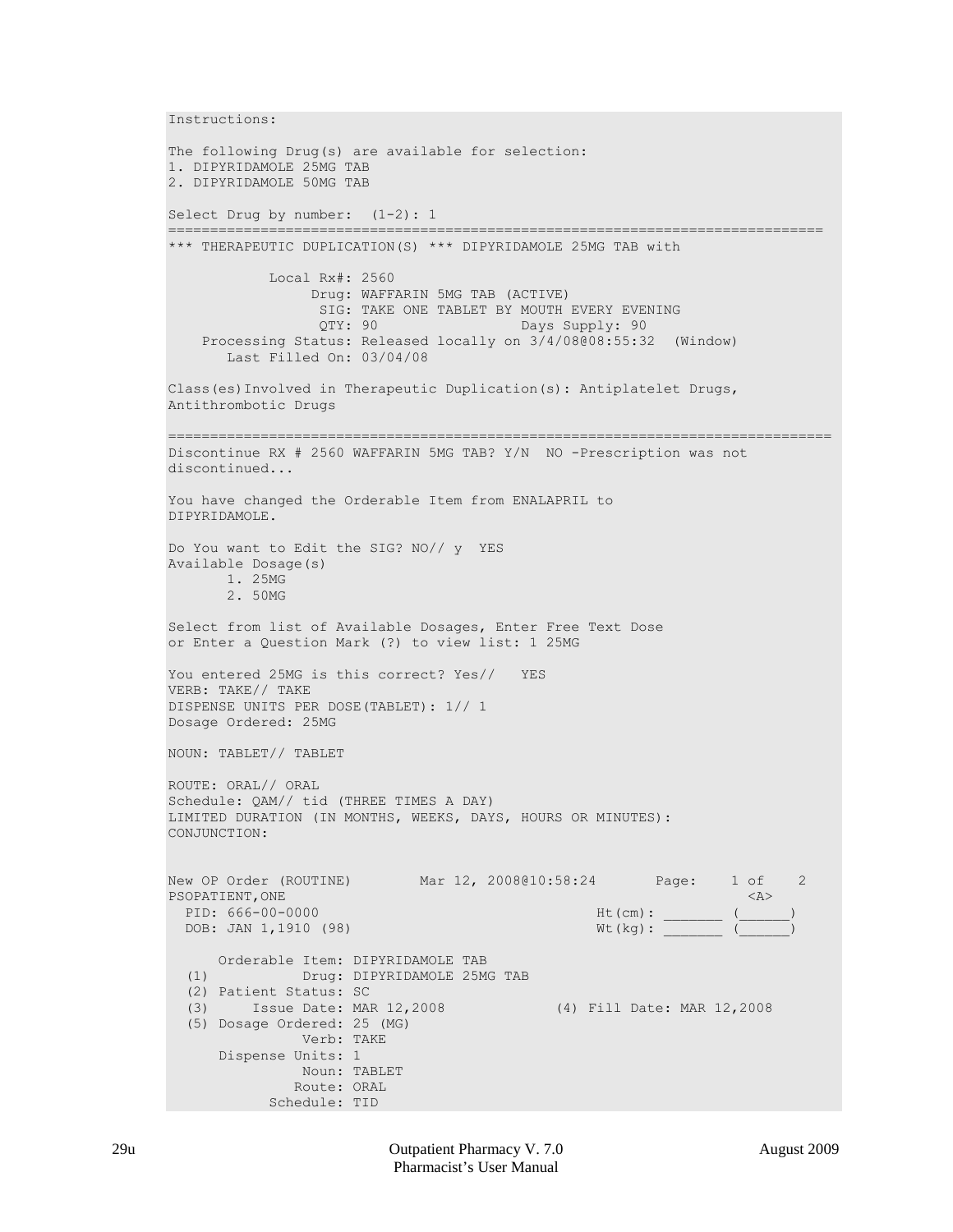```
Instructions:

The following Drug(s) are available for selection:
1. DIPYRIDAMOLE 25MG TAB
2. DIPYRIDAMOLE 50MG TAB

Select Drug by number:  (1-2): 1
===============================================================================
*** THERAPEUTIC DUPLICATION(S) *** DIPYRIDAMOLE 25MG TAB with

            Local Rx#: 2560
                 Drug: WAFFARIN 5MG TAB (ACTIVE)
                  SIG: TAKE ONE TABLET BY MOUTH EVERY EVENING
                  QTY: 90                 Days Supply: 90
    Processing Status: Released locally on 3/4/08@08:55:32  (Window)
       Last Filled On: 03/04/08

Class(es)Involved in Therapeutic Duplication(s): Antiplatelet Drugs,
Antithrombotic Drugs

================================================================================
Discontinue RX # 2560 WAFFARIN 5MG TAB? Y/N  NO -Prescription was not
discontinued...

You have changed the Orderable Item from ENALAPRIL to
DIPYRIDAMOLE.

Do You want to Edit the SIG? NO// y  YES
Available Dosage(s)
       1. 25MG
       2. 50MG

Select from list of Available Dosages, Enter Free Text Dose
or Enter a Question Mark (?) to view list: 1 25MG

You entered 25MG is this correct? Yes//   YES
VERB: TAKE// TAKE
DISPENSE UNITS PER DOSE(TABLET): 1// 1
Dosage Ordered: 25MG

NOUN: TABLET// TABLET

ROUTE: ORAL// ORAL
Schedule: QAM// tid (THREE TIMES A DAY)
LIMITED DURATION (IN MONTHS, WEEKS, DAYS, HOURS OR MINUTES):
CONJUNCTION:


New OP Order (ROUTINE)       Mar 12, 2008@10:58:24       Page:    1 of    2
PSOPATIENT,ONE                                                          <A>
  PID: 666-00-0000                              Ht(cm): _______ (______)
  DOB: JAN 1,1910 (98)                          Wt(kg): _______ (______)

      Orderable Item: DIPYRIDAMOLE TAB
  (1)           Drug: DIPYRIDAMOLE 25MG TAB
  (2) Patient Status: SC
  (3)     Issue Date: MAR 12,2008             (4) Fill Date: MAR 12,2008
  (5) Dosage Ordered: 25 (MG)
                Verb: TAKE
      Dispense Units: 1
                Noun: TABLET
               Route: ORAL
            Schedule: TID
```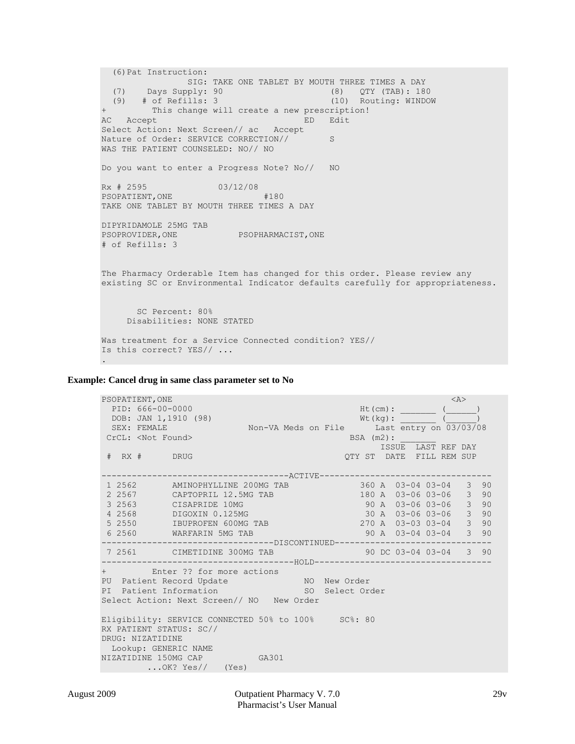```
  (6)Pat Instruction:
                SIG: TAKE ONE TABLET BY MOUTH THREE TIMES A DAY
  (7)    Days Supply: 90                    (8)   QTY (TAB): 180
  (9)   # of Refills: 3                     (10)  Routing: WINDOW
+         This change will create a new prescription!
AC   Accept                             ED   Edit
Select Action: Next Screen// ac   Accept
Nature of Order: SERVICE CORRECTION//        S
WAS THE PATIENT COUNSELED: NO// NO

Do you want to enter a Progress Note? No//   NO

Rx # 2595              03/12/08
PSOPATIENT,ONE                    #180
TAKE ONE TABLET BY MOUTH THREE TIMES A DAY

DIPYRIDAMOLE 25MG TAB
PSOPROVIDER,ONE            PSOPHARMACIST,ONE
# of Refills: 3


The Pharmacy Orderable Item has changed for this order. Please review any
existing SC or Environmental Indicator defaults carefully for appropriateness.


       SC Percent: 80%
     Disabilities: NONE STATED

Was treatment for a Service Connected condition? YES//
Is this correct? YES// ...
.
```

**Example: Cancel drug in same class parameter set to No**

```
PSOPATIENT,ONE                                                          <A>
  PID: 666-00-0000                                   Ht(cm): _______ (______)
  DOB: JAN 1,1910 (98)                               Wt(kg): _______ (______)
  SEX: FEMALE                Non-VA Meds on File      Last entry on 03/03/08
 CrCL: <Not Found>                                  BSA (m2): _______
                                                          ISSUE  LAST REF DAY
 #  RX #      DRUG                                 QTY ST  DATE  FILL REM SUP

-----------------------------------ACTIVE----------------------------------
 1 2562       AMINOPHYLLINE 200MG TAB             360 A  03-04 03-04   3  90
 2 2567       CAPTOPRIL 12.5MG TAB                180 A  03-06 03-06   3  90
 3 2563       CISAPRIDE 10MG                       90 A  03-06 03-06   3  90
 4 2568       DIGOXIN 0.125MG                      30 A  03-06 03-06   3  90
 5 2550       IBUPROFEN 600MG TAB                 270 A  03-03 03-04   3  90
 6 2560       WARFARIN 5MG TAB                     90 A  03-04 03-04   3  90
---------------------------------DISCONTINUED------------------------------
 7 2561       CIMETIDINE 300MG TAB                 90 DC 03-04 03-04   3  90
-------------------------------------HOLD----------------------------------
+         Enter ?? for more actions
PU  Patient Record Update              NO  New Order
PI  Patient Information                SO  Select Order
Select Action: Next Screen// NO   New Order

Eligibility: SERVICE CONNECTED 50% to 100%     SC%: 80
RX PATIENT STATUS: SC//
DRUG: NIZATIDINE
  Lookup: GENERIC NAME
NIZATIDINE 150MG CAP           GA301
         ...OK? Yes//   (Yes)
```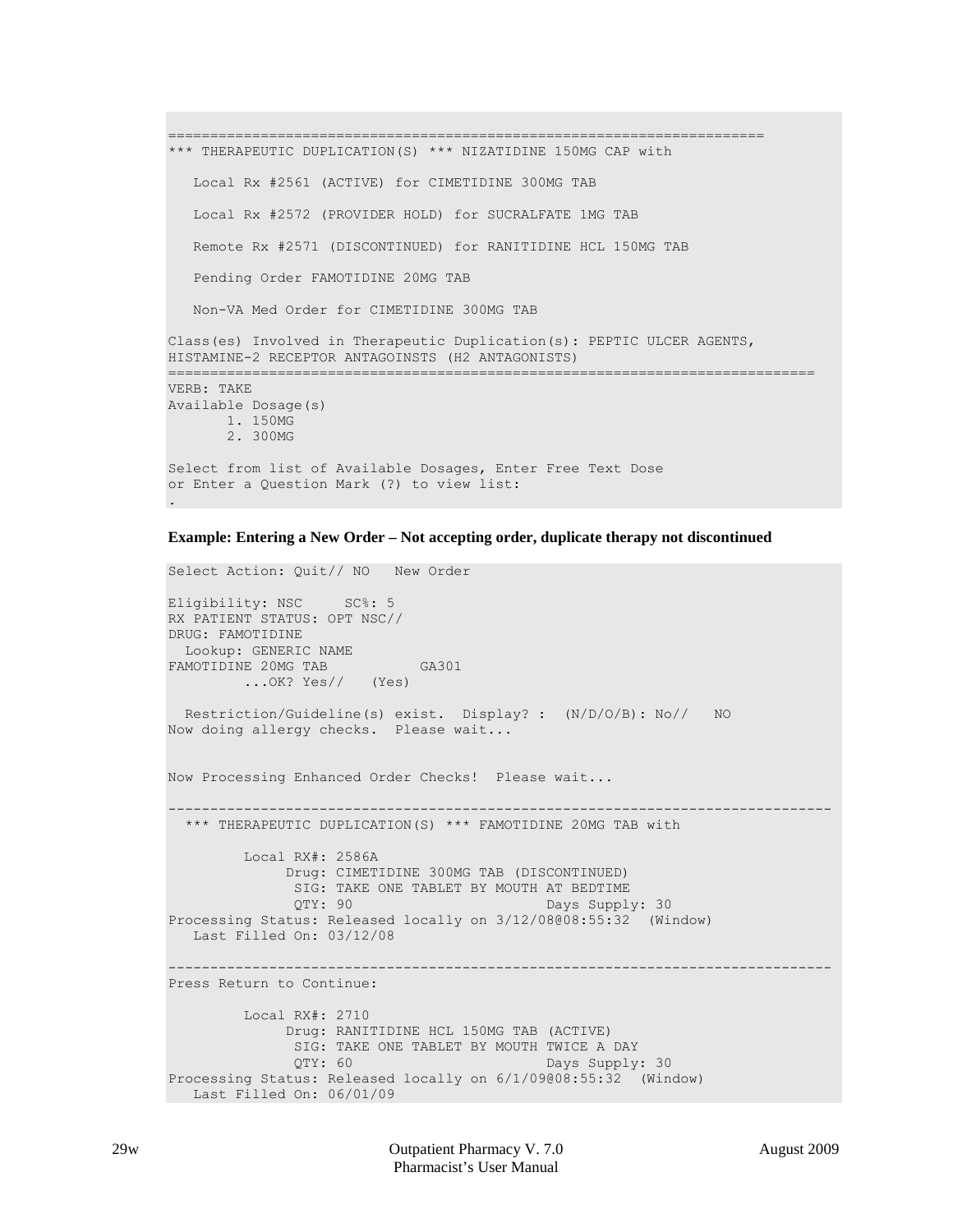```
==========================================================================
*** THERAPEUTIC DUPLICATION(S) *** NIZATIDINE 150MG CAP with

   Local Rx #2561 (ACTIVE) for CIMETIDINE 300MG TAB

   Local Rx #2572 (PROVIDER HOLD) for SUCRALFATE 1MG TAB

   Remote Rx #2571 (DISCONTINUED) for RANITIDINE HCL 150MG TAB

   Pending Order FAMOTIDINE 20MG TAB

   Non-VA Med Order for CIMETIDINE 300MG TAB

Class(es) Involved in Therapeutic Duplication(s): PEPTIC ULCER AGENTS,
HISTAMINE-2 RECEPTOR ANTAGOINSTS (H2 ANTAGONISTS)
================================================================================
VERB: TAKE
Available Dosage(s)
       1. 150MG
       2. 300MG

Select from list of Available Dosages, Enter Free Text Dose
or Enter a Question Mark (?) to view list:
.
```

**Example: Entering a New Order – Not accepting order, duplicate therapy not discontinued**

```
Select Action: Quit// NO   New Order

Eligibility: NSC     SC%: 5
RX PATIENT STATUS: OPT NSC//
DRUG: FAMOTIDINE
  Lookup: GENERIC NAME
FAMOTIDINE 20MG TAB           GA301
         ...OK? Yes//   (Yes)

  Restriction/Guideline(s) exist.  Display? :  (N/D/O/B): No//   NO
Now doing allergy checks.  Please wait...


Now Processing Enhanced Order Checks!  Please wait...

-------------------------------------------------------------------------------
  *** THERAPEUTIC DUPLICATION(S) *** FAMOTIDINE 20MG TAB with

         Local RX#: 2586A
              Drug: CIMETIDINE 300MG TAB (DISCONTINUED)
               SIG: TAKE ONE TABLET BY MOUTH AT BEDTIME
               QTY: 90                        Days Supply: 30
Processing Status: Released locally on 3/12/08@08:55:32  (Window)
   Last Filled On: 03/12/08

-------------------------------------------------------------------------------
Press Return to Continue:

         Local RX#: 2710
              Drug: RANITIDINE HCL 150MG TAB (ACTIVE)
               SIG: TAKE ONE TABLET BY MOUTH TWICE A DAY
               QTY: 60                        Days Supply: 30
Processing Status: Released locally on 6/1/09@08:55:32  (Window)
   Last Filled On: 06/01/09
```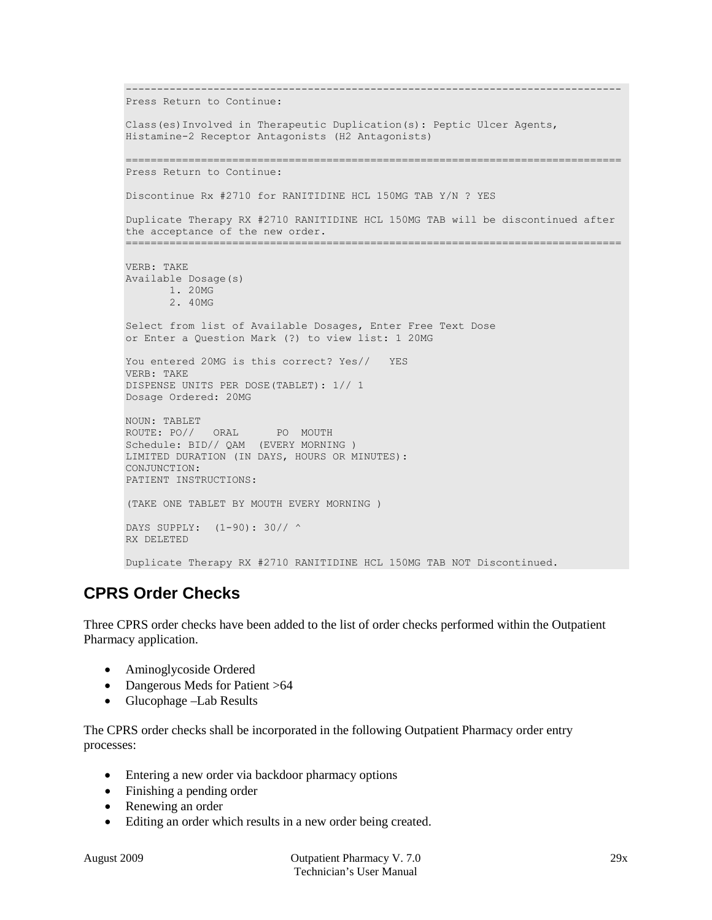```
-------------------------------------------------------------------------------
Press Return to Continue:

Class(es)Involved in Therapeutic Duplication(s): Peptic Ulcer Agents,
Histamine-2 Receptor Antagonists (H2 Antagonists)

===============================================================================
Press Return to Continue:

Discontinue Rx #2710 for RANITIDINE HCL 150MG TAB Y/N ? YES

Duplicate Therapy RX #2710 RANITIDINE HCL 150MG TAB will be discontinued after
the acceptance of the new order.
===============================================================================

VERB: TAKE
Available Dosage(s)
       1. 20MG
       2. 40MG

Select from list of Available Dosages, Enter Free Text Dose
or Enter a Question Mark (?) to view list: 1 20MG

You entered 20MG is this correct? Yes//   YES
VERB: TAKE
DISPENSE UNITS PER DOSE(TABLET): 1// 1
Dosage Ordered: 20MG

NOUN: TABLET
ROUTE: PO//   ORAL      PO  MOUTH
Schedule: BID// QAM  (EVERY MORNING )
LIMITED DURATION (IN DAYS, HOURS OR MINUTES):
CONJUNCTION:
PATIENT INSTRUCTIONS:

(TAKE ONE TABLET BY MOUTH EVERY MORNING )

DAYS SUPPLY:  (1-90): 30// ^
RX DELETED

Duplicate Therapy RX #2710 RANITIDINE HCL 150MG TAB NOT Discontinued.
```

## CPRS Order Checks

Three CPRS order checks have been added to the list of order checks performed within the Outpatient Pharmacy application.

- Aminoglycoside Ordered
- Dangerous Meds for Patient >64
- Glucophage –Lab Results

The CPRS order checks shall be incorporated in the following Outpatient Pharmacy order entry processes:

- Entering a new order via backdoor pharmacy options
- Finishing a pending order
- Renewing an order
- Editing an order which results in a new order being created.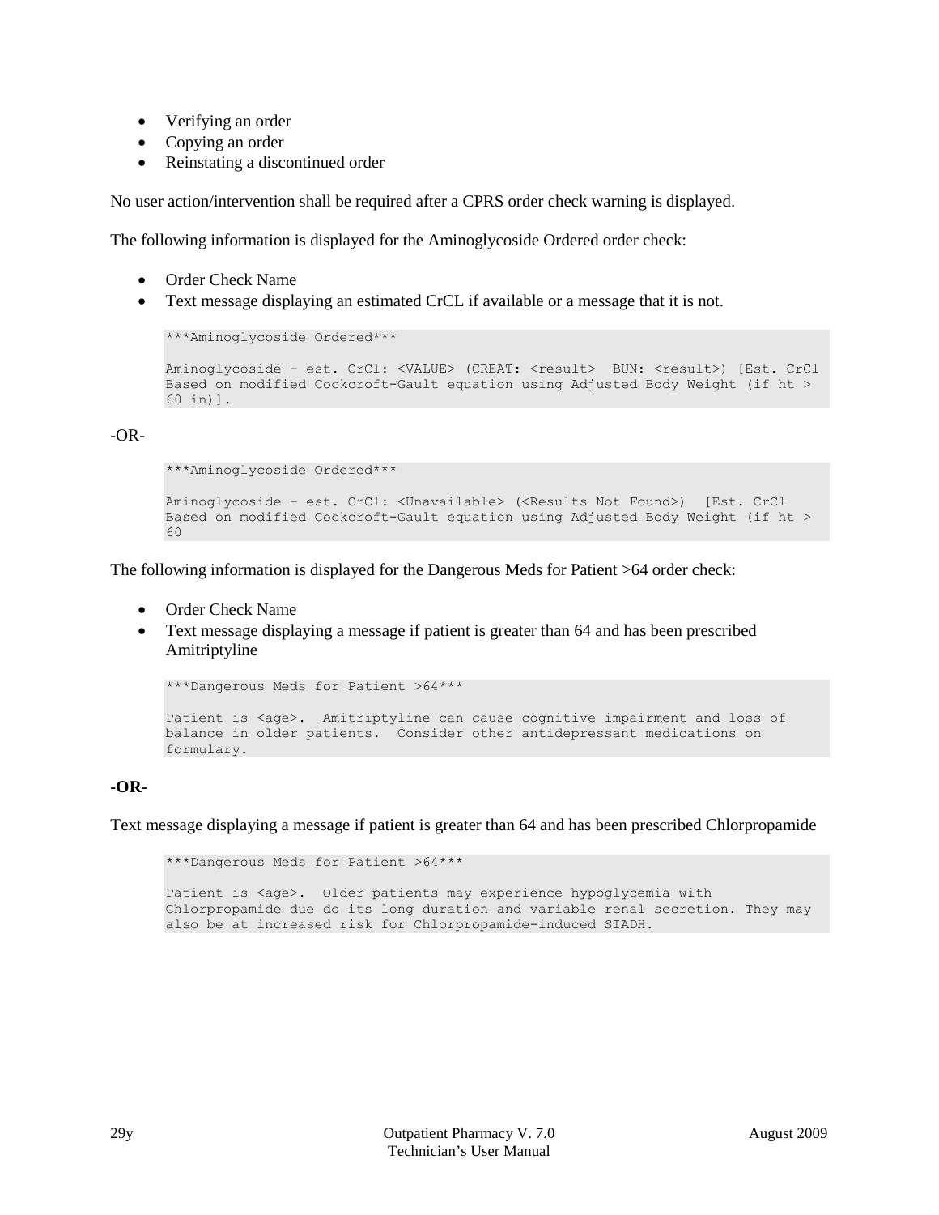- Verifying an order
- Copying an order
- Reinstating a discontinued order

No user action/intervention shall be required after a CPRS order check warning is displayed.

The following information is displayed for the Aminoglycoside Ordered order check:

- Order Check Name
- Text message displaying an estimated CrCL if available or a message that it is not.

```
***Aminoglycoside Ordered***

Aminoglycoside - est. CrCl: <VALUE> (CREAT: <result>  BUN: <result>) [Est. CrCl
Based on modified Cockcroft-Gault equation using Adjusted Body Weight (if ht >
60 in)].
```

-OR-

```
***Aminoglycoside Ordered***

Aminoglycoside – est. CrCl: <Unavailable> (<Results Not Found>)  [Est. CrCl
Based on modified Cockcroft-Gault equation using Adjusted Body Weight (if ht >
60
```

The following information is displayed for the Dangerous Meds for Patient >64 order check:

- Order Check Name
- Text message displaying a message if patient is greater than 64 and has been prescribed Amitriptyline

```
***Dangerous Meds for Patient >64***

Patient is <age>.  Amitriptyline can cause cognitive impairment and loss of
balance in older patients.  Consider other antidepressant medications on
formulary.
```

**-OR-**

Text message displaying a message if patient is greater than 64 and has been prescribed Chlorpropamide

```
***Dangerous Meds for Patient >64***

Patient is <age>.  Older patients may experience hypoglycemia with
Chlorpropamide due do its long duration and variable renal secretion. They may
also be at increased risk for Chlorpropamide-induced SIADH.
```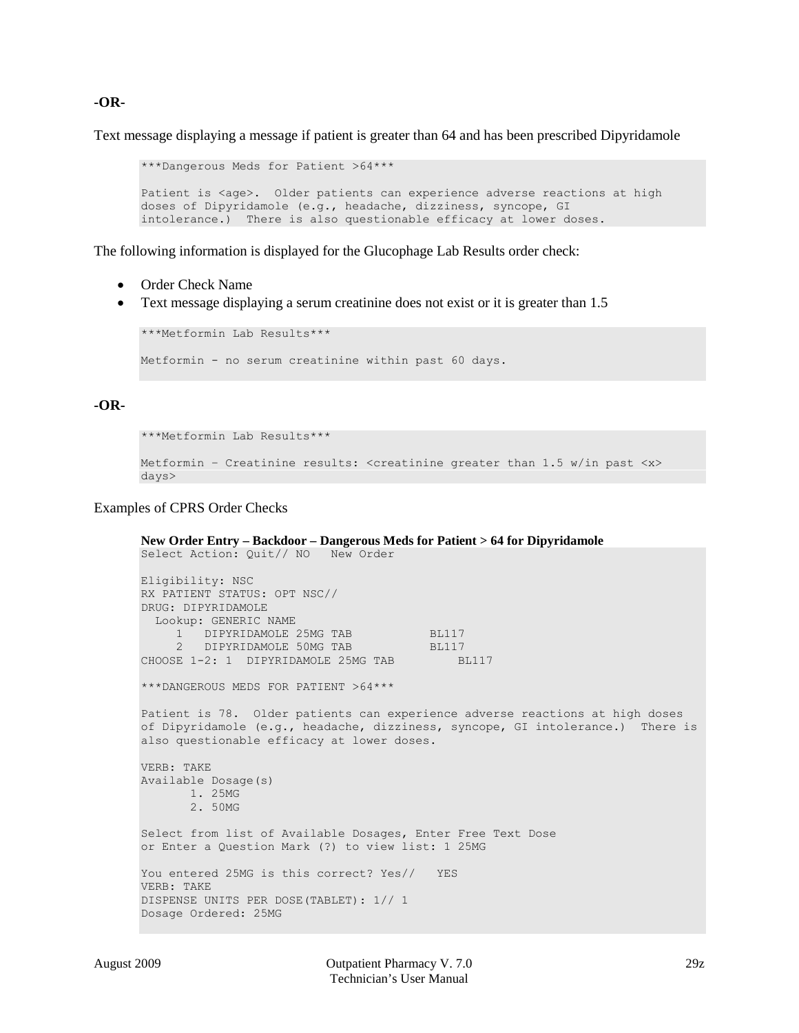**-OR-**

Text message displaying a message if patient is greater than 64 and has been prescribed Dipyridamole

```
***Dangerous Meds for Patient >64***

Patient is <age>.  Older patients can experience adverse reactions at high
doses of Dipyridamole (e.g., headache, dizziness, syncope, GI
intolerance.)  There is also questionable efficacy at lower doses.
```

The following information is displayed for the Glucophage Lab Results order check:

- Order Check Name
- Text message displaying a serum creatinine does not exist or it is greater than 1.5

```
***Metformin Lab Results***

Metformin - no serum creatinine within past 60 days.
```

**-OR-**

```
***Metformin Lab Results***

Metformin – Creatinine results: <creatinine greater than 1.5 w/in past <x>
days>
```

Examples of CPRS Order Checks

**New Order Entry – Backdoor – Dangerous Meds for Patient > 64 for Dipyridamole**

```
Select Action: Quit// NO   New Order

Eligibility: NSC
RX PATIENT STATUS: OPT NSC//
DRUG: DIPYRIDAMOLE
  Lookup: GENERIC NAME
     1   DIPYRIDAMOLE 25MG TAB           BL117
     2   DIPYRIDAMOLE 50MG TAB           BL117
CHOOSE 1-2: 1  DIPYRIDAMOLE 25MG TAB         BL117

***DANGEROUS MEDS FOR PATIENT >64***

Patient is 78.  Older patients can experience adverse reactions at high doses
of Dipyridamole (e.g., headache, dizziness, syncope, GI intolerance.)  There is
also questionable efficacy at lower doses.

VERB: TAKE
Available Dosage(s)
       1. 25MG
       2. 50MG

Select from list of Available Dosages, Enter Free Text Dose
or Enter a Question Mark (?) to view list: 1 25MG

You entered 25MG is this correct? Yes//   YES
VERB: TAKE
DISPENSE UNITS PER DOSE(TABLET): 1// 1
Dosage Ordered: 25MG
```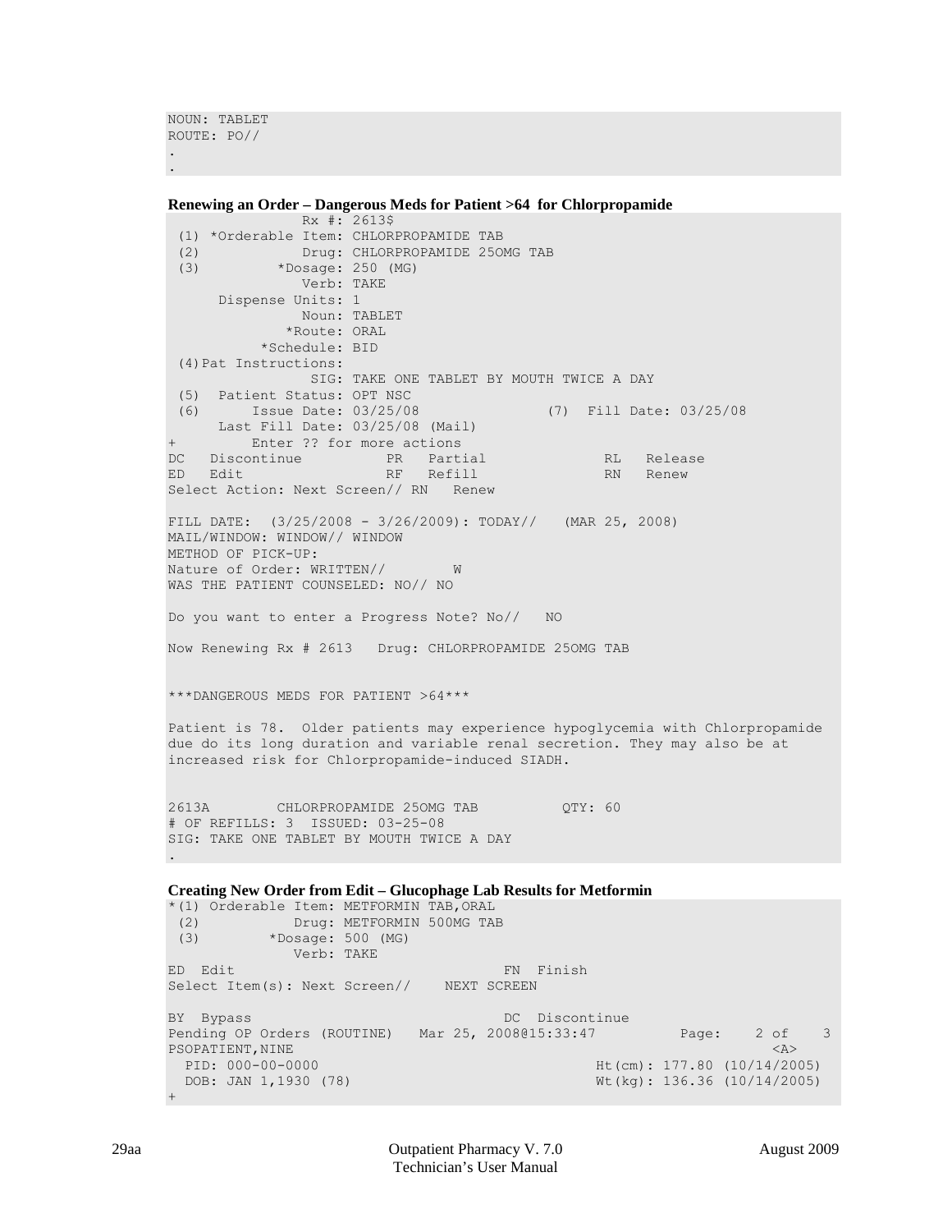```
NOUN: TABLET
ROUTE: PO//
.
.
```

**Renewing an Order – Dangerous Meds for Patient >64 for Chlorpropamide**

```
              Rx #: 2613$
 (1) *Orderable Item: CHLORPROPAMIDE TAB
 (2)            Drug: CHLORPROPAMIDE 250MG TAB
 (3)         *Dosage: 250 (MG)
                Verb: TAKE
      Dispense Units: 1
                Noun: TABLET
             *Route: ORAL
          *Schedule: BID
 (4)Pat Instructions:
                 SIG: TAKE ONE TABLET BY MOUTH TWICE A DAY
 (5)  Patient Status: OPT NSC
 (6)      Issue Date: 03/25/08               (7)  Fill Date: 03/25/08
      Last Fill Date: 03/25/08 (Mail)
+         Enter ?? for more actions
DC   Discontinue          PR   Partial              RL   Release
ED   Edit                 RF   Refill               RN   Renew
Select Action: Next Screen// RN   Renew

FILL DATE:  (3/25/2008 - 3/26/2009): TODAY//   (MAR 25, 2008)
MAIL/WINDOW: WINDOW// WINDOW
METHOD OF PICK-UP:
Nature of Order: WRITTEN//        W
WAS THE PATIENT COUNSELED: NO// NO

Do you want to enter a Progress Note? No//   NO

Now Renewing Rx # 2613   Drug: CHLORPROPAMIDE 250MG TAB


***DANGEROUS MEDS FOR PATIENT >64***

Patient is 78.  Older patients may experience hypoglycemia with Chlorpropamide
due do its long duration and variable renal secretion. They may also be at
increased risk for Chlorpropamide-induced SIADH.


2613A        CHLORPROPAMIDE 250MG TAB          QTY: 60
# OF REFILLS: 3  ISSUED: 03-25-08
SIG: TAKE ONE TABLET BY MOUTH TWICE A DAY
.
```

**Creating New Order from Edit – Glucophage Lab Results for Metformin**

```
*(1) Orderable Item: METFORMIN TAB,ORAL
 (2)           Drug: METFORMIN 500MG TAB
 (3)        *Dosage: 500 (MG)
               Verb: TAKE
ED  Edit                                   FN  Finish
Select Item(s): Next Screen//    NEXT SCREEN

BY  Bypass                                 DC  Discontinue
Pending OP Orders (ROUTINE)   Mar 25, 2008@15:33:47          Page:    2 of    3
PSOPATIENT,NINE                                                          <A>
  PID: 000-00-0000                                  Ht(cm): 177.80 (10/14/2005)
  DOB: JAN 1,1930 (78)                              Wt(kg): 136.36 (10/14/2005)
+
```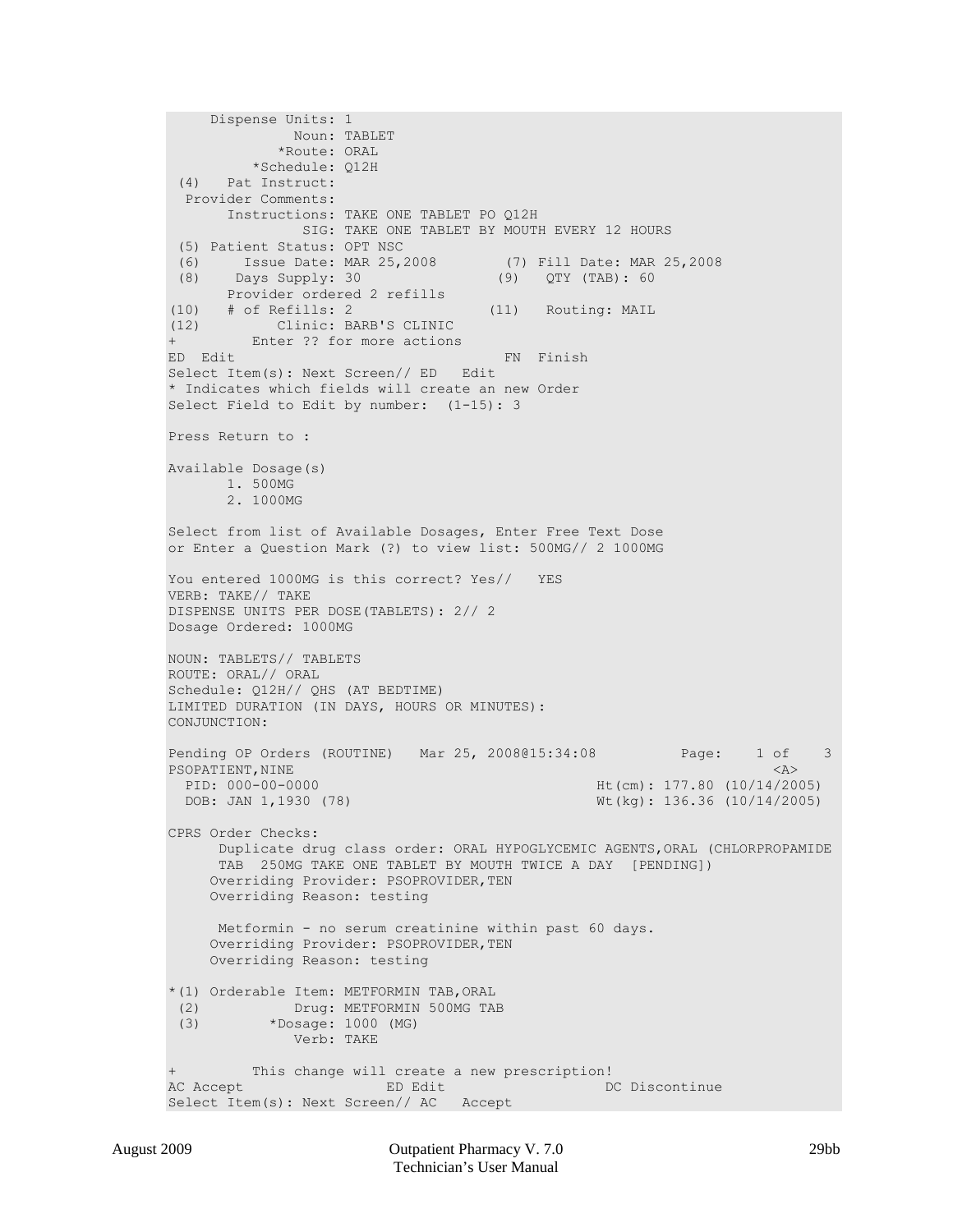```
     Dispense Units: 1
              Noun: TABLET
            *Route: ORAL
         *Schedule: Q12H
 (4)   Pat Instruct:
  Provider Comments:
       Instructions: TAKE ONE TABLET PO Q12H
                SIG: TAKE ONE TABLET BY MOUTH EVERY 12 HOURS
 (5) Patient Status: OPT NSC
 (6)     Issue Date: MAR 25,2008        (7) Fill Date: MAR 25,2008
 (8)    Days Supply: 30                (9)   QTY (TAB): 60
       Provider ordered 2 refills
(10)   # of Refills: 2                (11)   Routing: MAIL
(12)         Clinic: BARB'S CLINIC
+         Enter ?? for more actions
ED  Edit                              FN  Finish
Select Item(s): Next Screen// ED   Edit
* Indicates which fields will create an new Order
Select Field to Edit by number:  (1-15): 3

Press Return to :

Available Dosage(s)
       1. 500MG
       2. 1000MG

Select from list of Available Dosages, Enter Free Text Dose
or Enter a Question Mark (?) to view list: 500MG// 2 1000MG

You entered 1000MG is this correct? Yes//   YES
VERB: TAKE// TAKE
DISPENSE UNITS PER DOSE(TABLETS): 2// 2
Dosage Ordered: 1000MG

NOUN: TABLETS// TABLETS
ROUTE: ORAL// ORAL
Schedule: Q12H// QHS (AT BEDTIME)
LIMITED DURATION (IN DAYS, HOURS OR MINUTES):
CONJUNCTION:

Pending OP Orders (ROUTINE)   Mar 25, 2008@15:34:08          Page:    1 of    3
PSOPATIENT,NINE                                                            <A>
  PID: 000-00-0000                                 Ht(cm): 177.80 (10/14/2005)
  DOB: JAN 1,1930 (78)                             Wt(kg): 136.36 (10/14/2005)

CPRS Order Checks:
      Duplicate drug class order: ORAL HYPOGLYCEMIC AGENTS,ORAL (CHLORPROPAMIDE
      TAB  250MG TAKE ONE TABLET BY MOUTH TWICE A DAY  [PENDING])
     Overriding Provider: PSOPROVIDER,TEN
     Overriding Reason: testing

      Metformin - no serum creatinine within past 60 days.
     Overriding Provider: PSOPROVIDER,TEN
     Overriding Reason: testing

*(1) Orderable Item: METFORMIN TAB,ORAL
 (2)           Drug: METFORMIN 500MG TAB
 (3)        *Dosage: 1000 (MG)
               Verb: TAKE

+         This change will create a new prescription!
AC Accept                ED Edit                  DC Discontinue
Select Item(s): Next Screen// AC   Accept
```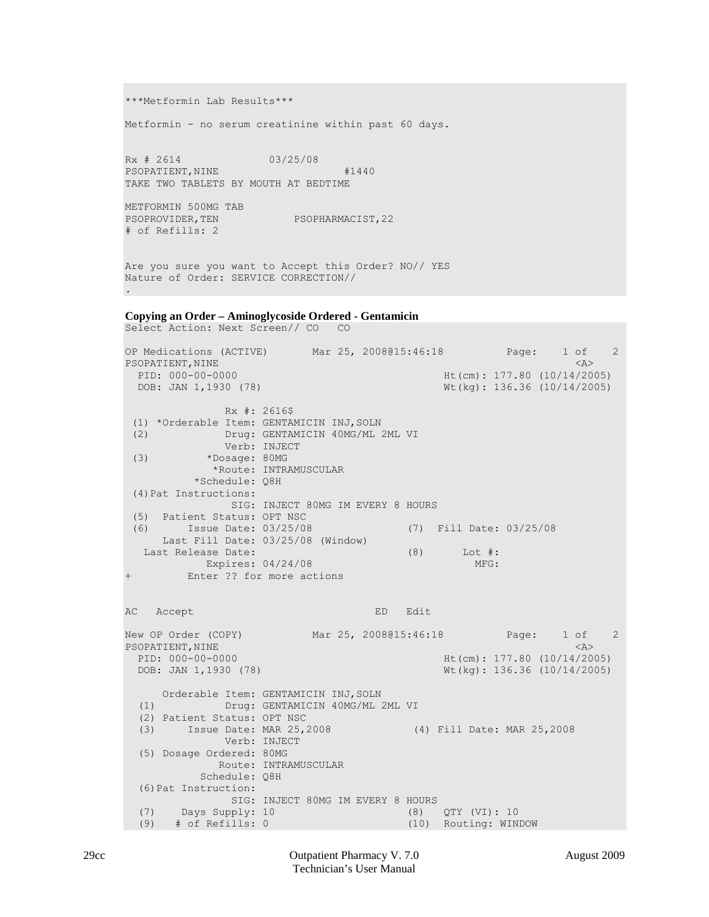```
***Metformin Lab Results***

Metformin - no serum creatinine within past 60 days.


Rx # 2614              03/25/08
PSOPATIENT,NINE                         #1440
TAKE TWO TABLETS BY MOUTH AT BEDTIME

METFORMIN 500MG TAB
PSOPROVIDER,TEN            PSOPHARMACIST,22
# of Refills: 2


Are you sure you want to Accept this Order? NO// YES
Nature of Order: SERVICE CORRECTION//
.
```

**Copying an Order – Aminoglycoside Ordered - Gentamicin**

```
Select Action: Next Screen// CO   CO

OP Medications (ACTIVE)       Mar 25, 2008@15:46:18          Page:    1 of    2
PSOPATIENT,NINE                                                             <A>
  PID: 000-00-0000                                 Ht(cm): 177.80 (10/14/2005)
  DOB: JAN 1,1930 (78)                             Wt(kg): 136.36 (10/14/2005)

               Rx #: 2616$
 (1) *Orderable Item: GENTAMICIN INJ,SOLN
 (2)            Drug: GENTAMICIN 40MG/ML 2ML VI
                Verb: INJECT
 (3)         *Dosage: 80MG
              *Route: INTRAMUSCULAR
           *Schedule: Q8H
 (4)Pat Instructions:
                 SIG: INJECT 80MG IM EVERY 8 HOURS
 (5)  Patient Status: OPT NSC
 (6)      Issue Date: 03/25/08               (7)  Fill Date: 03/25/08
      Last Fill Date: 03/25/08 (Window)
   Last Release Date:                        (8)      Lot #:
             Expires: 04/24/08                          MFG:
+         Enter ?? for more actions


AC   Accept                            ED   Edit

New OP Order (COPY)           Mar 25, 2008@15:46:18          Page:    1 of    2
PSOPATIENT,NINE                                                             <A>
  PID: 000-00-0000                                 Ht(cm): 177.80 (10/14/2005)
  DOB: JAN 1,1930 (78)                             Wt(kg): 136.36 (10/14/2005)

      Orderable Item: GENTAMICIN INJ,SOLN
  (1)           Drug: GENTAMICIN 40MG/ML 2ML VI
  (2) Patient Status: OPT NSC
  (3)     Issue Date: MAR 25,2008             (4) Fill Date: MAR 25,2008
                Verb: INJECT
  (5) Dosage Ordered: 80MG
               Route: INTRAMUSCULAR
            Schedule: Q8H
  (6)Pat Instruction:
                 SIG: INJECT 80MG IM EVERY 8 HOURS
  (7)    Days Supply: 10                     (8)   QTY (VI): 10
  (9)   # of Refills: 0                      (10)  Routing: WINDOW
```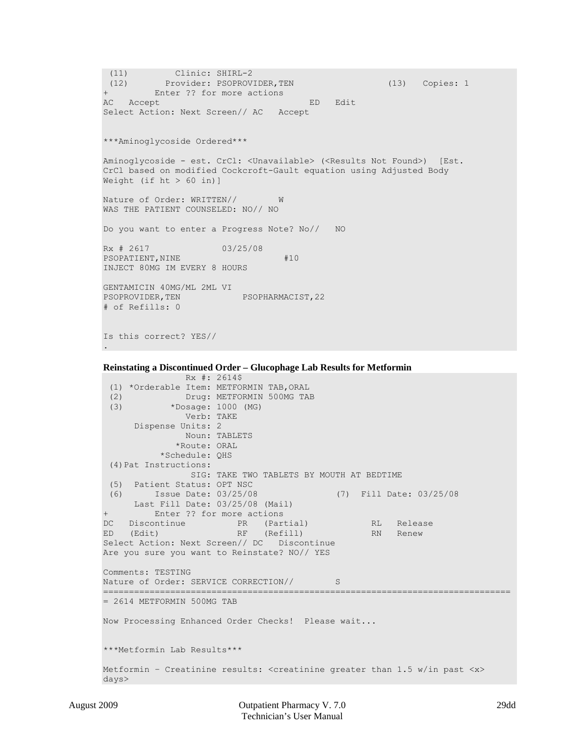```
 (11)         Clinic: SHIRL-2
 (12)       Provider: PSOPROVIDER,TEN                  (13)   Copies: 1
+         Enter ?? for more actions
AC   Accept                              ED   Edit
Select Action: Next Screen// AC   Accept


***Aminoglycoside Ordered***

Aminoglycoside - est. CrCl: <Unavailable> (<Results Not Found>)  [Est.
CrCl based on modified Cockcroft-Gault equation using Adjusted Body
Weight (if ht > 60 in)]

Nature of Order: WRITTEN//        W
WAS THE PATIENT COUNSELED: NO// NO

Do you want to enter a Progress Note? No//   NO

Rx # 2617              03/25/08
PSOPATIENT,NINE                       #10
INJECT 80MG IM EVERY 8 HOURS

GENTAMICIN 40MG/ML 2ML VI
PSOPROVIDER,TEN            PSOPHARMACIST,22
# of Refills: 0


Is this correct? YES//
.
```

**Reinstating a Discontinued Order – Glucophage Lab Results for Metformin**

```
               Rx #: 2614$
 (1) *Orderable Item: METFORMIN TAB,ORAL
 (2)            Drug: METFORMIN 500MG TAB
 (3)         *Dosage: 1000 (MG)
                Verb: TAKE
      Dispense Units: 2
                Noun: TABLETS
              *Route: ORAL
           *Schedule: QHS
 (4)Pat Instructions:
                 SIG: TAKE TWO TABLETS BY MOUTH AT BEDTIME
 (5)  Patient Status: OPT NSC
 (6)      Issue Date: 03/25/08               (7)  Fill Date: 03/25/08
      Last Fill Date: 03/25/08 (Mail)
+         Enter ?? for more actions
DC   Discontinue          PR   (Partial)            RL   Release
ED   (Edit)               RF   (Refill)             RN   Renew
Select Action: Next Screen// DC   Discontinue
Are you sure you want to Reinstate? NO// YES

Comments: TESTING
Nature of Order: SERVICE CORRECTION//        S
==============================================================================
= 2614 METFORMIN 500MG TAB

Now Processing Enhanced Order Checks!  Please wait...


***Metformin Lab Results***

Metformin - Creatinine results: <creatinine greater than 1.5 w/in past <x>
days>
```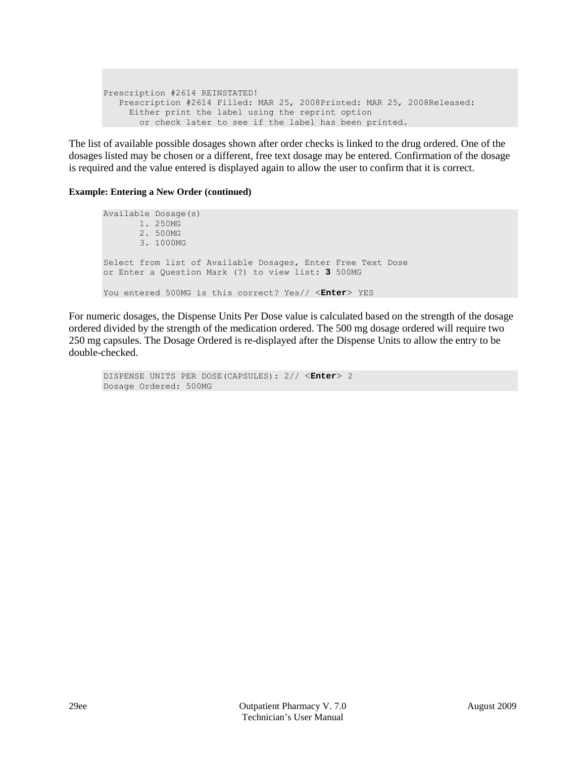```
Prescription #2614 REINSTATED!
   Prescription #2614 Filled: MAR 25, 2008Printed: MAR 25, 2008Released:
     Either print the label using the reprint option
       or check later to see if the label has been printed.
```

The list of available possible dosages shown after order checks is linked to the drug ordered. One of the dosages listed may be chosen or a different, free text dosage may be entered. Confirmation of the dosage is required and the value entered is displayed again to allow the user to confirm that it is correct.

**Example: Entering a New Order (continued)**

```
Available Dosage(s)
       1. 250MG
       2. 500MG
       3. 1000MG

Select from list of Available Dosages, Enter Free Text Dose
or Enter a Question Mark (?) to view list: 3 500MG

You entered 500MG is this correct? Yes// <Enter> YES
```

For numeric dosages, the Dispense Units Per Dose value is calculated based on the strength of the dosage ordered divided by the strength of the medication ordered. The 500 mg dosage ordered will require two 250 mg capsules. The Dosage Ordered is re-displayed after the Dispense Units to allow the entry to be double-checked.

```
DISPENSE UNITS PER DOSE(CAPSULES): 2// <Enter> 2
Dosage Ordered: 500MG
```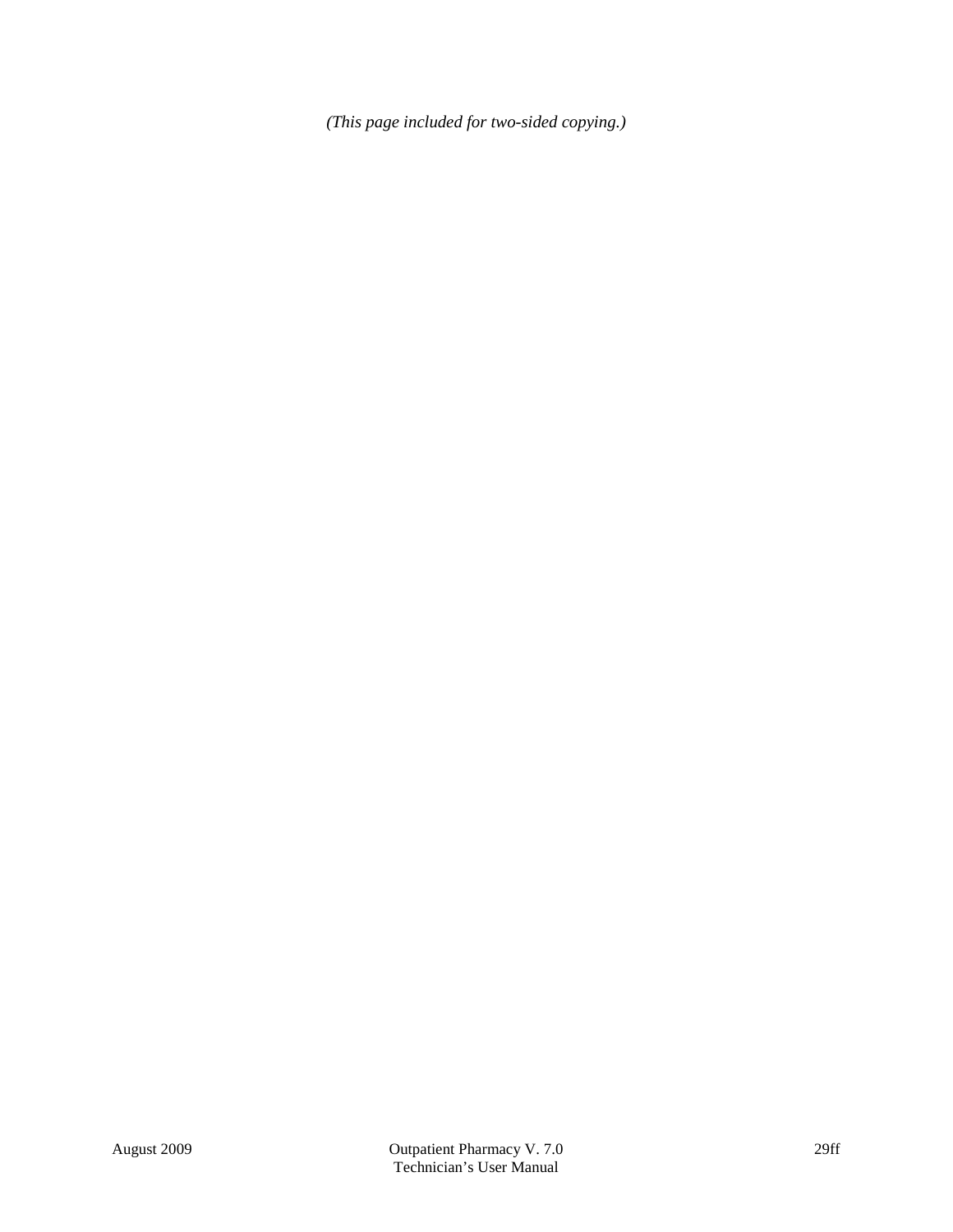*(This page included for two-sided copying.)*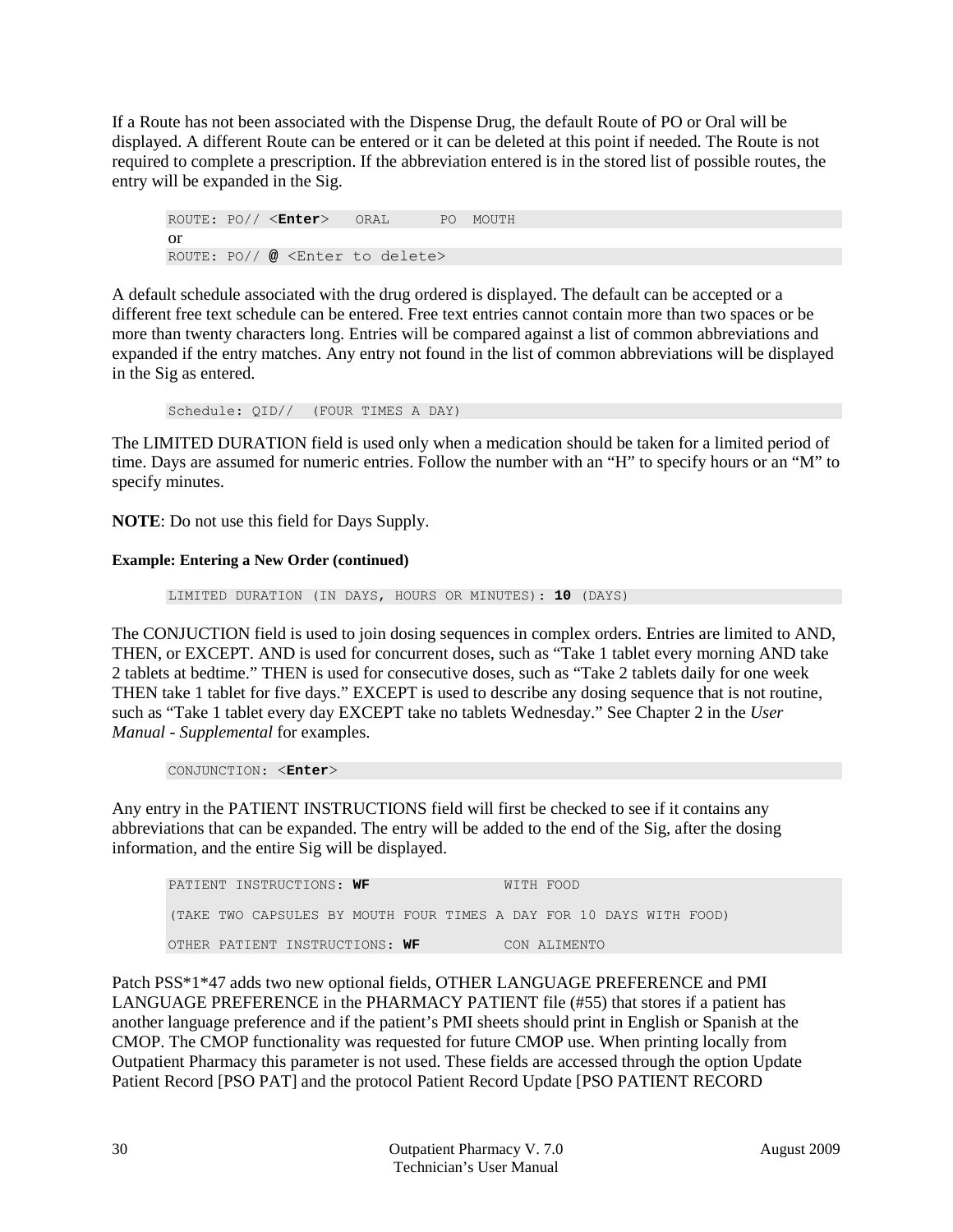If a Route has not been associated with the Dispense Drug, the default Route of PO or Oral will be displayed. A different Route can be entered or it can be deleted at this point if needed. The Route is not required to complete a prescription. If the abbreviation entered is in the stored list of possible routes, the entry will be expanded in the Sig.

```
ROUTE: PO// <Enter>   ORAL      PO  MOUTH
or
ROUTE: PO// @ <Enter to delete>
```

A default schedule associated with the drug ordered is displayed. The default can be accepted or a different free text schedule can be entered. Free text entries cannot contain more than two spaces or be more than twenty characters long. Entries will be compared against a list of common abbreviations and expanded if the entry matches. Any entry not found in the list of common abbreviations will be displayed in the Sig as entered.

```
Schedule: QID//  (FOUR TIMES A DAY)
```

The LIMITED DURATION field is used only when a medication should be taken for a limited period of time. Days are assumed for numeric entries. Follow the number with an "H" to specify hours or an "M" to specify minutes.

**NOTE**: Do not use this field for Days Supply.

#### Example: Entering a New Order (continued)

```
LIMITED DURATION (IN DAYS, HOURS OR MINUTES): 10 (DAYS)
```

The CONJUCTION field is used to join dosing sequences in complex orders. Entries are limited to AND, THEN, or EXCEPT. AND is used for concurrent doses, such as "Take 1 tablet every morning AND take 2 tablets at bedtime." THEN is used for consecutive doses, such as "Take 2 tablets daily for one week THEN take 1 tablet for five days." EXCEPT is used to describe any dosing sequence that is not routine, such as "Take 1 tablet every day EXCEPT take no tablets Wednesday." See Chapter 2 in the *User Manual - Supplemental* for examples.

```
CONJUNCTION: <Enter>
```

Any entry in the PATIENT INSTRUCTIONS field will first be checked to see if it contains any abbreviations that can be expanded. The entry will be added to the end of the Sig, after the dosing information, and the entire Sig will be displayed.

```
PATIENT INSTRUCTIONS: WF                WITH FOOD

(TAKE TWO CAPSULES BY MOUTH FOUR TIMES A DAY FOR 10 DAYS WITH FOOD)

OTHER PATIENT INSTRUCTIONS: WF          CON ALIMENTO
```

Patch PSS*1*47 adds two new optional fields, OTHER LANGUAGE PREFERENCE and PMI LANGUAGE PREFERENCE in the PHARMACY PATIENT file (#55) that stores if a patient has another language preference and if the patient's PMI sheets should print in English or Spanish at the CMOP. The CMOP functionality was requested for future CMOP use. When printing locally from Outpatient Pharmacy this parameter is not used. These fields are accessed through the option Update Patient Record [PSO PAT] and the protocol Patient Record Update [PSO PATIENT RECORD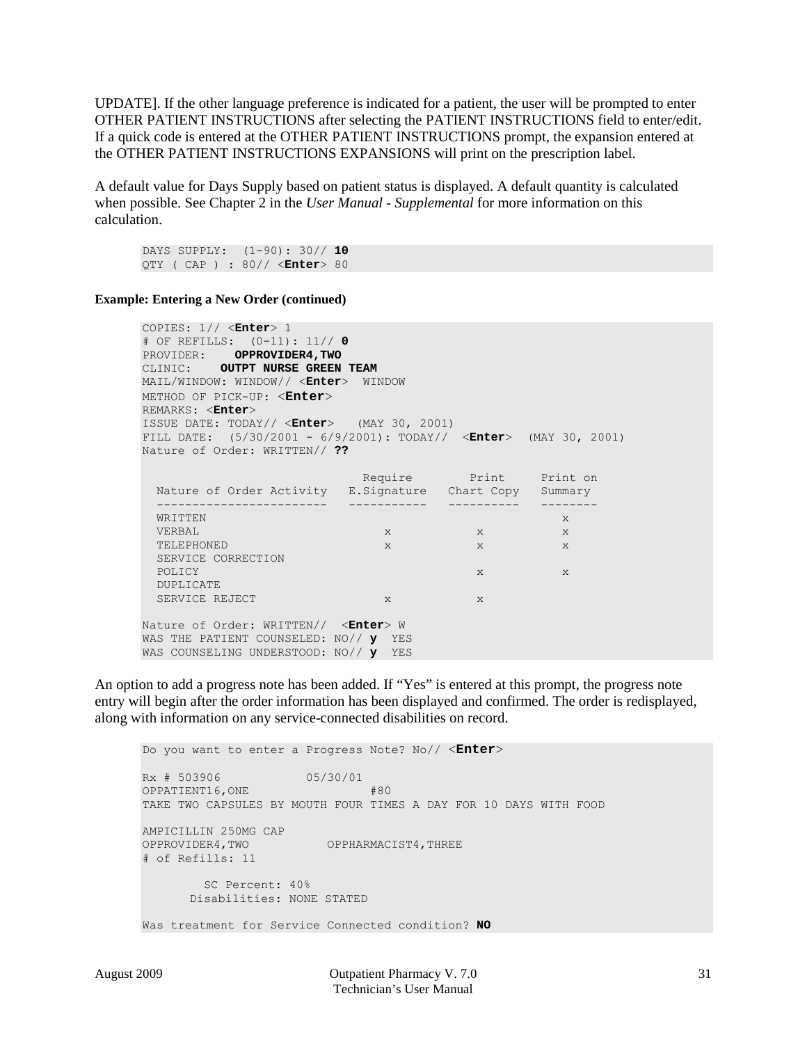UPDATE]. If the other language preference is indicated for a patient, the user will be prompted to enter OTHER PATIENT INSTRUCTIONS after selecting the PATIENT INSTRUCTIONS field to enter/edit. If a quick code is entered at the OTHER PATIENT INSTRUCTIONS prompt, the expansion entered at the OTHER PATIENT INSTRUCTIONS EXPANSIONS will print on the prescription label.

A default value for Days Supply based on patient status is displayed. A default quantity is calculated when possible. See Chapter 2 in the *User Manual - Supplemental* for more information on this calculation.

```
DAYS SUPPLY:  (1-90): 30// 10
QTY ( CAP ) : 80// <Enter> 80
```

**Example: Entering a New Order (continued)**

```
COPIES: 1// <Enter> 1
# OF REFILLS:  (0-11): 11// 0
PROVIDER:    OPPROVIDER4,TWO
CLINIC:    OUTPT NURSE GREEN TEAM
MAIL/WINDOW: WINDOW// <Enter>  WINDOW
METHOD OF PICK-UP: <Enter>
REMARKS: <Enter>
ISSUE DATE: TODAY// <Enter>   (MAY 30, 2001)
FILL DATE:  (5/30/2001 - 6/9/2001): TODAY//  <Enter>  (MAY 30, 2001)
Nature of Order: WRITTEN// ??

                              Require       Print     Print on
  Nature of Order Activity   E.Signature   Chart Copy   Summary
  ------------------------   -----------   ----------   --------
  WRITTEN                                                  x
  VERBAL                          x            x           x
  TELEPHONED                      x            x           x
  SERVICE CORRECTION
  POLICY                                       x           x
  DUPLICATE
  SERVICE REJECT                  x            x

Nature of Order: WRITTEN//  <Enter> W
WAS THE PATIENT COUNSELED: NO// y  YES
WAS COUNSELING UNDERSTOOD: NO// y  YES
```

An option to add a progress note has been added. If "Yes" is entered at this prompt, the progress note entry will begin after the order information has been displayed and confirmed. The order is redisplayed, along with information on any service-connected disabilities on record.

```
Do you want to enter a Progress Note? No// <Enter>

Rx # 503906            05/30/01
OPPATIENT16,ONE                  #80
TAKE TWO CAPSULES BY MOUTH FOUR TIMES A DAY FOR 10 DAYS WITH FOOD

AMPICILLIN 250MG CAP
OPPROVIDER4,TWO           OPPHARMACIST4,THREE
# of Refills: 11

        SC Percent: 40%
      Disabilities: NONE STATED

Was treatment for Service Connected condition? NO
```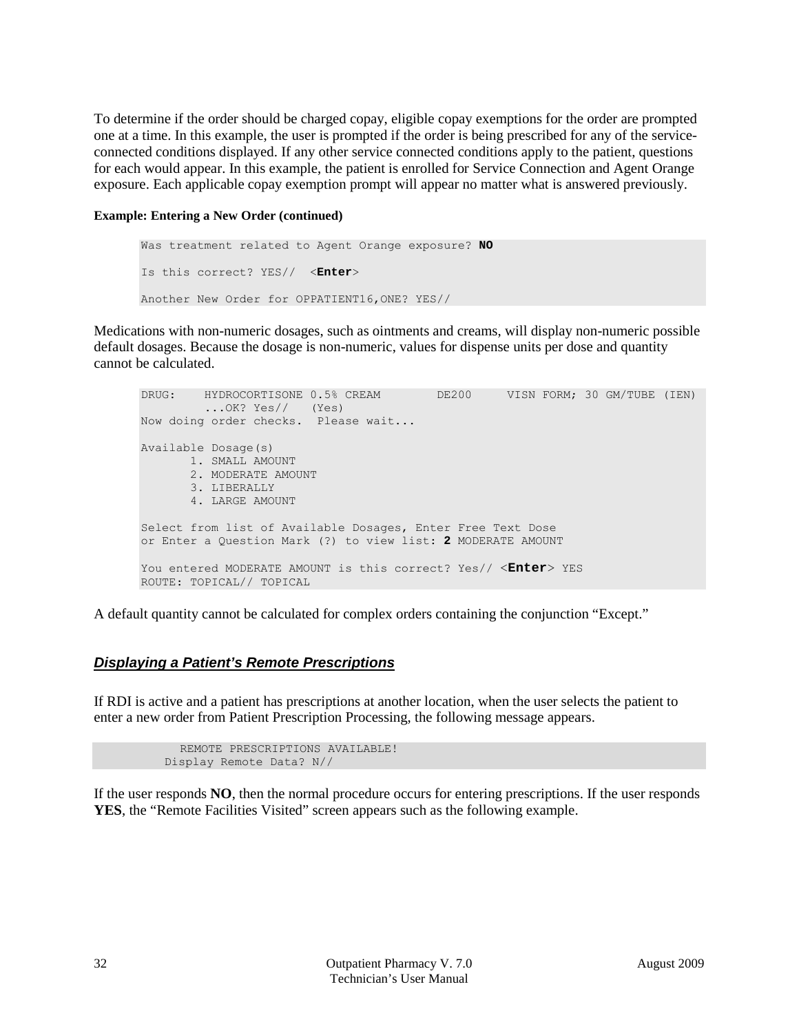To determine if the order should be charged copay, eligible copay exemptions for the order are prompted one at a time. In this example, the user is prompted if the order is being prescribed for any of the service-connected conditions displayed. If any other service connected conditions apply to the patient, questions for each would appear. In this example, the patient is enrolled for Service Connection and Agent Orange exposure. Each applicable copay exemption prompt will appear no matter what is answered previously.

**Example: Entering a New Order (continued)**

```
Was treatment related to Agent Orange exposure? NO

Is this correct? YES//  <Enter>

Another New Order for OPPATIENT16,ONE? YES//
```

Medications with non-numeric dosages, such as ointments and creams, will display non-numeric possible default dosages. Because the dosage is non-numeric, values for dispense units per dose and quantity cannot be calculated.

```
DRUG:    HYDROCORTISONE 0.5% CREAM        DE200     VISN FORM; 30 GM/TUBE (IEN)
         ...OK? Yes//   (Yes)
Now doing order checks.  Please wait...

Available Dosage(s)
       1. SMALL AMOUNT
       2. MODERATE AMOUNT
       3. LIBERALLY
       4. LARGE AMOUNT

Select from list of Available Dosages, Enter Free Text Dose
or Enter a Question Mark (?) to view list: 2 MODERATE AMOUNT

You entered MODERATE AMOUNT is this correct? Yes// <Enter> YES
ROUTE: TOPICAL// TOPICAL
```

A default quantity cannot be calculated for complex orders containing the conjunction "Except."

### ***Displaying a Patient's Remote Prescriptions***

If RDI is active and a patient has prescriptions at another location, when the user selects the patient to enter a new order from Patient Prescription Processing, the following message appears.

```
        REMOTE PRESCRIPTIONS AVAILABLE!
     Display Remote Data? N//
```

If the user responds **NO**, then the normal procedure occurs for entering prescriptions. If the user responds **YES**, the "Remote Facilities Visited" screen appears such as the following example.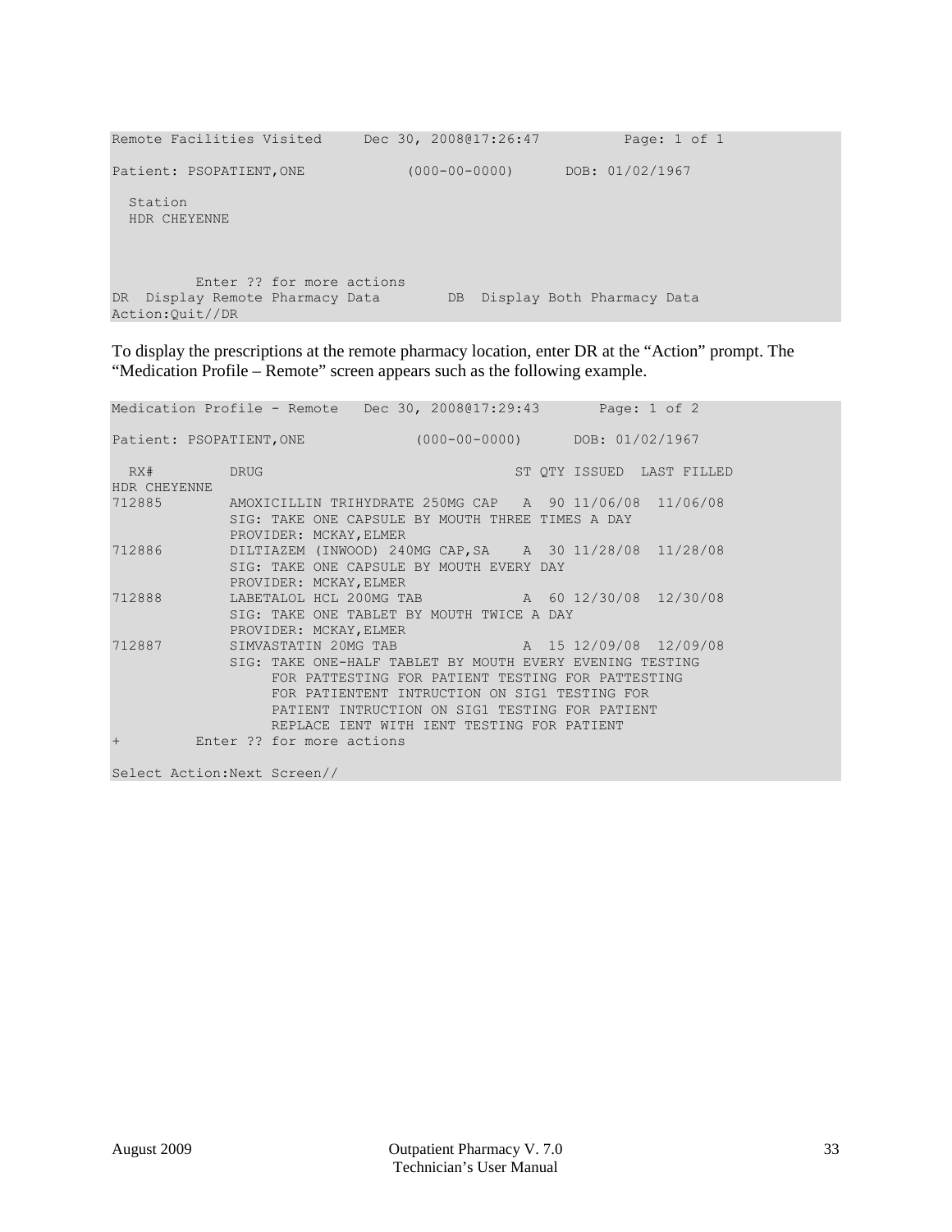```
Remote Facilities Visited     Dec 30, 2008@17:26:47          Page: 1 of 1

Patient: PSOPATIENT,ONE           (000-00-0000)      DOB: 01/02/1967

  Station
  HDR CHEYENNE



          Enter ?? for more actions
DR  Display Remote Pharmacy Data        DB  Display Both Pharmacy Data
Action:Quit//DR
```

To display the prescriptions at the remote pharmacy location, enter DR at the "Action" prompt. The "Medication Profile – Remote" screen appears such as the following example.

```
Medication Profile - Remote   Dec 30, 2008@17:29:43       Page: 1 of 2

Patient: PSOPATIENT,ONE            (000-00-0000)      DOB: 01/02/1967

  RX#         DRUG                               ST QTY ISSUED  LAST FILLED
HDR CHEYENNE
712885        AMOXICILLIN TRIHYDRATE 250MG CAP   A  90 11/06/08  11/06/08
              SIG: TAKE ONE CAPSULE BY MOUTH THREE TIMES A DAY
              PROVIDER: MCKAY,ELMER
712886        DILTIAZEM (INWOOD) 240MG CAP,SA    A  30 11/28/08  11/28/08
              SIG: TAKE ONE CAPSULE BY MOUTH EVERY DAY
              PROVIDER: MCKAY,ELMER
712888        LABETALOL HCL 200MG TAB            A  60 12/30/08  12/30/08
              SIG: TAKE ONE TABLET BY MOUTH TWICE A DAY
              PROVIDER: MCKAY,ELMER
712887        SIMVASTATIN 20MG TAB               A  15 12/09/08  12/09/08
              SIG: TAKE ONE-HALF TABLET BY MOUTH EVERY EVENING TESTING
                   FOR PATTESTING FOR PATIENT TESTING FOR PATTESTING
                   FOR PATIENTENT INTRUCTION ON SIG1 TESTING FOR
                   PATIENT INTRUCTION ON SIG1 TESTING FOR PATIENT
                   REPLACE IENT WITH IENT TESTING FOR PATIENT
+         Enter ?? for more actions

Select Action:Next Screen//
```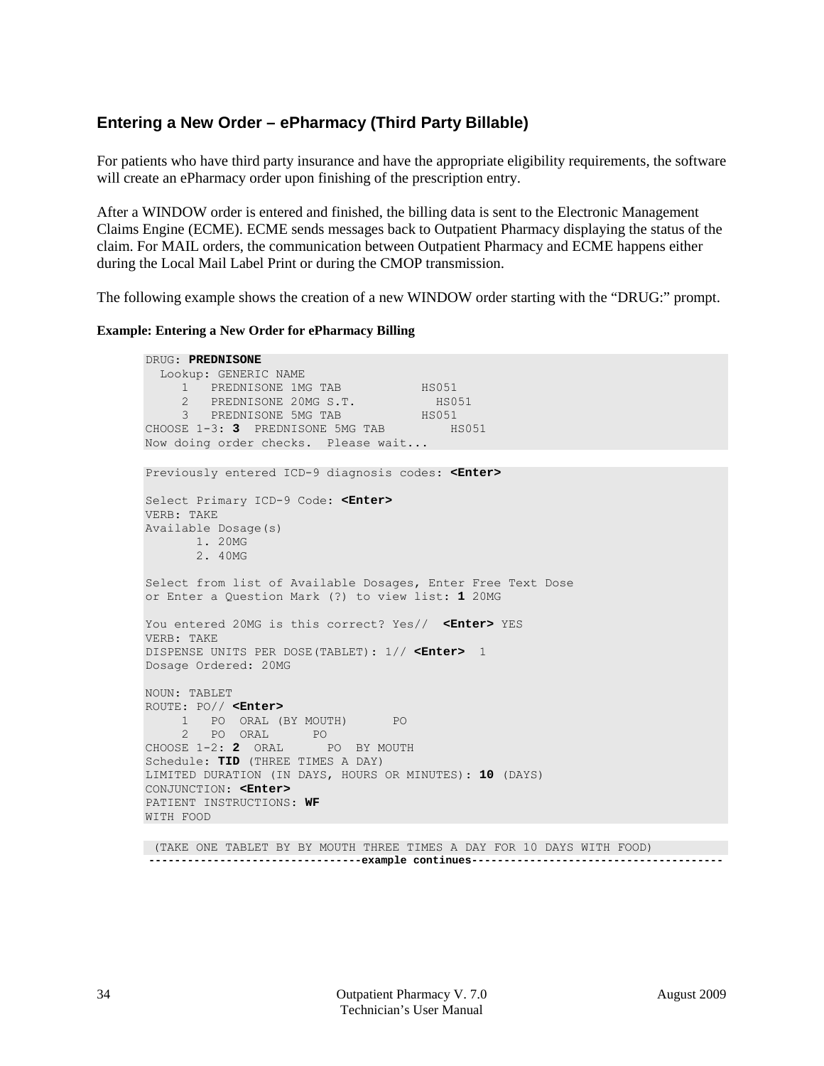## Entering a New Order – ePharmacy (Third Party Billable)

For patients who have third party insurance and have the appropriate eligibility requirements, the software will create an ePharmacy order upon finishing of the prescription entry.

After a WINDOW order is entered and finished, the billing data is sent to the Electronic Management Claims Engine (ECME). ECME sends messages back to Outpatient Pharmacy displaying the status of the claim. For MAIL orders, the communication between Outpatient Pharmacy and ECME happens either during the Local Mail Label Print or during the CMOP transmission.

The following example shows the creation of a new WINDOW order starting with the “DRUG:” prompt.

**Example: Entering a New Order for ePharmacy Billing**

```
DRUG: PREDNISONE
  Lookup: GENERIC NAME
     1   PREDNISONE 1MG TAB           HS051
     2   PREDNISONE 20MG S.T.           HS051
     3   PREDNISONE 5MG TAB           HS051
CHOOSE 1-3: 3  PREDNISONE 5MG TAB         HS051
Now doing order checks.  Please wait...
```

```
Previously entered ICD-9 diagnosis codes: <Enter>

Select Primary ICD-9 Code: <Enter>
VERB: TAKE
Available Dosage(s)
       1. 20MG
       2. 40MG

Select from list of Available Dosages, Enter Free Text Dose
or Enter a Question Mark (?) to view list: 1 20MG

You entered 20MG is this correct? Yes//  <Enter> YES
VERB: TAKE
DISPENSE UNITS PER DOSE(TABLET): 1// <Enter>  1
Dosage Ordered: 20MG

NOUN: TABLET
ROUTE: PO// <Enter>
     1   PO  ORAL (BY MOUTH)      PO
     2   PO  ORAL      PO
CHOOSE 1-2: 2  ORAL      PO  BY MOUTH
Schedule: TID (THREE TIMES A DAY)
LIMITED DURATION (IN DAYS, HOURS OR MINUTES): 10 (DAYS)
CONJUNCTION: <Enter>
PATIENT INSTRUCTIONS: WF
WITH FOOD
```

```
 (TAKE ONE TABLET BY BY MOUTH THREE TIMES A DAY FOR 10 DAYS WITH FOOD)
------------------------------example continues------------------------------------
```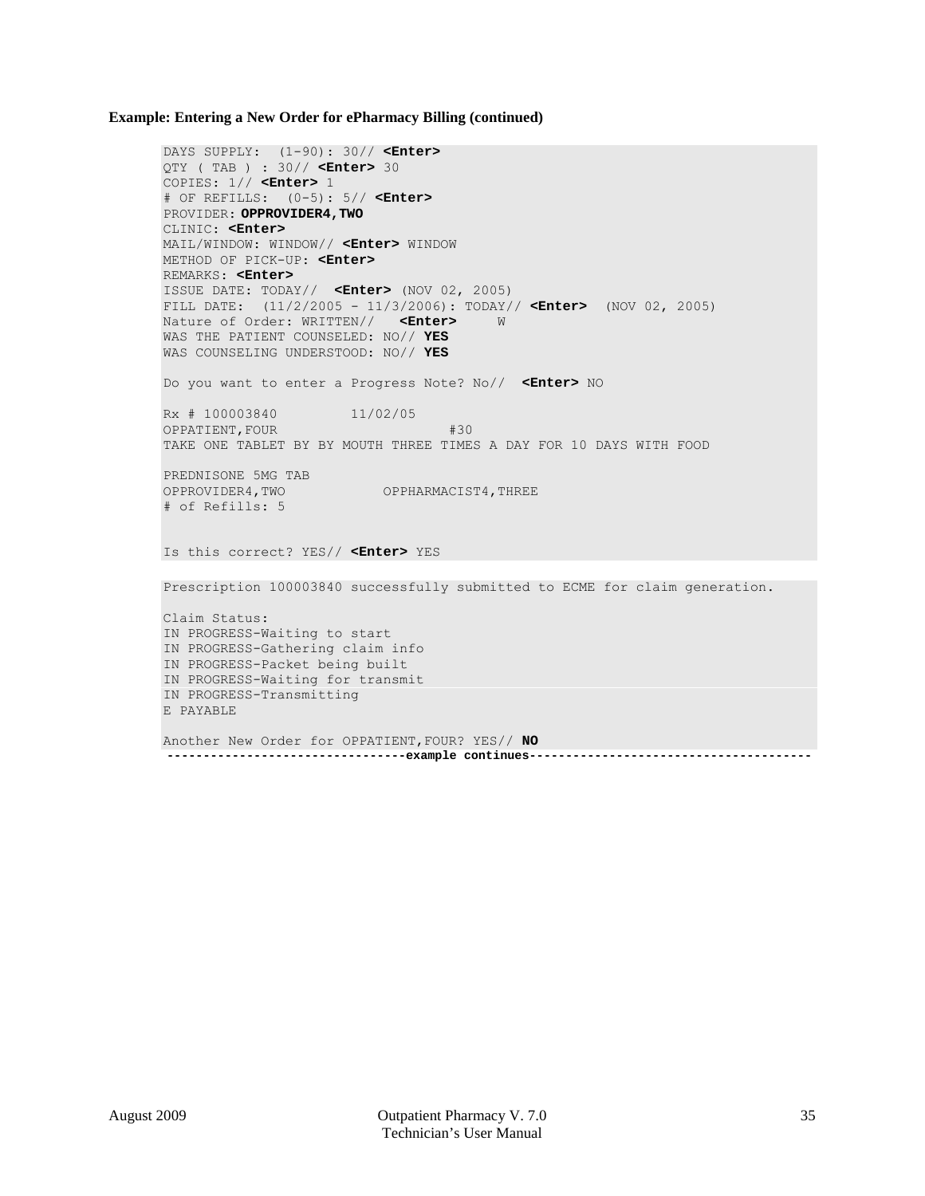**Example: Entering a New Order for ePharmacy Billing (continued)**

```
DAYS SUPPLY:  (1-90): 30// <Enter>
QTY ( TAB ) : 30// <Enter> 30
COPIES: 1// <Enter> 1
# OF REFILLS:  (0-5): 5// <Enter>
PROVIDER: OPPROVIDER4,TWO
CLINIC: <Enter>
MAIL/WINDOW: WINDOW// <Enter> WINDOW
METHOD OF PICK-UP: <Enter>
REMARKS: <Enter>
ISSUE DATE: TODAY//  <Enter> (NOV 02, 2005)
FILL DATE:  (11/2/2005 - 11/3/2006): TODAY// <Enter>  (NOV 02, 2005)
Nature of Order: WRITTEN//   <Enter>     W
WAS THE PATIENT COUNSELED: NO// YES
WAS COUNSELING UNDERSTOOD: NO// YES

Do you want to enter a Progress Note? No//  <Enter> NO

Rx # 100003840         11/02/05
OPPATIENT,FOUR                      #30
TAKE ONE TABLET BY BY MOUTH THREE TIMES A DAY FOR 10 DAYS WITH FOOD

PREDNISONE 5MG TAB
OPPROVIDER4,TWO            OPPHARMACIST4,THREE
# of Refills: 5


Is this correct? YES// <Enter> YES
```

```
Prescription 100003840 successfully submitted to ECME for claim generation.

Claim Status:
IN PROGRESS-Waiting to start
IN PROGRESS-Gathering claim info
IN PROGRESS-Packet being built
IN PROGRESS-Waiting for transmit
IN PROGRESS-Transmitting
E PAYABLE

Another New Order for OPPATIENT,FOUR? YES// NO
```

**--------------------------------example continues--------------------------------------**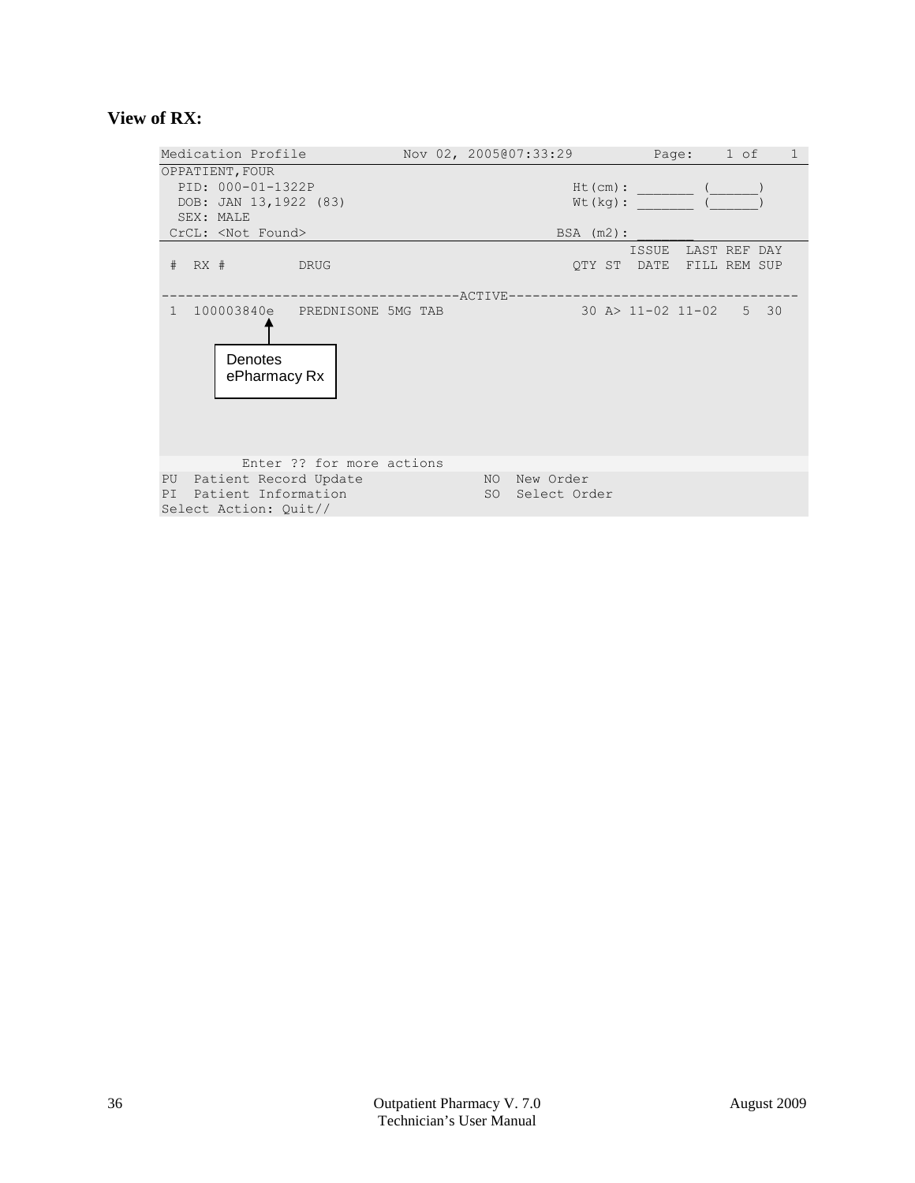**View of RX:**

```
Medication Profile            Nov 02, 2005@07:33:29          Page:    1 of    1
OPPATIENT,FOUR
  PID: 000-01-1322P                                    Ht(cm): _______ (______)
  DOB: JAN 13,1922 (83)                                Wt(kg): _______ (______)
  SEX: MALE
 CrCL: <Not Found>                                   BSA (m2): _______
                                                             ISSUE  LAST REF DAY
 #  RX #         DRUG                                  QTY ST  DATE  FILL REM SUP

-------------------------------------ACTIVE------------------------------------
 1  100003840e   PREDNISONE 5MG TAB                     30 A> 11-02 11-02   5  30

          Enter ?? for more actions
PU  Patient Record Update              NO  New Order
PI  Patient Information                SO  Select Order
Select Action: Quit//
```

Denotes ePharmacy Rx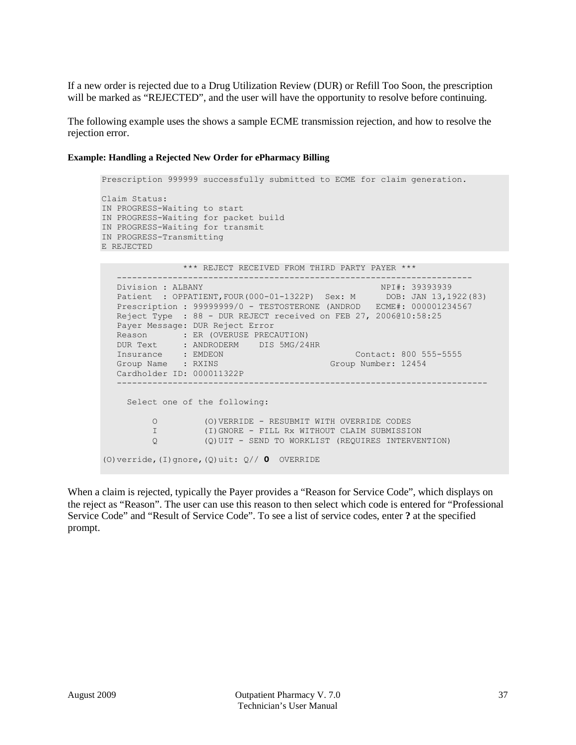If a new order is rejected due to a Drug Utilization Review (DUR) or Refill Too Soon, the prescription will be marked as "REJECTED", and the user will have the opportunity to resolve before continuing.

The following example uses the shows a sample ECME transmission rejection, and how to resolve the rejection error.

**Example: Handling a Rejected New Order for ePharmacy Billing**

```
Prescription 999999 successfully submitted to ECME for claim generation.

Claim Status:
IN PROGRESS-Waiting to start
IN PROGRESS-Waiting for packet build
IN PROGRESS-Waiting for transmit
IN PROGRESS-Transmitting
E REJECTED
```

```
               *** REJECT RECEIVED FROM THIRD PARTY PAYER ***
   -----------------------------------------------------------------------
   Division : ALBANY                                   NPI#: 39393939
   Patient  : OPPATIENT,FOUR(000-01-1322P)  Sex: M      DOB: JAN 13,1922(83)
   Prescription : 99999999/0 - TESTOSTERONE (ANDROD   ECME#: 000001234567
   Reject Type  : 88 - DUR REJECT received on FEB 27, 2006@10:58:25
   Payer Message: DUR Reject Error
   Reason       : ER (OVERUSE PRECAUTION)
   DUR Text     : ANDRODERM    DIS 5MG/24HR
   Insurance    : EMDEON                          Contact: 800 555-5555
   Group Name   : RXINS                      Group Number: 12454
   Cardholder ID: 000011322P
   ------------------------------------------------------------------------

     Select one of the following:

          O         (O)VERRIDE - RESUBMIT WITH OVERRIDE CODES
          I         (I)GNORE - FILL Rx WITHOUT CLAIM SUBMISSION
          Q         (Q)UIT - SEND TO WORKLIST (REQUIRES INTERVENTION)

(O)verride,(I)gnore,(Q)uit: Q// O  OVERRIDE
```

When a claim is rejected, typically the Payer provides a "Reason for Service Code", which displays on the reject as "Reason". The user can use this reason to then select which code is entered for "Professional Service Code" and "Result of Service Code". To see a list of service codes, enter **?** at the specified prompt.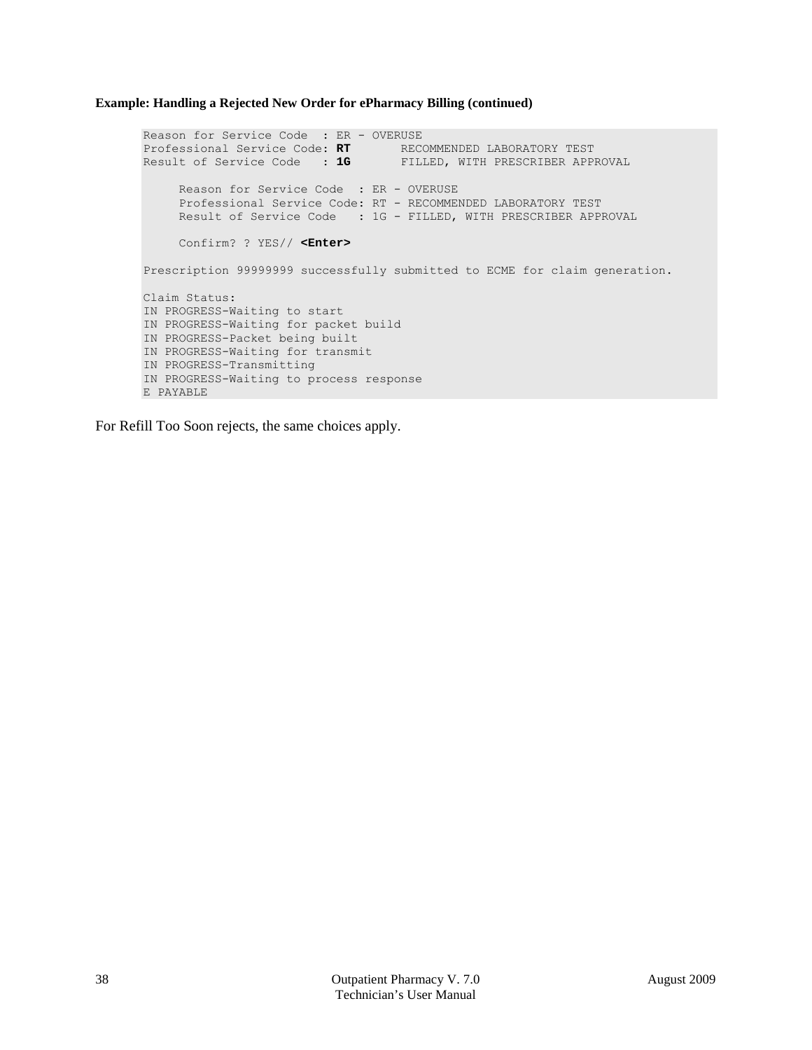**Example: Handling a Rejected New Order for ePharmacy Billing (continued)**

```
Reason for Service Code  : ER - OVERUSE
Professional Service Code: RT       RECOMMENDED LABORATORY TEST
Result of Service Code   : 1G       FILLED, WITH PRESCRIBER APPROVAL

     Reason for Service Code  : ER - OVERUSE
     Professional Service Code: RT - RECOMMENDED LABORATORY TEST
     Result of Service Code   : 1G - FILLED, WITH PRESCRIBER APPROVAL

     Confirm? ? YES// <Enter>

Prescription 99999999 successfully submitted to ECME for claim generation.

Claim Status:
IN PROGRESS-Waiting to start
IN PROGRESS-Waiting for packet build
IN PROGRESS-Packet being built
IN PROGRESS-Waiting for transmit
IN PROGRESS-Transmitting
IN PROGRESS-Waiting to process response
E PAYABLE
```

For Refill Too Soon rejects, the same choices apply.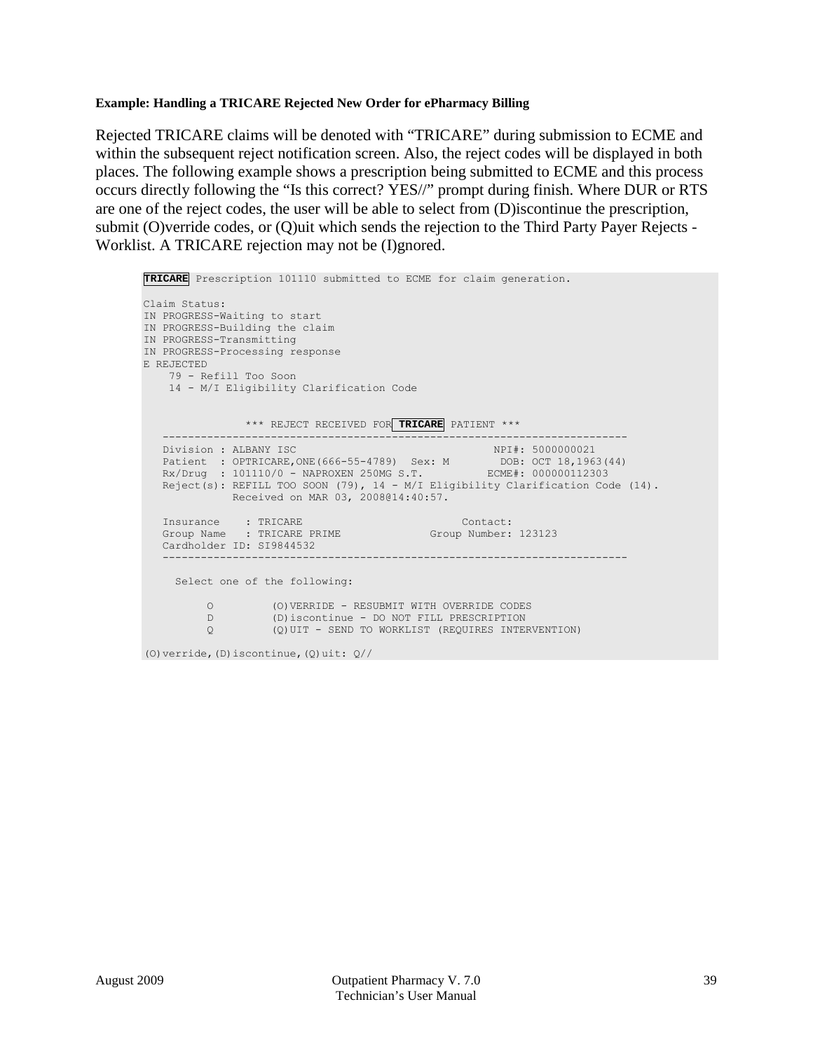**Example: Handling a TRICARE Rejected New Order for ePharmacy Billing**

Rejected TRICARE claims will be denoted with “TRICARE” during submission to ECME and within the subsequent reject notification screen. Also, the reject codes will be displayed in both places. The following example shows a prescription being submitted to ECME and this process occurs directly following the “Is this correct? YES//” prompt during finish. Where DUR or RTS are one of the reject codes, the user will be able to select from (D)iscontinue the prescription, submit (O)verride codes, or (Q)uit which sends the rejection to the Third Party Payer Rejects - Worklist. A TRICARE rejection may not be (I)gnored.

```
TRICARE Prescription 101110 submitted to ECME for claim generation.

Claim Status:
IN PROGRESS-Waiting to start
IN PROGRESS-Building the claim
IN PROGRESS-Transmitting
IN PROGRESS-Processing response
E REJECTED
    79 - Refill Too Soon
    14 - M/I Eligibility Clarification Code


                *** REJECT RECEIVED FOR TRICARE PATIENT ***
   ------------------------------------------------------------------------
   Division : ALBANY ISC                                  NPI#: 5000000021
   Patient  : OPTRICARE,ONE(666-55-4789)  Sex: M        DOB: OCT 18,1963(44)
   Rx/Drug  : 101110/0 - NAPROXEN 250MG S.T.          ECME#: 000000112303
   Reject(s): REFILL TOO SOON (79), 14 - M/I Eligibility Clarification Code (14).
              Received on MAR 03, 2008@14:40:57.

   Insurance    : TRICARE                         Contact:
   Group Name   : TRICARE PRIME              Group Number: 123123
   Cardholder ID: SI9844532
   ------------------------------------------------------------------------

     Select one of the following:

          O         (O)VERRIDE - RESUBMIT WITH OVERRIDE CODES
          D         (D)iscontinue - DO NOT FILL PRESCRIPTION
          Q         (Q)UIT - SEND TO WORKLIST (REQUIRES INTERVENTION)

(O)verride,(D)iscontinue,(Q)uit: Q//
```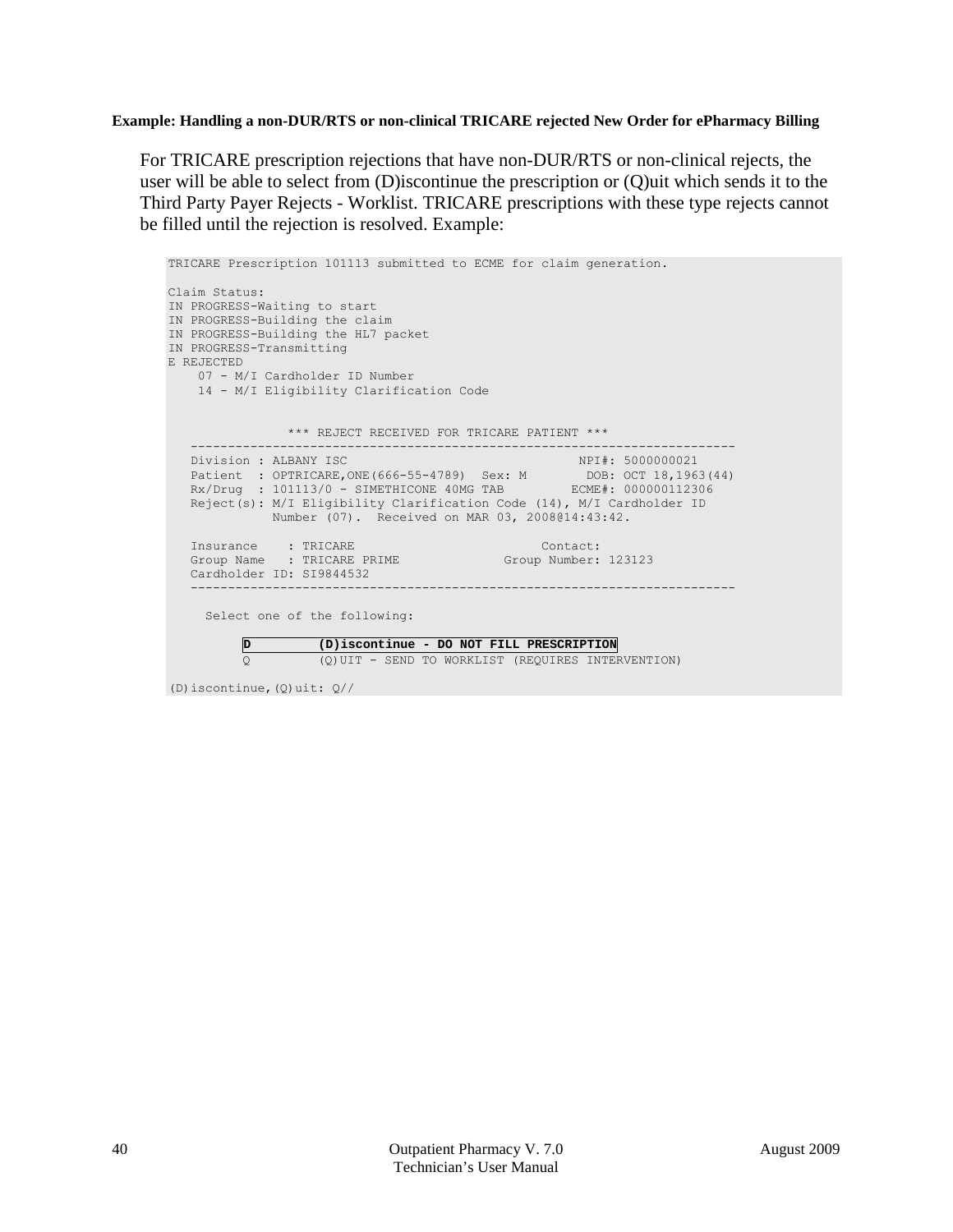**Example: Handling a non-DUR/RTS or non-clinical TRICARE rejected New Order for ePharmacy Billing**

For TRICARE prescription rejections that have non-DUR/RTS or non-clinical rejects, the user will be able to select from (D)iscontinue the prescription or (Q)uit which sends it to the Third Party Payer Rejects - Worklist. TRICARE prescriptions with these type rejects cannot be filled until the rejection is resolved. Example:

```
TRICARE Prescription 101113 submitted to ECME for claim generation.

Claim Status:
IN PROGRESS-Waiting to start
IN PROGRESS-Building the claim
IN PROGRESS-Building the HL7 packet
IN PROGRESS-Transmitting
E REJECTED
    07 - M/I Cardholder ID Number
    14 - M/I Eligibility Clarification Code


                *** REJECT RECEIVED FOR TRICARE PATIENT ***
   ------------------------------------------------------------------------
   Division : ALBANY ISC                              NPI#: 5000000021
   Patient  : OPTRICARE,ONE(666-55-4789)  Sex: M        DOB: OCT 18,1963(44)
   Rx/Drug  : 101113/0 - SIMETHICONE 40MG TAB        ECME#: 000000112306
   Reject(s): M/I Eligibility Clarification Code (14), M/I Cardholder ID
              Number (07).  Received on MAR 03, 2008@14:43:42.

   Insurance    : TRICARE                         Contact:
   Group Name   : TRICARE PRIME              Group Number: 123123
   Cardholder ID: SI9844532
   ------------------------------------------------------------------------

     Select one of the following:

         D         (D)iscontinue - DO NOT FILL PRESCRIPTION
         Q         (Q)UIT - SEND TO WORKLIST (REQUIRES INTERVENTION)

(D)iscontinue,(Q)uit: Q//
```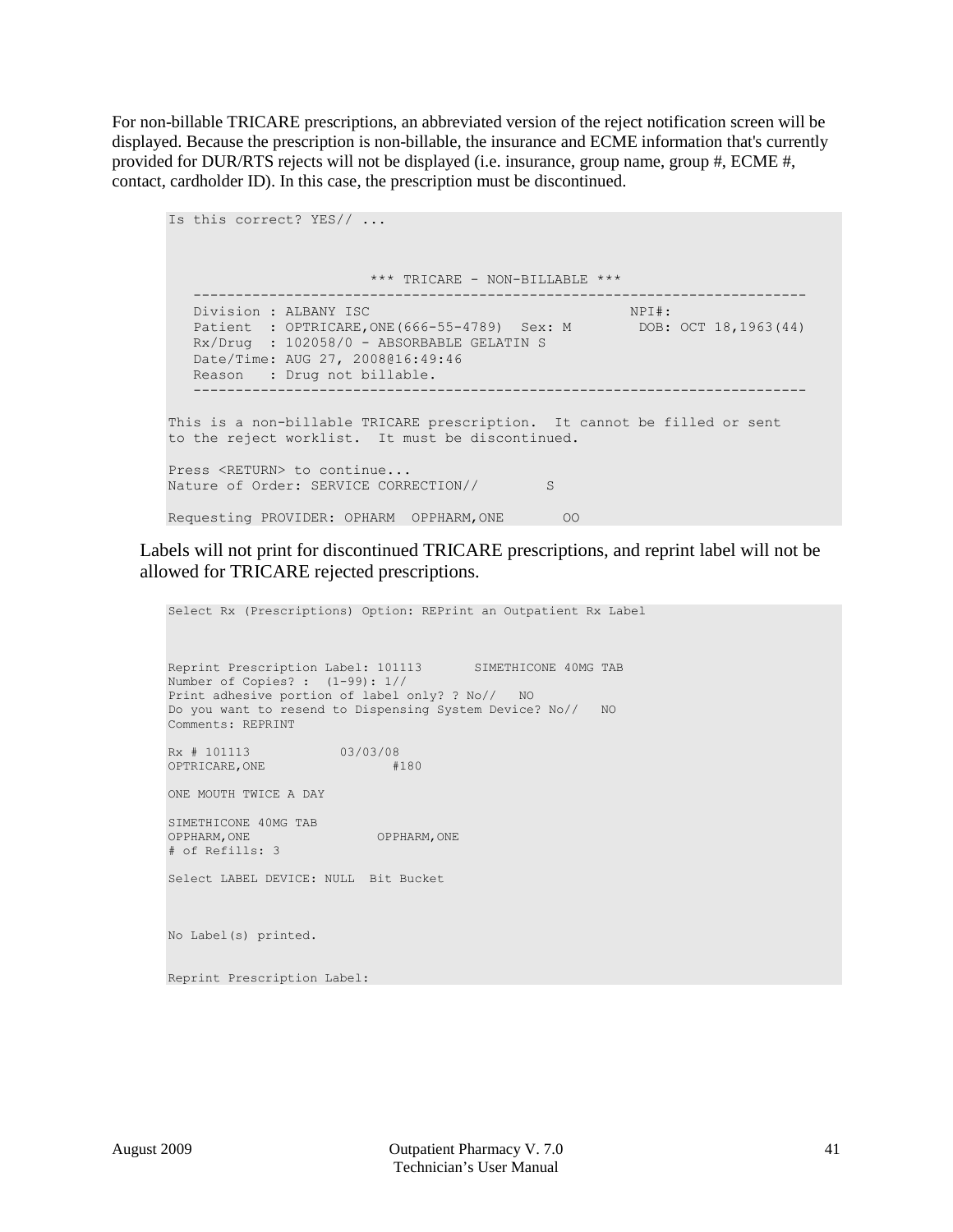For non-billable TRICARE prescriptions, an abbreviated version of the reject notification screen will be displayed. Because the prescription is non-billable, the insurance and ECME information that's currently provided for DUR/RTS rejects will not be displayed (i.e. insurance, group name, group #, ECME #, contact, cardholder ID). In this case, the prescription must be discontinued.

```
Is this correct? YES// ...



                        *** TRICARE - NON-BILLABLE ***
   -----------------------------------------------------------------------
   Division : ALBANY ISC                                  NPI#:
   Patient  : OPTRICARE,ONE(666-55-4789)  Sex: M          DOB: OCT 18,1963(44)
   Rx/Drug  : 102058/0 - ABSORBABLE GELATIN S
   Date/Time: AUG 27, 2008@16:49:46
   Reason   : Drug not billable.
   -----------------------------------------------------------------------

This is a non-billable TRICARE prescription.  It cannot be filled or sent
to the reject worklist.  It must be discontinued.

Press <RETURN> to continue...
Nature of Order: SERVICE CORRECTION//        S

Requesting PROVIDER: OPHARM  OPPHARM,ONE       OO
```

Labels will not print for discontinued TRICARE prescriptions, and reprint label will not be allowed for TRICARE rejected prescriptions.

```
Select Rx (Prescriptions) Option: REPrint an Outpatient Rx Label



Reprint Prescription Label: 101113       SIMETHICONE 40MG TAB
Number of Copies? :  (1-99): 1//
Print adhesive portion of label only? ? No//   NO
Do you want to resend to Dispensing System Device? No//   NO
Comments: REPRINT

Rx # 101113            03/03/08
OPTRICARE,ONE                 #180

ONE MOUTH TWICE A DAY

SIMETHICONE 40MG TAB
OPPHARM,ONE                 OPPHARM,ONE
# of Refills: 3

Select LABEL DEVICE: NULL  Bit Bucket



No Label(s) printed.


Reprint Prescription Label:
```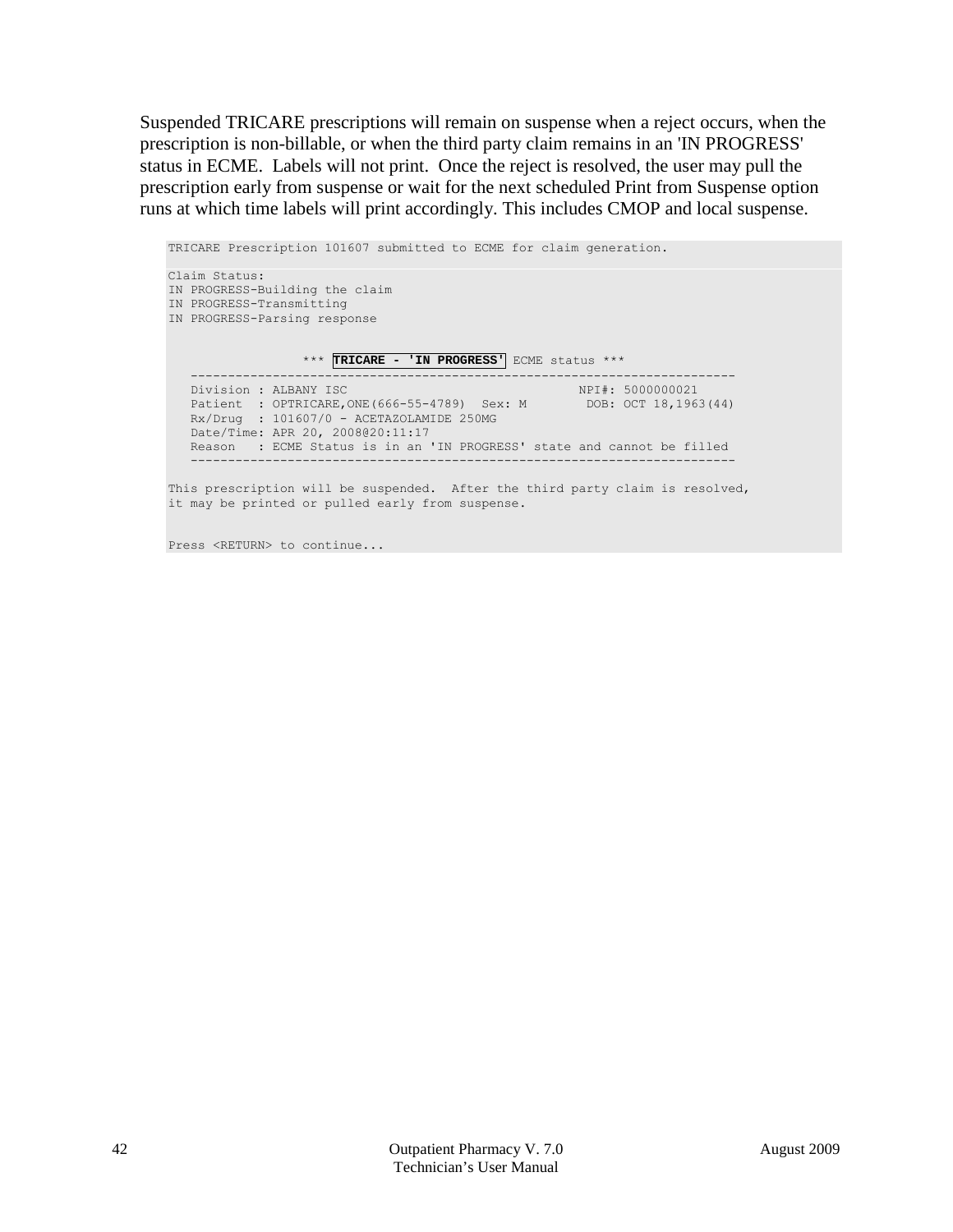Suspended TRICARE prescriptions will remain on suspense when a reject occurs, when the prescription is non-billable, or when the third party claim remains in an 'IN PROGRESS' status in ECME. Labels will not print. Once the reject is resolved, the user may pull the prescription early from suspense or wait for the next scheduled Print from Suspense option runs at which time labels will print accordingly. This includes CMOP and local suspense.

```
TRICARE Prescription 101607 submitted to ECME for claim generation.

Claim Status:
IN PROGRESS-Building the claim
IN PROGRESS-Transmitting
IN PROGRESS-Parsing response


                  *** TRICARE - 'IN PROGRESS' ECME status ***
   ---------------------------------------------------------------------------
   Division : ALBANY ISC                               NPI#: 5000000021
   Patient  : OPTRICARE,ONE(666-55-4789)  Sex: M        DOB: OCT 18,1963(44)
   Rx/Drug  : 101607/0 - ACETAZOLAMIDE 250MG
   Date/Time: APR 20, 2008@20:11:17
   Reason   : ECME Status is in an 'IN PROGRESS' state and cannot be filled
   ---------------------------------------------------------------------------

This prescription will be suspended.  After the third party claim is resolved,
it may be printed or pulled early from suspense.


Press <RETURN> to continue...
```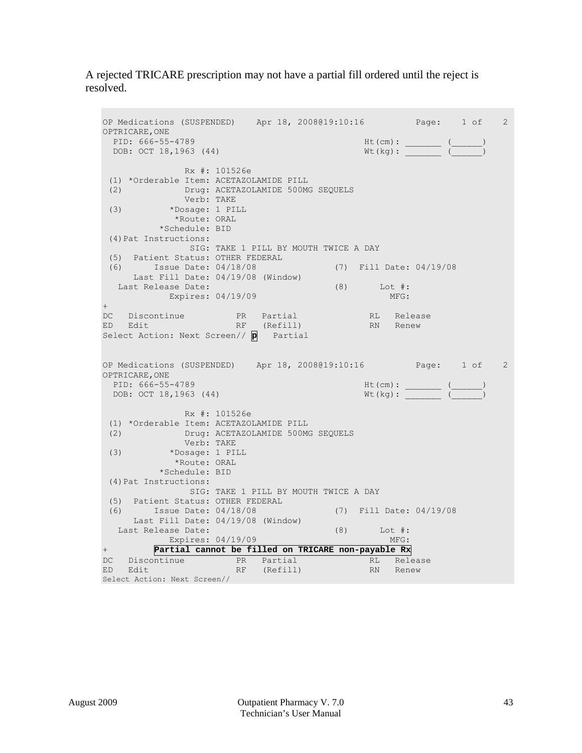A rejected TRICARE prescription may not have a partial fill ordered until the reject is resolved.

```
OP Medications (SUSPENDED)    Apr 18, 2008@19:10:16         Page:    1 of    2
OPTRICARE,ONE
  PID: 666-55-4789                                    Ht(cm): _______ (______)
  DOB: OCT 18,1963 (44)                               Wt(kg): _______ (______)

                Rx #: 101526e
 (1) *Orderable Item: ACETAZOLAMIDE PILL
 (2)            Drug: ACETAZOLAMIDE 500MG SEQUELS
                Verb: TAKE
 (3)         *Dosage: 1 PILL
              *Route: ORAL
           *Schedule: BID
 (4)Pat Instructions:
                 SIG: TAKE 1 PILL BY MOUTH TWICE A DAY
 (5)  Patient Status: OTHER FEDERAL
 (6)      Issue Date: 04/18/08              (7)  Fill Date: 04/19/08
      Last Fill Date: 04/19/08 (Window)
   Last Release Date:                       (8)      Lot #:
             Expires: 04/19/09                         MFG:
+
DC   Discontinue          PR   Partial             RL   Release
ED   Edit                 RF   (Refill)            RN   Renew
Select Action: Next Screen// p   Partial


OP Medications (SUSPENDED)    Apr 18, 2008@19:10:16         Page:    1 of    2
OPTRICARE,ONE
  PID: 666-55-4789                                    Ht(cm): _______ (______)
  DOB: OCT 18,1963 (44)                               Wt(kg): _______ (______)

                Rx #: 101526e
 (1) *Orderable Item: ACETAZOLAMIDE PILL
 (2)            Drug: ACETAZOLAMIDE 500MG SEQUELS
                Verb: TAKE
 (3)         *Dosage: 1 PILL
              *Route: ORAL
           *Schedule: BID
 (4)Pat Instructions:
                 SIG: TAKE 1 PILL BY MOUTH TWICE A DAY
 (5)  Patient Status: OTHER FEDERAL
 (6)      Issue Date: 04/18/08              (7)  Fill Date: 04/19/08
      Last Fill Date: 04/19/08 (Window)
   Last Release Date:                       (8)      Lot #:
             Expires: 04/19/09                         MFG:
+         Partial cannot be filled on TRICARE non-payable Rx
DC   Discontinue          PR   Partial             RL   Release
ED   Edit                 RF   (Refill)            RN   Renew
Select Action: Next Screen//
```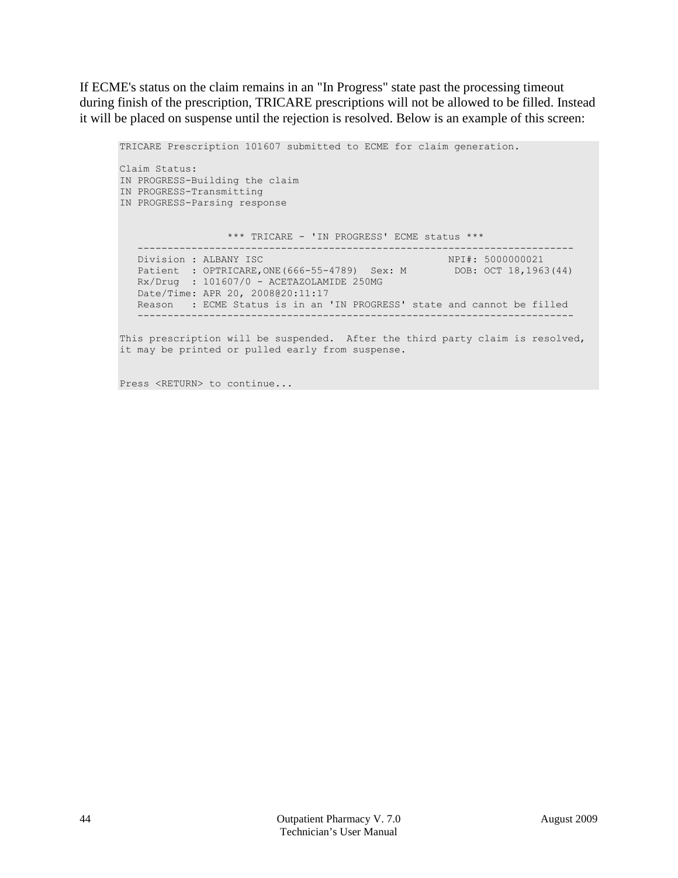If ECME's status on the claim remains in an "In Progress" state past the processing timeout during finish of the prescription, TRICARE prescriptions will not be allowed to be filled. Instead it will be placed on suspense until the rejection is resolved. Below is an example of this screen:

```
TRICARE Prescription 101607 submitted to ECME for claim generation.

Claim Status:
IN PROGRESS-Building the claim
IN PROGRESS-Transmitting
IN PROGRESS-Parsing response


                  *** TRICARE - 'IN PROGRESS' ECME status ***
   ------------------------------------------------------------------------
   Division : ALBANY ISC                              NPI#: 5000000021
   Patient  : OPTRICARE,ONE(666-55-4789)  Sex: M       DOB: OCT 18,1963(44)
   Rx/Drug  : 101607/0 - ACETAZOLAMIDE 250MG
   Date/Time: APR 20, 2008@20:11:17
   Reason   : ECME Status is in an 'IN PROGRESS' state and cannot be filled
   ------------------------------------------------------------------------

This prescription will be suspended.  After the third party claim is resolved,
it may be printed or pulled early from suspense.


Press <RETURN> to continue...
```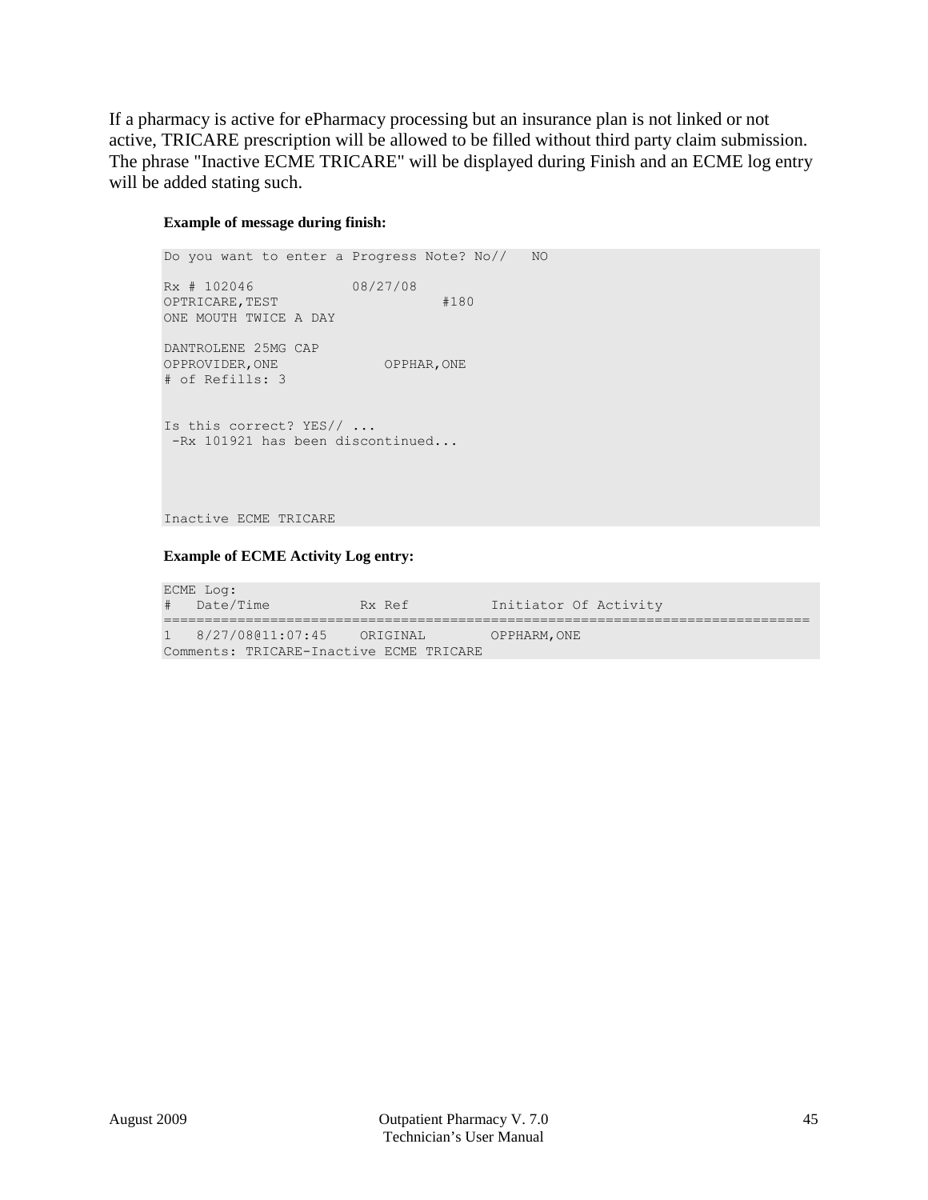If a pharmacy is active for ePharmacy processing but an insurance plan is not linked or not active, TRICARE prescription will be allowed to be filled without third party claim submission. The phrase "Inactive ECME TRICARE" will be displayed during Finish and an ECME log entry will be added stating such.

**Example of message during finish:**

```
Do you want to enter a Progress Note? No//   NO

Rx # 102046            08/27/08
OPTRICARE,TEST                    #180
ONE MOUTH TWICE A DAY

DANTROLENE 25MG CAP
OPPROVIDER,ONE             OPPHAR,ONE
# of Refills: 3


Is this correct? YES// ...
 -Rx 101921 has been discontinued...




Inactive ECME TRICARE
```

**Example of ECME Activity Log entry:**

```
ECME Log:
#   Date/Time           Rx Ref          Initiator Of Activity
================================================================================
1   8/27/08@11:07:45    ORIGINAL        OPPHARM,ONE
Comments: TRICARE-Inactive ECME TRICARE
```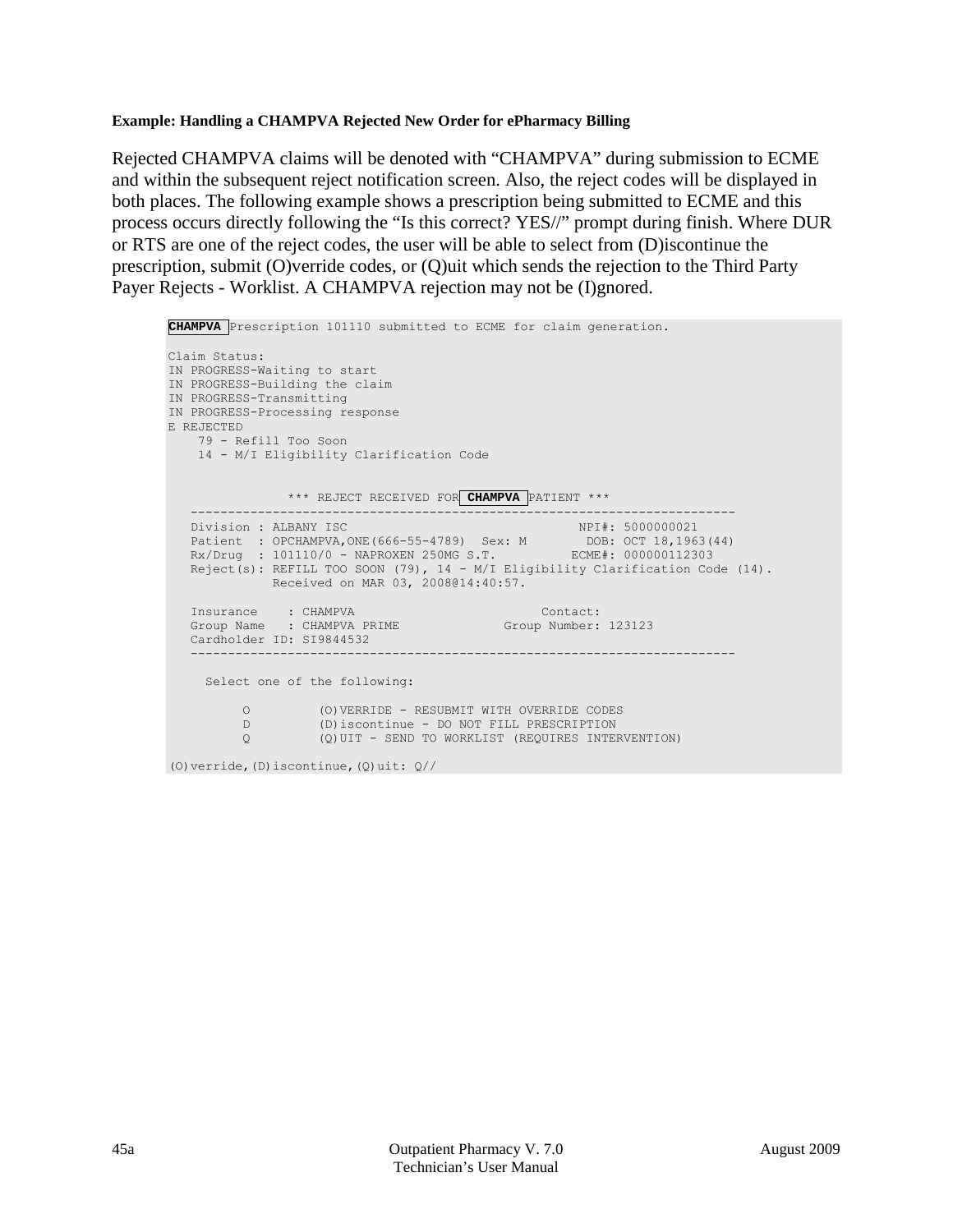**Example: Handling a CHAMPVA Rejected New Order for ePharmacy Billing**

Rejected CHAMPVA claims will be denoted with "CHAMPVA" during submission to ECME and within the subsequent reject notification screen. Also, the reject codes will be displayed in both places. The following example shows a prescription being submitted to ECME and this process occurs directly following the "Is this correct? YES//" prompt during finish. Where DUR or RTS are one of the reject codes, the user will be able to select from (D)iscontinue the prescription, submit (O)verride codes, or (Q)uit which sends the rejection to the Third Party Payer Rejects - Worklist. A CHAMPVA rejection may not be (I)gnored.

```
CHAMPVA Prescription 101110 submitted to ECME for claim generation.

Claim Status:
IN PROGRESS-Waiting to start
IN PROGRESS-Building the claim
IN PROGRESS-Transmitting
IN PROGRESS-Processing response
E REJECTED
    79 - Refill Too Soon
    14 - M/I Eligibility Clarification Code


                *** REJECT RECEIVED FOR CHAMPVA PATIENT ***
   ------------------------------------------------------------------------
   Division : ALBANY ISC                                   NPI#: 5000000021
   Patient  : OPCHAMPVA,ONE(666-55-4789)  Sex: M        DOB: OCT 18,1963(44)
   Rx/Drug  : 101110/0 - NAPROXEN 250MG S.T.          ECME#: 000000112303
   Reject(s): REFILL TOO SOON (79), 14 - M/I Eligibility Clarification Code (14).
              Received on MAR 03, 2008@14:40:57.

   Insurance    : CHAMPVA                         Contact:
   Group Name   : CHAMPVA PRIME              Group Number: 123123
   Cardholder ID: SI9844532
   ------------------------------------------------------------------------

     Select one of the following:

          O         (O)VERRIDE - RESUBMIT WITH OVERRIDE CODES
          D         (D)iscontinue - DO NOT FILL PRESCRIPTION
          Q         (Q)UIT - SEND TO WORKLIST (REQUIRES INTERVENTION)

(O)verride,(D)iscontinue,(Q)uit: Q//
```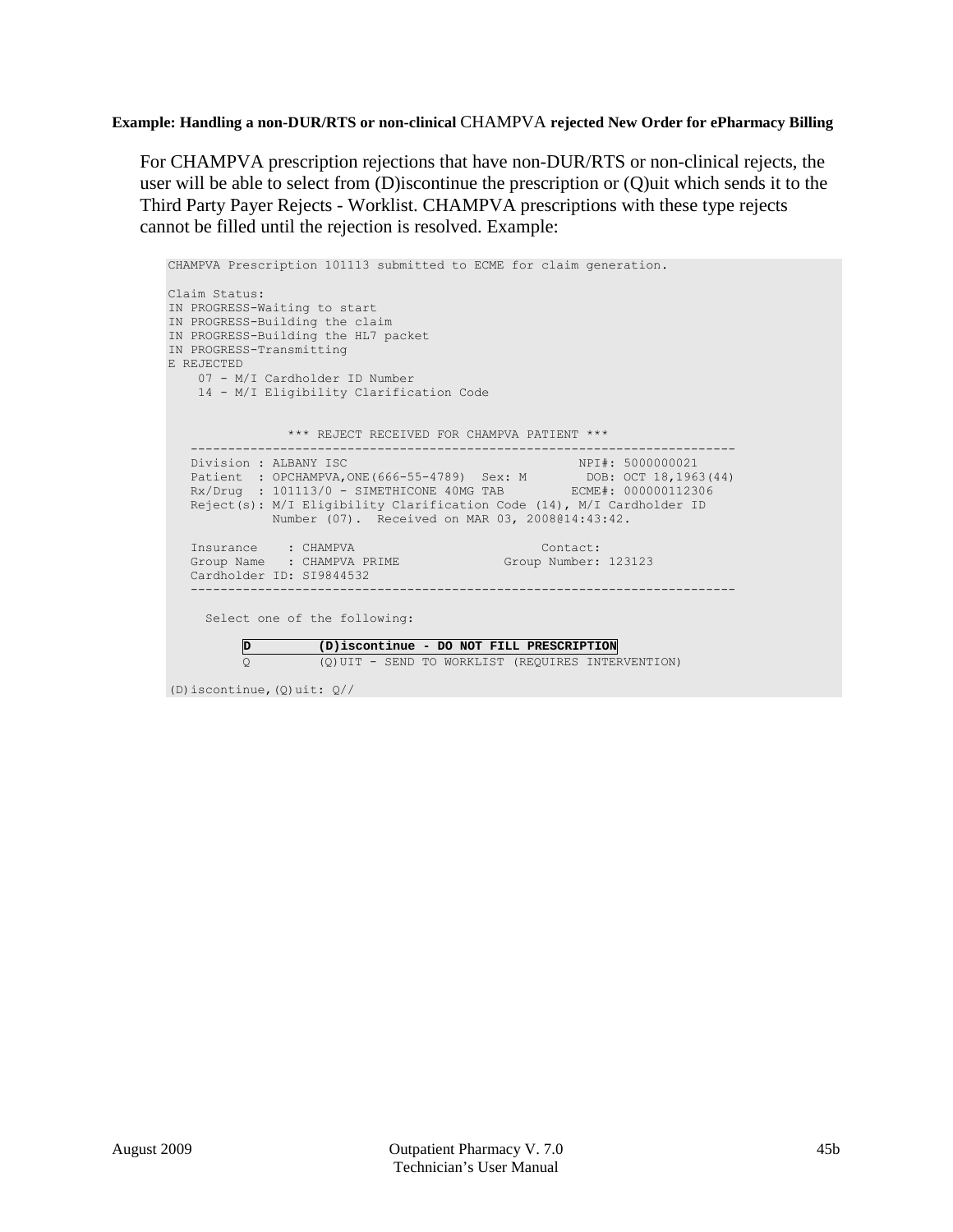**Example: Handling a non-DUR/RTS or non-clinical CHAMPVA rejected New Order for ePharmacy Billing**

For CHAMPVA prescription rejections that have non-DUR/RTS or non-clinical rejects, the user will be able to select from (D)iscontinue the prescription or (Q)uit which sends it to the Third Party Payer Rejects - Worklist. CHAMPVA prescriptions with these type rejects cannot be filled until the rejection is resolved. Example:

```
CHAMPVA Prescription 101113 submitted to ECME for claim generation.

Claim Status:
IN PROGRESS-Waiting to start
IN PROGRESS-Building the claim
IN PROGRESS-Building the HL7 packet
IN PROGRESS-Transmitting
E REJECTED
    07 - M/I Cardholder ID Number
    14 - M/I Eligibility Clarification Code


                *** REJECT RECEIVED FOR CHAMPVA PATIENT ***
   --------------------------------------------------------------------------
   Division : ALBANY ISC                                  NPI#: 5000000021
   Patient  : OPCHAMPVA,ONE(666-55-4789)  Sex: M        DOB: OCT 18,1963(44)
   Rx/Drug  : 101113/0 - SIMETHICONE 40MG TAB         ECME#: 000000112306
   Reject(s): M/I Eligibility Clarification Code (14), M/I Cardholder ID
              Number (07).  Received on MAR 03, 2008@14:43:42.

   Insurance    : CHAMPVA                           Contact:
   Group Name   : CHAMPVA PRIME              Group Number: 123123
   Cardholder ID: SI9844532
   --------------------------------------------------------------------------

     Select one of the following:

          D         (D)iscontinue - DO NOT FILL PRESCRIPTION
          Q         (Q)UIT - SEND TO WORKLIST (REQUIRES INTERVENTION)

(D)iscontinue,(Q)uit: Q//
```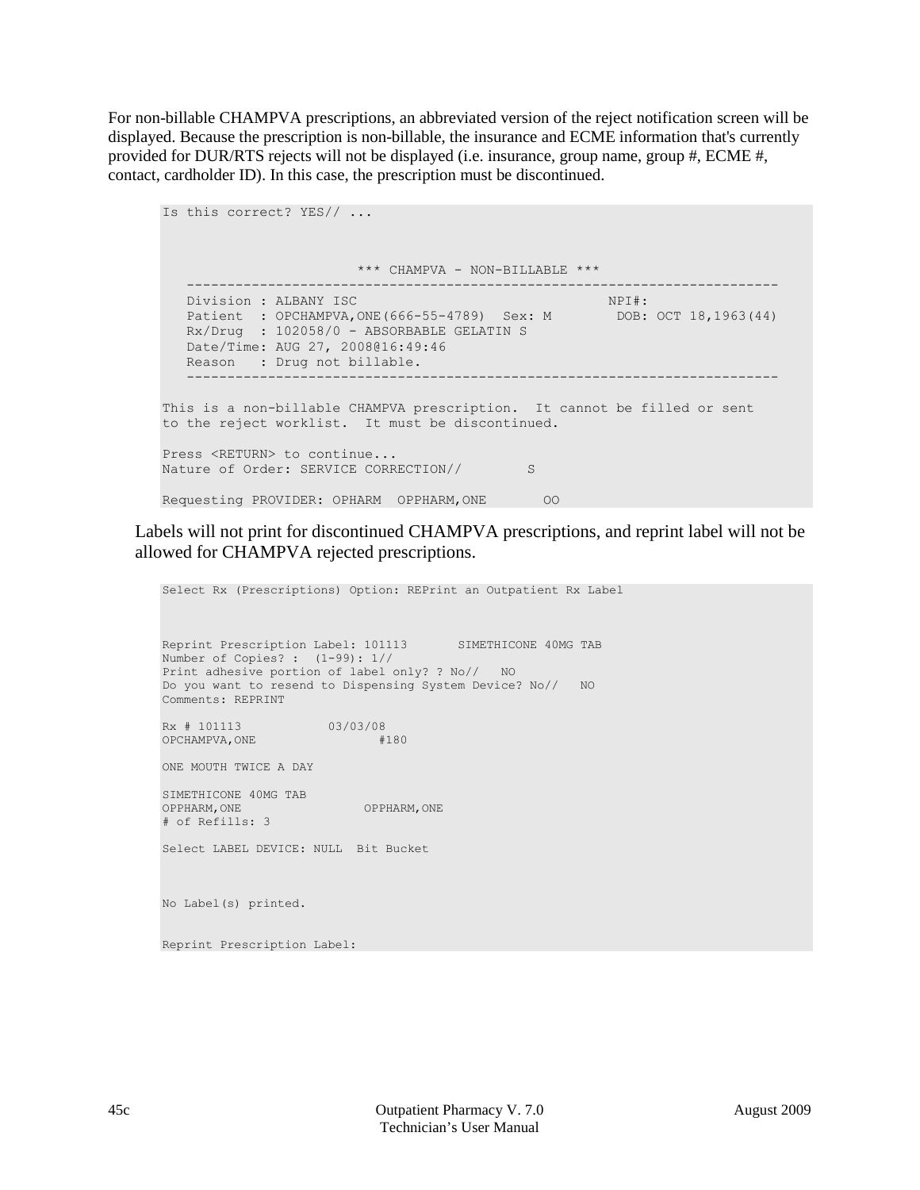For non-billable CHAMPVA prescriptions, an abbreviated version of the reject notification screen will be displayed. Because the prescription is non-billable, the insurance and ECME information that's currently provided for DUR/RTS rejects will not be displayed (i.e. insurance, group name, group #, ECME #, contact, cardholder ID). In this case, the prescription must be discontinued.

```
Is this correct? YES// ...



                        *** CHAMPVA - NON-BILLABLE ***
   ------------------------------------------------------------------------
   Division : ALBANY ISC                                  NPI#:
   Patient  : OPCHAMPVA,ONE(666-55-4789)  Sex: M        DOB: OCT 18,1963(44)
   Rx/Drug  : 102058/0 - ABSORBABLE GELATIN S
   Date/Time: AUG 27, 2008@16:49:46
   Reason   : Drug not billable.
   ------------------------------------------------------------------------

This is a non-billable CHAMPVA prescription.  It cannot be filled or sent
to the reject worklist.  It must be discontinued.

Press <RETURN> to continue...
Nature of Order: SERVICE CORRECTION//        S

Requesting PROVIDER: OPHARM  OPPHARM,ONE       OO
```

Labels will not print for discontinued CHAMPVA prescriptions, and reprint label will not be allowed for CHAMPVA rejected prescriptions.

```
Select Rx (Prescriptions) Option: REPrint an Outpatient Rx Label



Reprint Prescription Label: 101113       SIMETHICONE 40MG TAB
Number of Copies? :  (1-99): 1//
Print adhesive portion of label only? ? No//   NO
Do you want to resend to Dispensing System Device? No//   NO
Comments: REPRINT

Rx # 101113            03/03/08
OPCHAMPVA,ONE                 #180

ONE MOUTH TWICE A DAY

SIMETHICONE 40MG TAB
OPPHARM,ONE                 OPPHARM,ONE
# of Refills: 3

Select LABEL DEVICE: NULL  Bit Bucket



No Label(s) printed.


Reprint Prescription Label:
```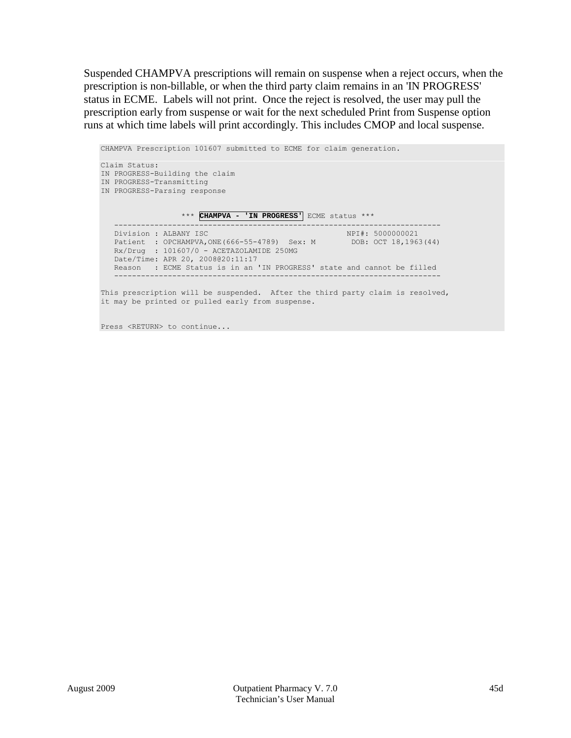Suspended CHAMPVA prescriptions will remain on suspense when a reject occurs, when the prescription is non-billable, or when the third party claim remains in an 'IN PROGRESS' status in ECME. Labels will not print. Once the reject is resolved, the user may pull the prescription early from suspense or wait for the next scheduled Print from Suspense option runs at which time labels will print accordingly. This includes CMOP and local suspense.

```
CHAMPVA Prescription 101607 submitted to ECME for claim generation.

Claim Status:
IN PROGRESS-Building the claim
IN PROGRESS-Transmitting
IN PROGRESS-Parsing response


                  *** CHAMPVA - 'IN PROGRESS' ECME status ***
   ---------------------------------------------------------------------------
   Division : ALBANY ISC                              NPI#: 5000000021
   Patient  : OPCHAMPVA,ONE(666-55-4789)  Sex: M        DOB: OCT 18,1963(44)
   Rx/Drug  : 101607/0 - ACETAZOLAMIDE 250MG
   Date/Time: APR 20, 2008@20:11:17
   Reason   : ECME Status is in an 'IN PROGRESS' state and cannot be filled
   ---------------------------------------------------------------------------

This prescription will be suspended.  After the third party claim is resolved,
it may be printed or pulled early from suspense.


Press <RETURN> to continue...
```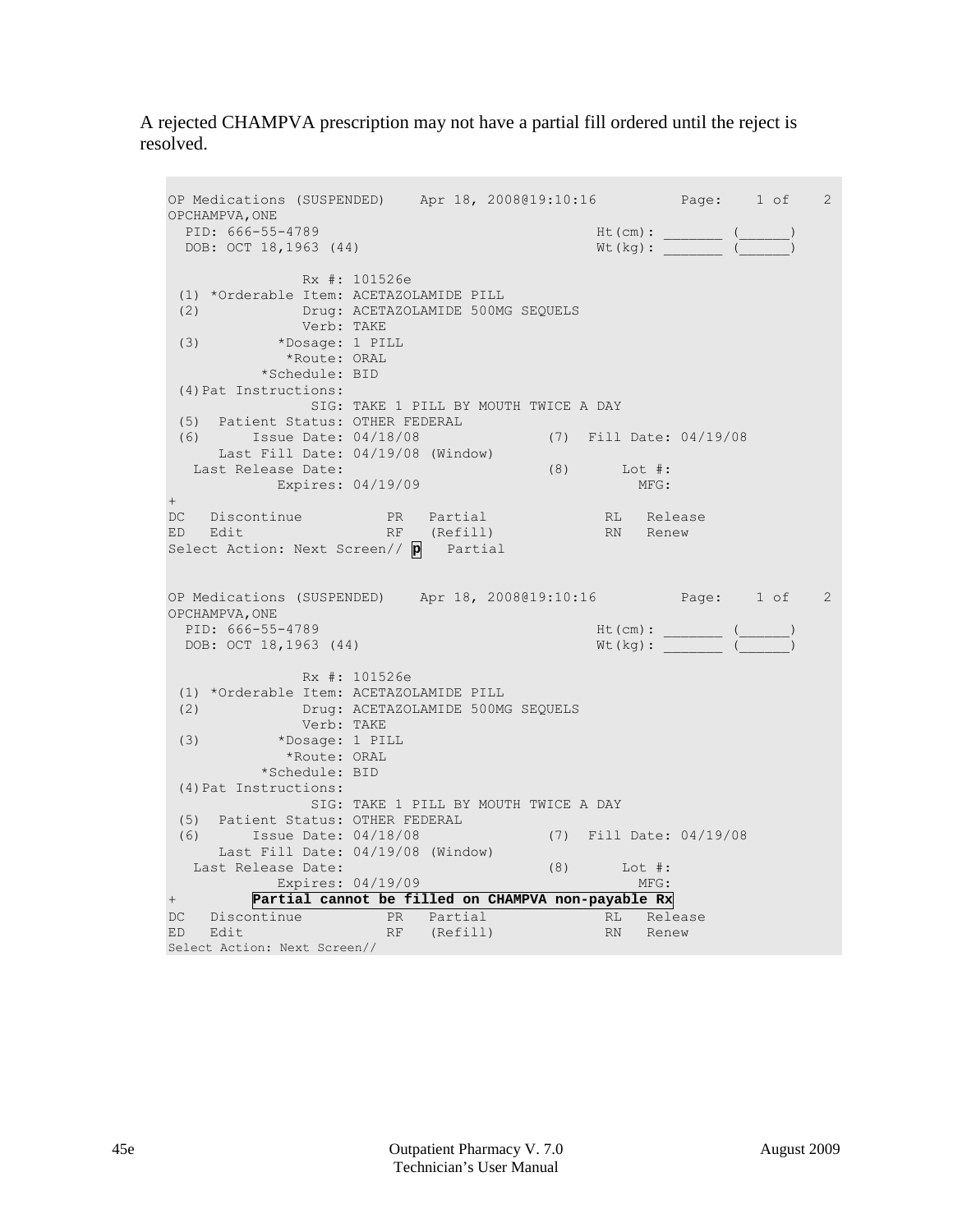A rejected CHAMPVA prescription may not have a partial fill ordered until the reject is resolved.

```
OP Medications (SUSPENDED)    Apr 18, 2008@19:10:16         Page:    1 of    2
OPCHAMPVA,ONE
  PID: 666-55-4789                                    Ht(cm): _______ (______)
  DOB: OCT 18,1963 (44)                               Wt(kg): _______ (______)

                Rx #: 101526e
 (1) *Orderable Item: ACETAZOLAMIDE PILL
 (2)            Drug: ACETAZOLAMIDE 500MG SEQUELS
                Verb: TAKE
 (3)         *Dosage: 1 PILL
              *Route: ORAL
           *Schedule: BID
 (4)Pat Instructions:
                 SIG: TAKE 1 PILL BY MOUTH TWICE A DAY
 (5)  Patient Status: OTHER FEDERAL
 (6)      Issue Date: 04/18/08              (7)  Fill Date: 04/19/08
      Last Fill Date: 04/19/08 (Window)
   Last Release Date:                       (8)      Lot #:
             Expires: 04/19/09                         MFG:
+
DC   Discontinue          PR   Partial              RL   Release
ED   Edit                 RF   (Refill)             RN   Renew
Select Action: Next Screen// p   Partial


OP Medications (SUSPENDED)    Apr 18, 2008@19:10:16         Page:    1 of    2
OPCHAMPVA,ONE
  PID: 666-55-4789                                    Ht(cm): _______ (______)
  DOB: OCT 18,1963 (44)                               Wt(kg): _______ (______)

                Rx #: 101526e
 (1) *Orderable Item: ACETAZOLAMIDE PILL
 (2)            Drug: ACETAZOLAMIDE 500MG SEQUELS
                Verb: TAKE
 (3)         *Dosage: 1 PILL
              *Route: ORAL
           *Schedule: BID
 (4)Pat Instructions:
                 SIG: TAKE 1 PILL BY MOUTH TWICE A DAY
 (5)  Patient Status: OTHER FEDERAL
 (6)      Issue Date: 04/18/08              (7)  Fill Date: 04/19/08
      Last Fill Date: 04/19/08 (Window)
   Last Release Date:                       (8)      Lot #:
             Expires: 04/19/09                         MFG:
+         Partial cannot be filled on CHAMPVA non-payable Rx
DC   Discontinue          PR   Partial              RL   Release
ED   Edit                 RF   (Refill)             RN   Renew
Select Action: Next Screen//
```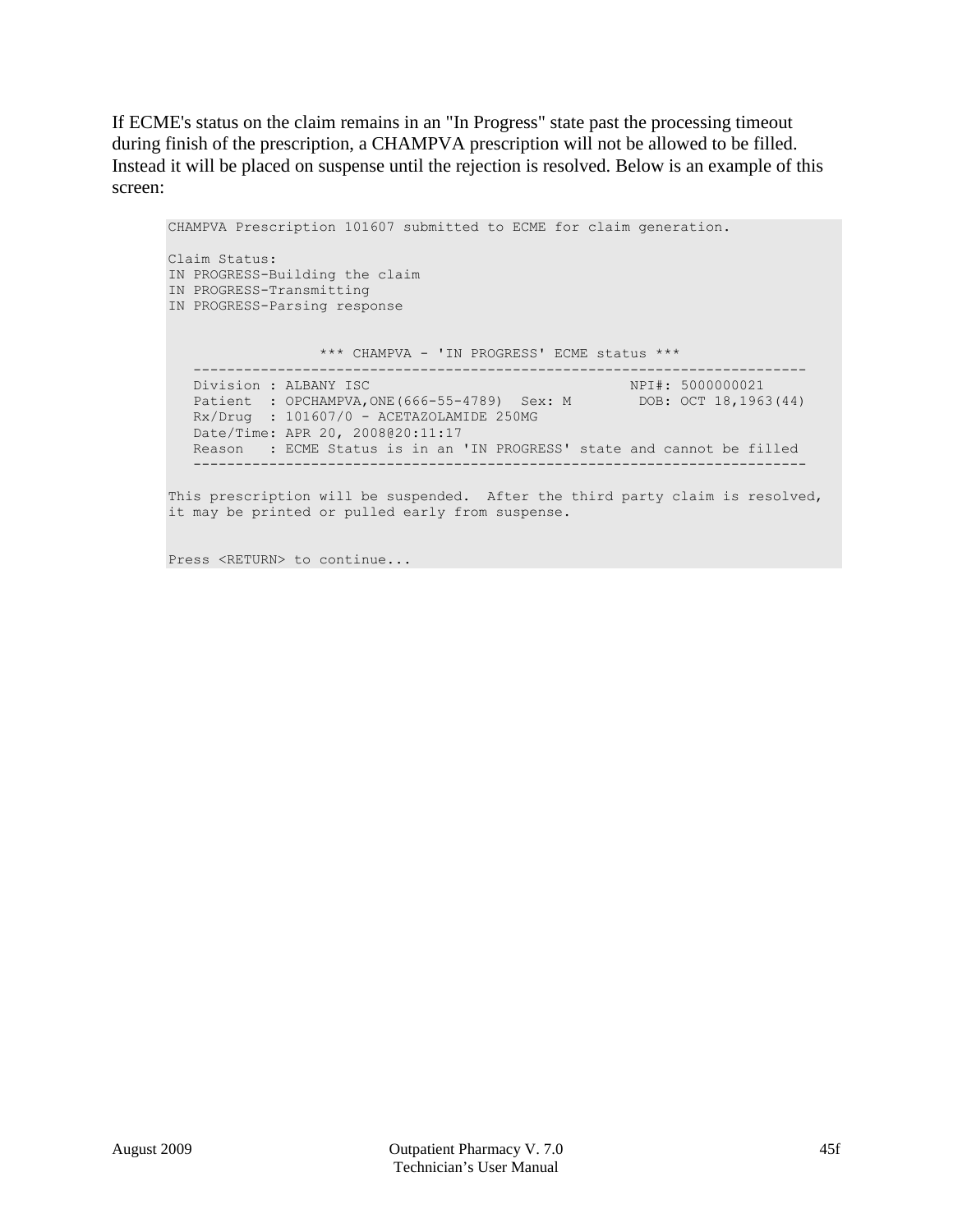If ECME's status on the claim remains in an "In Progress" state past the processing timeout during finish of the prescription, a CHAMPVA prescription will not be allowed to be filled. Instead it will be placed on suspense until the rejection is resolved. Below is an example of this screen:

```
CHAMPVA Prescription 101607 submitted to ECME for claim generation.

Claim Status:
IN PROGRESS-Building the claim
IN PROGRESS-Transmitting
IN PROGRESS-Parsing response


                  *** CHAMPVA - 'IN PROGRESS' ECME status ***
   ------------------------------------------------------------------------
   Division : ALBANY ISC                              NPI#: 5000000021
   Patient  : OPCHAMPVA,ONE(666-55-4789)  Sex: M        DOB: OCT 18,1963(44)
   Rx/Drug  : 101607/0 - ACETAZOLAMIDE 250MG
   Date/Time: APR 20, 2008@20:11:17
   Reason   : ECME Status is in an 'IN PROGRESS' state and cannot be filled
   ------------------------------------------------------------------------

This prescription will be suspended.  After the third party claim is resolved,
it may be printed or pulled early from suspense.


Press <RETURN> to continue...
```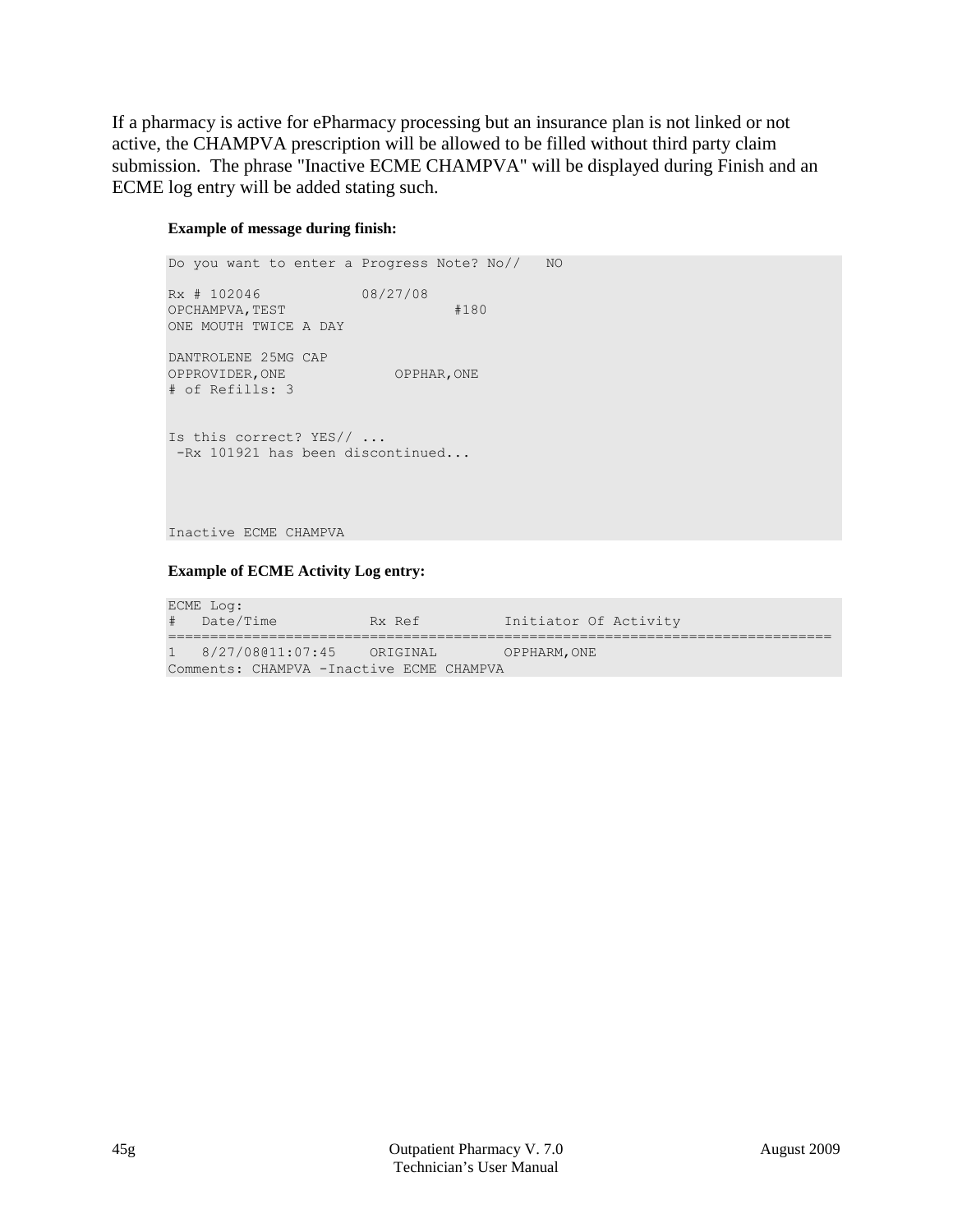If a pharmacy is active for ePharmacy processing but an insurance plan is not linked or not active, the CHAMPVA prescription will be allowed to be filled without third party claim submission. The phrase "Inactive ECME CHAMPVA" will be displayed during Finish and an ECME log entry will be added stating such.

**Example of message during finish:**

```
Do you want to enter a Progress Note? No//   NO

Rx # 102046           08/27/08
OPCHAMPVA,TEST                    #180
ONE MOUTH TWICE A DAY

DANTROLENE 25MG CAP
OPPROVIDER,ONE             OPPHAR,ONE
# of Refills: 3


Is this correct? YES// ...
 -Rx 101921 has been discontinued...




Inactive ECME CHAMPVA
```

**Example of ECME Activity Log entry:**

```
ECME Log:
#   Date/Time           Rx Ref          Initiator Of Activity
================================================================================
1   8/27/08@11:07:45    ORIGINAL        OPPHARM,ONE
Comments: CHAMPVA -Inactive ECME CHAMPVA
```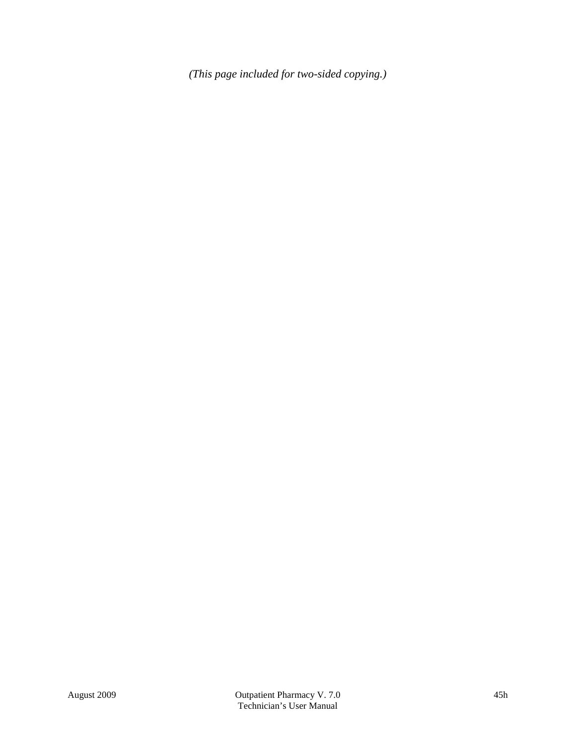*(This page included for two-sided copying.)*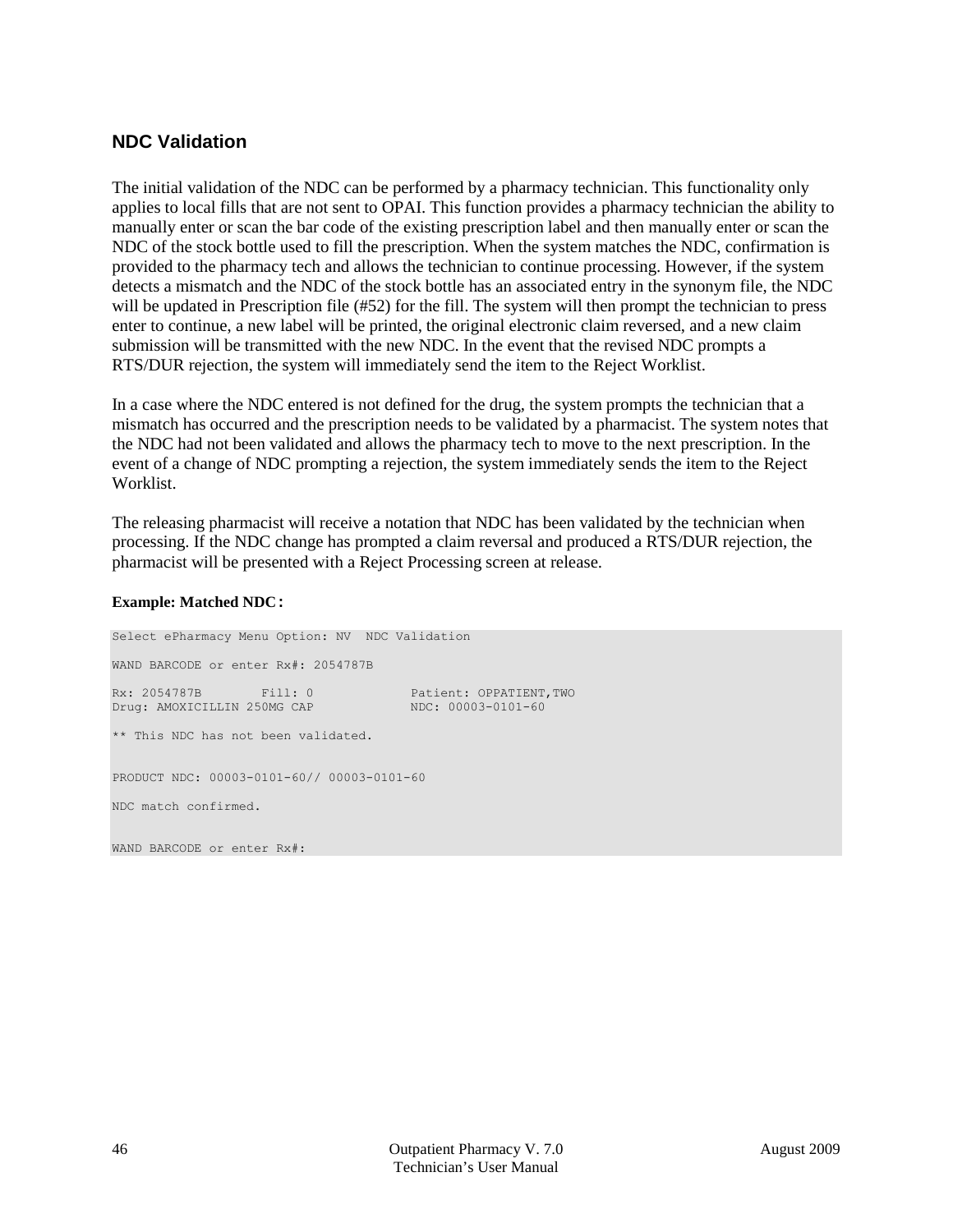## NDC Validation

The initial validation of the NDC can be performed by a pharmacy technician. This functionality only applies to local fills that are not sent to OPAI. This function provides a pharmacy technician the ability to manually enter or scan the bar code of the existing prescription label and then manually enter or scan the NDC of the stock bottle used to fill the prescription. When the system matches the NDC, confirmation is provided to the pharmacy tech and allows the technician to continue processing. However, if the system detects a mismatch and the NDC of the stock bottle has an associated entry in the synonym file, the NDC will be updated in Prescription file (#52) for the fill. The system will then prompt the technician to press enter to continue, a new label will be printed, the original electronic claim reversed, and a new claim submission will be transmitted with the new NDC. In the event that the revised NDC prompts a RTS/DUR rejection, the system will immediately send the item to the Reject Worklist.

In a case where the NDC entered is not defined for the drug, the system prompts the technician that a mismatch has occurred and the prescription needs to be validated by a pharmacist. The system notes that the NDC had not been validated and allows the pharmacy tech to move to the next prescription. In the event of a change of NDC prompting a rejection, the system immediately sends the item to the Reject Worklist.

The releasing pharmacist will receive a notation that NDC has been validated by the technician when processing. If the NDC change has prompted a claim reversal and produced a RTS/DUR rejection, the pharmacist will be presented with a Reject Processing screen at release.

**Example: Matched NDC:**

```
Select ePharmacy Menu Option: NV  NDC Validation

WAND BARCODE or enter Rx#: 2054787B

Rx: 2054787B        Fill: 0             Patient: OPPATIENT,TWO
Drug: AMOXICILLIN 250MG CAP             NDC: 00003-0101-60

** This NDC has not been validated.


PRODUCT NDC: 00003-0101-60// 00003-0101-60

NDC match confirmed.


WAND BARCODE or enter Rx#:
```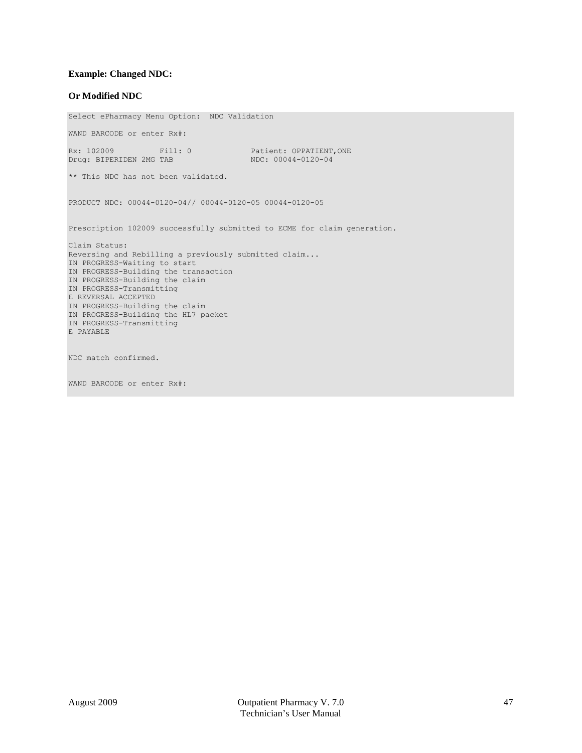**Example: Changed NDC:**

**Or Modified NDC**

```
Select ePharmacy Menu Option:  NDC Validation

WAND BARCODE or enter Rx#:

Rx: 102009          Fill: 0             Patient: OPPATIENT,ONE
Drug: BIPERIDEN 2MG TAB                 NDC: 00044-0120-04

** This NDC has not been validated.


PRODUCT NDC: 00044-0120-04// 00044-0120-05 00044-0120-05


Prescription 102009 successfully submitted to ECME for claim generation.

Claim Status:
Reversing and Rebilling a previously submitted claim...
IN PROGRESS-Waiting to start
IN PROGRESS-Building the transaction
IN PROGRESS-Building the claim
IN PROGRESS-Transmitting
E REVERSAL ACCEPTED
IN PROGRESS-Building the claim
IN PROGRESS-Building the HL7 packet
IN PROGRESS-Transmitting
E PAYABLE


NDC match confirmed.


WAND BARCODE or enter Rx#:
```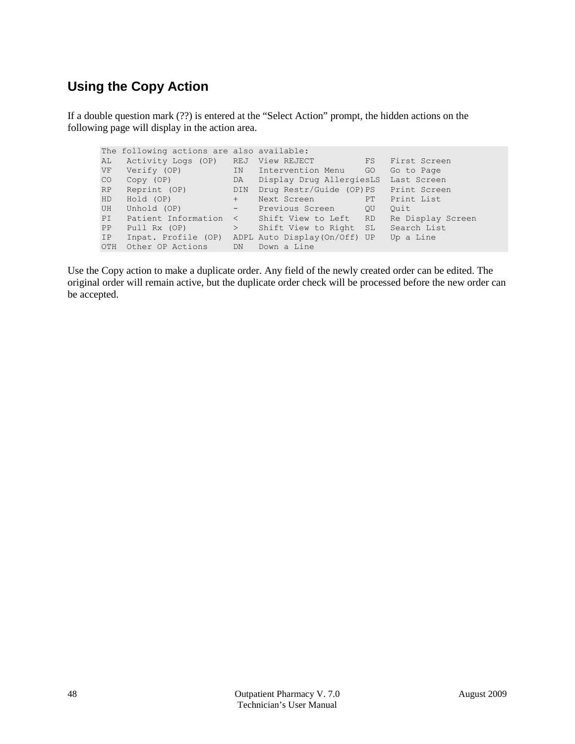## Using the Copy Action

If a double question mark (??) is entered at the “Select Action” prompt, the hidden actions on the following page will display in the action area.

```
The following actions are also available:
AL   Activity Logs (OP)   REJ  View REJECT          FS   First Screen
VF   Verify (OP)          IN   Intervention Menu    GO   Go to Page
CO   Copy (OP)            DA   Display Drug AllergiesLS  Last Screen
RP   Reprint (OP)         DIN  Drug Restr/Guide (OP)PS   Print Screen
HD   Hold (OP)            +    Next Screen          PT   Print List
UH   Unhold (OP)          -    Previous Screen      QU   Quit
PI   Patient Information  <    Shift View to Left   RD   Re Display Screen
PP   Pull Rx (OP)         >    Shift View to Right  SL   Search List
IP   Inpat. Profile (OP)  ADPL Auto Display(On/Off) UP   Up a Line
OTH  Other OP Actions     DN   Down a Line
```

Use the Copy action to make a duplicate order. Any field of the newly created order can be edited. The original order will remain active, but the duplicate order check will be processed before the new order can be accepted.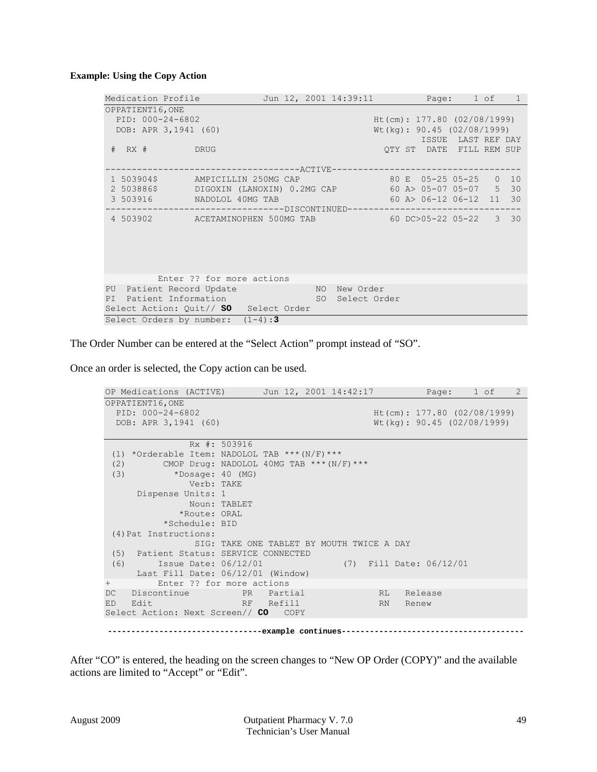**Example: Using the Copy Action**

```
Medication Profile            Jun 12, 2001 14:39:11          Page:    1 of    1
OPPATIENT16,ONE
  PID: 000-24-6802                                     Ht(cm): 177.80 (02/08/1999)
  DOB: APR 3,1941 (60)                                 Wt(kg): 90.45 (02/08/1999)
                                                                ISSUE  LAST REF DAY
 #  RX #         DRUG                                     QTY ST  DATE  FILL REM SUP

------------------------------------ACTIVE-----------------------------------
 1 503904$       AMPICILLIN 250MG CAP                      80 E  05-25 05-25   0  10
 2 503886$       DIGOXIN (LANOXIN) 0.2MG CAP               60 A> 05-07 05-07   5  30
 3 503916        NADOLOL 40MG TAB                          60 A> 06-12 06-12  11  30
---------------------------------DISCONTINUED--------------------------------
 4 503902        ACETAMINOPHEN 500MG TAB                   60 DC>05-22 05-22   3  30





          Enter ?? for more actions
PU  Patient Record Update              NO  New Order
PI  Patient Information                SO  Select Order
Select Action: Quit// SO   Select Order
Select Orders by number:  (1-4):3
```

The Order Number can be entered at the “Select Action” prompt instead of “SO”.

Once an order is selected, the Copy action can be used.

```
OP Medications (ACTIVE)       Jun 12, 2001 14:42:17          Page:    1 of    2
OPPATIENT16,ONE
  PID: 000-24-6802                                     Ht(cm): 177.80 (02/08/1999)
  DOB: APR 3,1941 (60)                                 Wt(kg): 90.45 (02/08/1999)

                Rx #: 503916
 (1) *Orderable Item: NADOLOL TAB ***(N/F)***
 (2)       CMOP Drug: NADOLOL 40MG TAB ***(N/F)***
 (3)         *Dosage: 40 (MG)
                Verb: TAKE
      Dispense Units: 1
                Noun: TABLET
              *Route: ORAL
           *Schedule: BID
 (4)Pat Instructions:
                 SIG: TAKE ONE TABLET BY MOUTH TWICE A DAY
 (5)  Patient Status: SERVICE CONNECTED
 (6)      Issue Date: 06/12/01              (7)  Fill Date: 06/12/01
      Last Fill Date: 06/12/01 (Window)
+         Enter ?? for more actions
DC   Discontinue          PR   Partial              RL   Release
ED   Edit                 RF   Refill               RN   Renew
Select Action: Next Screen// CO   COPY
```

--------------------------------**example continues**--------------------------------------

After “CO” is entered, the heading on the screen changes to “New OP Order (COPY)” and the available actions are limited to “Accept” or “Edit”.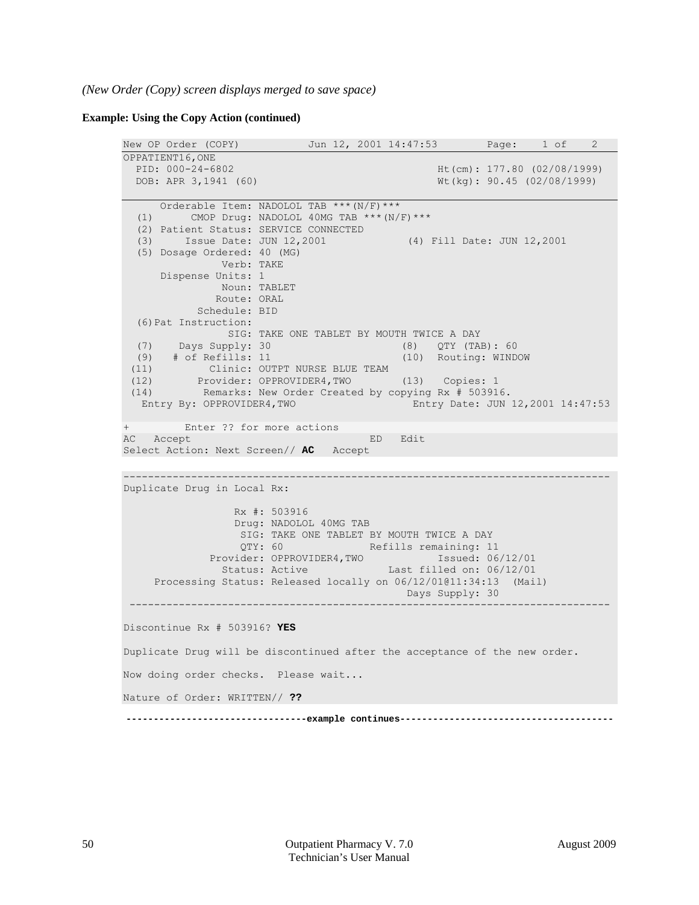*(New Order (Copy) screen displays merged to save space)*

**Example: Using the Copy Action (continued)**

```
New OP Order (COPY)           Jun 12, 2001 14:47:53        Page:    1 of    2
OPPATIENT16,ONE
  PID: 000-24-6802                                   Ht(cm): 177.80 (02/08/1999)
  DOB: APR 3,1941 (60)                               Wt(kg): 90.45 (02/08/1999)

      Orderable Item: NADOLOL TAB ***(N/F)***
  (1)      CMOP Drug: NADOLOL 40MG TAB ***(N/F)***
  (2) Patient Status: SERVICE CONNECTED
  (3)     Issue Date: JUN 12,2001            (4) Fill Date: JUN 12,2001
  (5) Dosage Ordered: 40 (MG)
              Verb: TAKE
      Dispense Units: 1
              Noun: TABLET
             Route: ORAL
          Schedule: BID
  (6)Pat Instruction:
               SIG: TAKE ONE TABLET BY MOUTH TWICE A DAY
  (7)    Days Supply: 30                    (8)   QTY (TAB): 60
  (9)   # of Refills: 11                    (10)  Routing: WINDOW
 (11)         Clinic: OUTPT NURSE BLUE TEAM
 (12)       Provider: OPPROVIDER4,TWO       (13)   Copies: 1
 (14)        Remarks: New Order Created by copying Rx # 503916.
   Entry By: OPPROVIDER4,TWO                  Entry Date: JUN 12,2001 14:47:53

+         Enter ?? for more actions
AC   Accept                           ED   Edit
Select Action: Next Screen// AC   Accept

-------------------------------------------------------------------------------
Duplicate Drug in Local Rx:

                  Rx #: 503916
                  Drug: NADOLOL 40MG TAB
                   SIG: TAKE ONE TABLET BY MOUTH TWICE A DAY
                   QTY: 60              Refills remaining: 11
              Provider: OPPROVIDER4,TWO             Issued: 06/12/01
                Status: Active             Last filled on: 06/12/01
     Processing Status: Released locally on 06/12/01@11:34:13  (Mail)
                                              Days Supply: 30
 ------------------------------------------------------------------------------

Discontinue Rx # 503916? YES

Duplicate Drug will be discontinued after the acceptance of the new order.

Now doing order checks.  Please wait...

Nature of Order: WRITTEN// ??
```

**--------------------------------example continues---------------------------------------**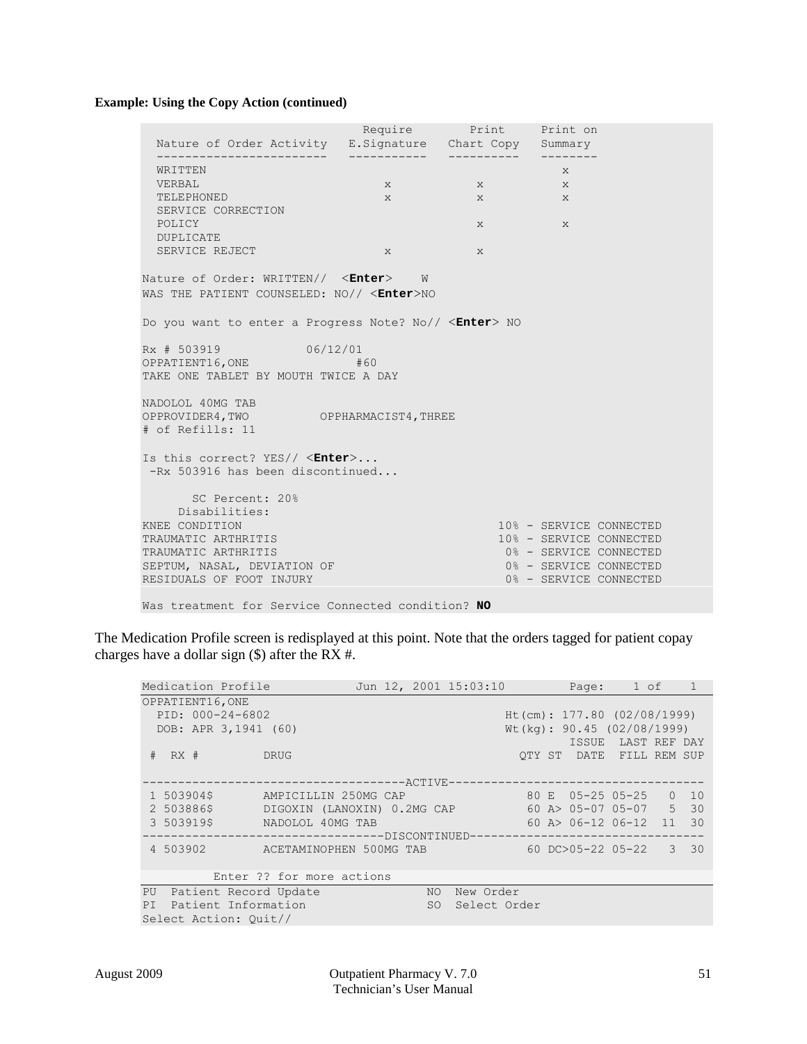**Example: Using the Copy Action (continued)**

```
                             Require       Print     Print on
  Nature of Order Activity  E.Signature   Chart Copy  Summary
  ------------------------  -----------   ----------  --------
  WRITTEN                                                x
  VERBAL                         x            x          x
  TELEPHONED                     x            x          x
  SERVICE CORRECTION
  POLICY                                      x          x
  DUPLICATE
  SERVICE REJECT                 x            x

Nature of Order: WRITTEN//  <Enter>    W
WAS THE PATIENT COUNSELED: NO// <Enter>NO

Do you want to enter a Progress Note? No// <Enter> NO

Rx # 503919            06/12/01
OPPATIENT16,ONE               #60
TAKE ONE TABLET BY MOUTH TWICE A DAY

NADOLOL 40MG TAB
OPPROVIDER4,TWO          OPPHARMACIST4,THREE
# of Refills: 11

Is this correct? YES// <Enter>...
 -Rx 503916 has been discontinued...

       SC Percent: 20%
     Disabilities:
KNEE CONDITION                                  10% - SERVICE CONNECTED
TRAUMATIC ARTHRITIS                             10% - SERVICE CONNECTED
TRAUMATIC ARTHRITIS                              0% - SERVICE CONNECTED
SEPTUM, NASAL, DEVIATION OF                      0% - SERVICE CONNECTED
RESIDUALS OF FOOT INJURY                         0% - SERVICE CONNECTED

Was treatment for Service Connected condition? NO
```

The Medication Profile screen is redisplayed at this point. Note that the orders tagged for patient copay charges have a dollar sign ($) after the RX #.

```
Medication Profile            Jun 12, 2001 15:03:10         Page:    1 of    1
OPPATIENT16,ONE
  PID: 000-24-6802                                   Ht(cm): 177.80 (02/08/1999)
  DOB: APR 3,1941 (60)                               Wt(kg): 90.45 (02/08/1999)
                                                             ISSUE  LAST REF DAY
 #  RX #         DRUG                                  QTY ST  DATE  FILL REM SUP

------------------------------------ACTIVE-------------------------------------
 1 503904$       AMPICILLIN 250MG CAP                   80 E  05-25 05-25   0  10
 2 503886$       DIGOXIN (LANOXIN) 0.2MG CAP            60 A> 05-07 05-07   5  30
 3 503919$       NADOLOL 40MG TAB                       60 A> 06-12 06-12  11  30
----------------------------------DISCONTINUED---------------------------------
 4 503902        ACETAMINOPHEN 500MG TAB                60 DC>05-22 05-22   3  30

          Enter ?? for more actions
PU  Patient Record Update              NO  New Order
PI  Patient Information                SO  Select Order
Select Action: Quit//
```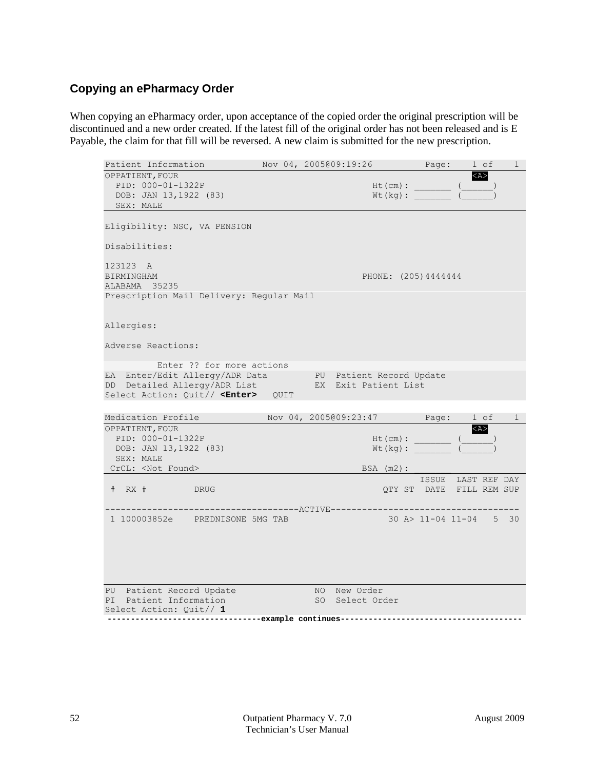### Copying an ePharmacy Order

When copying an ePharmacy order, upon acceptance of the copied order the original prescription will be discontinued and a new order created. If the latest fill of the original order has not been released and is E Payable, the claim for that fill will be reversed. A new claim is submitted for the new prescription.

```
Patient Information          Nov 04, 2005@09:19:26          Page:    1 of    1
OPPATIENT,FOUR                                                          <A>
  PID: 000-01-1322P                                Ht(cm): _______ (______)
  DOB: JAN 13,1922 (83)                            Wt(kg): _______ (______)
  SEX: MALE

Eligibility: NSC, VA PENSION

Disabilities:

123123  A
BIRMINGHAM                                       PHONE: (205)4444444
ALABAMA  35235
Prescription Mail Delivery: Regular Mail


Allergies:

Adverse Reactions:

          Enter ?? for more actions
EA  Enter/Edit Allergy/ADR Data         PU  Patient Record Update
DD  Detailed Allergy/ADR List           EX  Exit Patient List
Select Action: Quit// <Enter>   QUIT

Medication Profile            Nov 04, 2005@09:23:47         Page:    1 of    1
OPPATIENT,FOUR                                                          <A>
  PID: 000-01-1322P                                Ht(cm): _______ (______)
  DOB: JAN 13,1922 (83)                            Wt(kg): _______ (______)
  SEX: MALE
 CrCL: <Not Found>                               BSA (m2): _______
                                                          ISSUE  LAST REF DAY
 #  RX #         DRUG                               QTY ST  DATE  FILL REM SUP

-------------------------------------ACTIVE-------------------------------------
 1 100003852e    PREDNISONE 5MG TAB                  30 A> 11-04 11-04   5  30






PU  Patient Record Update               NO  New Order
PI  Patient Information                 SO  Select Order
Select Action: Quit// 1
------------------------------example continues--------------------------------------
```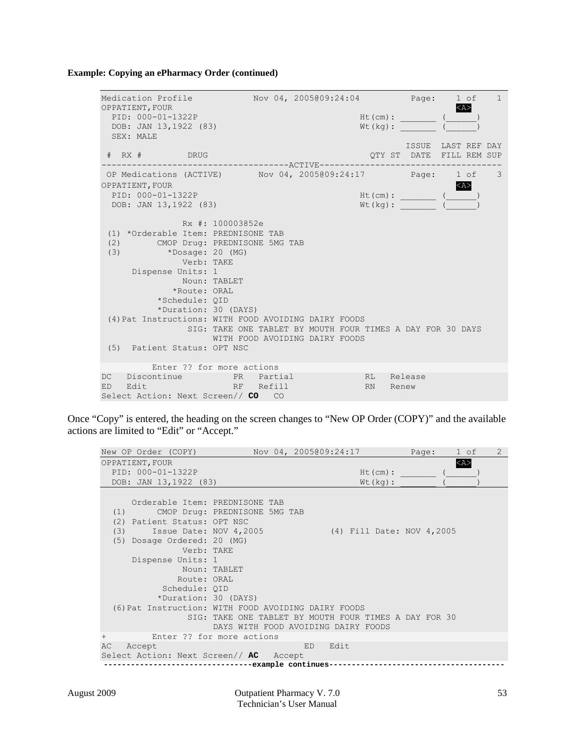**Example: Copying an ePharmacy Order (continued)**

```
Medication Profile            Nov 04, 2005@09:24:04          Page:    1 of    1
OPPATIENT,FOUR                                                          <A>
  PID: 000-01-1322P                                   Ht(cm): _______ (______)
  DOB: JAN 13,1922 (83)                               Wt(kg): _______ (______)
  SEX: MALE
                                                                ISSUE  LAST REF DAY
 #  RX #         DRUG                                 QTY ST  DATE  FILL REM SUP
-------------------------------------ACTIVE-------------------------------------
 OP Medications (ACTIVE)       Nov 04, 2005@09:24:17          Page:    1 of    3
OPPATIENT,FOUR                                                          <A>
  PID: 000-01-1322P                                   Ht(cm): _______ (______)
  DOB: JAN 13,1922 (83)                               Wt(kg): _______ (______)

                Rx #: 100003852e
 (1) *Orderable Item: PREDNISONE TAB
 (2)       CMOP Drug: PREDNISONE 5MG TAB
 (3)         *Dosage: 20 (MG)
                Verb: TAKE
      Dispense Units: 1
                Noun: TABLET
              *Route: ORAL
           *Schedule: QID
           *Duration: 30 (DAYS)
 (4)Pat Instructions: WITH FOOD AVOIDING DAIRY FOODS
                 SIG: TAKE ONE TABLET BY MOUTH FOUR TIMES A DAY FOR 30 DAYS
                      WITH FOOD AVOIDING DAIRY FOODS
 (5)  Patient Status: OPT NSC

          Enter ?? for more actions
DC   Discontinue          PR   Partial              RL   Release
ED   Edit                 RF   Refill               RN   Renew
Select Action: Next Screen// CO   CO
```

Once “Copy” is entered, the heading on the screen changes to “New OP Order (COPY)” and the available actions are limited to “Edit” or “Accept.”

```
New OP Order (COPY)           Nov 04, 2005@09:24:17          Page:    1 of    2
OPPATIENT,FOUR                                                          <A>
  PID: 000-01-1322P                                   Ht(cm): _______ (______)
  DOB: JAN 13,1922 (83)                               Wt(kg): _______ (______)

      Orderable Item: PREDNISONE TAB
  (1)      CMOP Drug: PREDNISONE 5MG TAB
  (2) Patient Status: OPT NSC
  (3)     Issue Date: NOV 4,2005             (4) Fill Date: NOV 4,2005
  (5) Dosage Ordered: 20 (MG)
                Verb: TAKE
      Dispense Units: 1
                Noun: TABLET
               Route: ORAL
            Schedule: QID
           *Duration: 30 (DAYS)
  (6)Pat Instruction: WITH FOOD AVOIDING DAIRY FOODS
                 SIG: TAKE ONE TABLET BY MOUTH FOUR TIMES A DAY FOR 30
                      DAYS WITH FOOD AVOIDING DAIRY FOODS
+         Enter ?? for more actions
AC   Accept                                  ED   Edit
Select Action: Next Screen// AC   Accept
--------------------------------example continues---------------------------------------
```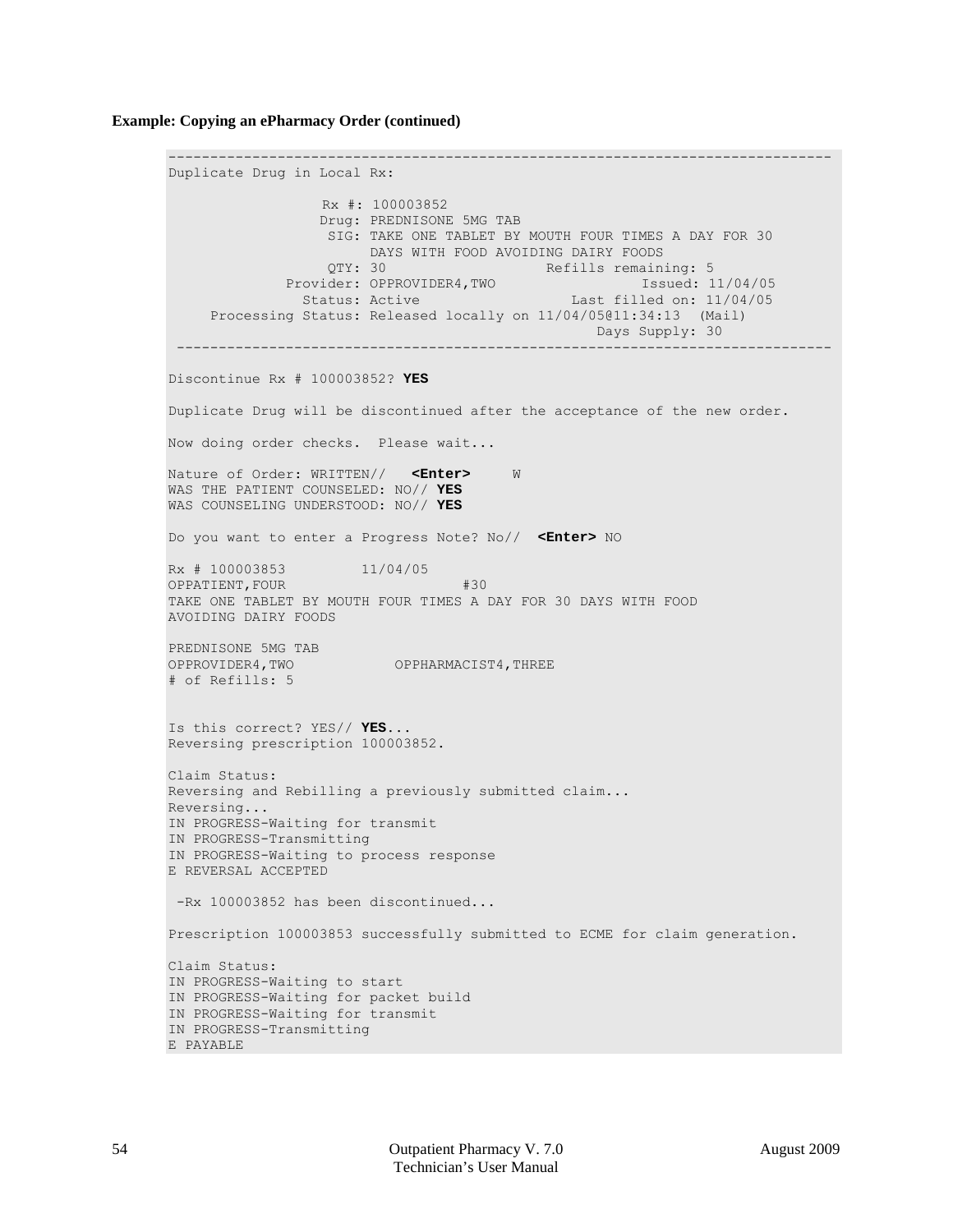**Example: Copying an ePharmacy Order (continued)**

```
------------------------------------------------------------------------------
Duplicate Drug in Local Rx:

                  Rx #: 100003852
                 Drug: PREDNISONE 5MG TAB
                  SIG: TAKE ONE TABLET BY MOUTH FOUR TIMES A DAY FOR 30
                       DAYS WITH FOOD AVOIDING DAIRY FOODS
                  QTY: 30                   Refills remaining: 5
              Provider: OPPROVIDER4,TWO                  Issued: 11/04/05
                Status: Active                  Last filled on: 11/04/05
     Processing Status: Released locally on 11/04/05@11:34:13  (Mail)
                                                     Days Supply: 30
 ------------------------------------------------------------------------------

Discontinue Rx # 100003852? YES

Duplicate Drug will be discontinued after the acceptance of the new order.

Now doing order checks.  Please wait...

Nature of Order: WRITTEN//   <Enter>     W
WAS THE PATIENT COUNSELED: NO// YES
WAS COUNSELING UNDERSTOOD: NO// YES

Do you want to enter a Progress Note? No//  <Enter> NO

Rx # 100003853         11/04/05
OPPATIENT,FOUR                     #30
TAKE ONE TABLET BY MOUTH FOUR TIMES A DAY FOR 30 DAYS WITH FOOD
AVOIDING DAIRY FOODS

PREDNISONE 5MG TAB
OPPROVIDER4,TWO            OPPHARMACIST4,THREE
# of Refills: 5


Is this correct? YES// YES...
Reversing prescription 100003852.

Claim Status:
Reversing and Rebilling a previously submitted claim...
Reversing...
IN PROGRESS-Waiting for transmit
IN PROGRESS-Transmitting
IN PROGRESS-Waiting to process response
E REVERSAL ACCEPTED

 -Rx 100003852 has been discontinued...

Prescription 100003853 successfully submitted to ECME for claim generation.

Claim Status:
IN PROGRESS-Waiting to start
IN PROGRESS-Waiting for packet build
IN PROGRESS-Waiting for transmit
IN PROGRESS-Transmitting
E PAYABLE
```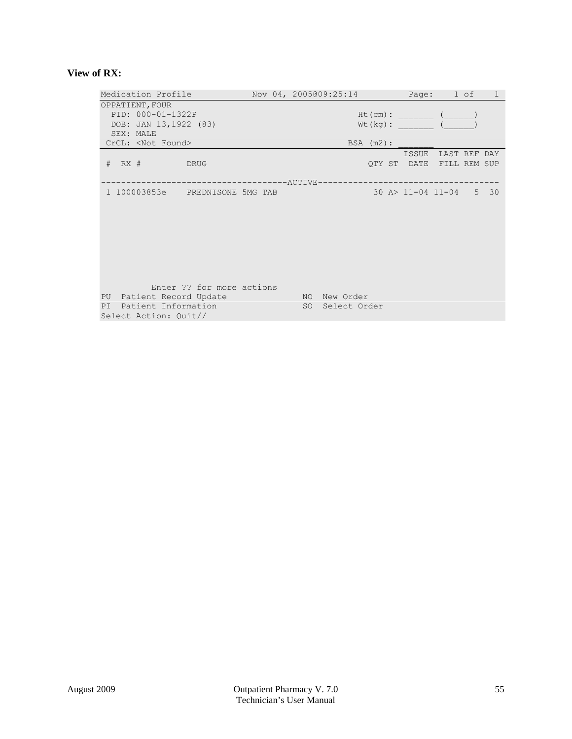**View of RX:**

```
Medication Profile           Nov 04, 2005@09:25:14          Page:    1 of    1
OPPATIENT,FOUR
  PID: 000-01-1322P                                   Ht(cm): _______ (______)
  DOB: JAN 13,1922 (83)                               Wt(kg): _______ (______)
  SEX: MALE
 CrCL: <Not Found>                                  BSA (m2): _______
                                                             ISSUE  LAST REF DAY
 #  RX #        DRUG                                  QTY ST  DATE  FILL REM SUP

-------------------------------------ACTIVE-------------------------------------
 1 100003853e    PREDNISONE 5MG TAB                    30 A> 11-04 11-04   5  30









          Enter ?? for more actions
PU  Patient Record Update             NO  New Order
PI  Patient Information               SO  Select Order
Select Action: Quit//
```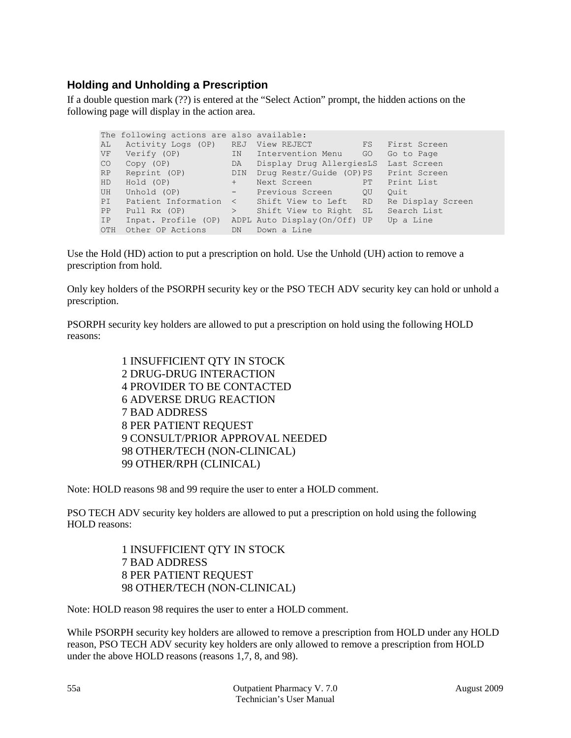### Holding and Unholding a Prescription

If a double question mark (??) is entered at the “Select Action” prompt, the hidden actions on the following page will display in the action area.

```
The following actions are also available:
AL   Activity Logs (OP)   REJ  View REJECT         FS   First Screen
VF   Verify (OP)          IN   Intervention Menu   GO   Go to Page
CO   Copy (OP)            DA   Display Drug AllergiesLS  Last Screen
RP   Reprint (OP)         DIN  Drug Restr/Guide (OP)PS   Print Screen
HD   Hold (OP)            +    Next Screen         PT   Print List
UH   Unhold (OP)          -    Previous Screen     QU   Quit
PI   Patient Information  <    Shift View to Left  RD   Re Display Screen
PP   Pull Rx (OP)         >    Shift View to Right SL   Search List
IP   Inpat. Profile (OP)  ADPL Auto Display(On/Off) UP   Up a Line
OTH  Other OP Actions     DN   Down a Line
```

Use the Hold (HD) action to put a prescription on hold. Use the Unhold (UH) action to remove a prescription from hold.

Only key holders of the PSORPH security key or the PSO TECH ADV security key can hold or unhold a prescription.

PSORPH security key holders are allowed to put a prescription on hold using the following HOLD reasons:

1 INSUFFICIENT QTY IN STOCK
2 DRUG-DRUG INTERACTION
4 PROVIDER TO BE CONTACTED
6 ADVERSE DRUG REACTION
7 BAD ADDRESS
8 PER PATIENT REQUEST
9 CONSULT/PRIOR APPROVAL NEEDED
98 OTHER/TECH (NON-CLINICAL)
99 OTHER/RPH (CLINICAL)

Note: HOLD reasons 98 and 99 require the user to enter a HOLD comment.

PSO TECH ADV security key holders are allowed to put a prescription on hold using the following HOLD reasons:

1 INSUFFICIENT QTY IN STOCK
7 BAD ADDRESS
8 PER PATIENT REQUEST
98 OTHER/TECH (NON-CLINICAL)

Note: HOLD reason 98 requires the user to enter a HOLD comment.

While PSORPH security key holders are allowed to remove a prescription from HOLD under any HOLD reason, PSO TECH ADV security key holders are only allowed to remove a prescription from HOLD under the above HOLD reasons (reasons 1,7, 8, and 98).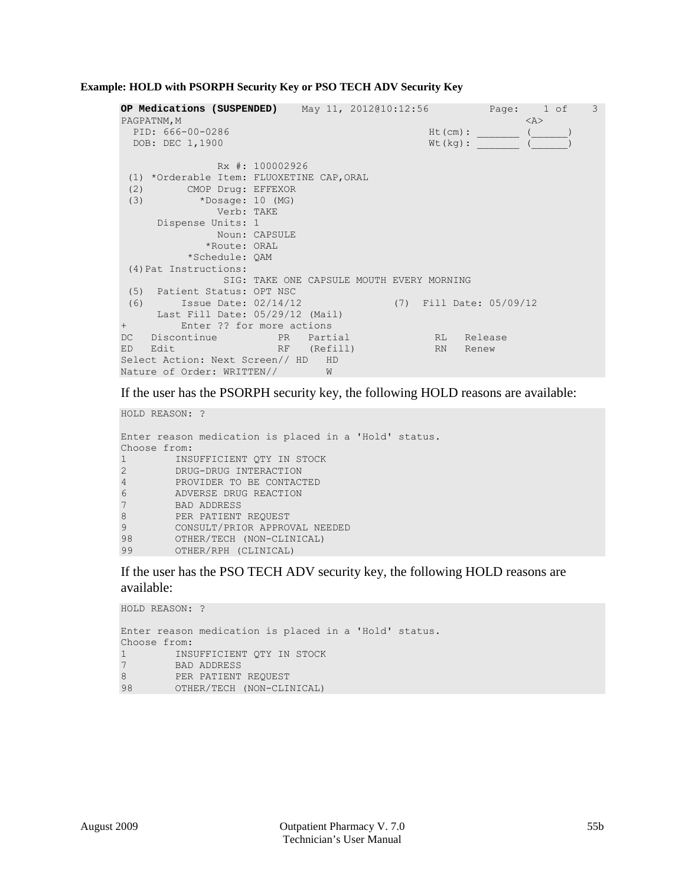**Example: HOLD with PSORPH Security Key or PSO TECH ADV Security Key**

```
OP Medications (SUSPENDED)    May 11, 2012@10:12:56          Page:    1 of    3
PAGPATNM,M                                                              <A>
  PID: 666-00-0286                                    Ht(cm): _______ (______)
  DOB: DEC 1,1900                                     Wt(kg): _______ (______)

                Rx #: 100002926
 (1) *Orderable Item: FLUOXETINE CAP,ORAL
 (2)       CMOP Drug: EFFEXOR
 (3)         *Dosage: 10 (MG)
                Verb: TAKE
      Dispense Units: 1
                Noun: CAPSULE
              *Route: ORAL
           *Schedule: QAM
 (4)Pat Instructions:
                 SIG: TAKE ONE CAPSULE MOUTH EVERY MORNING
 (5)  Patient Status: OPT NSC
 (6)      Issue Date: 02/14/12              (7)  Fill Date: 05/09/12
      Last Fill Date: 05/29/12 (Mail)
+         Enter ?? for more actions
DC   Discontinue          PR   Partial              RL   Release
ED   Edit                 RF   (Refill)             RN   Renew
Select Action: Next Screen// HD   HD
Nature of Order: WRITTEN//        W
```

If the user has the PSORPH security key, the following HOLD reasons are available:

```
HOLD REASON: ?

Enter reason medication is placed in a 'Hold' status.
Choose from:
1         INSUFFICIENT QTY IN STOCK
2         DRUG-DRUG INTERACTION
4         PROVIDER TO BE CONTACTED
6         ADVERSE DRUG REACTION
7         BAD ADDRESS
8         PER PATIENT REQUEST
9         CONSULT/PRIOR APPROVAL NEEDED
98        OTHER/TECH (NON-CLINICAL)
99        OTHER/RPH (CLINICAL)
```

If the user has the PSO TECH ADV security key, the following HOLD reasons are available:

```
HOLD REASON: ?

Enter reason medication is placed in a 'Hold' status.
Choose from:
1         INSUFFICIENT QTY IN STOCK
7         BAD ADDRESS
8         PER PATIENT REQUEST
98        OTHER/TECH (NON-CLINICAL)
```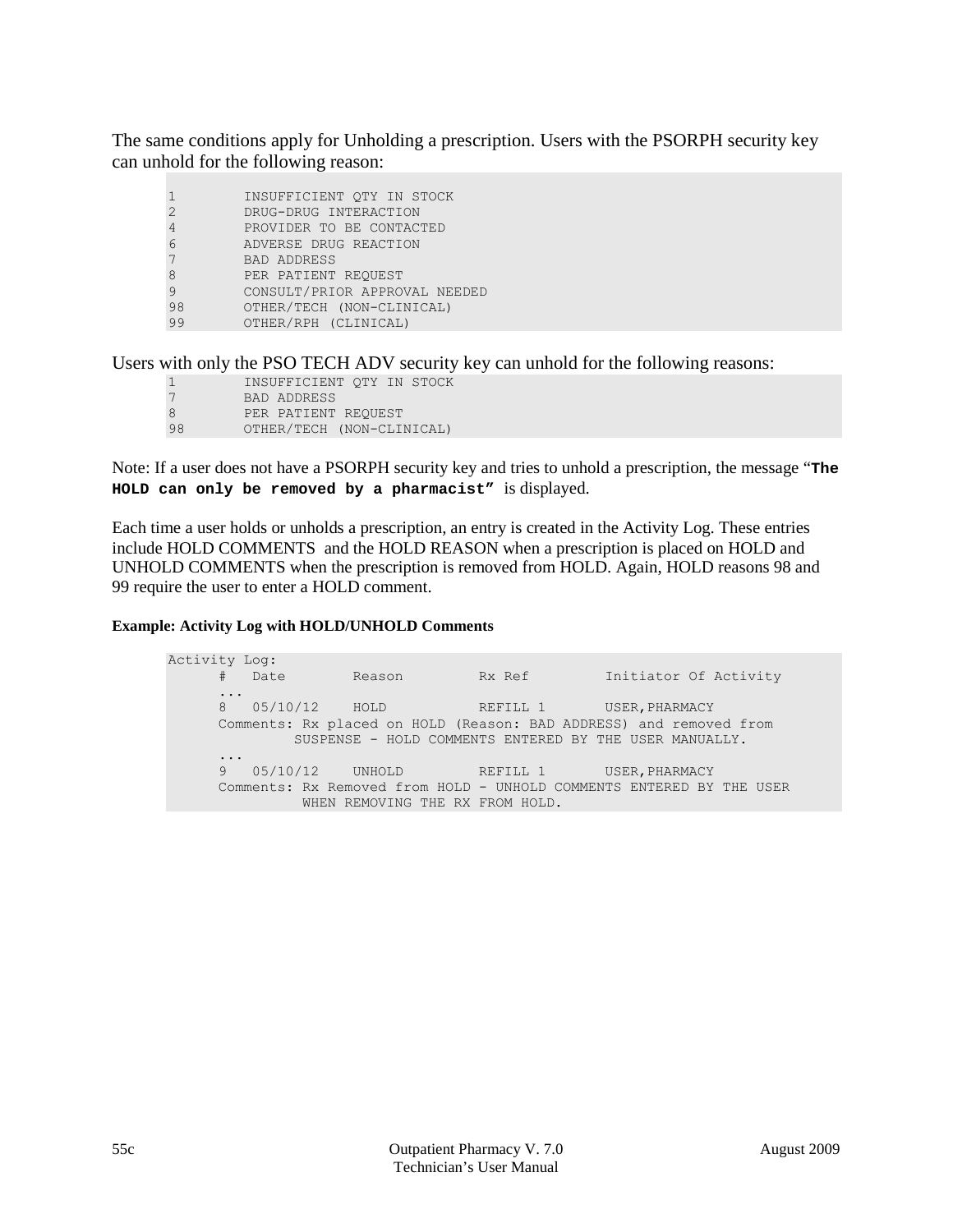The same conditions apply for Unholding a prescription. Users with the PSORPH security key can unhold for the following reason:

```
1        INSUFFICIENT QTY IN STOCK
2        DRUG-DRUG INTERACTION
4        PROVIDER TO BE CONTACTED
6        ADVERSE DRUG REACTION
7        BAD ADDRESS
8        PER PATIENT REQUEST
9        CONSULT/PRIOR APPROVAL NEEDED
98       OTHER/TECH (NON-CLINICAL)
99       OTHER/RPH (CLINICAL)
```

Users with only the PSO TECH ADV security key can unhold for the following reasons:

```
1        INSUFFICIENT QTY IN STOCK
7        BAD ADDRESS
8        PER PATIENT REQUEST
98       OTHER/TECH (NON-CLINICAL)
```

Note: If a user does not have a PSORPH security key and tries to unhold a prescription, the message "**The HOLD can only be removed by a pharmacist"** is displayed.

Each time a user holds or unholds a prescription, an entry is created in the Activity Log. These entries include HOLD COMMENTS and the HOLD REASON when a prescription is placed on HOLD and UNHOLD COMMENTS when the prescription is removed from HOLD. Again, HOLD reasons 98 and 99 require the user to enter a HOLD comment.

**Example: Activity Log with HOLD/UNHOLD Comments**

```
Activity Log:
      #   Date        Reason         Rx Ref         Initiator Of Activity
      ...
      8   05/10/12    HOLD           REFILL 1       USER,PHARMACY
      Comments: Rx placed on HOLD (Reason: BAD ADDRESS) and removed from
               SUSPENSE - HOLD COMMENTS ENTERED BY THE USER MANUALLY.
      ...
      9   05/10/12    UNHOLD         REFILL 1       USER,PHARMACY
      Comments: Rx Removed from HOLD - UNHOLD COMMENTS ENTERED BY THE USER
                WHEN REMOVING THE RX FROM HOLD.
```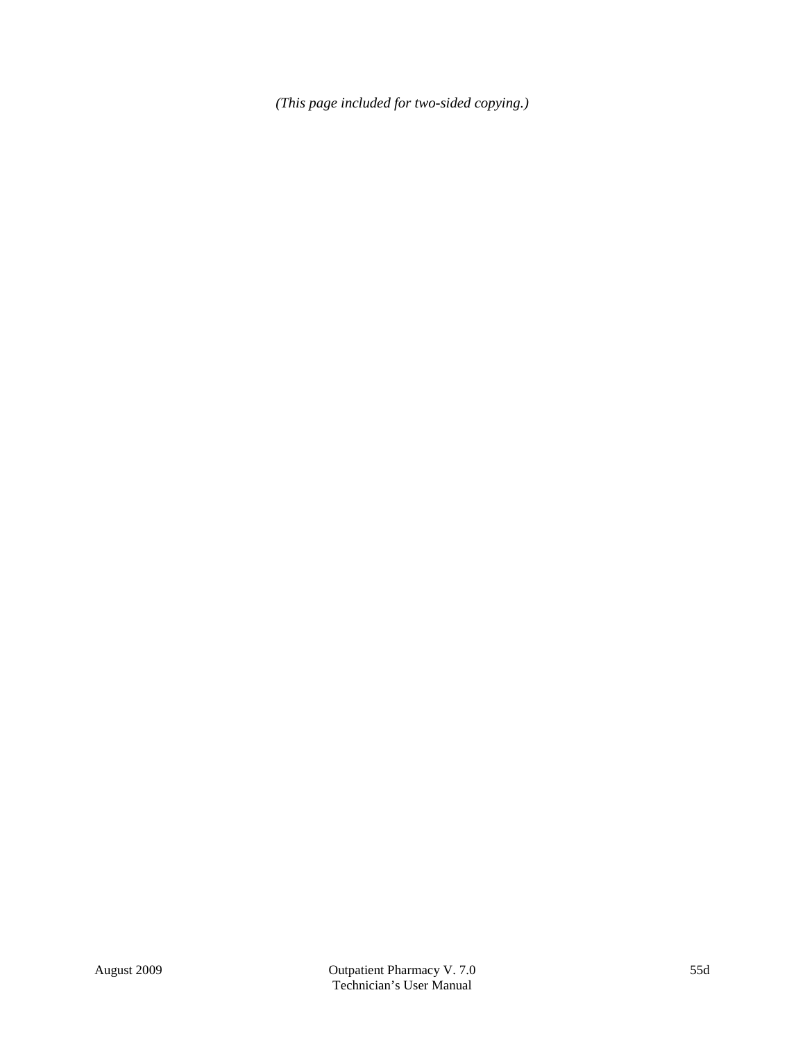*(This page included for two-sided copying.)*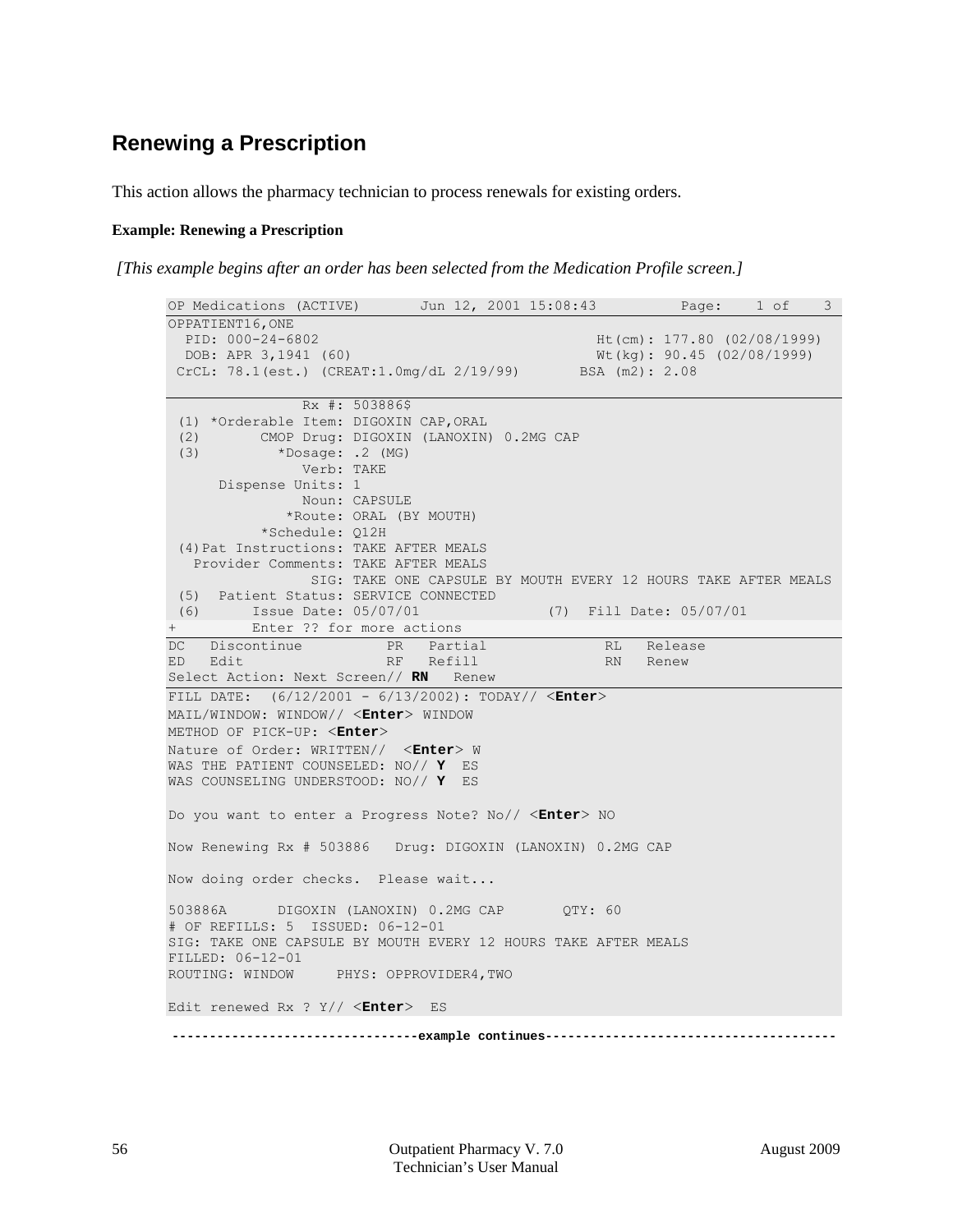## Renewing a Prescription

This action allows the pharmacy technician to process renewals for existing orders.

**Example: Renewing a Prescription**

*[This example begins after an order has been selected from the Medication Profile screen.]*

```
OP Medications (ACTIVE)       Jun 12, 2001 15:08:43          Page:    1 of    3
OPPATIENT16,ONE
  PID: 000-24-6802                                 Ht(cm): 177.80 (02/08/1999)
  DOB: APR 3,1941 (60)                             Wt(kg): 90.45 (02/08/1999)
 CrCL: 78.1(est.) (CREAT:1.0mg/dL 2/19/99)       BSA (m2): 2.08

                Rx #: 503886$
 (1) *Orderable Item: DIGOXIN CAP,ORAL
 (2)       CMOP Drug: DIGOXIN (LANOXIN) 0.2MG CAP
 (3)         *Dosage: .2 (MG)
                Verb: TAKE
      Dispense Units: 1
                Noun: CAPSULE
              *Route: ORAL (BY MOUTH)
           *Schedule: Q12H
 (4)Pat Instructions: TAKE AFTER MEALS
   Provider Comments: TAKE AFTER MEALS
                 SIG: TAKE ONE CAPSULE BY MOUTH EVERY 12 HOURS TAKE AFTER MEALS
 (5)  Patient Status: SERVICE CONNECTED
 (6)      Issue Date: 05/07/01               (7)  Fill Date: 05/07/01
+         Enter ?? for more actions
DC   Discontinue          PR   Partial              RL   Release
ED   Edit                 RF   Refill               RN   Renew
Select Action: Next Screen// RN   Renew
FILL DATE:  (6/12/2001 - 6/13/2002): TODAY// <Enter>
MAIL/WINDOW: WINDOW// <Enter> WINDOW
METHOD OF PICK-UP: <Enter>
Nature of Order: WRITTEN//  <Enter> W
WAS THE PATIENT COUNSELED: NO// Y  ES
WAS COUNSELING UNDERSTOOD: NO// Y  ES

Do you want to enter a Progress Note? No// <Enter> NO

Now Renewing Rx # 503886   Drug: DIGOXIN (LANOXIN) 0.2MG CAP

Now doing order checks.  Please wait...

503886A      DIGOXIN (LANOXIN) 0.2MG CAP       QTY: 60
# OF REFILLS: 5  ISSUED: 06-12-01
SIG: TAKE ONE CAPSULE BY MOUTH EVERY 12 HOURS TAKE AFTER MEALS
FILLED: 06-12-01
ROUTING: WINDOW     PHYS: OPPROVIDER4,TWO

Edit renewed Rx ? Y// <Enter>  ES
```

**---------------------------------example continues---------------------------------------**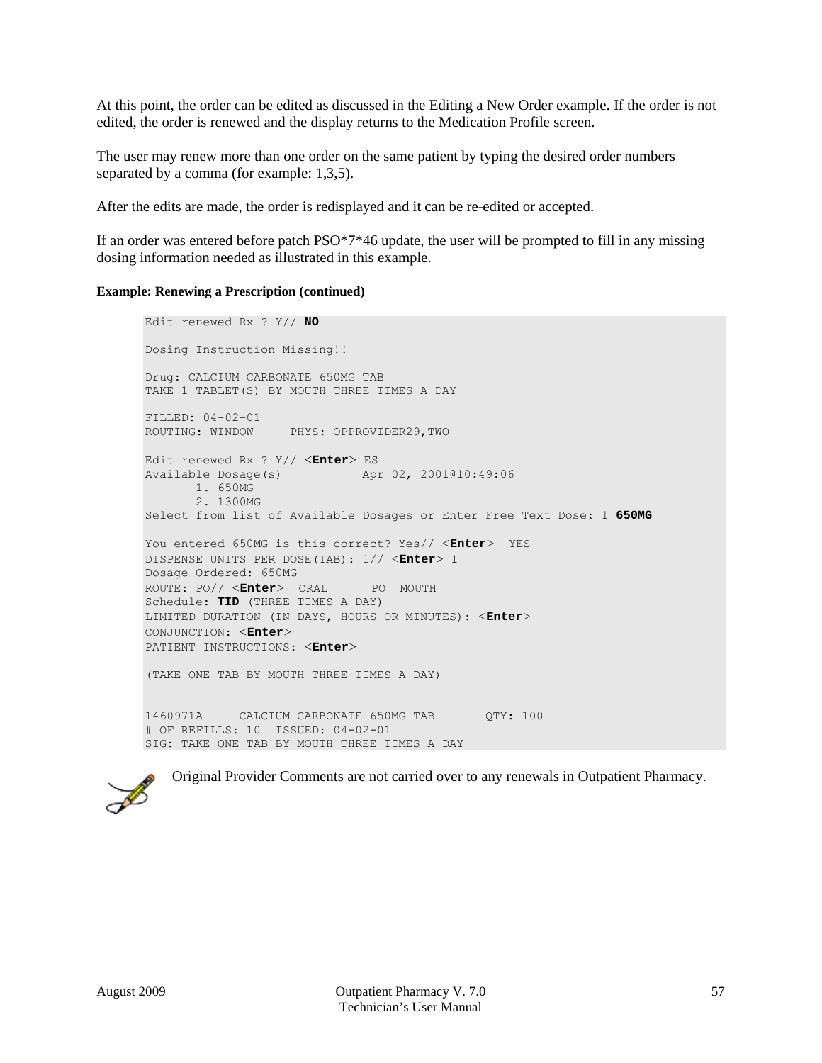At this point, the order can be edited as discussed in the Editing a New Order example. If the order is not edited, the order is renewed and the display returns to the Medication Profile screen.

The user may renew more than one order on the same patient by typing the desired order numbers separated by a comma (for example: 1,3,5).

After the edits are made, the order is redisplayed and it can be re-edited or accepted.

If an order was entered before patch PSO*7*46 update, the user will be prompted to fill in any missing dosing information needed as illustrated in this example.

**Example: Renewing a Prescription (continued)**

```
Edit renewed Rx ? Y// NO

Dosing Instruction Missing!!

Drug: CALCIUM CARBONATE 650MG TAB
TAKE 1 TABLET(S) BY MOUTH THREE TIMES A DAY

FILLED: 04-02-01
ROUTING: WINDOW     PHYS: OPPROVIDER29,TWO

Edit renewed Rx ? Y// <Enter> ES
Available Dosage(s)           Apr 02, 2001@10:49:06
       1. 650MG
       2. 1300MG
Select from list of Available Dosages or Enter Free Text Dose: 1 650MG

You entered 650MG is this correct? Yes// <Enter>  YES
DISPENSE UNITS PER DOSE(TAB): 1// <Enter> 1
Dosage Ordered: 650MG
ROUTE: PO// <Enter>  ORAL      PO  MOUTH
Schedule: TID (THREE TIMES A DAY)
LIMITED DURATION (IN DAYS, HOURS OR MINUTES): <Enter>
CONJUNCTION: <Enter>
PATIENT INSTRUCTIONS: <Enter>

(TAKE ONE TAB BY MOUTH THREE TIMES A DAY)


1460971A     CALCIUM CARBONATE 650MG TAB       QTY: 100
# OF REFILLS: 10  ISSUED: 04-02-01
SIG: TAKE ONE TAB BY MOUTH THREE TIMES A DAY
```

Original Provider Comments are not carried over to any renewals in Outpatient Pharmacy.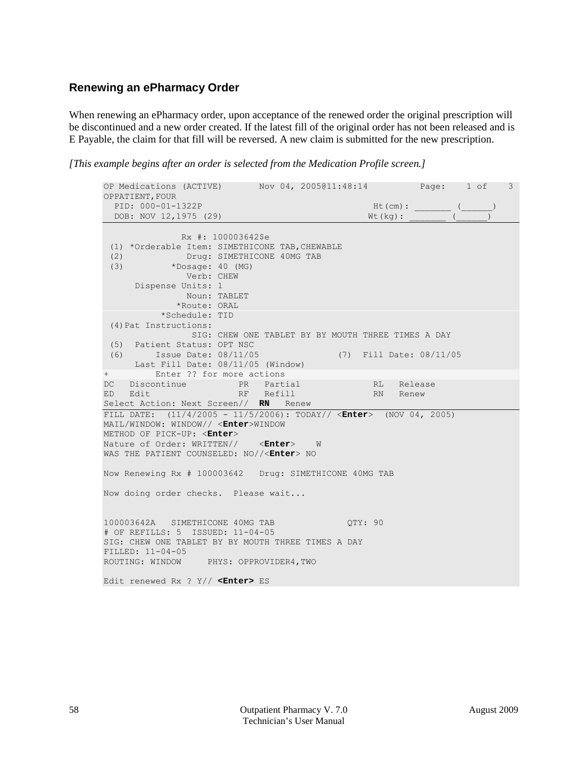### Renewing an ePharmacy Order

When renewing an ePharmacy order, upon acceptance of the renewed order the original prescription will be discontinued and a new order created. If the latest fill of the original order has not been released and is E Payable, the claim for that fill will be reversed. A new claim is submitted for the new prescription.

*[This example begins after an order is selected from the Medication Profile screen.]*

```
OP Medications (ACTIVE)       Nov 04, 2005@11:48:14          Page:    1 of    3
OPPATIENT,FOUR
  PID: 000-01-1322P                                   Ht(cm): _______ (______)
  DOB: NOV 12,1975 (29)                               Wt(kg): _______ (______)

               Rx #: 100003642$e
 (1) *Orderable Item: SIMETHICONE TAB,CHEWABLE
 (2)            Drug: SIMETHICONE 40MG TAB
 (3)         *Dosage: 40 (MG)
                Verb: CHEW
      Dispense Units: 1
                Noun: TABLET
              *Route: ORAL
           *Schedule: TID
 (4)Pat Instructions:
                 SIG: CHEW ONE TABLET BY BY MOUTH THREE TIMES A DAY
 (5)  Patient Status: OPT NSC
 (6)      Issue Date: 08/11/05              (7)  Fill Date: 08/11/05
      Last Fill Date: 08/11/05 (Window)
+         Enter ?? for more actions
DC   Discontinue          PR   Partial             RL   Release
ED   Edit                 RF   Refill              RN   Renew
Select Action: Next Screen//  RN   Renew
FILL DATE:  (11/4/2005 - 11/5/2006): TODAY// <Enter>  (NOV 04, 2005)
MAIL/WINDOW: WINDOW// <Enter>WINDOW
METHOD OF PICK-UP: <Enter>
Nature of Order: WRITTEN//    <Enter>    W
WAS THE PATIENT COUNSELED: NO//<Enter> NO

Now Renewing Rx # 100003642   Drug: SIMETHICONE 40MG TAB

Now doing order checks.  Please wait...


100003642A   SIMETHICONE 40MG TAB             QTY: 90
# OF REFILLS: 5  ISSUED: 11-04-05
SIG: CHEW ONE TABLET BY BY MOUTH THREE TIMES A DAY
FILLED: 11-04-05
ROUTING: WINDOW     PHYS: OPPROVIDER4,TWO

Edit renewed Rx ? Y// <Enter> ES
```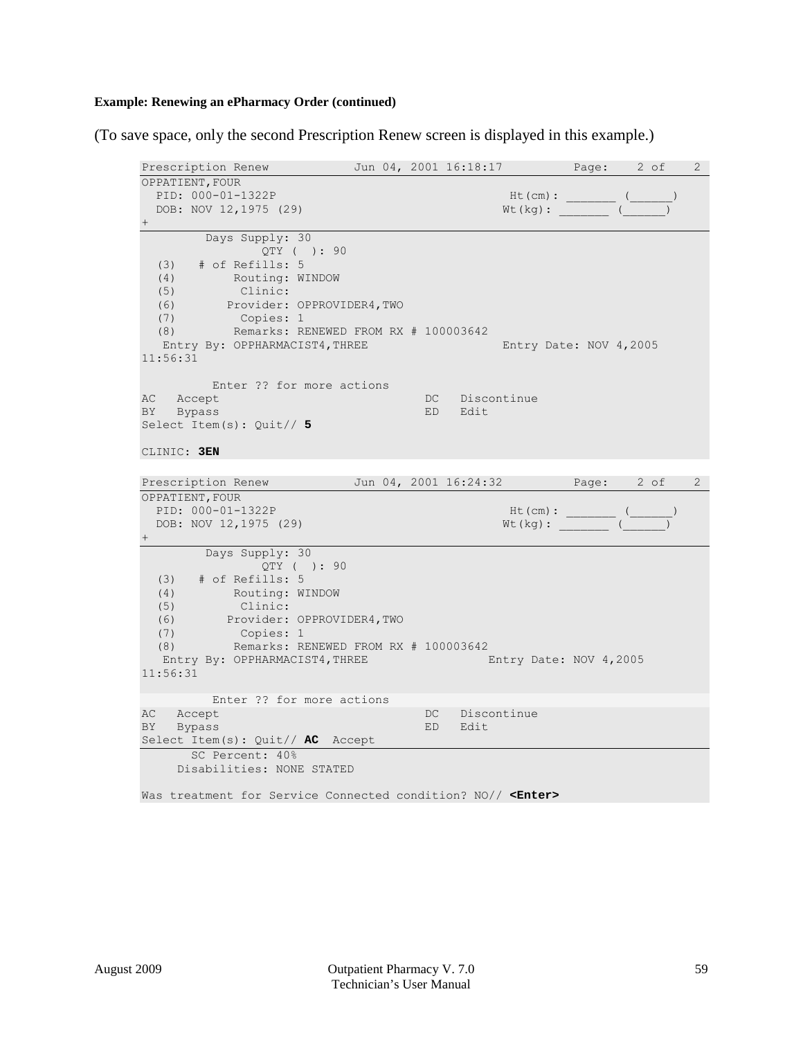**Example: Renewing an ePharmacy Order (continued)**

(To save space, only the second Prescription Renew screen is displayed in this example.)

```
Prescription Renew           Jun 04, 2001 16:18:17          Page:    2 of    2
OPPATIENT,FOUR
  PID: 000-01-1322P                                    Ht(cm): _______ (______)
  DOB: NOV 12,1975 (29)                                Wt(kg): _______ (______)
+
         Days Supply: 30
              QTY ( ): 90
  (3)   # of Refills: 5
  (4)        Routing: WINDOW
  (5)         Clinic:
  (6)       Provider: OPPROVIDER4,TWO
  (7)         Copies: 1
  (8)        Remarks: RENEWED FROM RX # 100003642
   Entry By: OPPHARMACIST4,THREE                       Entry Date: NOV 4,2005
11:56:31

          Enter ?? for more actions
AC   Accept                            DC   Discontinue
BY   Bypass                            ED   Edit
Select Item(s): Quit// 5

CLINIC: 3EN
```

```
Prescription Renew           Jun 04, 2001 16:24:32          Page:    2 of    2
OPPATIENT,FOUR
  PID: 000-01-1322P                                    Ht(cm): _______ (______)
  DOB: NOV 12,1975 (29)                                Wt(kg): _______ (______)
+
         Days Supply: 30
              QTY ( ): 90
  (3)   # of Refills: 5
  (4)        Routing: WINDOW
  (5)         Clinic:
  (6)       Provider: OPPROVIDER4,TWO
  (7)         Copies: 1
  (8)        Remarks: RENEWED FROM RX # 100003642
   Entry By: OPPHARMACIST4,THREE                     Entry Date: NOV 4,2005
11:56:31

          Enter ?? for more actions
AC   Accept                            DC   Discontinue
BY   Bypass                            ED   Edit
Select Item(s): Quit// AC  Accept
       SC Percent: 40%
     Disabilities: NONE STATED

Was treatment for Service Connected condition? NO// <Enter>
```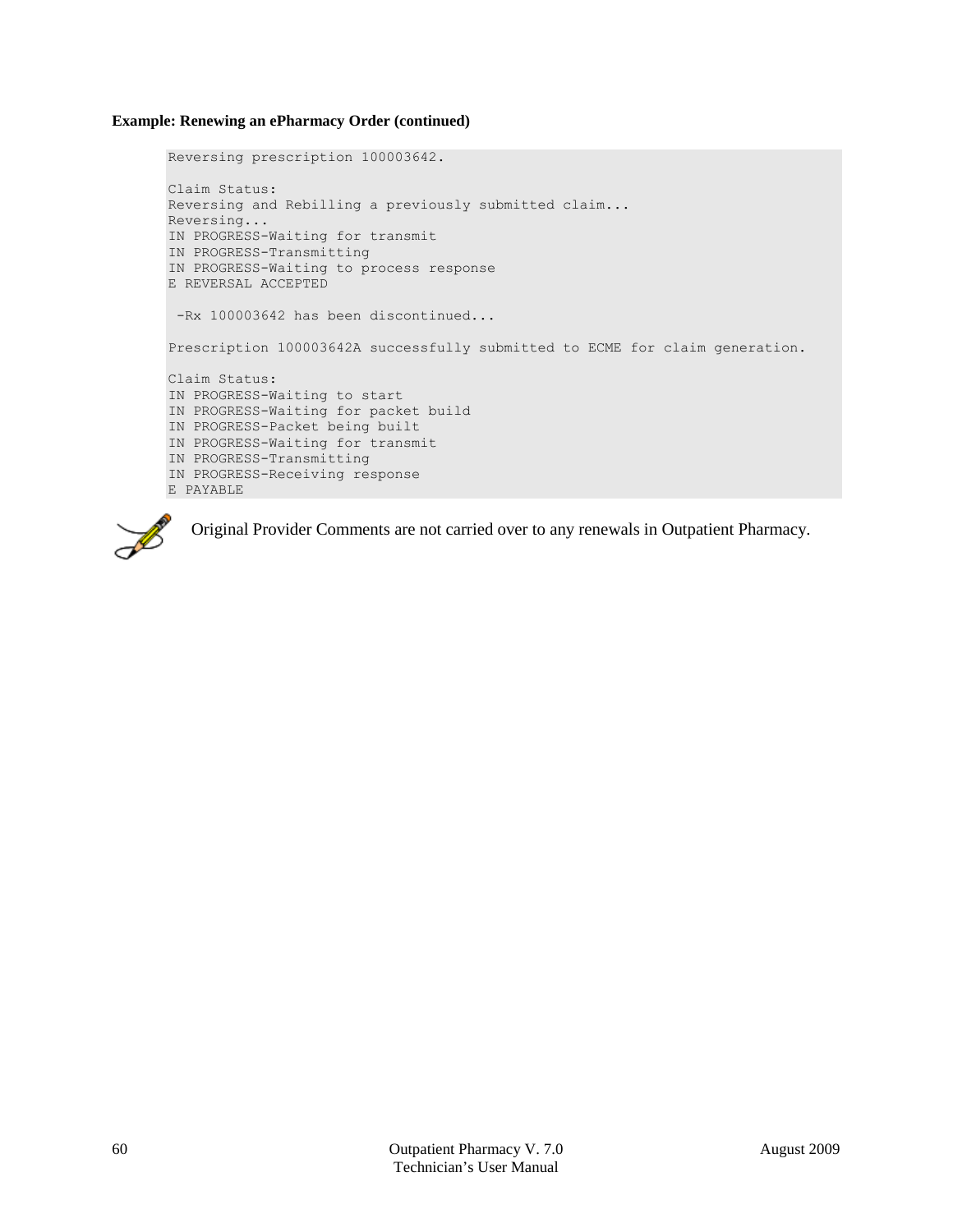**Example: Renewing an ePharmacy Order (continued)**

```
Reversing prescription 100003642.

Claim Status:
Reversing and Rebilling a previously submitted claim...
Reversing...
IN PROGRESS-Waiting for transmit
IN PROGRESS-Transmitting
IN PROGRESS-Waiting to process response
E REVERSAL ACCEPTED

 -Rx 100003642 has been discontinued...

Prescription 100003642A successfully submitted to ECME for claim generation.

Claim Status:
IN PROGRESS-Waiting to start
IN PROGRESS-Waiting for packet build
IN PROGRESS-Packet being built
IN PROGRESS-Waiting for transmit
IN PROGRESS-Transmitting
IN PROGRESS-Receiving response
E PAYABLE
```

Original Provider Comments are not carried over to any renewals in Outpatient Pharmacy.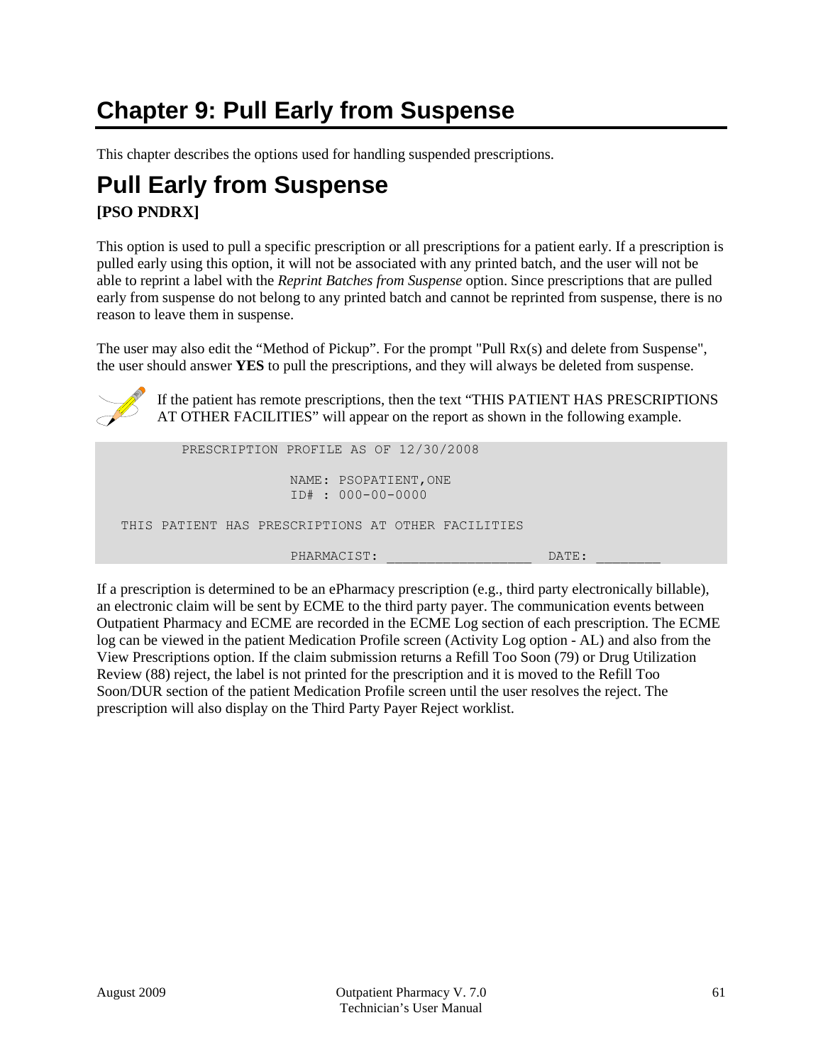# Chapter 9: Pull Early from Suspense

This chapter describes the options used for handling suspended prescriptions.

## Pull Early from Suspense

**[PSO PNDRX]**

This option is used to pull a specific prescription or all prescriptions for a patient early. If a prescription is pulled early using this option, it will not be associated with any printed batch, and the user will not be able to reprint a label with the *Reprint Batches from Suspense* option. Since prescriptions that are pulled early from suspense do not belong to any printed batch and cannot be reprinted from suspense, there is no reason to leave them in suspense.

The user may also edit the "Method of Pickup". For the prompt "Pull Rx(s) and delete from Suspense", the user should answer **YES** to pull the prescriptions, and they will always be deleted from suspense.

If the patient has remote prescriptions, then the text "THIS PATIENT HAS PRESCRIPTIONS AT OTHER FACILITIES" will appear on the report as shown in the following example.

```
          PRESCRIPTION PROFILE AS OF 12/30/2008

                       NAME: PSOPATIENT,ONE
                       ID# : 000-00-0000

   THIS PATIENT HAS PRESCRIPTIONS AT OTHER FACILITIES

                       PHARMACIST: _________________  DATE: _______
```

If a prescription is determined to be an ePharmacy prescription (e.g., third party electronically billable), an electronic claim will be sent by ECME to the third party payer. The communication events between Outpatient Pharmacy and ECME are recorded in the ECME Log section of each prescription. The ECME log can be viewed in the patient Medication Profile screen (Activity Log option - AL) and also from the View Prescriptions option. If the claim submission returns a Refill Too Soon (79) or Drug Utilization Review (88) reject, the label is not printed for the prescription and it is moved to the Refill Too Soon/DUR section of the patient Medication Profile screen until the user resolves the reject. The prescription will also display on the Third Party Payer Reject worklist.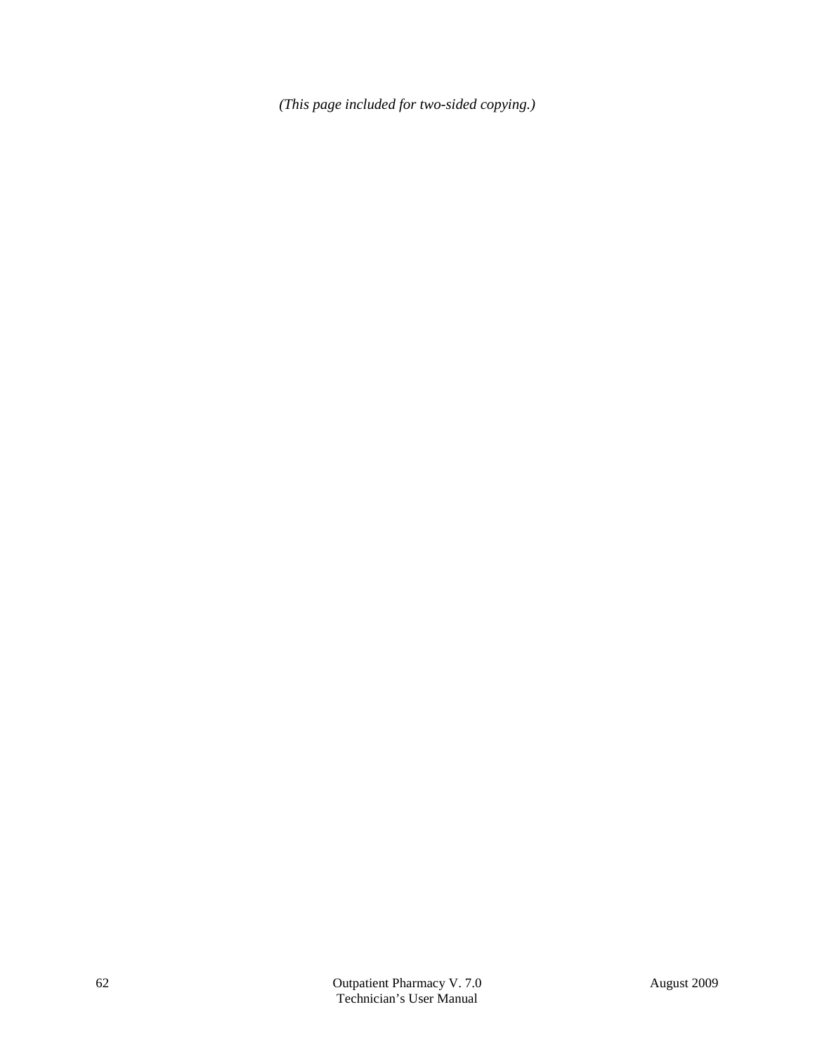*(This page included for two-sided copying.)*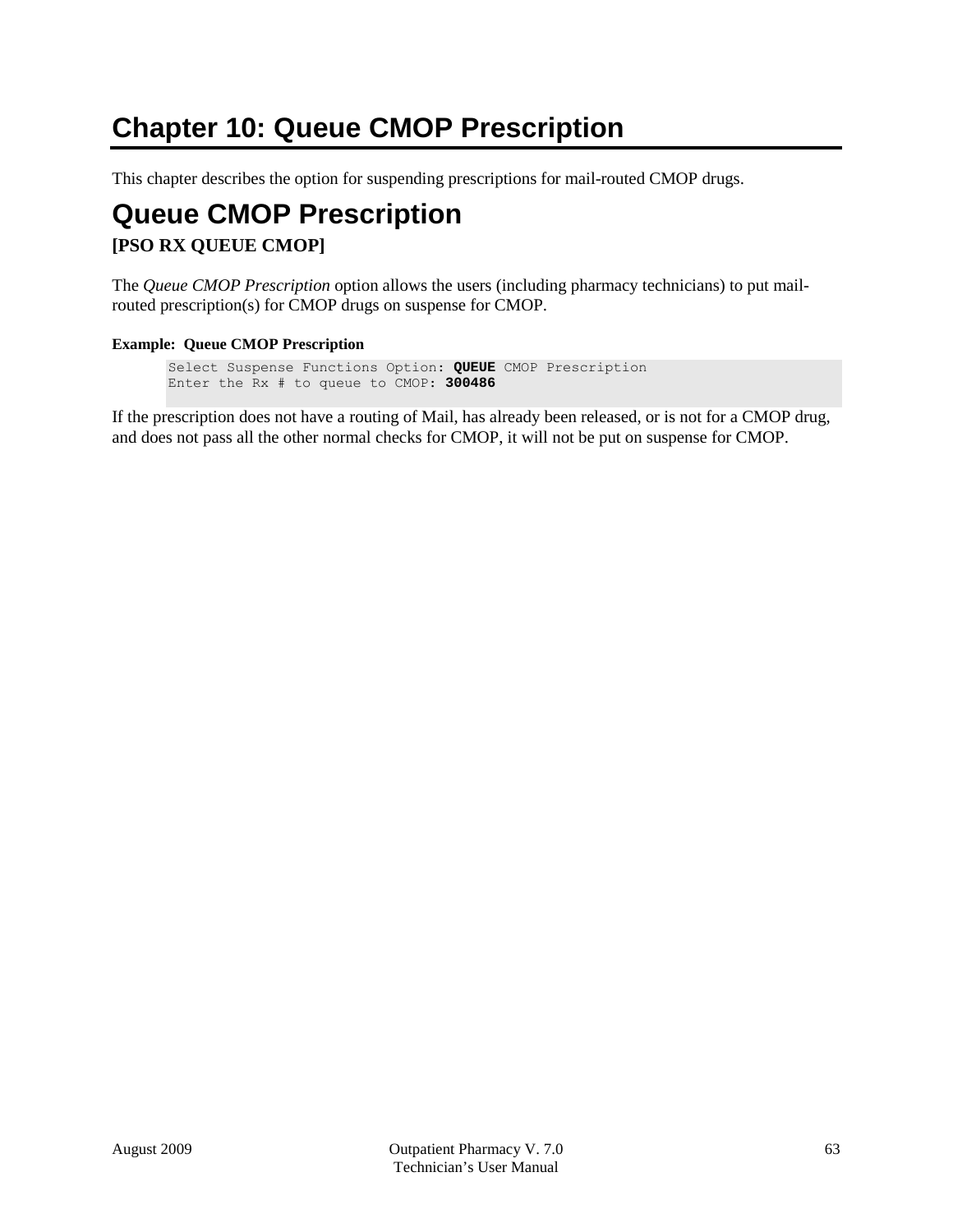# Chapter 10: Queue CMOP Prescription

This chapter describes the option for suspending prescriptions for mail-routed CMOP drugs.

## Queue CMOP Prescription

### [PSO RX QUEUE CMOP]

The *Queue CMOP Prescription* option allows the users (including pharmacy technicians) to put mail-routed prescription(s) for CMOP drugs on suspense for CMOP.

**Example:  Queue CMOP Prescription**

```
Select Suspense Functions Option: QUEUE CMOP Prescription
Enter the Rx # to queue to CMOP: 300486
```

If the prescription does not have a routing of Mail, has already been released, or is not for a CMOP drug, and does not pass all the other normal checks for CMOP, it will not be put on suspense for CMOP.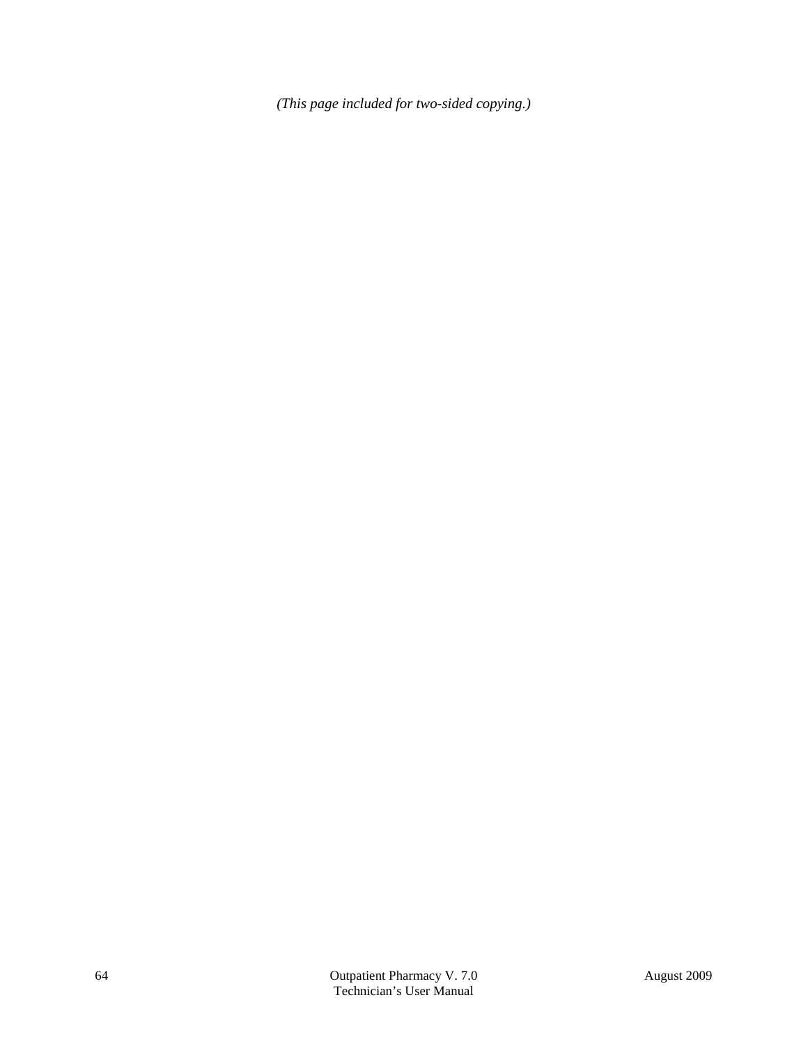*(This page included for two-sided copying.)*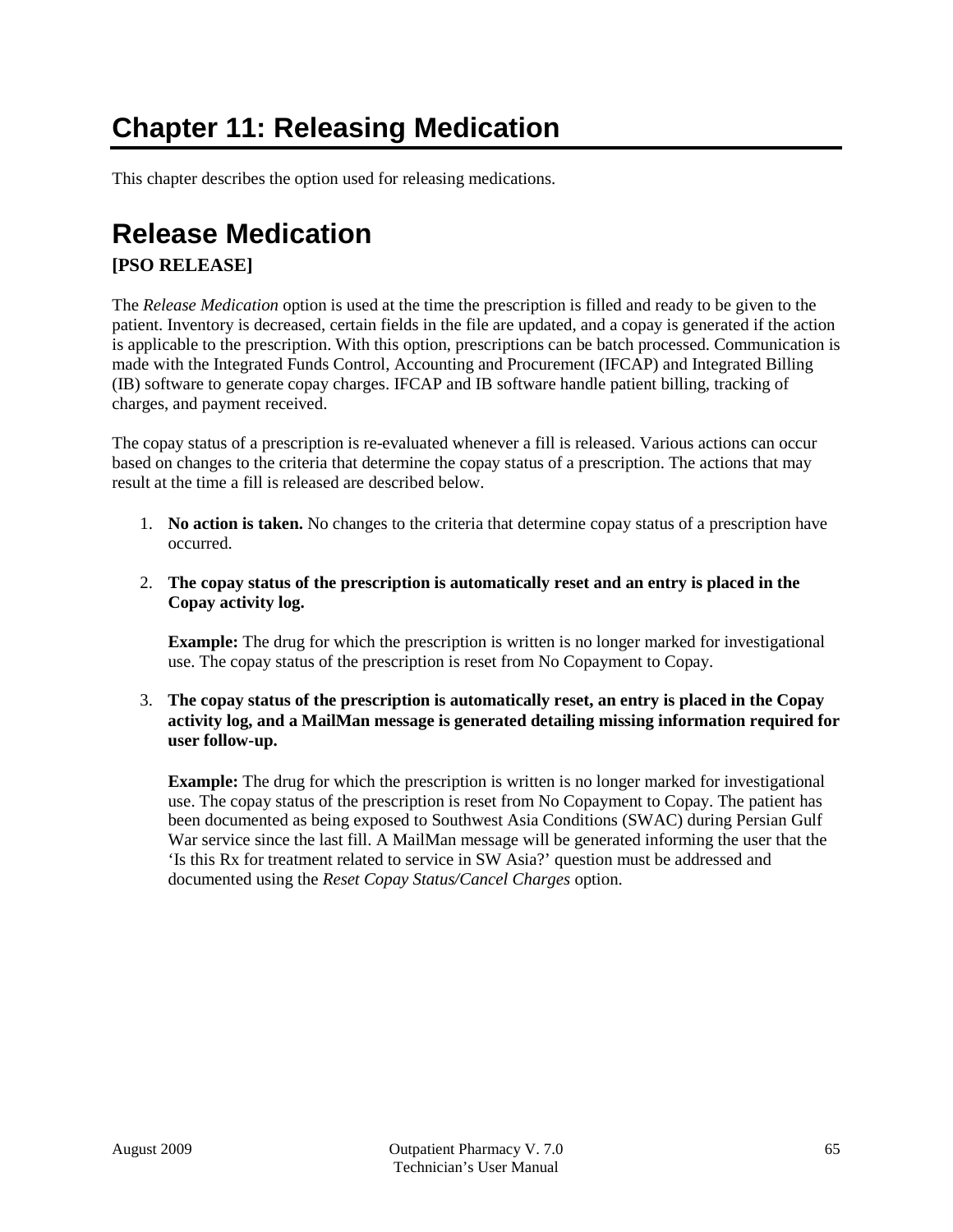# Chapter 11: Releasing Medication

This chapter describes the option used for releasing medications.

## Release Medication

**[PSO RELEASE]**

The *Release Medication* option is used at the time the prescription is filled and ready to be given to the patient. Inventory is decreased, certain fields in the file are updated, and a copay is generated if the action is applicable to the prescription. With this option, prescriptions can be batch processed. Communication is made with the Integrated Funds Control, Accounting and Procurement (IFCAP) and Integrated Billing (IB) software to generate copay charges. IFCAP and IB software handle patient billing, tracking of charges, and payment received.

The copay status of a prescription is re-evaluated whenever a fill is released. Various actions can occur based on changes to the criteria that determine the copay status of a prescription. The actions that may result at the time a fill is released are described below.

1. **No action is taken.** No changes to the criteria that determine copay status of a prescription have occurred.

2. **The copay status of the prescription is automatically reset and an entry is placed in the Copay activity log.**

   **Example:** The drug for which the prescription is written is no longer marked for investigational use. The copay status of the prescription is reset from No Copayment to Copay.

3. **The copay status of the prescription is automatically reset, an entry is placed in the Copay activity log, and a MailMan message is generated detailing missing information required for user follow-up.**

   **Example:** The drug for which the prescription is written is no longer marked for investigational use. The copay status of the prescription is reset from No Copayment to Copay. The patient has been documented as being exposed to Southwest Asia Conditions (SWAC) during Persian Gulf War service since the last fill. A MailMan message will be generated informing the user that the 'Is this Rx for treatment related to service in SW Asia?' question must be addressed and documented using the *Reset Copay Status/Cancel Charges* option.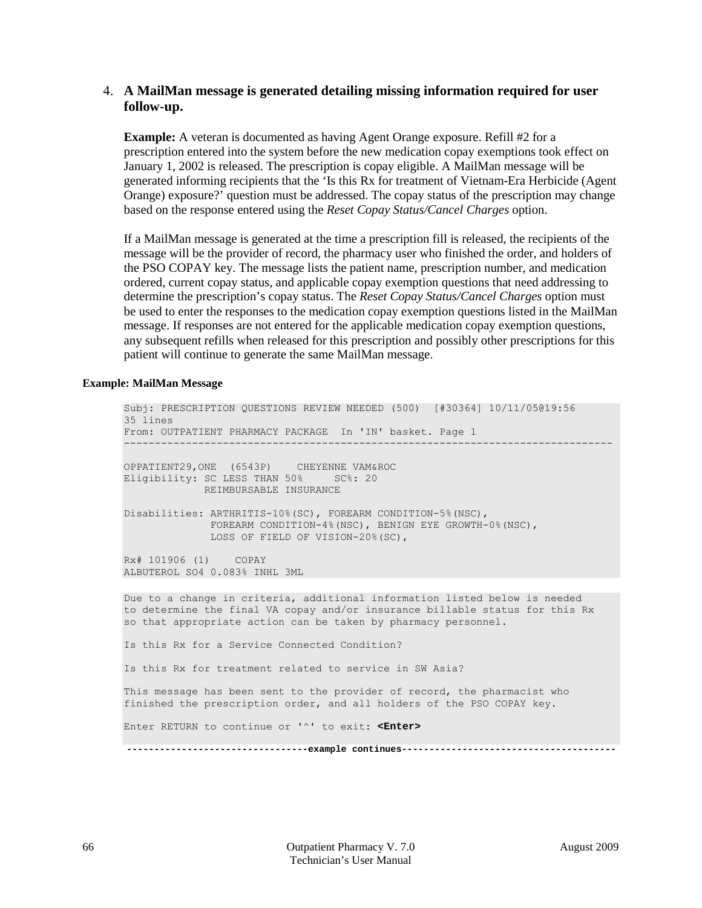4. **A MailMan message is generated detailing missing information required for user follow-up.**

   **Example:** A veteran is documented as having Agent Orange exposure. Refill #2 for a prescription entered into the system before the new medication copay exemptions took effect on January 1, 2002 is released. The prescription is copay eligible. A MailMan message will be generated informing recipients that the 'Is this Rx for treatment of Vietnam-Era Herbicide (Agent Orange) exposure?' question must be addressed. The copay status of the prescription may change based on the response entered using the *Reset Copay Status/Cancel Charges* option.

   If a MailMan message is generated at the time a prescription fill is released, the recipients of the message will be the provider of record, the pharmacy user who finished the order, and holders of the PSO COPAY key. The message lists the patient name, prescription number, and medication ordered, current copay status, and applicable copay exemption questions that need addressing to determine the prescription's copay status. The *Reset Copay Status/Cancel Charges* option must be used to enter the responses to the medication copay exemption questions listed in the MailMan message. If responses are not entered for the applicable medication copay exemption questions, any subsequent refills when released for this prescription and possibly other prescriptions for this patient will continue to generate the same MailMan message.

**Example: MailMan Message**

```
Subj: PRESCRIPTION QUESTIONS REVIEW NEEDED (500)  [#30364] 10/11/05@19:56
35 lines
From: OUTPATIENT PHARMACY PACKAGE  In 'IN' basket. Page 1
-------------------------------------------------------------------------------

OPPATIENT29,ONE  (6543P)    CHEYENNE VAM&ROC
Eligibility: SC LESS THAN 50%     SC%: 20
             REIMBURSABLE INSURANCE

Disabilities: ARTHRITIS-10%(SC), FOREARM CONDITION-5%(NSC),
              FOREARM CONDITION-4%(NSC), BENIGN EYE GROWTH-0%(NSC),
              LOSS OF FIELD OF VISION-20%(SC),

Rx# 101906 (1)    COPAY
ALBUTEROL SO4 0.083% INHL 3ML
```

```
Due to a change in criteria, additional information listed below is needed
to determine the final VA copay and/or insurance billable status for this Rx
so that appropriate action can be taken by pharmacy personnel.

Is this Rx for a Service Connected Condition?

Is this Rx for treatment related to service in SW Asia?

This message has been sent to the provider of record, the pharmacist who
finished the prescription order, and all holders of the PSO COPAY key.

Enter RETURN to continue or '^' to exit: <Enter>
```

---------------------------------example continues---------------------------------------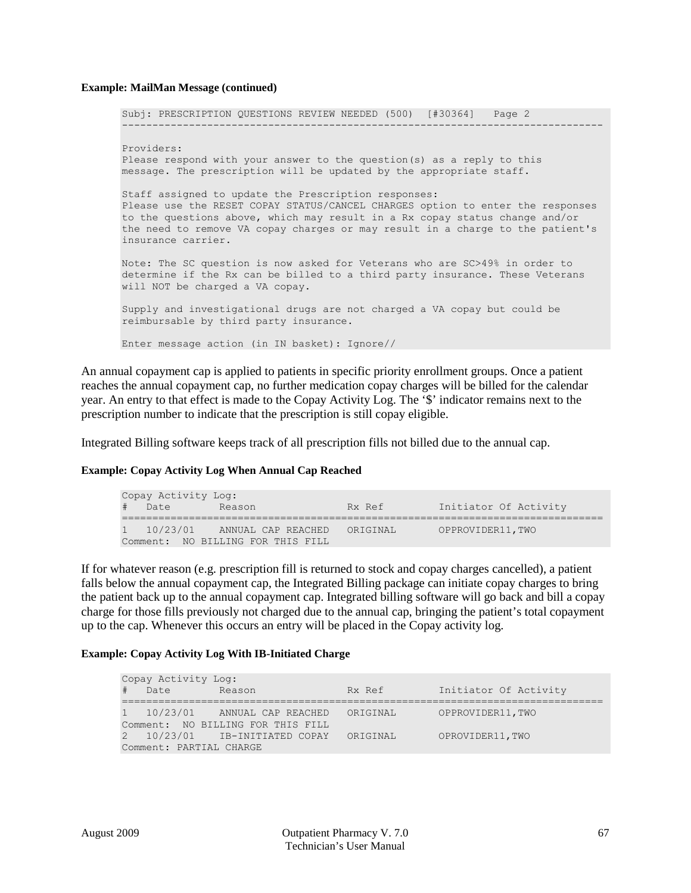**Example: MailMan Message (continued)**

```
Subj: PRESCRIPTION QUESTIONS REVIEW NEEDED (500)  [#30364]   Page 2
-------------------------------------------------------------------------------

Providers:
Please respond with your answer to the question(s) as a reply to this
message. The prescription will be updated by the appropriate staff.

Staff assigned to update the Prescription responses:
Please use the RESET COPAY STATUS/CANCEL CHARGES option to enter the responses
to the questions above, which may result in a Rx copay status change and/or
the need to remove VA copay charges or may result in a charge to the patient's
insurance carrier.

Note: The SC question is now asked for Veterans who are SC>49% in order to
determine if the Rx can be billed to a third party insurance. These Veterans
will NOT be charged a VA copay.

Supply and investigational drugs are not charged a VA copay but could be
reimbursable by third party insurance.

Enter message action (in IN basket): Ignore//
```

An annual copayment cap is applied to patients in specific priority enrollment groups. Once a patient reaches the annual copayment cap, no further medication copay charges will be billed for the calendar year. An entry to that effect is made to the Copay Activity Log. The '$' indicator remains next to the prescription number to indicate that the prescription is still copay eligible.

Integrated Billing software keeps track of all prescription fills not billed due to the annual cap.

**Example: Copay Activity Log When Annual Cap Reached**

```
Copay Activity Log:
#   Date        Reason               Rx Ref         Initiator Of Activity
===============================================================================
1   10/23/01    ANNUAL CAP REACHED   ORIGINAL       OPPROVIDER11,TWO
Comment:  NO BILLING FOR THIS FILL
```

If for whatever reason (e.g. prescription fill is returned to stock and copay charges cancelled), a patient falls below the annual copayment cap, the Integrated Billing package can initiate copay charges to bring the patient back up to the annual copayment cap. Integrated billing software will go back and bill a copay charge for those fills previously not charged due to the annual cap, bringing the patient's total copayment up to the cap. Whenever this occurs an entry will be placed in the Copay activity log.

**Example: Copay Activity Log With IB-Initiated Charge**

```
Copay Activity Log:
#   Date        Reason               Rx Ref         Initiator Of Activity
===============================================================================
1   10/23/01    ANNUAL CAP REACHED   ORIGINAL       OPPROVIDER11,TWO
Comment:  NO BILLING FOR THIS FILL
2   10/23/01    IB-INITIATED COPAY   ORIGINAL       OPROVIDER11,TWO
Comment: PARTIAL CHARGE
```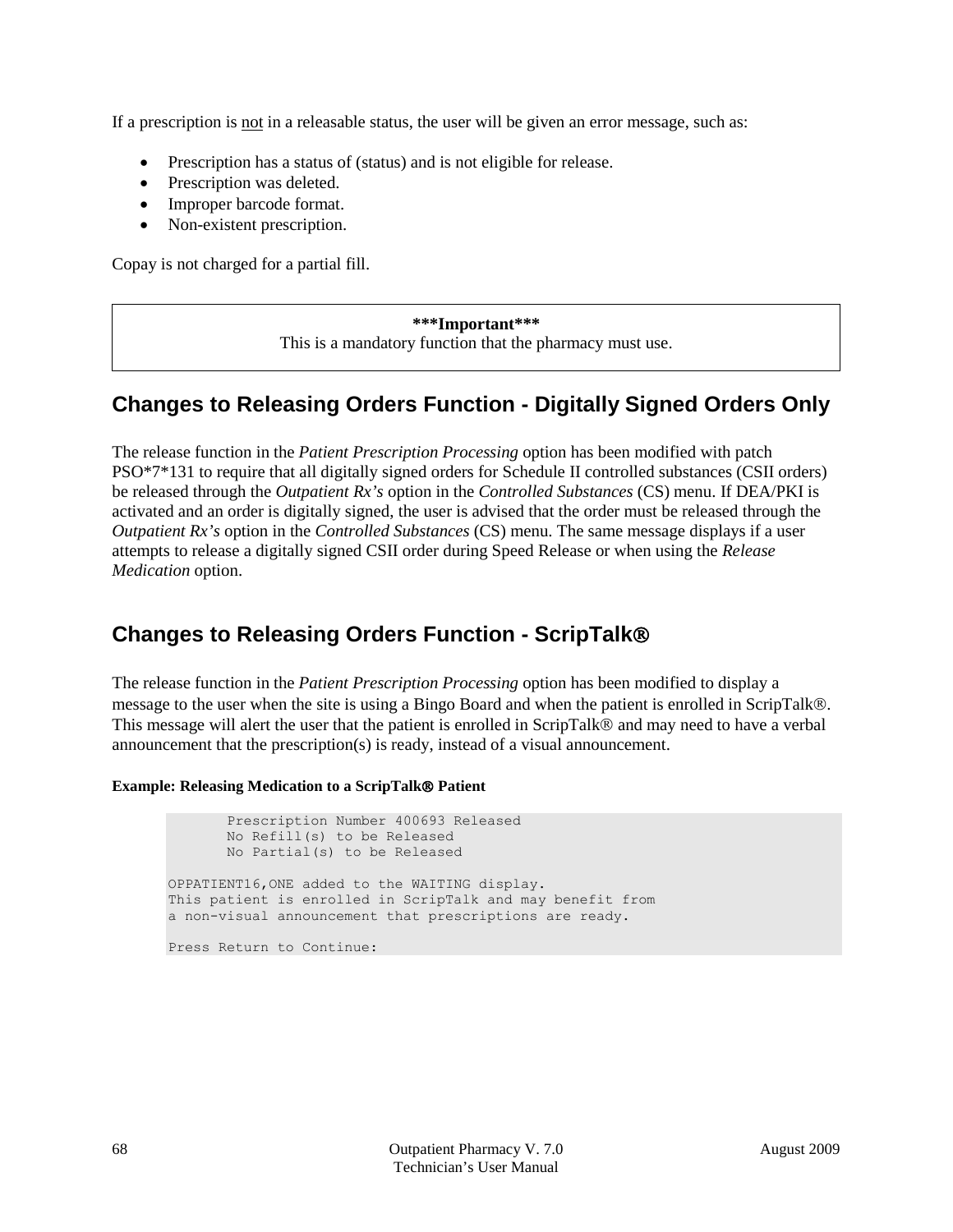If a prescription is <u>not</u> in a releasable status, the user will be given an error message, such as:

- Prescription has a status of (status) and is not eligible for release.
- Prescription was deleted.
- Improper barcode format.
- Non-existent prescription.

Copay is not charged for a partial fill.

> **\*\*\*Important\*\*\***
> This is a mandatory function that the pharmacy must use.

## Changes to Releasing Orders Function - Digitally Signed Orders Only

The release function in the *Patient Prescription Processing* option has been modified with patch PSO*7*131 to require that all digitally signed orders for Schedule II controlled substances (CSII orders) be released through the *Outpatient Rx's* option in the *Controlled Substances* (CS) menu. If DEA/PKI is activated and an order is digitally signed, the user is advised that the order must be released through the *Outpatient Rx's* option in the *Controlled Substances* (CS) menu. The same message displays if a user attempts to release a digitally signed CSII order during Speed Release or when using the *Release Medication* option.

## Changes to Releasing Orders Function - ScripTalk®

The release function in the *Patient Prescription Processing* option has been modified to display a message to the user when the site is using a Bingo Board and when the patient is enrolled in ScripTalk®. This message will alert the user that the patient is enrolled in ScripTalk® and may need to have a verbal announcement that the prescription(s) is ready, instead of a visual announcement.

**Example: Releasing Medication to a ScripTalk® Patient**

```
       Prescription Number 400693 Released
       No Refill(s) to be Released
       No Partial(s) to be Released

OPPATIENT16,ONE added to the WAITING display.
This patient is enrolled in ScripTalk and may benefit from
a non-visual announcement that prescriptions are ready.

Press Return to Continue:
```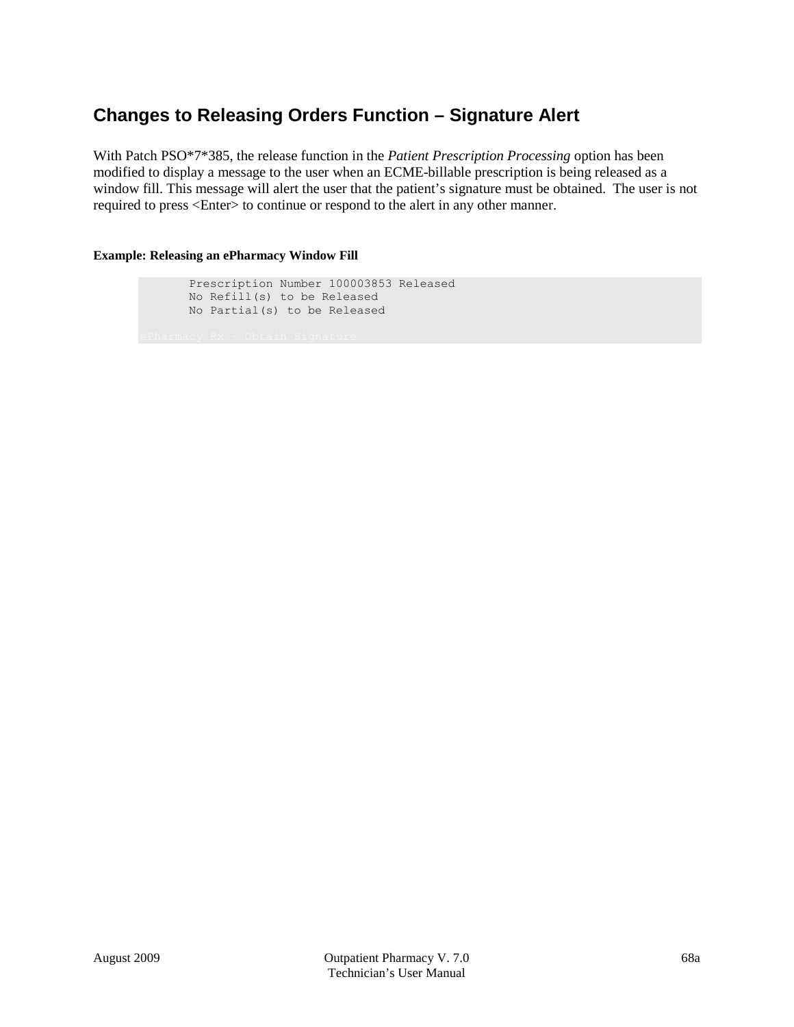## Changes to Releasing Orders Function – Signature Alert

With Patch PSO*7*385, the release function in the *Patient Prescription Processing* option has been modified to display a message to the user when an ECME-billable prescription is being released as a window fill. This message will alert the user that the patient's signature must be obtained. The user is not required to press <Enter> to continue or respond to the alert in any other manner.

**Example: Releasing an ePharmacy Window Fill**

```
       Prescription Number 100003853 Released
       No Refill(s) to be Released
       No Partial(s) to be Released

ePharmacy Rx - Obtain Signature
```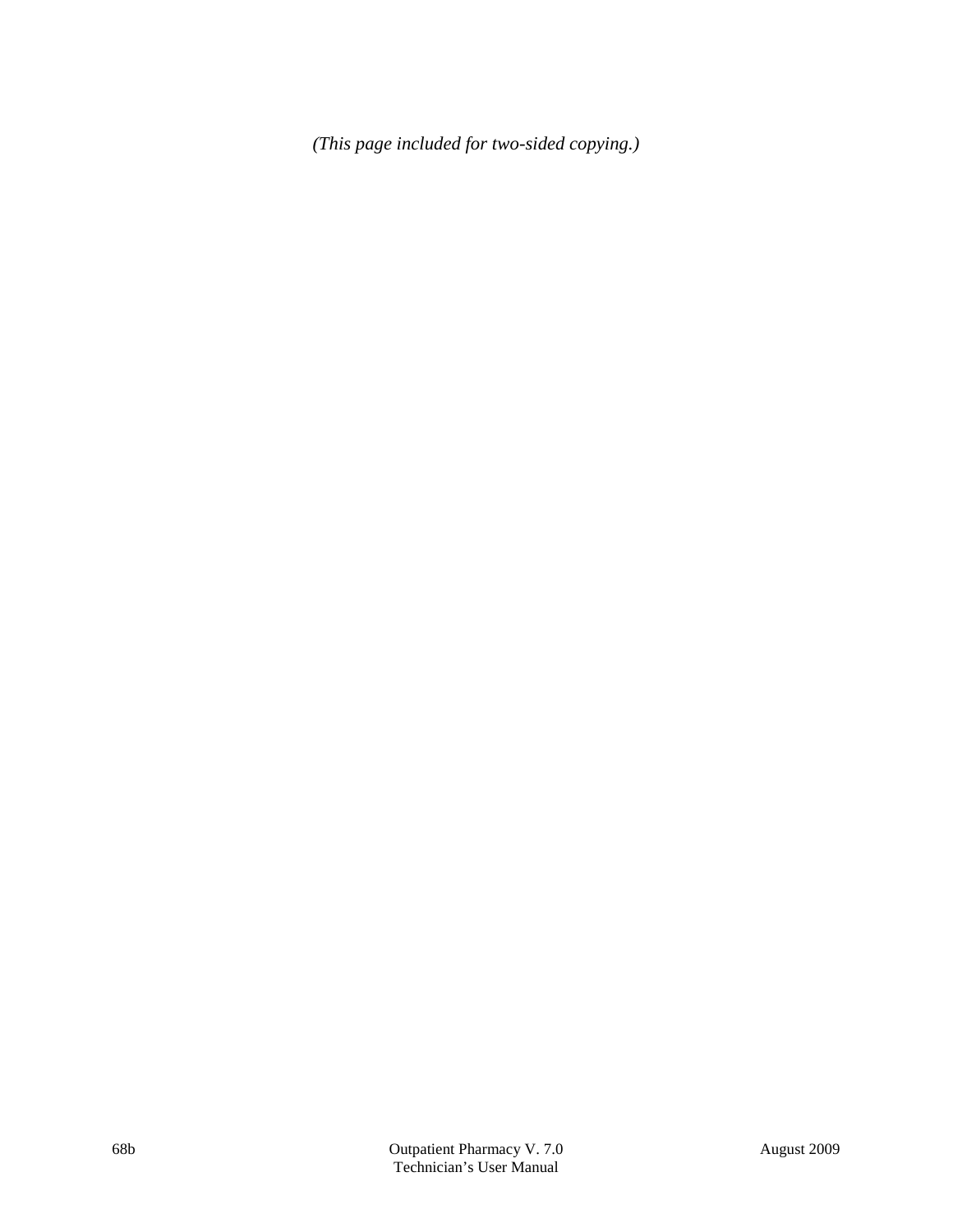*(This page included for two-sided copying.)*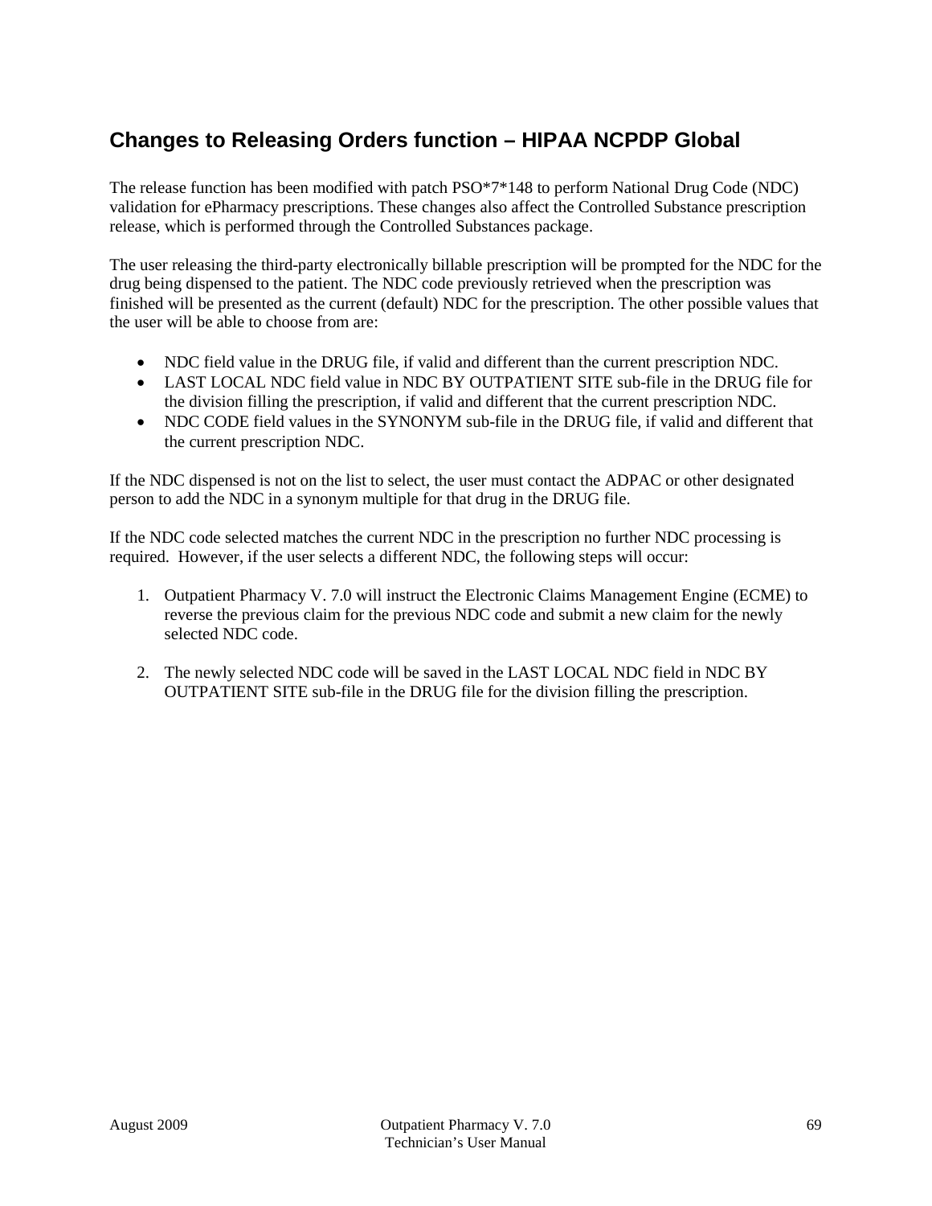## Changes to Releasing Orders function – HIPAA NCPDP Global

The release function has been modified with patch PSO*7*148 to perform National Drug Code (NDC) validation for ePharmacy prescriptions. These changes also affect the Controlled Substance prescription release, which is performed through the Controlled Substances package.

The user releasing the third-party electronically billable prescription will be prompted for the NDC for the drug being dispensed to the patient. The NDC code previously retrieved when the prescription was finished will be presented as the current (default) NDC for the prescription. The other possible values that the user will be able to choose from are:

- NDC field value in the DRUG file, if valid and different than the current prescription NDC.
- LAST LOCAL NDC field value in NDC BY OUTPATIENT SITE sub-file in the DRUG file for the division filling the prescription, if valid and different that the current prescription NDC.
- NDC CODE field values in the SYNONYM sub-file in the DRUG file, if valid and different that the current prescription NDC.

If the NDC dispensed is not on the list to select, the user must contact the ADPAC or other designated person to add the NDC in a synonym multiple for that drug in the DRUG file.

If the NDC code selected matches the current NDC in the prescription no further NDC processing is required. However, if the user selects a different NDC, the following steps will occur:

1. Outpatient Pharmacy V. 7.0 will instruct the Electronic Claims Management Engine (ECME) to reverse the previous claim for the previous NDC code and submit a new claim for the newly selected NDC code.

2. The newly selected NDC code will be saved in the LAST LOCAL NDC field in NDC BY OUTPATIENT SITE sub-file in the DRUG file for the division filling the prescription.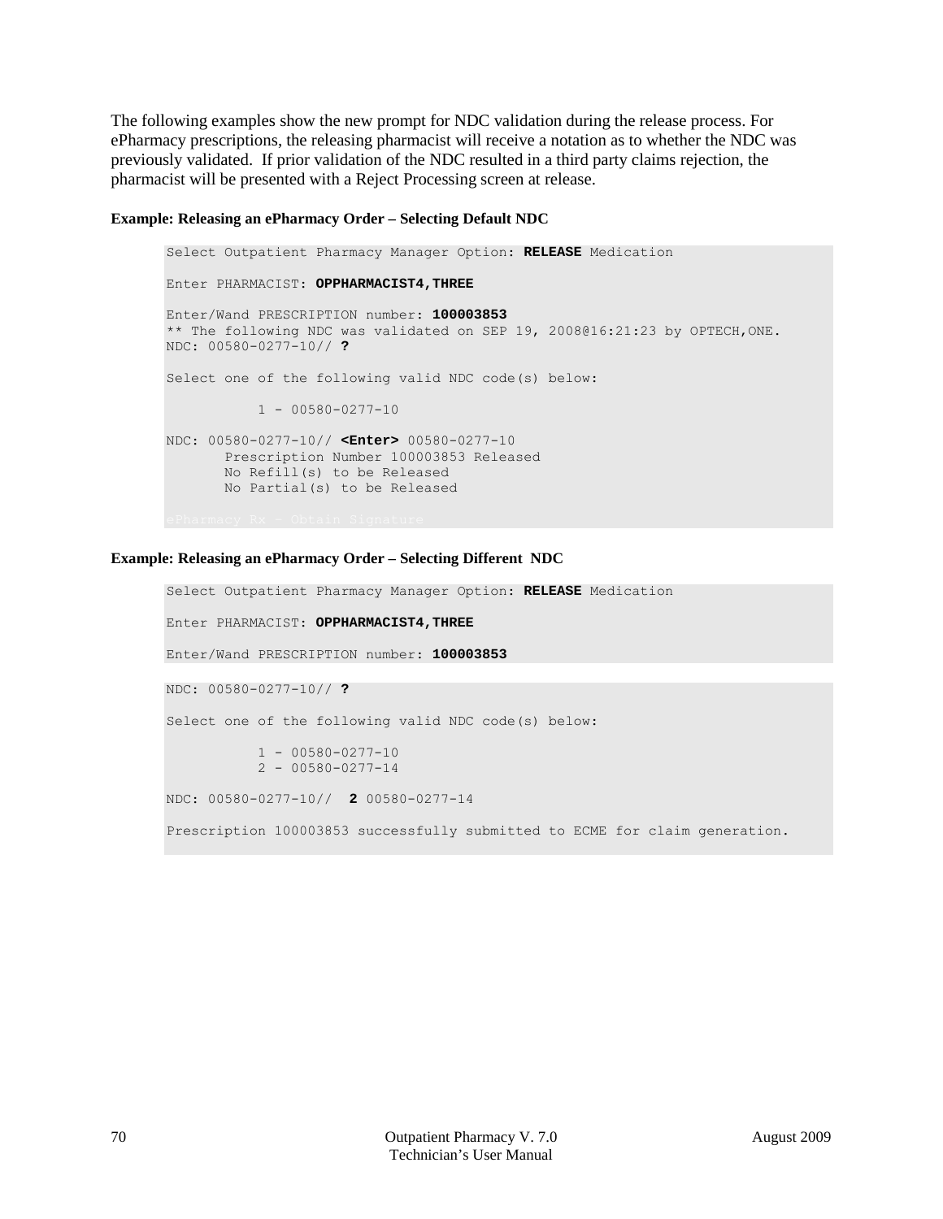The following examples show the new prompt for NDC validation during the release process. For ePharmacy prescriptions, the releasing pharmacist will receive a notation as to whether the NDC was previously validated. If prior validation of the NDC resulted in a third party claims rejection, the pharmacist will be presented with a Reject Processing screen at release.

**Example: Releasing an ePharmacy Order – Selecting Default NDC**

```
Select Outpatient Pharmacy Manager Option: RELEASE Medication

Enter PHARMACIST: OPPHARMACIST4,THREE

Enter/Wand PRESCRIPTION number: 100003853
** The following NDC was validated on SEP 19, 2008@16:21:23 by OPTECH,ONE.
NDC: 00580-0277-10// ?

Select one of the following valid NDC code(s) below:

           1 - 00580-0277-10

NDC: 00580-0277-10// <Enter> 00580-0277-10
       Prescription Number 100003853 Released
       No Refill(s) to be Released
       No Partial(s) to be Released

ePharmacy Rx – Obtain Signature
```

**Example: Releasing an ePharmacy Order – Selecting Different NDC**

```
Select Outpatient Pharmacy Manager Option: RELEASE Medication

Enter PHARMACIST: OPPHARMACIST4,THREE

Enter/Wand PRESCRIPTION number: 100003853

NDC: 00580-0277-10// ?

Select one of the following valid NDC code(s) below:

           1 - 00580-0277-10
           2 - 00580-0277-14

NDC: 00580-0277-10//  2 00580-0277-14

Prescription 100003853 successfully submitted to ECME for claim generation.
```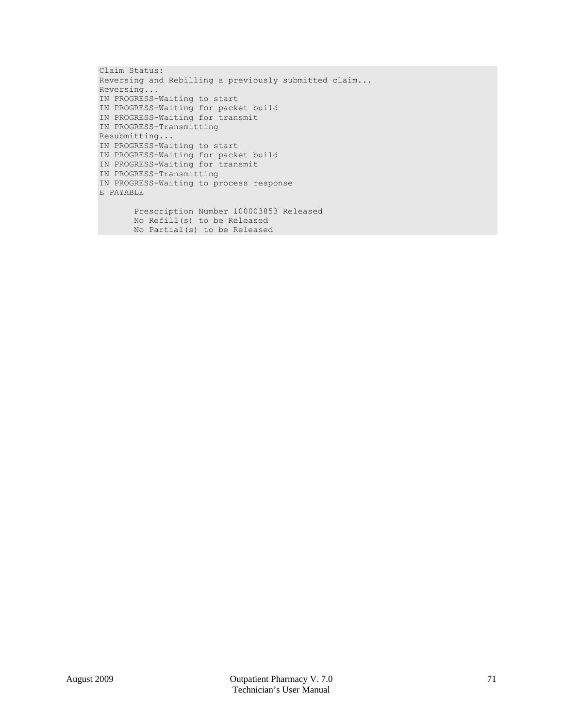```
Claim Status:
Reversing and Rebilling a previously submitted claim...
Reversing...
IN PROGRESS-Waiting to start
IN PROGRESS-Waiting for packet build
IN PROGRESS-Waiting for transmit
IN PROGRESS-Transmitting
Resubmitting...
IN PROGRESS-Waiting to start
IN PROGRESS-Waiting for packet build
IN PROGRESS-Waiting for transmit
IN PROGRESS-Transmitting
IN PROGRESS-Waiting to process response
E PAYABLE

       Prescription Number 100003853 Released
       No Refill(s) to be Released
       No Partial(s) to be Released
```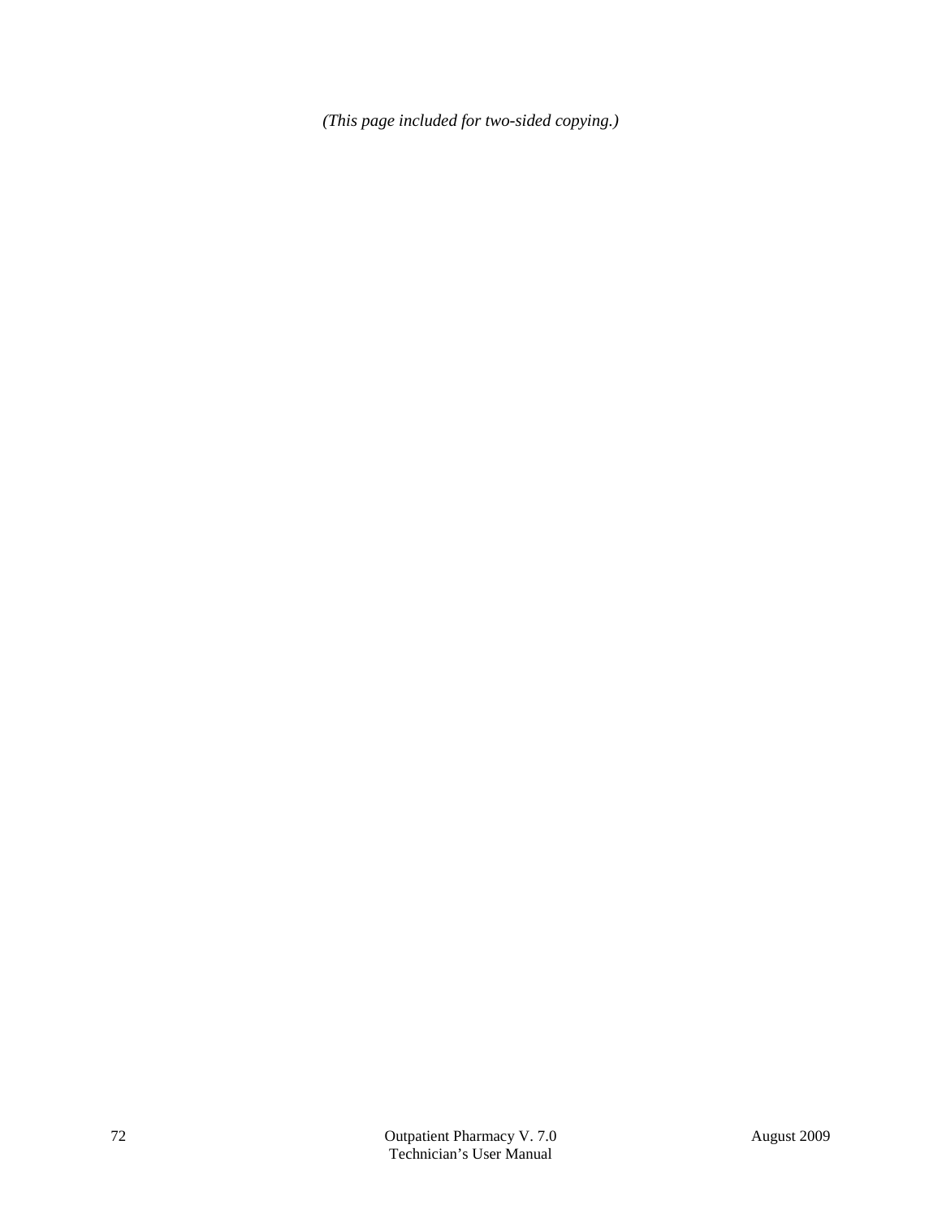*(This page included for two-sided copying.)*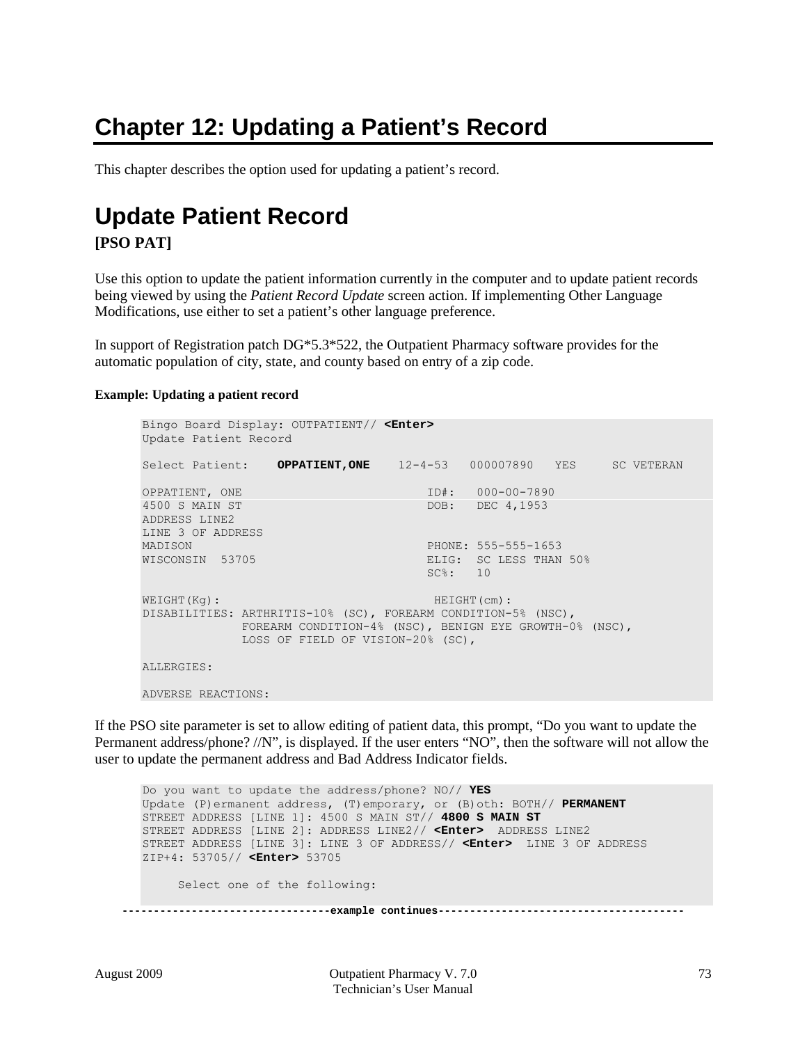# Chapter 12: Updating a Patient's Record

This chapter describes the option used for updating a patient's record.

## Update Patient Record

**[PSO PAT]**

Use this option to update the patient information currently in the computer and to update patient records being viewed by using the *Patient Record Update* screen action. If implementing Other Language Modifications, use either to set a patient's other language preference.

In support of Registration patch DG*5.3*522, the Outpatient Pharmacy software provides for the automatic population of city, state, and county based on entry of a zip code.

**Example: Updating a patient record**

```
Bingo Board Display: OUTPATIENT// <Enter>
Update Patient Record

Select Patient:    OPPATIENT,ONE    12-4-53   000007890   YES     SC VETERAN

OPPATIENT, ONE                          ID#:   000-00-7890
4500 S MAIN ST                          DOB:   DEC 4,1953
ADDRESS LINE2
LINE 3 OF ADDRESS
MADISON                                 PHONE: 555-555-1653
WISCONSIN  53705                        ELIG:  SC LESS THAN 50%
                                        SC%:   10

WEIGHT(Kg):                              HEIGHT(cm):
DISABILITIES: ARTHRITIS-10% (SC), FOREARM CONDITION-5% (NSC),
              FOREARM CONDITION-4% (NSC), BENIGN EYE GROWTH-0% (NSC),
              LOSS OF FIELD OF VISION-20% (SC),

ALLERGIES:

ADVERSE REACTIONS:
```

If the PSO site parameter is set to allow editing of patient data, this prompt, "Do you want to update the Permanent address/phone? //N", is displayed. If the user enters "NO", then the software will not allow the user to update the permanent address and Bad Address Indicator fields.

```
Do you want to update the address/phone? NO// YES
Update (P)ermanent address, (T)emporary, or (B)oth: BOTH// PERMANENT
STREET ADDRESS [LINE 1]: 4500 S MAIN ST// 4800 S MAIN ST
STREET ADDRESS [LINE 2]: ADDRESS LINE2// <Enter>  ADDRESS LINE2
STREET ADDRESS [LINE 3]: LINE 3 OF ADDRESS// <Enter>  LINE 3 OF ADDRESS
ZIP+4: 53705// <Enter> 53705

     Select one of the following:
```

-------------------------------example continues--------------------------------------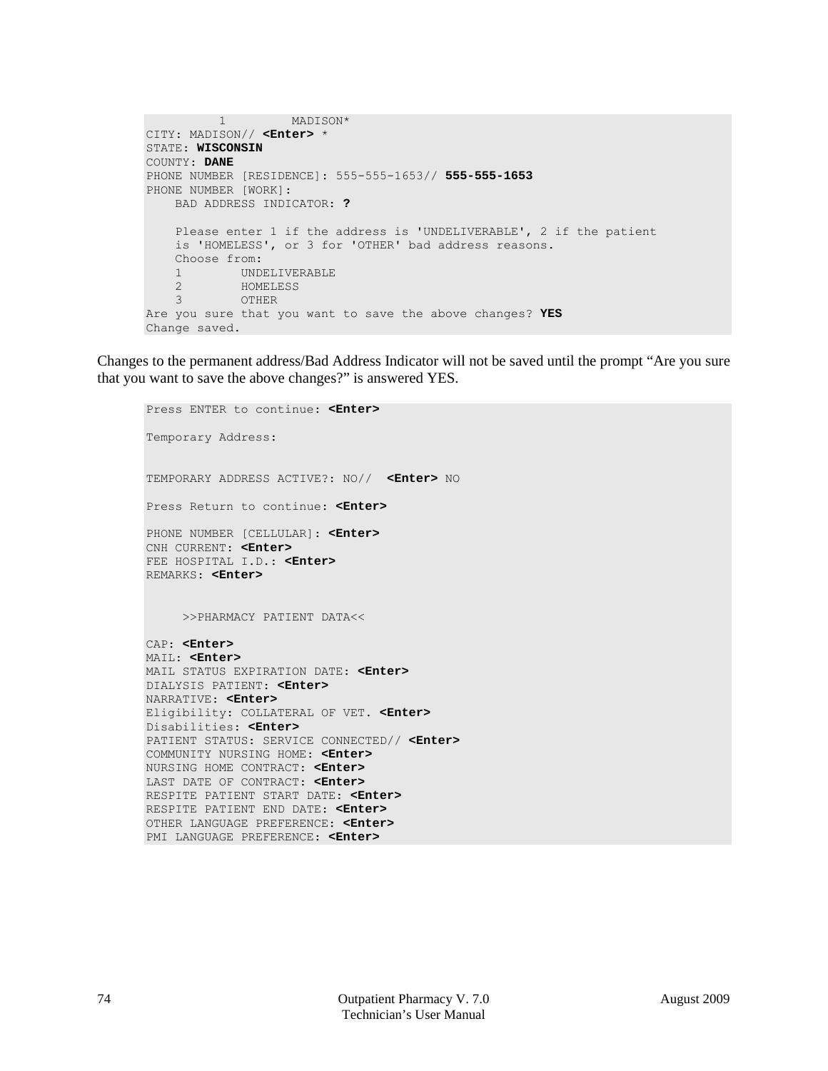```
          1         MADISON*
CITY: MADISON// <Enter> *
STATE: WISCONSIN
COUNTY: DANE
PHONE NUMBER [RESIDENCE]: 555-555-1653// 555-555-1653
PHONE NUMBER [WORK]:
    BAD ADDRESS INDICATOR: ?

    Please enter 1 if the address is 'UNDELIVERABLE', 2 if the patient
    is 'HOMELESS', or 3 for 'OTHER' bad address reasons.
    Choose from:
    1        UNDELIVERABLE
    2        HOMELESS
    3        OTHER
Are you sure that you want to save the above changes? YES
Change saved.
```

Changes to the permanent address/Bad Address Indicator will not be saved until the prompt "Are you sure that you want to save the above changes?" is answered YES.

```
Press ENTER to continue: <Enter>

Temporary Address:


TEMPORARY ADDRESS ACTIVE?: NO//  <Enter> NO

Press Return to continue: <Enter>

PHONE NUMBER [CELLULAR]: <Enter>
CNH CURRENT: <Enter>
FEE HOSPITAL I.D.: <Enter>
REMARKS: <Enter>


     >>PHARMACY PATIENT DATA<<

CAP: <Enter>
MAIL: <Enter>
MAIL STATUS EXPIRATION DATE: <Enter>
DIALYSIS PATIENT: <Enter>
NARRATIVE: <Enter>
Eligibility: COLLATERAL OF VET. <Enter>
Disabilities: <Enter>
PATIENT STATUS: SERVICE CONNECTED// <Enter>
COMMUNITY NURSING HOME: <Enter>
NURSING HOME CONTRACT: <Enter>
LAST DATE OF CONTRACT: <Enter>
RESPITE PATIENT START DATE: <Enter>
RESPITE PATIENT END DATE: <Enter>
OTHER LANGUAGE PREFERENCE: <Enter>
PMI LANGUAGE PREFERENCE: <Enter>
```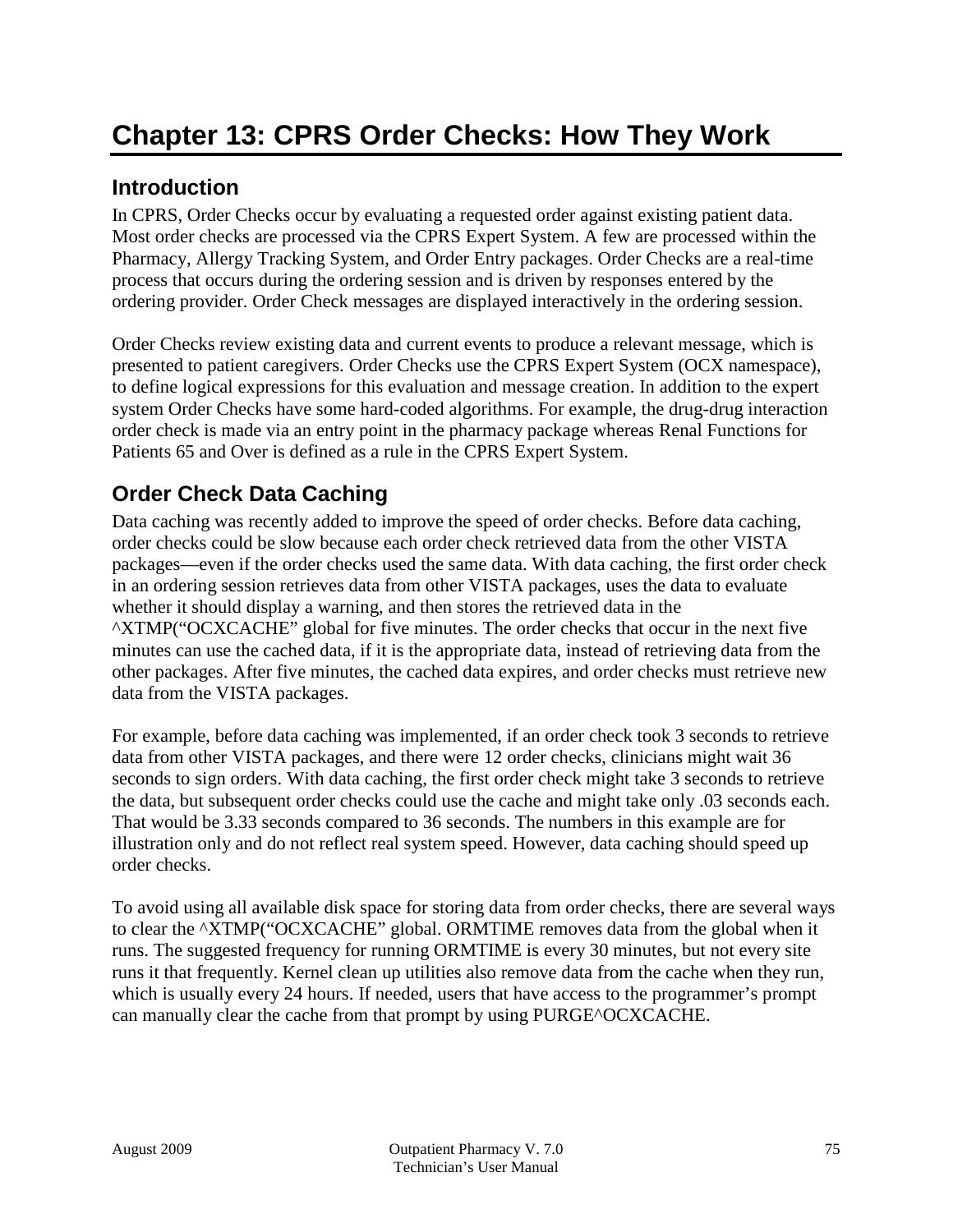# Chapter 13: CPRS Order Checks: How They Work

## Introduction

In CPRS, Order Checks occur by evaluating a requested order against existing patient data. Most order checks are processed via the CPRS Expert System. A few are processed within the Pharmacy, Allergy Tracking System, and Order Entry packages. Order Checks are a real-time process that occurs during the ordering session and is driven by responses entered by the ordering provider. Order Check messages are displayed interactively in the ordering session.

Order Checks review existing data and current events to produce a relevant message, which is presented to patient caregivers. Order Checks use the CPRS Expert System (OCX namespace), to define logical expressions for this evaluation and message creation. In addition to the expert system Order Checks have some hard-coded algorithms. For example, the drug-drug interaction order check is made via an entry point in the pharmacy package whereas Renal Functions for Patients 65 and Over is defined as a rule in the CPRS Expert System.

## Order Check Data Caching

Data caching was recently added to improve the speed of order checks. Before data caching, order checks could be slow because each order check retrieved data from the other VISTA packages—even if the order checks used the same data. With data caching, the first order check in an ordering session retrieves data from other VISTA packages, uses the data to evaluate whether it should display a warning, and then stores the retrieved data in the ^XTMP("OCXCACHE" global for five minutes. The order checks that occur in the next five minutes can use the cached data, if it is the appropriate data, instead of retrieving data from the other packages. After five minutes, the cached data expires, and order checks must retrieve new data from the VISTA packages.

For example, before data caching was implemented, if an order check took 3 seconds to retrieve data from other VISTA packages, and there were 12 order checks, clinicians might wait 36 seconds to sign orders. With data caching, the first order check might take 3 seconds to retrieve the data, but subsequent order checks could use the cache and might take only .03 seconds each. That would be 3.33 seconds compared to 36 seconds. The numbers in this example are for illustration only and do not reflect real system speed. However, data caching should speed up order checks.

To avoid using all available disk space for storing data from order checks, there are several ways to clear the ^XTMP("OCXCACHE" global. ORMTIME removes data from the global when it runs. The suggested frequency for running ORMTIME is every 30 minutes, but not every site runs it that frequently. Kernel clean up utilities also remove data from the cache when they run, which is usually every 24 hours. If needed, users that have access to the programmer's prompt can manually clear the cache from that prompt by using PURGE^OCXCACHE.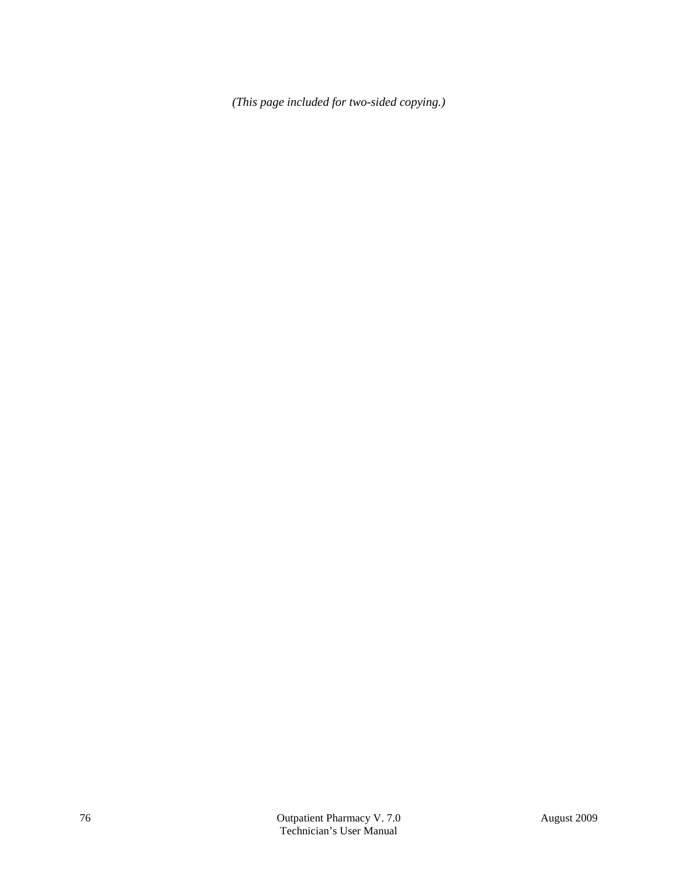*(This page included for two-sided copying.)*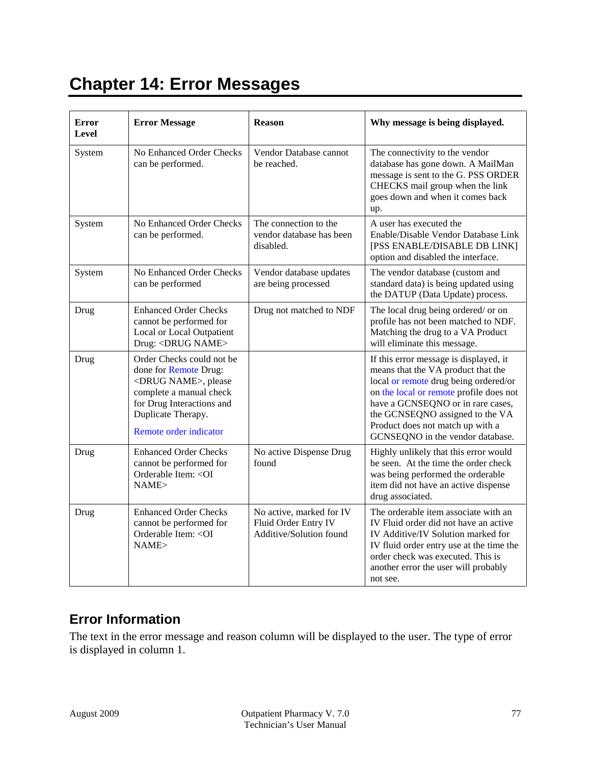# Chapter 14: Error Messages

| Error Level | Error Message | Reason | Why message is being displayed. |
|---|---|---|---|
| System | No Enhanced Order Checks can be performed. | Vendor Database cannot be reached. | The connectivity to the vendor database has gone down. A MailMan message is sent to the G. PSS ORDER CHECKS mail group when the link goes down and when it comes back up. |
| System | No Enhanced Order Checks can be performed. | The connection to the vendor database has been disabled. | A user has executed the Enable/Disable Vendor Database Link [PSS ENABLE/DISABLE DB LINK] option and disabled the interface. |
| System | No Enhanced Order Checks can be performed | Vendor database updates are being processed | The vendor database (custom and standard data) is being updated using the DATUP (Data Update) process. |
| Drug | Enhanced Order Checks cannot be performed for Local or Local Outpatient Drug: <DRUG NAME> | Drug not matched to NDF | The local drug being ordered/ or on profile has not been matched to NDF. Matching the drug to a VA Product will eliminate this message. |
| Drug | Order Checks could not be done for Remote Drug: <DRUG NAME>, please complete a manual check for Drug Interactions and Duplicate Therapy.<br><br>Remote order indicator | | If this error message is displayed, it means that the VA product that the local or remote drug being ordered/or on the local or remote profile does not have a GCNSEQNO or in rare cases, the GCNSEQNO assigned to the VA Product does not match up with a GCNSEQNO in the vendor database. |
| Drug | Enhanced Order Checks cannot be performed for Orderable Item: <OI NAME> | No active Dispense Drug found | Highly unlikely that this error would be seen. At the time the order check was being performed the orderable item did not have an active dispense drug associated. |
| Drug | Enhanced Order Checks cannot be performed for Orderable Item: <OI NAME> | No active, marked for IV Fluid Order Entry IV Additive/Solution found | The orderable item associate with an IV Fluid order did not have an active IV Additive/IV Solution marked for IV fluid order entry use at the time the order check was executed. This is another error the user will probably not see. |

## Error Information

The text in the error message and reason column will be displayed to the user. The type of error is displayed in column 1.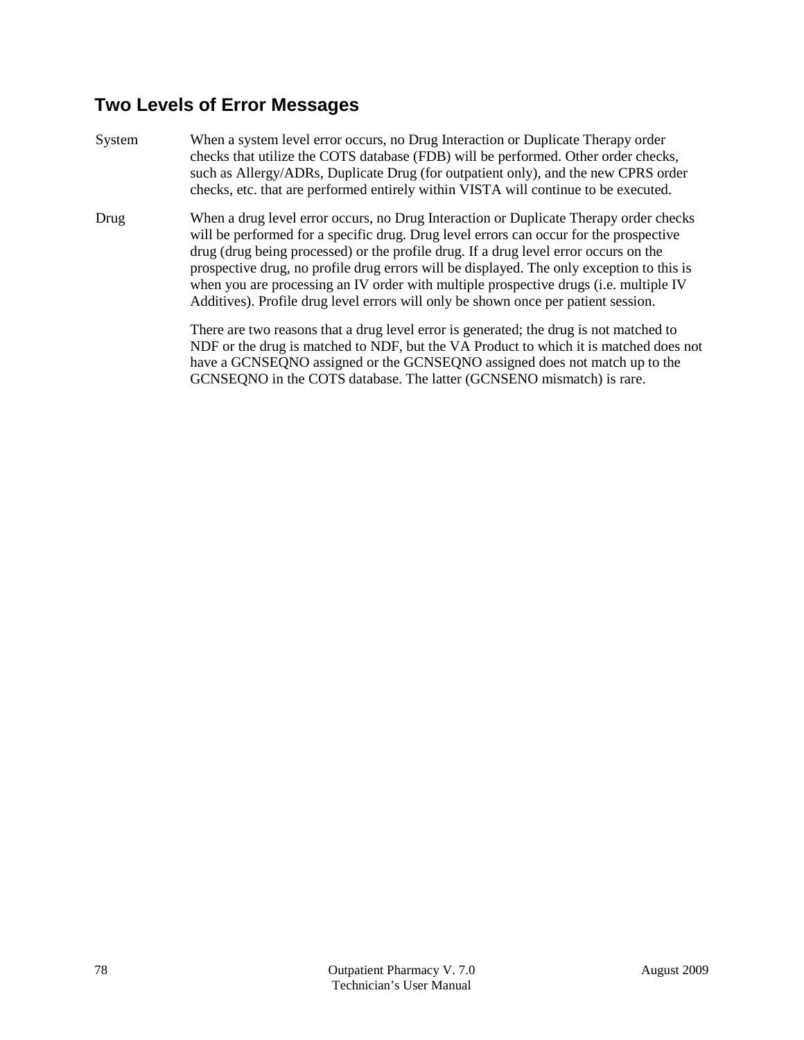## Two Levels of Error Messages

System
When a system level error occurs, no Drug Interaction or Duplicate Therapy order checks that utilize the COTS database (FDB) will be performed. Other order checks, such as Allergy/ADRs, Duplicate Drug (for outpatient only), and the new CPRS order checks, etc. that are performed entirely within VISTA will continue to be executed.

Drug
When a drug level error occurs, no Drug Interaction or Duplicate Therapy order checks will be performed for a specific drug. Drug level errors can occur for the prospective drug (drug being processed) or the profile drug. If a drug level error occurs on the prospective drug, no profile drug errors will be displayed. The only exception to this is when you are processing an IV order with multiple prospective drugs (i.e. multiple IV Additives). Profile drug level errors will only be shown once per patient session.

There are two reasons that a drug level error is generated; the drug is not matched to NDF or the drug is matched to NDF, but the VA Product to which it is matched does not have a GCNSEQNO assigned or the GCNSEQNO assigned does not match up to the GCNSEQNO in the COTS database. The latter (GCNSENO mismatch) is rare.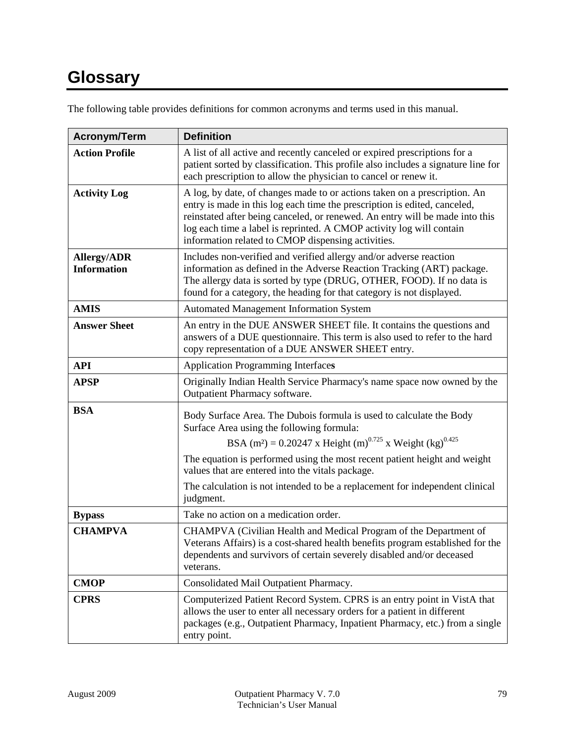# Glossary

The following table provides definitions for common acronyms and terms used in this manual.

| Acronym/Term | Definition |
|---|---|
| **Action Profile** | A list of all active and recently canceled or expired prescriptions for a patient sorted by classification. This profile also includes a signature line for each prescription to allow the physician to cancel or renew it. |
| **Activity Log** | A log, by date, of changes made to or actions taken on a prescription. An entry is made in this log each time the prescription is edited, canceled, reinstated after being canceled, or renewed. An entry will be made into this log each time a label is reprinted. A CMOP activity log will contain information related to CMOP dispensing activities. |
| **Allergy/ADR Information** | Includes non-verified and verified allergy and/or adverse reaction information as defined in the Adverse Reaction Tracking (ART) package. The allergy data is sorted by type (DRUG, OTHER, FOOD). If no data is found for a category, the heading for that category is not displayed. |
| **AMIS** | Automated Management Information System |
| **Answer Sheet** | An entry in the DUE ANSWER SHEET file. It contains the questions and answers of a DUE questionnaire. This term is also used to refer to the hard copy representation of a DUE ANSWER SHEET entry. |
| **API** | Application Programming Interface**s** |
| **APSP** | Originally Indian Health Service Pharmacy's name space now owned by the Outpatient Pharmacy software. |
| **BSA** | Body Surface Area. The Dubois formula is used to calculate the Body Surface Area using the following formula: $\text{BSA (m}^2\text{)} = 0.20247 \times \text{Height (m)}^{0.725} \times \text{Weight (kg)}^{0.425}$ The equation is performed using the most recent patient height and weight values that are entered into the vitals package. The calculation is not intended to be a replacement for independent clinical judgment. |
| **Bypass** | Take no action on a medication order. |
| **CHAMPVA** | CHAMPVA (Civilian Health and Medical Program of the Department of Veterans Affairs) is a cost-shared health benefits program established for the dependents and survivors of certain severely disabled and/or deceased veterans. |
| **CMOP** | Consolidated Mail Outpatient Pharmacy. |
| **CPRS** | Computerized Patient Record System. CPRS is an entry point in VistA that allows the user to enter all necessary orders for a patient in different packages (e.g., Outpatient Pharmacy, Inpatient Pharmacy, etc.) from a single entry point. |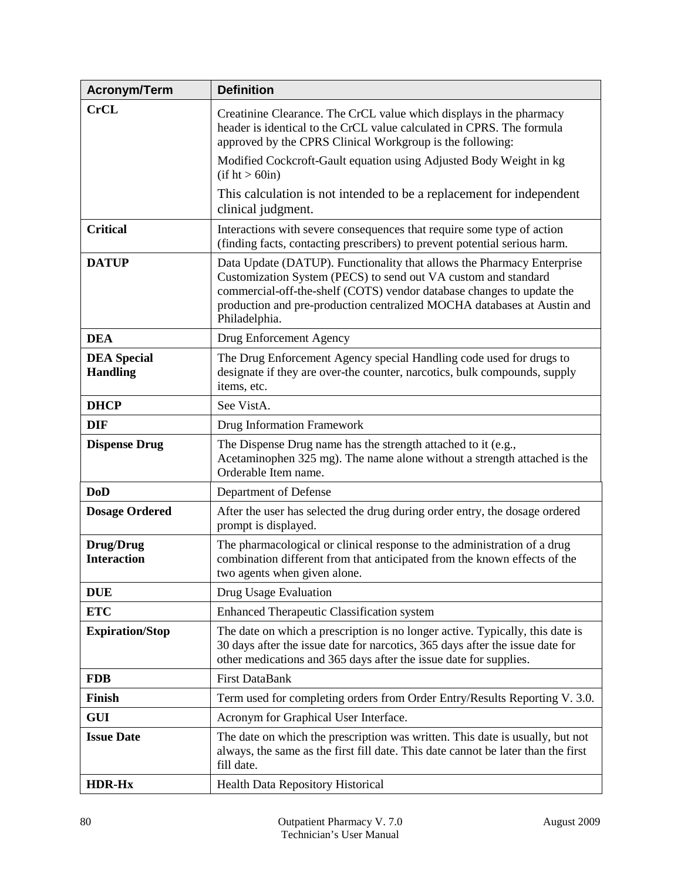| Acronym/Term | Definition |
| --- | --- |
| **CrCL** | Creatinine Clearance. The CrCL value which displays in the pharmacy header is identical to the CrCL value calculated in CPRS. The formula approved by the CPRS Clinical Workgroup is the following:<br><br>Modified Cockcroft-Gault equation using Adjusted Body Weight in kg (if ht > 60in)<br><br>This calculation is not intended to be a replacement for independent clinical judgment. |
| **Critical** | Interactions with severe consequences that require some type of action (finding facts, contacting prescribers) to prevent potential serious harm. |
| **DATUP** | Data Update (DATUP). Functionality that allows the Pharmacy Enterprise Customization System (PECS) to send out VA custom and standard commercial-off-the-shelf (COTS) vendor database changes to update the production and pre-production centralized MOCHA databases at Austin and Philadelphia. |
| **DEA** | Drug Enforcement Agency |
| **DEA Special Handling** | The Drug Enforcement Agency special Handling code used for drugs to designate if they are over-the counter, narcotics, bulk compounds, supply items, etc. |
| **DHCP** | See VistA. |
| **DIF** | Drug Information Framework |
| **Dispense Drug** | The Dispense Drug name has the strength attached to it (e.g., Acetaminophen 325 mg). The name alone without a strength attached is the Orderable Item name. |
| **DoD** | Department of Defense |
| **Dosage Ordered** | After the user has selected the drug during order entry, the dosage ordered prompt is displayed. |
| **Drug/Drug Interaction** | The pharmacological or clinical response to the administration of a drug combination different from that anticipated from the known effects of the two agents when given alone. |
| **DUE** | Drug Usage Evaluation |
| **ETC** | Enhanced Therapeutic Classification system |
| **Expiration/Stop** | The date on which a prescription is no longer active. Typically, this date is 30 days after the issue date for narcotics, 365 days after the issue date for other medications and 365 days after the issue date for supplies. |
| **FDB** | First DataBank |
| **Finish** | Term used for completing orders from Order Entry/Results Reporting V. 3.0. |
| **GUI** | Acronym for Graphical User Interface. |
| **Issue Date** | The date on which the prescription was written. This date is usually, but not always, the same as the first fill date. This date cannot be later than the first fill date. |
| **HDR-Hx** | Health Data Repository Historical |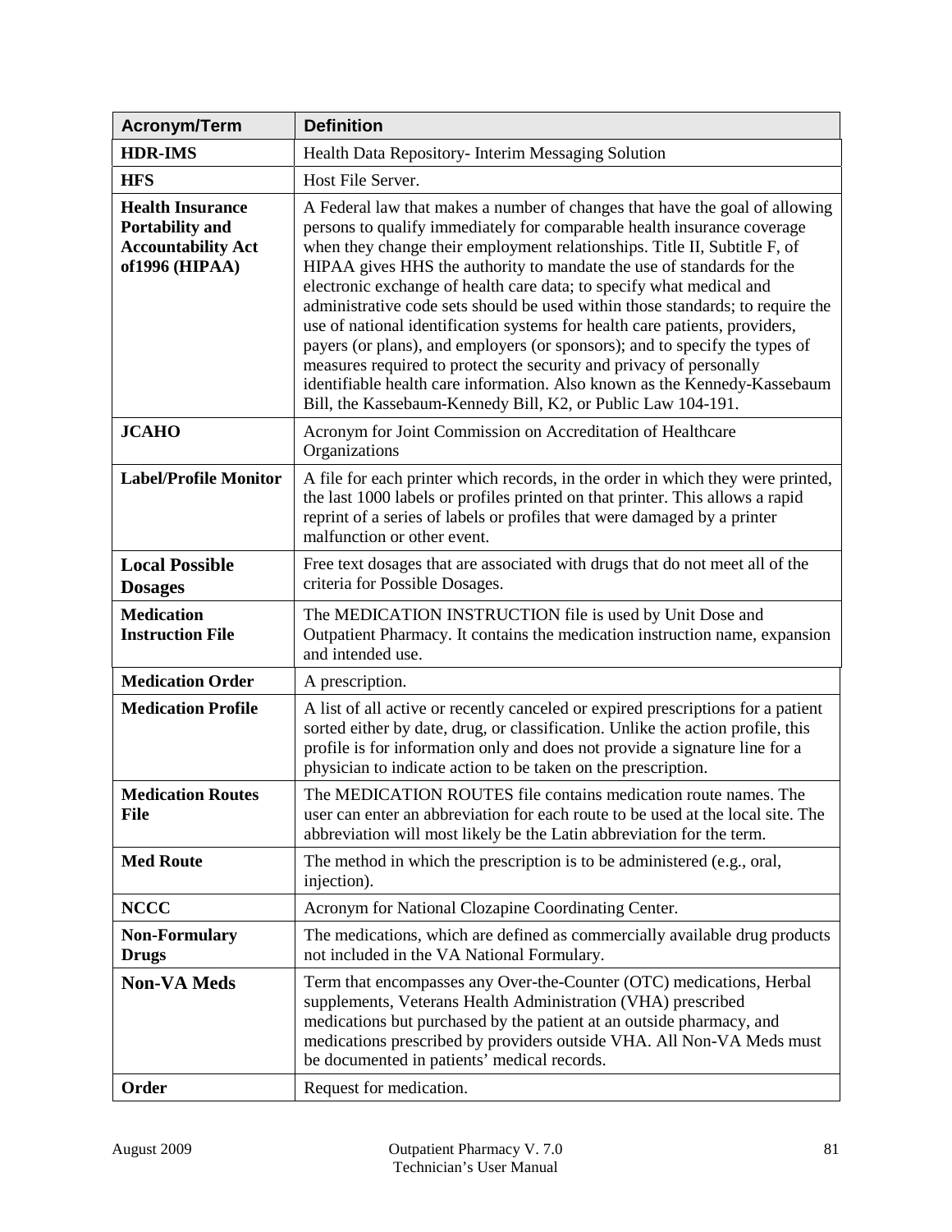| Acronym/Term | Definition |
|---|---|
| **HDR-IMS** | Health Data Repository- Interim Messaging Solution |
| **HFS** | Host File Server. |
| **Health Insurance Portability and Accountability Act of1996 (HIPAA)** | A Federal law that makes a number of changes that have the goal of allowing persons to qualify immediately for comparable health insurance coverage when they change their employment relationships. Title II, Subtitle F, of HIPAA gives HHS the authority to mandate the use of standards for the electronic exchange of health care data; to specify what medical and administrative code sets should be used within those standards; to require the use of national identification systems for health care patients, providers, payers (or plans), and employers (or sponsors); and to specify the types of measures required to protect the security and privacy of personally identifiable health care information. Also known as the Kennedy-Kassebaum Bill, the Kassebaum-Kennedy Bill, K2, or Public Law 104-191. |
| **JCAHO** | Acronym for Joint Commission on Accreditation of Healthcare Organizations |
| **Label/Profile Monitor** | A file for each printer which records, in the order in which they were printed, the last 1000 labels or profiles printed on that printer. This allows a rapid reprint of a series of labels or profiles that were damaged by a printer malfunction or other event. |
| **Local Possible Dosages** | Free text dosages that are associated with drugs that do not meet all of the criteria for Possible Dosages. |
| **Medication Instruction File** | The MEDICATION INSTRUCTION file is used by Unit Dose and Outpatient Pharmacy. It contains the medication instruction name, expansion and intended use. |
| **Medication Order** | A prescription. |
| **Medication Profile** | A list of all active or recently canceled or expired prescriptions for a patient sorted either by date, drug, or classification. Unlike the action profile, this profile is for information only and does not provide a signature line for a physician to indicate action to be taken on the prescription. |
| **Medication Routes File** | The MEDICATION ROUTES file contains medication route names. The user can enter an abbreviation for each route to be used at the local site. The abbreviation will most likely be the Latin abbreviation for the term. |
| **Med Route** | The method in which the prescription is to be administered (e.g., oral, injection). |
| **NCCC** | Acronym for National Clozapine Coordinating Center. |
| **Non-Formulary Drugs** | The medications, which are defined as commercially available drug products not included in the VA National Formulary. |
| **Non-VA Meds** | Term that encompasses any Over-the-Counter (OTC) medications, Herbal supplements, Veterans Health Administration (VHA) prescribed medications but purchased by the patient at an outside pharmacy, and medications prescribed by providers outside VHA. All Non-VA Meds must be documented in patients' medical records. |
| **Order** | Request for medication. |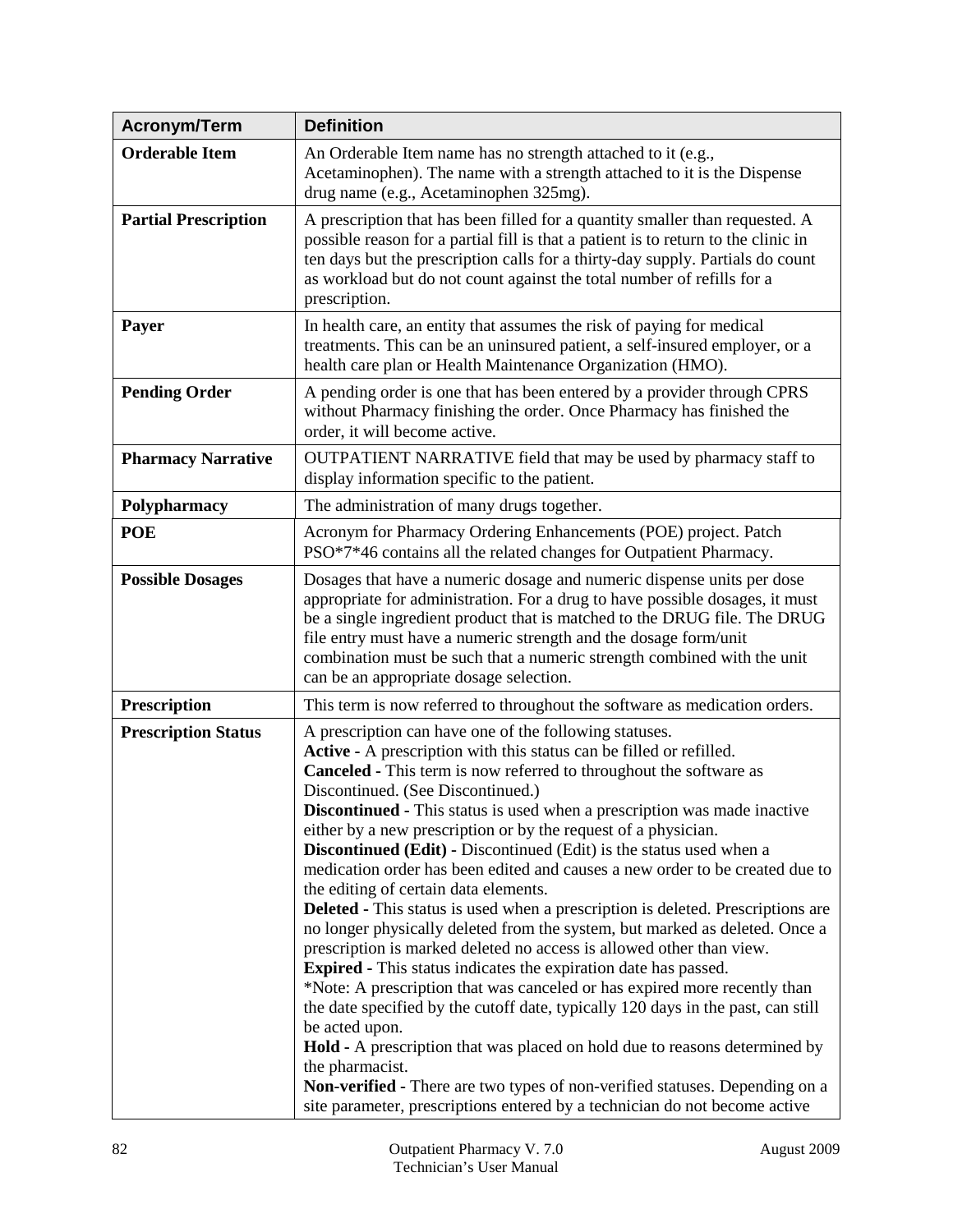| Acronym/Term | Definition |
| --- | --- |
| **Orderable Item** | An Orderable Item name has no strength attached to it (e.g., Acetaminophen). The name with a strength attached to it is the Dispense drug name (e.g., Acetaminophen 325mg). |
| **Partial Prescription** | A prescription that has been filled for a quantity smaller than requested. A possible reason for a partial fill is that a patient is to return to the clinic in ten days but the prescription calls for a thirty-day supply. Partials do count as workload but do not count against the total number of refills for a prescription. |
| **Payer** | In health care, an entity that assumes the risk of paying for medical treatments. This can be an uninsured patient, a self-insured employer, or a health care plan or Health Maintenance Organization (HMO). |
| **Pending Order** | A pending order is one that has been entered by a provider through CPRS without Pharmacy finishing the order. Once Pharmacy has finished the order, it will become active. |
| **Pharmacy Narrative** | OUTPATIENT NARRATIVE field that may be used by pharmacy staff to display information specific to the patient. |
| **Polypharmacy** | The administration of many drugs together. |
| **POE** | Acronym for Pharmacy Ordering Enhancements (POE) project. Patch PSO*7*46 contains all the related changes for Outpatient Pharmacy. |
| **Possible Dosages** | Dosages that have a numeric dosage and numeric dispense units per dose appropriate for administration. For a drug to have possible dosages, it must be a single ingredient product that is matched to the DRUG file. The DRUG file entry must have a numeric strength and the dosage form/unit combination must be such that a numeric strength combined with the unit can be an appropriate dosage selection. |
| **Prescription** | This term is now referred to throughout the software as medication orders. |
| **Prescription Status** | A prescription can have one of the following statuses.<br>**Active -** A prescription with this status can be filled or refilled.<br>**Canceled -** This term is now referred to throughout the software as Discontinued. (See Discontinued.)<br>**Discontinued -** This status is used when a prescription was made inactive either by a new prescription or by the request of a physician.<br>**Discontinued (Edit) -** Discontinued (Edit) is the status used when a medication order has been edited and causes a new order to be created due to the editing of certain data elements.<br>**Deleted -** This status is used when a prescription is deleted. Prescriptions are no longer physically deleted from the system, but marked as deleted. Once a prescription is marked deleted no access is allowed other than view.<br>**Expired -** This status indicates the expiration date has passed.<br>*Note: A prescription that was canceled or has expired more recently than the date specified by the cutoff date, typically 120 days in the past, can still be acted upon.<br>**Hold -** A prescription that was placed on hold due to reasons determined by the pharmacist.<br>**Non-verified -** There are two types of non-verified statuses. Depending on a site parameter, prescriptions entered by a technician do not become active |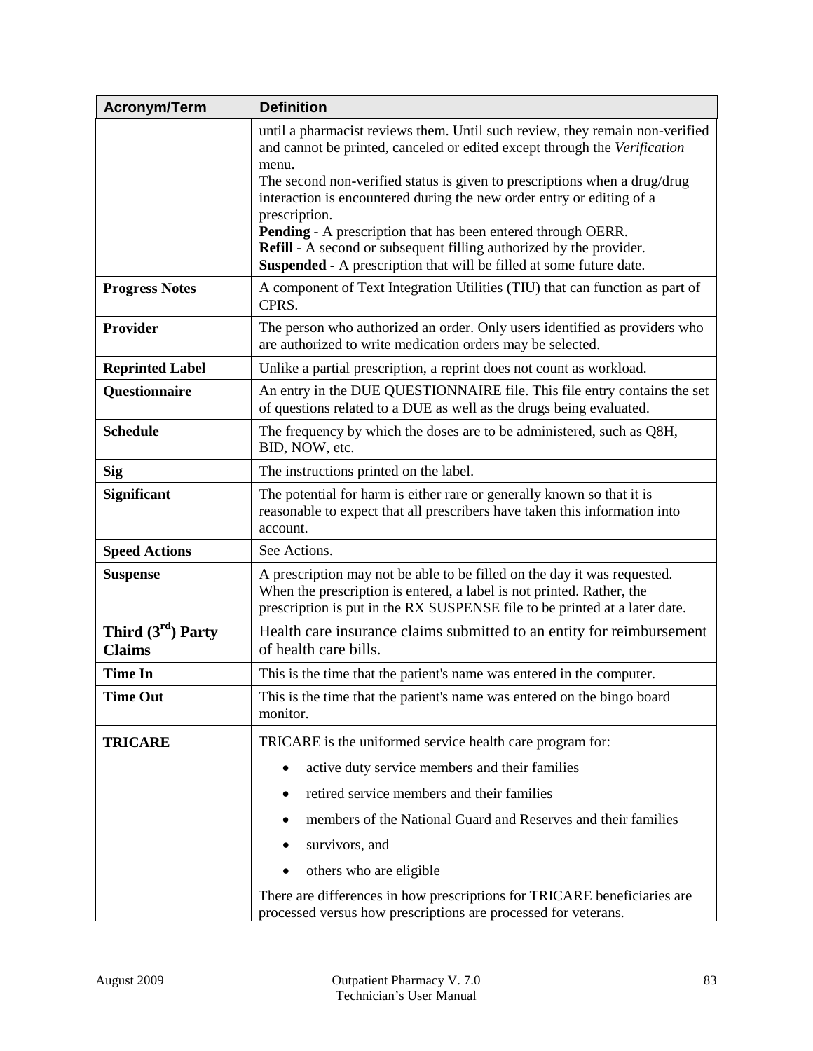| Acronym/Term | Definition |
| --- | --- |
| | until a pharmacist reviews them. Until such review, they remain non-verified and cannot be printed, canceled or edited except through the *Verification* menu.<br>The second non-verified status is given to prescriptions when a drug/drug interaction is encountered during the new order entry or editing of a prescription.<br>**Pending** - A prescription that has been entered through OERR.<br>**Refill** - A second or subsequent filling authorized by the provider.<br>**Suspended** - A prescription that will be filled at some future date. |
| **Progress Notes** | A component of Text Integration Utilities (TIU) that can function as part of CPRS. |
| **Provider** | The person who authorized an order. Only users identified as providers who are authorized to write medication orders may be selected. |
| **Reprinted Label** | Unlike a partial prescription, a reprint does not count as workload. |
| **Questionnaire** | An entry in the DUE QUESTIONNAIRE file. This file entry contains the set of questions related to a DUE as well as the drugs being evaluated. |
| **Schedule** | The frequency by which the doses are to be administered, such as Q8H, BID, NOW, etc. |
| **Sig** | The instructions printed on the label. |
| **Significant** | The potential for harm is either rare or generally known so that it is reasonable to expect that all prescribers have taken this information into account. |
| **Speed Actions** | See Actions. |
| **Suspense** | A prescription may not be able to be filled on the day it was requested. When the prescription is entered, a label is not printed. Rather, the prescription is put in the RX SUSPENSE file to be printed at a later date. |
| **Third (3rd) Party Claims** | Health care insurance claims submitted to an entity for reimbursement of health care bills. |
| **Time In** | This is the time that the patient's name was entered in the computer. |
| **Time Out** | This is the time that the patient's name was entered on the bingo board monitor. |
| **TRICARE** | TRICARE is the uniformed service health care program for:<br>• active duty service members and their families<br>• retired service members and their families<br>• members of the National Guard and Reserves and their families<br>• survivors, and<br>• others who are eligible<br>There are differences in how prescriptions for TRICARE beneficiaries are processed versus how prescriptions are processed for veterans. |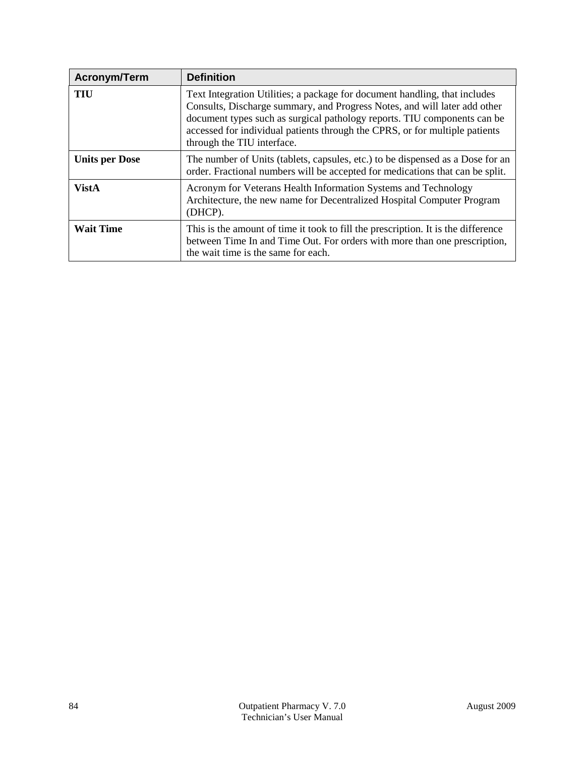| Acronym/Term | Definition |
|---|---|
| **TIU** | Text Integration Utilities; a package for document handling, that includes Consults, Discharge summary, and Progress Notes, and will later add other document types such as surgical pathology reports. TIU components can be accessed for individual patients through the CPRS, or for multiple patients through the TIU interface. |
| **Units per Dose** | The number of Units (tablets, capsules, etc.) to be dispensed as a Dose for an order. Fractional numbers will be accepted for medications that can be split. |
| **VistA** | Acronym for Veterans Health Information Systems and Technology Architecture, the new name for Decentralized Hospital Computer Program (DHCP). |
| **Wait Time** | This is the amount of time it took to fill the prescription. It is the difference between Time In and Time Out. For orders with more than one prescription, the wait time is the same for each. |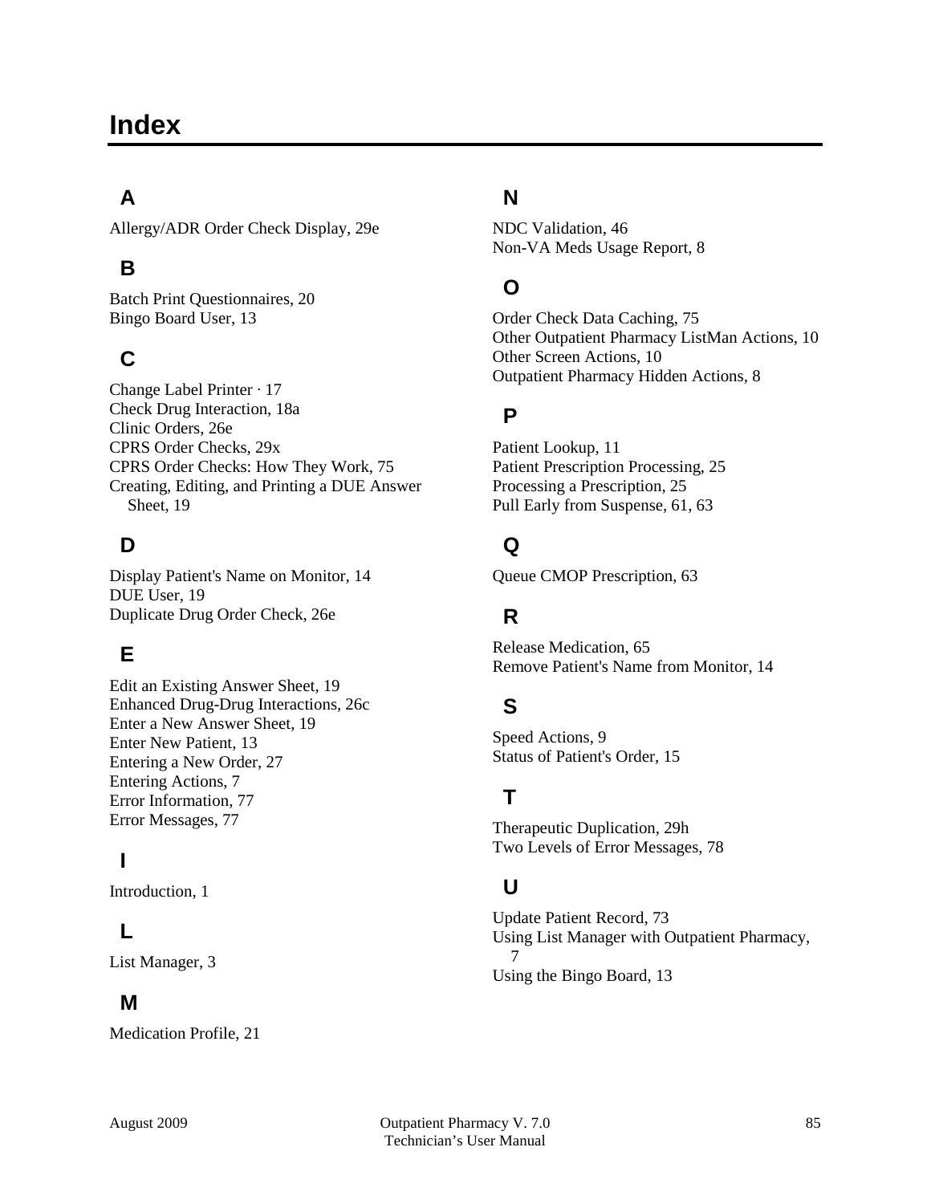# Index

## A

Allergy/ADR Order Check Display, 29e

## B

Batch Print Questionnaires, 20
Bingo Board User, 13

## C

Change Label Printer · 17
Check Drug Interaction, 18a
Clinic Orders, 26e
CPRS Order Checks, 29x
CPRS Order Checks: How They Work, 75
Creating, Editing, and Printing a DUE Answer Sheet, 19

## D

Display Patient's Name on Monitor, 14
DUE User, 19
Duplicate Drug Order Check, 26e

## E

Edit an Existing Answer Sheet, 19
Enhanced Drug-Drug Interactions, 26c
Enter a New Answer Sheet, 19
Enter New Patient, 13
Entering a New Order, 27
Entering Actions, 7
Error Information, 77
Error Messages, 77

## I

Introduction, 1

## L

List Manager, 3

## M

Medication Profile, 21

## N

NDC Validation, 46
Non-VA Meds Usage Report, 8

## O

Order Check Data Caching, 75
Other Outpatient Pharmacy ListMan Actions, 10
Other Screen Actions, 10
Outpatient Pharmacy Hidden Actions, 8

## P

Patient Lookup, 11
Patient Prescription Processing, 25
Processing a Prescription, 25
Pull Early from Suspense, 61, 63

## Q

Queue CMOP Prescription, 63

## R

Release Medication, 65
Remove Patient's Name from Monitor, 14

## S

Speed Actions, 9
Status of Patient's Order, 15

## T

Therapeutic Duplication, 29h
Two Levels of Error Messages, 78

## U

Update Patient Record, 73
Using List Manager with Outpatient Pharmacy, 7
Using the Bingo Board, 13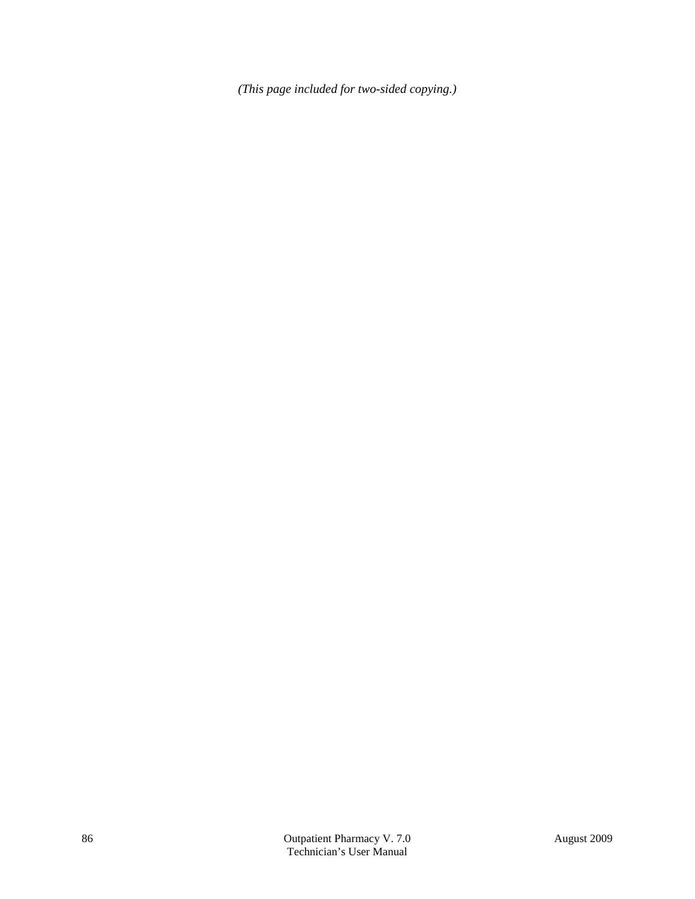*(This page included for two-sided copying.)*